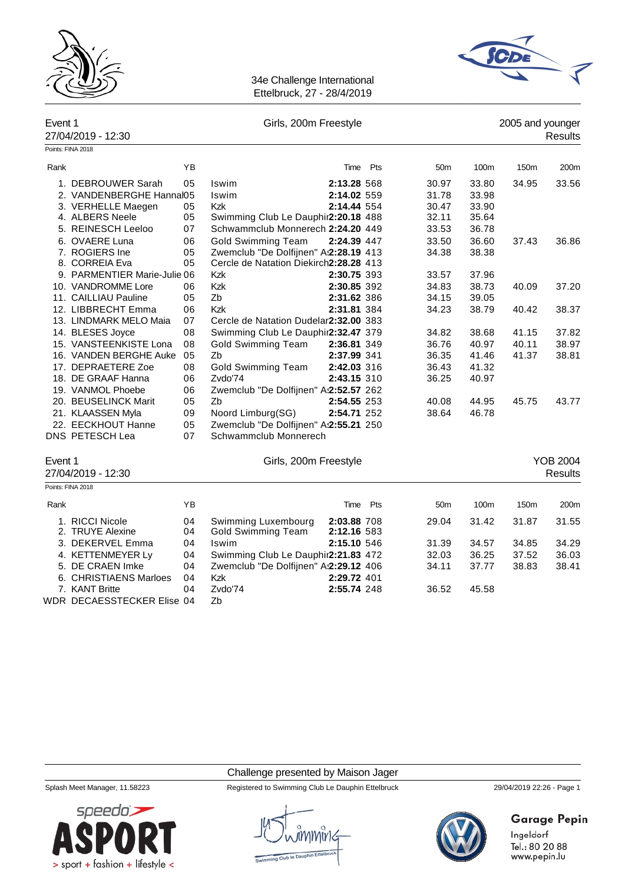34e Challenge International
Ettelbruck, 27 - 28/4/2019

## Event 1 — Girls, 200m Freestyle — 2005 and younger

27/04/2019 - 12:30

Results

Points: FINA 2018

| Rank | | YB | | Time | Pts | 50m | 100m | 150m | 200m |
|---|---|---|---|---|---|---|---|---|---|
| 1. | DEBROUWER Sarah | 05 | Iswim | **2:13.28** | 568 | 30.97 | 33.80 | 34.95 | 33.56 |
| 2. | VANDENBERGHE Hannah | 05 | Iswim | **2:14.02** | 559 | 31.78 | 33.98 | | |
| 3. | VERHELLE Maegen | 05 | Kzk | **2:14.44** | 554 | 30.47 | 33.90 | | |
| 4. | ALBERS Neele | 05 | Swimming Club Le Dauphin | **2:20.18** | 488 | 32.11 | 35.64 | | |
| 5. | REINESCH Leeloo | 07 | Schwammclub Monnerech | **2:24.20** | 449 | 33.53 | 36.78 | | |
| 6. | OVAERE Luna | 06 | Gold Swimming Team | **2:24.39** | 447 | 33.50 | 36.60 | 37.43 | 36.86 |
| 7. | ROGIERS Ine | 05 | Zwemclub "De Dolfijnen" A | **2:28.19** | 413 | 34.38 | 38.38 | | |
| 8. | CORREIA Eva | 05 | Cercle de Natation Diekirch | **2:28.28** | 413 | | | | |
| 9. | PARMENTIER Marie-Julie | 06 | Kzk | **2:30.75** | 393 | 33.57 | 37.96 | | |
| 10. | VANDROMME Lore | 06 | Kzk | **2:30.85** | 392 | 34.83 | 38.73 | 40.09 | 37.20 |
| 11. | CAILLIAU Pauline | 05 | Zb | **2:31.62** | 386 | 34.15 | 39.05 | | |
| 12. | LIBBRECHT Emma | 06 | Kzk | **2:31.81** | 384 | 34.23 | 38.79 | 40.42 | 38.37 |
| 13. | LINDMARK MELO Maia | 07 | Cercle de Natation Dudelange | **2:32.00** | 383 | | | | |
| 14. | BLESES Joyce | 08 | Swimming Club Le Dauphin | **2:32.47** | 379 | 34.82 | 38.68 | 41.15 | 37.82 |
| 15. | VANSTEENKISTE Lona | 08 | Gold Swimming Team | **2:36.81** | 349 | 36.76 | 40.97 | 40.11 | 38.97 |
| 16. | VANDEN BERGHE Auke | 05 | Zb | **2:37.99** | 341 | 36.35 | 41.46 | 41.37 | 38.81 |
| 17. | DEPRAETERE Zoe | 08 | Gold Swimming Team | **2:42.03** | 316 | 36.43 | 41.32 | | |
| 18. | DE GRAAF Hanna | 06 | Zvdo'74 | **2:43.15** | 310 | 36.25 | 40.97 | | |
| 19. | VANMOL Phoebe | 06 | Zwemclub "De Dolfijnen" A | **2:52.57** | 262 | | | | |
| 20. | BEUSELINCK Marit | 05 | Zb | **2:54.55** | 253 | 40.08 | 44.95 | 45.75 | 43.77 |
| 21. | KLAASSEN Myla | 09 | Noord Limburg(SG) | **2:54.71** | 252 | 38.64 | 46.78 | | |
| 22. | EECKHOUT Hanne | 05 | Zwemclub "De Dolfijnen" A | **2:55.21** | 250 | | | | |
| DNS | PETESCH Lea | 07 | Schwammclub Monnerech | | | | | | |

## Event 1 — Girls, 200m Freestyle — YOB 2004

27/04/2019 - 12:30

Results

Points: FINA 2018

| Rank | | YB | | Time | Pts | 50m | 100m | 150m | 200m |
|---|---|---|---|---|---|---|---|---|---|
| 1. | RICCI Nicole | 04 | Swimming Luxembourg | **2:03.88** | 708 | 29.04 | 31.42 | 31.87 | 31.55 |
| 2. | TRUYE Alexine | 04 | Gold Swimming Team | **2:12.16** | 583 | | | | |
| 3. | DEKERVEL Emma | 04 | Iswim | **2:15.10** | 546 | 31.39 | 34.57 | 34.85 | 34.29 |
| 4. | KETTENMEYER Ly | 04 | Swimming Club Le Dauphin | **2:21.83** | 472 | 32.03 | 36.25 | 37.52 | 36.03 |
| 5. | DE CRAEN Imke | 04 | Zwemclub "De Dolfijnen" A | **2:29.12** | 406 | 34.11 | 37.77 | 38.83 | 38.41 |
| 6. | CHRISTIAENS Marloes | 04 | Kzk | **2:29.72** | 401 | | | | |
| 7. | KANT Britte | 04 | Zvdo'74 | **2:55.74** | 248 | 36.52 | 45.58 | | |
| WDR | DECAESSTECKER Elise | 04 | Zb | | | | | | |

Challenge presented by Maison Jager

Splash Meet Manager, 11.58223 — Registered to Swimming Club Le Dauphin Ettelbruck — 29/04/2019 22:26

Garage Pepin
Ingeldorf
Tel.: 80 20 88
www.pepin.lu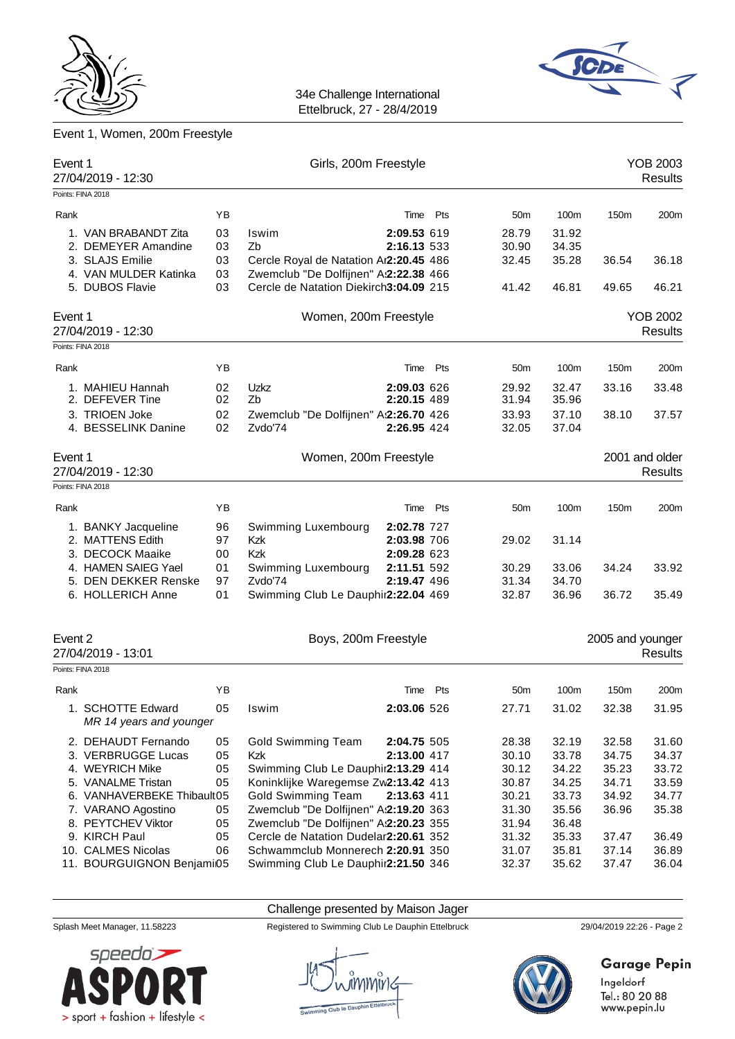34e Challenge International
Ettelbruck, 27 - 28/4/2019

Event 1, Women, 200m Freestyle

## Event 1 — Girls, 200m Freestyle — YOB 2003

27/04/2019 - 12:30 — Results

Points: FINA 2018

| Rank | | YB | | Time | Pts | 50m | 100m | 150m | 200m |
|---|---|---|---|---|---|---|---|---|---|
| 1. | VAN BRABANDT Zita | 03 | Iswim | **2:09.53** | 619 | 28.79 | 31.92 | | |
| 2. | DEMEYER Amandine | 03 | Zb | **2:16.13** | 533 | 30.90 | 34.35 | | |
| 3. | SLAJS Emilie | 03 | Cercle Royal de Natation Ar | **2:20.45** | 486 | 32.45 | 35.28 | 36.54 | 36.18 |
| 4. | VAN MULDER Katinka | 03 | Zwemclub "De Dolfijnen" A | **2:22.38** | 466 | | | | |
| 5. | DUBOS Flavie | 03 | Cercle de Natation Diekirch | **3:04.09** | 215 | 41.42 | 46.81 | 49.65 | 46.21 |

## Event 1 — Women, 200m Freestyle — YOB 2002

27/04/2019 - 12:30 — Results

Points: FINA 2018

| Rank | | YB | | Time | Pts | 50m | 100m | 150m | 200m |
|---|---|---|---|---|---|---|---|---|---|
| 1. | MAHIEU Hannah | 02 | Uzkz | **2:09.03** | 626 | 29.92 | 32.47 | 33.16 | 33.48 |
| 2. | DEFEVER Tine | 02 | Zb | **2:20.15** | 489 | 31.94 | 35.96 | | |
| 3. | TRIOEN Joke | 02 | Zwemclub "De Dolfijnen" A | **2:26.70** | 426 | 33.93 | 37.10 | 38.10 | 37.57 |
| 4. | BESSELINK Danine | 02 | Zvdo'74 | **2:26.95** | 424 | 32.05 | 37.04 | | |

## Event 1 — Women, 200m Freestyle — 2001 and older

27/04/2019 - 12:30 — Results

Points: FINA 2018

| Rank | | YB | | Time | Pts | 50m | 100m | 150m | 200m |
|---|---|---|---|---|---|---|---|---|---|
| 1. | BANKY Jacqueline | 96 | Swimming Luxembourg | **2:02.78** | 727 | | | | |
| 2. | MATTENS Edith | 97 | Kzk | **2:03.98** | 706 | 29.02 | 31.14 | | |
| 3. | DECOCK Maaike | 00 | Kzk | **2:09.28** | 623 | | | | |
| 4. | HAMEN SAIEG Yael | 01 | Swimming Luxembourg | **2:11.51** | 592 | 30.29 | 33.06 | 34.24 | 33.92 |
| 5. | DEN DEKKER Renske | 97 | Zvdo'74 | **2:19.47** | 496 | 31.34 | 34.70 | | |
| 6. | HOLLERICH Anne | 01 | Swimming Club Le Dauphi | **2:22.04** | 469 | 32.87 | 36.96 | 36.72 | 35.49 |

## Event 2 — Boys, 200m Freestyle — 2005 and younger

27/04/2019 - 13:01 — Results

Points: FINA 2018

| Rank | | YB | | Time | Pts | 50m | 100m | 150m | 200m |
|---|---|---|---|---|---|---|---|---|---|
| 1. | SCHOTTE Edward<br>*MR 14 years and younger* | 05 | Iswim | **2:03.06** | 526 | 27.71 | 31.02 | 32.38 | 31.95 |
| 2. | DEHAUDT Fernando | 05 | Gold Swimming Team | **2:04.75** | 505 | 28.38 | 32.19 | 32.58 | 31.60 |
| 3. | VERBRUGGE Lucas | 05 | Kzk | **2:13.00** | 417 | 30.10 | 33.78 | 34.75 | 34.37 |
| 4. | WEYRICH Mike | 05 | Swimming Club Le Dauphi | **2:13.29** | 414 | 30.12 | 34.22 | 35.23 | 33.72 |
| 5. | VANALME Tristan | 05 | Koninklijke Waregemse Zw | **2:13.42** | 413 | 30.87 | 34.25 | 34.71 | 33.59 |
| 6. | VANHAVERBEKE Thibault | 05 | Gold Swimming Team | **2:13.63** | 411 | 30.21 | 33.73 | 34.92 | 34.77 |
| 7. | VARANO Agostino | 05 | Zwemclub "De Dolfijnen" A | **2:19.20** | 363 | 31.30 | 35.56 | 36.96 | 35.38 |
| 8. | PEYTCHEV Viktor | 05 | Zwemclub "De Dolfijnen" A | **2:20.23** | 355 | 31.94 | 36.48 | | |
| 9. | KIRCH Paul | 05 | Cercle de Natation Dudelar | **2:20.61** | 352 | 31.32 | 35.33 | 37.47 | 36.49 |
| 10. | CALMES Nicolas | 06 | Schwammclub Monnerech | **2:20.91** | 350 | 31.07 | 35.81 | 37.14 | 36.89 |
| 11. | BOURGUIGNON Benjami | 05 | Swimming Club Le Dauphi | **2:21.50** | 346 | 32.37 | 35.62 | 37.47 | 36.04 |

Challenge presented by Maison Jager

Splash Meet Manager, 11.58223 — Registered to Swimming Club Le Dauphin Ettelbruck — 29/04/2019 22:26 - Page 2

Garage Pepin
Ingeldorf
Tel.: 80 20 88
www.pepin.lu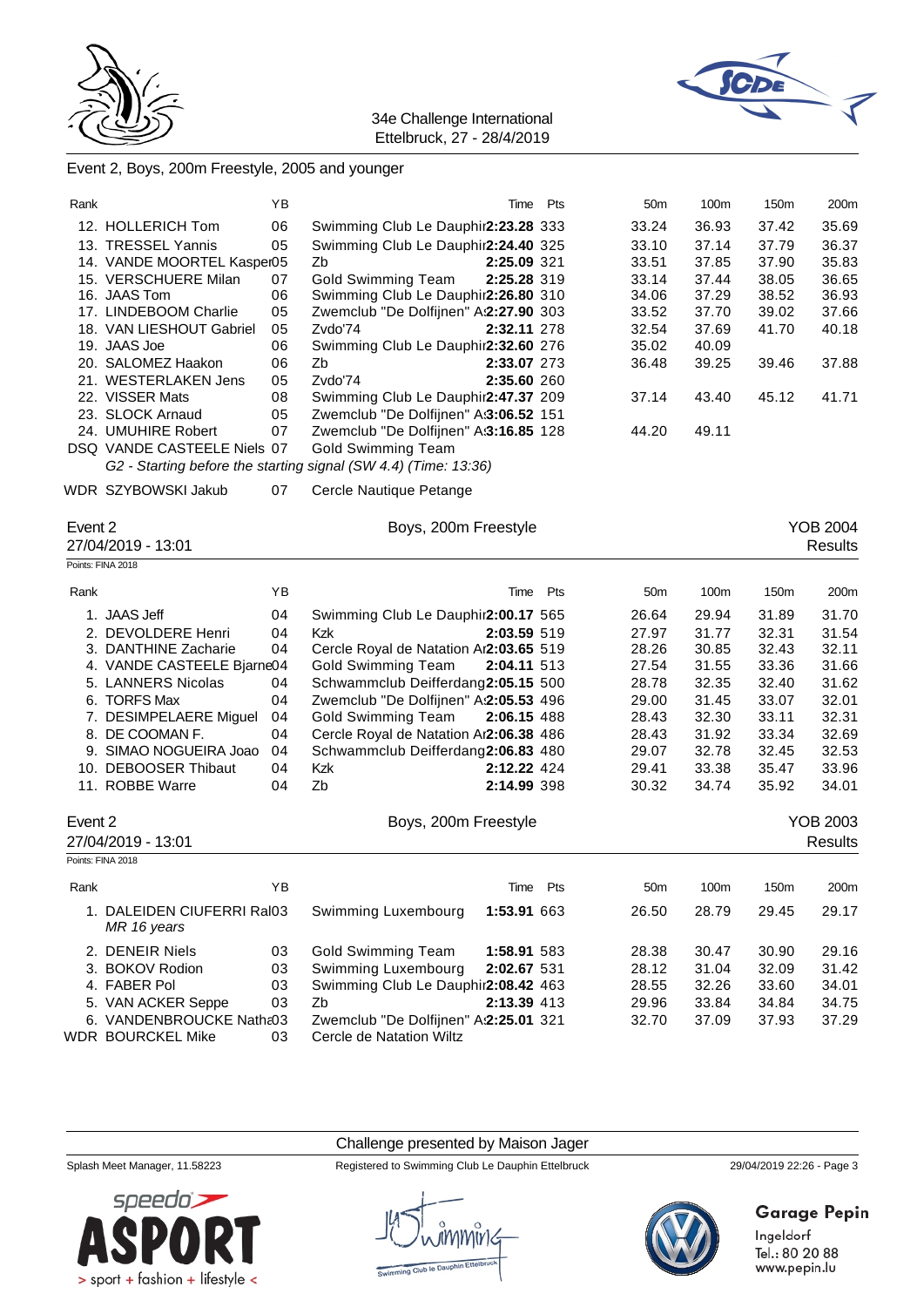Event 2, Boys, 200m Freestyle, 2005 and younger

| Rank | | YB | | Time | Pts | 50m | 100m | 150m | 200m |
|---|---|---|---|---|---|---|---|---|---|
| 12. | HOLLERICH Tom | 06 | Swimming Club Le Dauphin | **2:23.28** | 333 | 33.24 | 36.93 | 37.42 | 35.69 |
| 13. | TRESSEL Yannis | 05 | Swimming Club Le Dauphin | **2:24.40** | 325 | 33.10 | 37.14 | 37.79 | 36.37 |
| 14. | VANDE MOORTEL Kasper | 05 | Zb | **2:25.09** | 321 | 33.51 | 37.85 | 37.90 | 35.83 |
| 15. | VERSCHUERE Milan | 07 | Gold Swimming Team | **2:25.28** | 319 | 33.14 | 37.44 | 38.05 | 36.65 |
| 16. | JAAS Tom | 06 | Swimming Club Le Dauphin | **2:26.80** | 310 | 34.06 | 37.29 | 38.52 | 36.93 |
| 17. | LINDEBOOM Charlie | 05 | Zwemclub "De Dolfijnen" A | **2:27.90** | 303 | 33.52 | 37.70 | 39.02 | 37.66 |
| 18. | VAN LIESHOUT Gabriel | 05 | Zvdo'74 | **2:32.11** | 278 | 32.54 | 37.69 | 41.70 | 40.18 |
| 19. | JAAS Joe | 06 | Swimming Club Le Dauphin | **2:32.60** | 276 | 35.02 | 40.09 | | |
| 20. | SALOMEZ Haakon | 06 | Zb | **2:33.07** | 273 | 36.48 | 39.25 | 39.46 | 37.88 |
| 21. | WESTERLAKEN Jens | 05 | Zvdo'74 | **2:35.60** | 260 | | | | |
| 22. | VISSER Mats | 08 | Swimming Club Le Dauphin | **2:47.37** | 209 | 37.14 | 43.40 | 45.12 | 41.71 |
| 23. | SLOCK Arnaud | 05 | Zwemclub "De Dolfijnen" A | **3:06.52** | 151 | | | | |
| 24. | UMUHIRE Robert | 07 | Zwemclub "De Dolfijnen" A | **3:16.85** | 128 | 44.20 | 49.11 | | |
| DSQ | VANDE CASTEELE Niels | 07 | Gold Swimming Team | | | | | | |
| | *G2 - Starting before the starting signal (SW 4.4) (Time: 13:36)* | | | | | | | | |
| WDR | SZYBOWSKI Jakub | 07 | Cercle Nautique Petange | | | | | | |

## Event 2 — Boys, 200m Freestyle — YOB 2004

27/04/2019 - 13:01 — Results

Points: FINA 2018

| Rank | | YB | | Time | Pts | 50m | 100m | 150m | 200m |
|---|---|---|---|---|---|---|---|---|---|
| 1. | JAAS Jeff | 04 | Swimming Club Le Dauphin | **2:00.17** | 565 | 26.64 | 29.94 | 31.89 | 31.70 |
| 2. | DEVOLDERE Henri | 04 | Kzk | **2:03.59** | 519 | 27.97 | 31.77 | 32.31 | 31.54 |
| 3. | DANTHINE Zacharie | 04 | Cercle Royal de Natation A | **2:03.65** | 519 | 28.26 | 30.85 | 32.43 | 32.11 |
| 4. | VANDE CASTEELE Bjarne | 04 | Gold Swimming Team | **2:04.11** | 513 | 27.54 | 31.55 | 33.36 | 31.66 |
| 5. | LANNERS Nicolas | 04 | Schwammclub Deifferdang | **2:05.15** | 500 | 28.78 | 32.35 | 32.40 | 31.62 |
| 6. | TORFS Max | 04 | Zwemclub "De Dolfijnen" A | **2:05.53** | 496 | 29.00 | 31.45 | 33.07 | 32.01 |
| 7. | DESIMPELAERE Miguel | 04 | Gold Swimming Team | **2:06.15** | 488 | 28.43 | 32.30 | 33.11 | 32.31 |
| 8. | DE COOMAN F. | 04 | Cercle Royal de Natation A | **2:06.38** | 486 | 28.43 | 31.92 | 33.34 | 32.69 |
| 9. | SIMAO NOGUEIRA Joao | 04 | Schwammclub Deifferdang | **2:06.83** | 480 | 29.07 | 32.78 | 32.45 | 32.53 |
| 10. | DEBOOSER Thibaut | 04 | Kzk | **2:12.22** | 424 | 29.41 | 33.38 | 35.47 | 33.96 |
| 11. | ROBBE Warre | 04 | Zb | **2:14.99** | 398 | 30.32 | 34.74 | 35.92 | 34.01 |

## Event 2 — Boys, 200m Freestyle — YOB 2003

27/04/2019 - 13:01 — Results

Points: FINA 2018

| Rank | | YB | | Time | Pts | 50m | 100m | 150m | 200m |
|---|---|---|---|---|---|---|---|---|---|
| 1. | DALEIDEN CIUFERRI Ral | 03 | Swimming Luxembourg | **1:53.91** | 663 | 26.50 | 28.79 | 29.45 | 29.17 |
| | *MR 16 years* | | | | | | | | |
| 2. | DENEIR Niels | 03 | Gold Swimming Team | **1:58.91** | 583 | 28.38 | 30.47 | 30.90 | 29.16 |
| 3. | BOKOV Rodion | 03 | Swimming Luxembourg | **2:02.67** | 531 | 28.12 | 31.04 | 32.09 | 31.42 |
| 4. | FABER Pol | 03 | Swimming Club Le Dauphin | **2:08.42** | 463 | 28.55 | 32.26 | 33.60 | 34.01 |
| 5. | VAN ACKER Seppe | 03 | Zb | **2:13.39** | 413 | 29.96 | 33.84 | 34.84 | 34.75 |
| 6. | VANDENBROUCKE Nath | 03 | Zwemclub "De Dolfijnen" A | **2:25.01** | 321 | 32.70 | 37.09 | 37.93 | 37.29 |
| WDR | BOURCKEL Mike | 03 | Cercle de Natation Wiltz | | | | | | |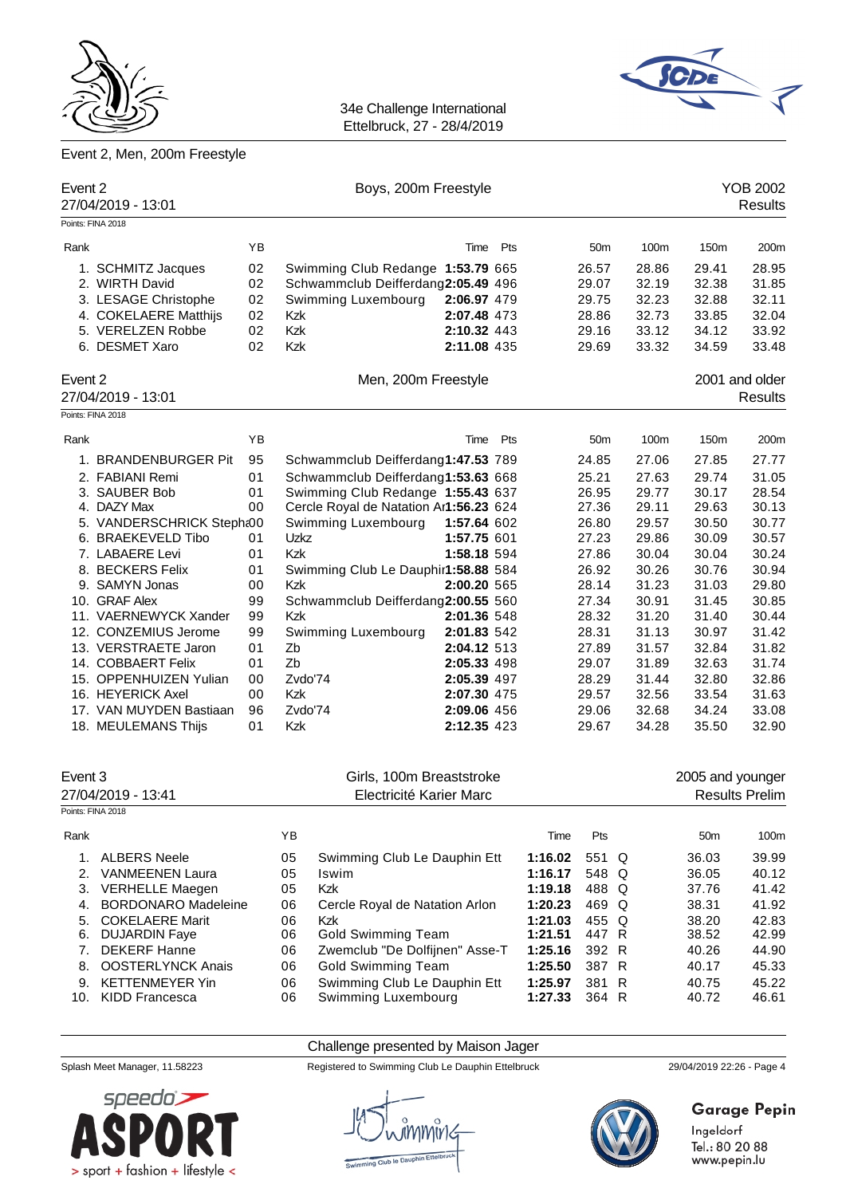34e Challenge International
Ettelbruck, 27 - 28/4/2019

Event 2, Men, 200m Freestyle

## Event 2 — Boys, 200m Freestyle — YOB 2002

27/04/2019 - 13:01 — Results

Points: FINA 2018

| Rank | | YB | | Time | Pts | 50m | 100m | 150m | 200m |
|---|---|---|---|---|---|---|---|---|---|
| 1. | SCHMITZ Jacques | 02 | Swimming Club Redange | **1:53.79** | 665 | 26.57 | 28.86 | 29.41 | 28.95 |
| 2. | WIRTH David | 02 | Schwammclub Deifferdang | **2:05.49** | 496 | 29.07 | 32.19 | 32.38 | 31.85 |
| 3. | LESAGE Christophe | 02 | Swimming Luxembourg | **2:06.97** | 479 | 29.75 | 32.23 | 32.88 | 32.11 |
| 4. | COKELAERE Matthijs | 02 | Kzk | **2:07.48** | 473 | 28.86 | 32.73 | 33.85 | 32.04 |
| 5. | VERELZEN Robbe | 02 | Kzk | **2:10.32** | 443 | 29.16 | 33.12 | 34.12 | 33.92 |
| 6. | DESMET Xaro | 02 | Kzk | **2:11.08** | 435 | 29.69 | 33.32 | 34.59 | 33.48 |

## Event 2 — Men, 200m Freestyle — 2001 and older

27/04/2019 - 13:01 — Results

Points: FINA 2018

| Rank | | YB | | Time | Pts | 50m | 100m | 150m | 200m |
|---|---|---|---|---|---|---|---|---|---|
| 1. | BRANDENBURGER Pit | 95 | Schwammclub Deifferdang | **1:47.53** | 789 | 24.85 | 27.06 | 27.85 | 27.77 |
| 2. | FABIANI Remi | 01 | Schwammclub Deifferdang | **1:53.63** | 668 | 25.21 | 27.63 | 29.74 | 31.05 |
| 3. | SAUBER Bob | 01 | Swimming Club Redange | **1:55.43** | 637 | 26.95 | 29.77 | 30.17 | 28.54 |
| 4. | DAZY Max | 00 | Cercle Royal de Natation Ar | **1:56.23** | 624 | 27.36 | 29.11 | 29.63 | 30.13 |
| 5. | VANDERSCHRICK Steph | 00 | Swimming Luxembourg | **1:57.64** | 602 | 26.80 | 29.57 | 30.50 | 30.77 |
| 6. | BRAEKEVELD Tibo | 01 | Uzkz | **1:57.75** | 601 | 27.23 | 29.86 | 30.09 | 30.57 |
| 7. | LABAERE Levi | 01 | Kzk | **1:58.18** | 594 | 27.86 | 30.04 | 30.04 | 30.24 |
| 8. | BECKERS Felix | 01 | Swimming Club Le Dauphir | **1:58.88** | 584 | 26.92 | 30.26 | 30.76 | 30.94 |
| 9. | SAMYN Jonas | 00 | Kzk | **2:00.20** | 565 | 28.14 | 31.23 | 31.03 | 29.80 |
| 10. | GRAF Alex | 99 | Schwammclub Deifferdang | **2:00.55** | 560 | 27.34 | 30.91 | 31.45 | 30.85 |
| 11. | VAERNEWYCK Xander | 99 | Kzk | **2:01.36** | 548 | 28.32 | 31.20 | 31.40 | 30.44 |
| 12. | CONZEMIUS Jerome | 99 | Swimming Luxembourg | **2:01.83** | 542 | 28.31 | 31.13 | 30.97 | 31.42 |
| 13. | VERSTRAETE Jaron | 01 | Zb | **2:04.12** | 513 | 27.89 | 31.57 | 32.84 | 31.82 |
| 14. | COBBAERT Felix | 01 | Zb | **2:05.33** | 498 | 29.07 | 31.89 | 32.63 | 31.74 |
| 15. | OPPENHUIZEN Yulian | 00 | Zvdo'74 | **2:05.39** | 497 | 28.29 | 31.44 | 32.80 | 32.86 |
| 16. | HEYERICK Axel | 00 | Kzk | **2:07.30** | 475 | 29.57 | 32.56 | 33.54 | 31.63 |
| 17. | VAN MUYDEN Bastiaan | 96 | Zvdo'74 | **2:09.06** | 456 | 29.06 | 32.68 | 34.24 | 33.08 |
| 18. | MEULEMANS Thijs | 01 | Kzk | **2:12.35** | 423 | 29.67 | 34.28 | 35.50 | 32.90 |

## Event 3 — Girls, 100m Breaststroke — 2005 and younger

Electricité Karier Marc

27/04/2019 - 13:41 — Results Prelim

Points: FINA 2018

| Rank | | YB | | Time | Pts | | 50m | 100m |
|---|---|---|---|---|---|---|---|---|
| 1. | ALBERS Neele | 05 | Swimming Club Le Dauphin Ett | **1:16.02** | 551 | Q | 36.03 | 39.99 |
| 2. | VANMEENEN Laura | 05 | Iswim | **1:16.17** | 548 | Q | 36.05 | 40.12 |
| 3. | VERHELLE Maegen | 05 | Kzk | **1:19.18** | 488 | Q | 37.76 | 41.42 |
| 4. | BORDONARO Madeleine | 06 | Cercle Royal de Natation Arlon | **1:20.23** | 469 | Q | 38.31 | 41.92 |
| 5. | COKELAERE Marit | 06 | Kzk | **1:21.03** | 455 | Q | 38.20 | 42.83 |
| 6. | DUJARDIN Faye | 06 | Gold Swimming Team | **1:21.51** | 447 | R | 38.52 | 42.99 |
| 7. | DEKERF Hanne | 06 | Zwemclub "De Dolfijnen" Asse-T | **1:25.16** | 392 | R | 40.26 | 44.90 |
| 8. | OOSTERLYNCK Anais | 06 | Gold Swimming Team | **1:25.50** | 387 | R | 40.17 | 45.33 |
| 9. | KETTENMEYER Yin | 06 | Swimming Club Le Dauphin Ett | **1:25.97** | 381 | R | 40.75 | 45.22 |
| 10. | KIDD Francesca | 06 | Swimming Luxembourg | **1:27.33** | 364 | R | 40.72 | 46.61 |

Challenge presented by Maison Jager

Splash Meet Manager, 11.58223 — Registered to Swimming Club Le Dauphin Ettelbruck — 29/04/2019 22:26 - Page 4

speedo ASPORT > sport + fashion + lifestyle <

Garage Pepin
Ingeldorf
Tel.: 80 20 88
www.pepin.lu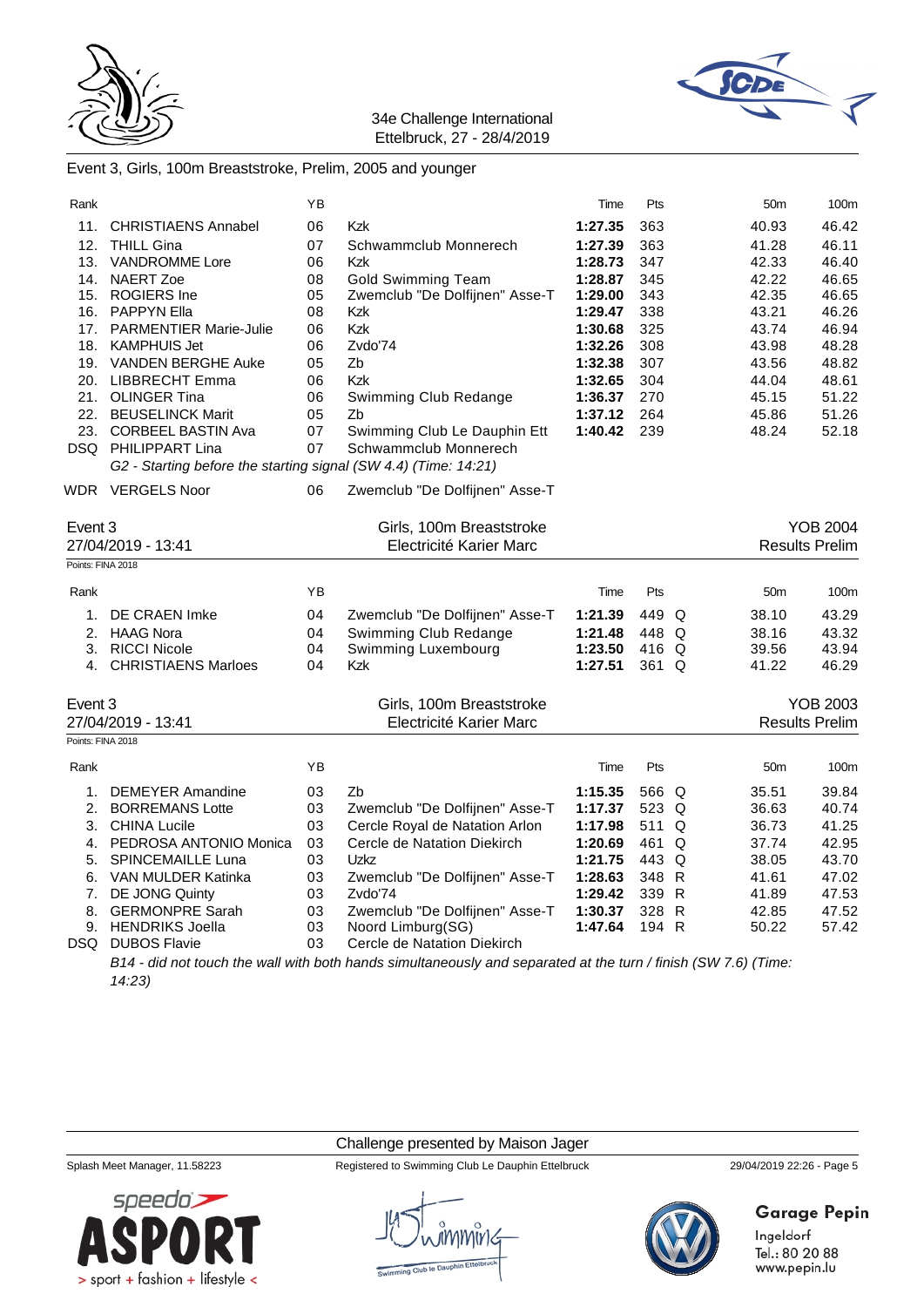Event 3, Girls, 100m Breaststroke, Prelim, 2005 and younger

| Rank | | YB | | Time | Pts | | 50m | 100m |
|---|---|---|---|---|---|---|---|---|
| 11. | CHRISTIAENS Annabel | 06 | Kzk | **1:27.35** | 363 | | 40.93 | 46.42 |
| 12. | THILL Gina | 07 | Schwammclub Monnerech | **1:27.39** | 363 | | 41.28 | 46.11 |
| 13. | VANDROMME Lore | 06 | Kzk | **1:28.73** | 347 | | 42.33 | 46.40 |
| 14. | NAERT Zoe | 08 | Gold Swimming Team | **1:28.87** | 345 | | 42.22 | 46.65 |
| 15. | ROGIERS Ine | 05 | Zwemclub "De Dolfijnen" Asse-T | **1:29.00** | 343 | | 42.35 | 46.65 |
| 16. | PAPPYN Ella | 08 | Kzk | **1:29.47** | 338 | | 43.21 | 46.26 |
| 17. | PARMENTIER Marie-Julie | 06 | Kzk | **1:30.68** | 325 | | 43.74 | 46.94 |
| 18. | KAMPHUIS Jet | 06 | Zvdo'74 | **1:32.26** | 308 | | 43.98 | 48.28 |
| 19. | VANDEN BERGHE Auke | 05 | Zb | **1:32.38** | 307 | | 43.56 | 48.82 |
| 20. | LIBBRECHT Emma | 06 | Kzk | **1:32.65** | 304 | | 44.04 | 48.61 |
| 21. | OLINGER Tina | 06 | Swimming Club Redange | **1:36.37** | 270 | | 45.15 | 51.22 |
| 22. | BEUSELINCK Marit | 05 | Zb | **1:37.12** | 264 | | 45.86 | 51.26 |
| 23. | CORBEEL BASTIN Ava | 07 | Swimming Club Le Dauphin Ett | **1:40.42** | 239 | | 48.24 | 52.18 |
| DSQ | PHILIPPART Lina | 07 | Schwammclub Monnerech | | | | | |

*G2 - Starting before the starting signal (SW 4.4) (Time: 14:21)*

| | | | | | | | | |
|---|---|---|---|---|---|---|---|---|
| WDR | VERGELS Noor | 06 | Zwemclub "De Dolfijnen" Asse-T | | | | | |

Event 3 — Girls, 100m Breaststroke — YOB 2004
27/04/2019 - 13:41 — Electricité Karier Marc — Results Prelim

Points: FINA 2018

| Rank | | YB | | Time | Pts | | 50m | 100m |
|---|---|---|---|---|---|---|---|---|
| 1. | DE CRAEN Imke | 04 | Zwemclub "De Dolfijnen" Asse-T | **1:21.39** | 449 | Q | 38.10 | 43.29 |
| 2. | HAAG Nora | 04 | Swimming Club Redange | **1:21.48** | 448 | Q | 38.16 | 43.32 |
| 3. | RICCI Nicole | 04 | Swimming Luxembourg | **1:23.50** | 416 | Q | 39.56 | 43.94 |
| 4. | CHRISTIAENS Marloes | 04 | Kzk | **1:27.51** | 361 | Q | 41.22 | 46.29 |

Event 3 — Girls, 100m Breaststroke — YOB 2003
27/04/2019 - 13:41 — Electricité Karier Marc — Results Prelim

Points: FINA 2018

| Rank | | YB | | Time | Pts | | 50m | 100m |
|---|---|---|---|---|---|---|---|---|
| 1. | DEMEYER Amandine | 03 | Zb | **1:15.35** | 566 | Q | 35.51 | 39.84 |
| 2. | BORREMANS Lotte | 03 | Zwemclub "De Dolfijnen" Asse-T | **1:17.37** | 523 | Q | 36.63 | 40.74 |
| 3. | CHINA Lucile | 03 | Cercle Royal de Natation Arlon | **1:17.98** | 511 | Q | 36.73 | 41.25 |
| 4. | PEDROSA ANTONIO Monica | 03 | Cercle de Natation Diekirch | **1:20.69** | 461 | Q | 37.74 | 42.95 |
| 5. | SPINCEMAILLE Luna | 03 | Uzkz | **1:21.75** | 443 | Q | 38.05 | 43.70 |
| 6. | VAN MULDER Katinka | 03 | Zwemclub "De Dolfijnen" Asse-T | **1:28.63** | 348 | R | 41.61 | 47.02 |
| 7. | DE JONG Quinty | 03 | Zvdo'74 | **1:29.42** | 339 | R | 41.89 | 47.53 |
| 8. | GERMONPRE Sarah | 03 | Zwemclub "De Dolfijnen" Asse-T | **1:30.37** | 328 | R | 42.85 | 47.52 |
| 9. | HENDRIKS Joella | 03 | Noord Limburg(SG) | **1:47.64** | 194 | R | 50.22 | 57.42 |
| DSQ | DUBOS Flavie | 03 | Cercle de Natation Diekirch | | | | | |

*B14 - did not touch the wall with both hands simultaneously and separated at the turn / finish (SW 7.6) (Time: 14:23)*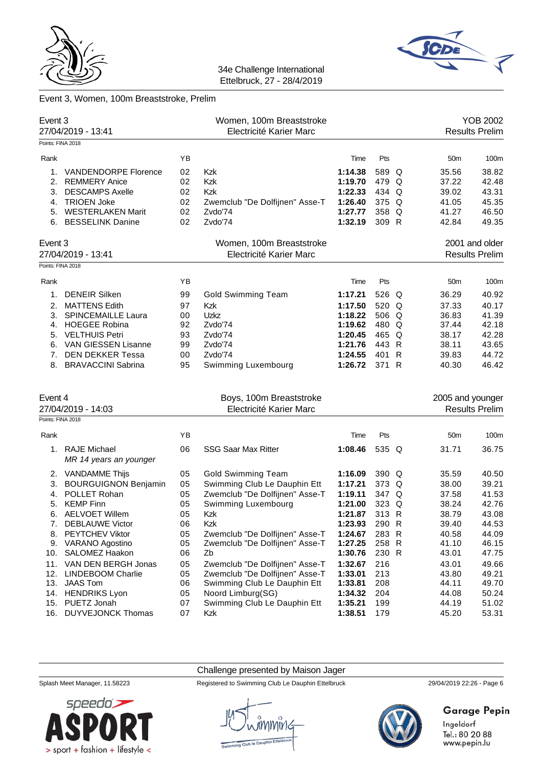34e Challenge International
Ettelbruck, 27 - 28/4/2019

Event 3, Women, 100m Breaststroke, Prelim

## Event 3 — Women, 100m Breaststroke — YOB 2002

27/04/2019 - 13:41 — Electricité Karier Marc — Results Prelim

Points: FINA 2018

| Rank | | YB | | Time | Pts | | 50m | 100m |
|---|---|---|---|---|---|---|---|---|
| 1. | VANDENDORPE Florence | 02 | Kzk | **1:14.38** | 589 | Q | 35.56 | 38.82 |
| 2. | REMMERY Anice | 02 | Kzk | **1:19.70** | 479 | Q | 37.22 | 42.48 |
| 3. | DESCAMPS Axelle | 02 | Kzk | **1:22.33** | 434 | Q | 39.02 | 43.31 |
| 4. | TRIOEN Joke | 02 | Zwemclub "De Dolfijnen" Asse-T | **1:26.40** | 375 | Q | 41.05 | 45.35 |
| 5. | WESTERLAKEN Marit | 02 | Zvdo'74 | **1:27.77** | 358 | Q | 41.27 | 46.50 |
| 6. | BESSELINK Danine | 02 | Zvdo'74 | **1:32.19** | 309 | R | 42.84 | 49.35 |

## Event 3 — Women, 100m Breaststroke — 2001 and older

27/04/2019 - 13:41 — Electricité Karier Marc — Results Prelim

Points: FINA 2018

| Rank | | YB | | Time | Pts | | 50m | 100m |
|---|---|---|---|---|---|---|---|---|
| 1. | DENEIR Silken | 99 | Gold Swimming Team | **1:17.21** | 526 | Q | 36.29 | 40.92 |
| 2. | MATTENS Edith | 97 | Kzk | **1:17.50** | 520 | Q | 37.33 | 40.17 |
| 3. | SPINCEMAILLE Laura | 00 | Uzkz | **1:18.22** | 506 | Q | 36.83 | 41.39 |
| 4. | HOEGEE Robina | 92 | Zvdo'74 | **1:19.62** | 480 | Q | 37.44 | 42.18 |
| 5. | VELTHUIS Petri | 93 | Zvdo'74 | **1:20.45** | 465 | Q | 38.17 | 42.28 |
| 6. | VAN GIESSEN Lisanne | 99 | Zvdo'74 | **1:21.76** | 443 | R | 38.11 | 43.65 |
| 7. | DEN DEKKER Tessa | 00 | Zvdo'74 | **1:24.55** | 401 | R | 39.83 | 44.72 |
| 8. | BRAVACCINI Sabrina | 95 | Swimming Luxembourg | **1:26.72** | 371 | R | 40.30 | 46.42 |

## Event 4 — Boys, 100m Breaststroke — 2005 and younger

27/04/2019 - 14:03 — Electricité Karier Marc — Results Prelim

Points: FINA 2018

| Rank | | YB | | Time | Pts | | 50m | 100m |
|---|---|---|---|---|---|---|---|---|
| 1. | RAJE Michael<br>*MR 14 years an younger* | 06 | SSG Saar Max Ritter | **1:08.46** | 535 | Q | 31.71 | 36.75 |
| 2. | VANDAMME Thijs | 05 | Gold Swimming Team | **1:16.09** | 390 | Q | 35.59 | 40.50 |
| 3. | BOURGUIGNON Benjamin | 05 | Swimming Club Le Dauphin Ett | **1:17.21** | 373 | Q | 38.00 | 39.21 |
| 4. | POLLET Rohan | 05 | Zwemclub "De Dolfijnen" Asse-T | **1:19.11** | 347 | Q | 37.58 | 41.53 |
| 5. | KEMP Finn | 05 | Swimming Luxembourg | **1:21.00** | 323 | Q | 38.24 | 42.76 |
| 6. | AELVOET Willem | 05 | Kzk | **1:21.87** | 313 | R | 38.79 | 43.08 |
| 7. | DEBLAUWE Victor | 06 | Kzk | **1:23.93** | 290 | R | 39.40 | 44.53 |
| 8. | PEYTCHEV Viktor | 05 | Zwemclub "De Dolfijnen" Asse-T | **1:24.67** | 283 | R | 40.58 | 44.09 |
| 9. | VARANO Agostino | 05 | Zwemclub "De Dolfijnen" Asse-T | **1:27.25** | 258 | R | 41.10 | 46.15 |
| 10. | SALOMEZ Haakon | 06 | Zb | **1:30.76** | 230 | R | 43.01 | 47.75 |
| 11. | VAN DEN BERGH Jonas | 05 | Zwemclub "De Dolfijnen" Asse-T | **1:32.67** | 216 | | 43.01 | 49.66 |
| 12. | LINDEBOOM Charlie | 05 | Zwemclub "De Dolfijnen" Asse-T | **1:33.01** | 213 | | 43.80 | 49.21 |
| 13. | JAAS Tom | 06 | Swimming Club Le Dauphin Ett | **1:33.81** | 208 | | 44.11 | 49.70 |
| 14. | HENDRIKS Lyon | 05 | Noord Limburg(SG) | **1:34.32** | 204 | | 44.08 | 50.24 |
| 15. | PUETZ Jonah | 07 | Swimming Club Le Dauphin Ett | **1:35.21** | 199 | | 44.19 | 51.02 |
| 16. | DUYVEJONCK Thomas | 07 | Kzk | **1:38.51** | 179 | | 45.20 | 53.31 |

Challenge presented by Maison Jager

Splash Meet Manager, 11.58223 — Registered to Swimming Club Le Dauphin Ettelbruck — 29/04/2019 22:26

Garage Pepin
Ingeldorf
Tel.: 80 20 88
www.pepin.lu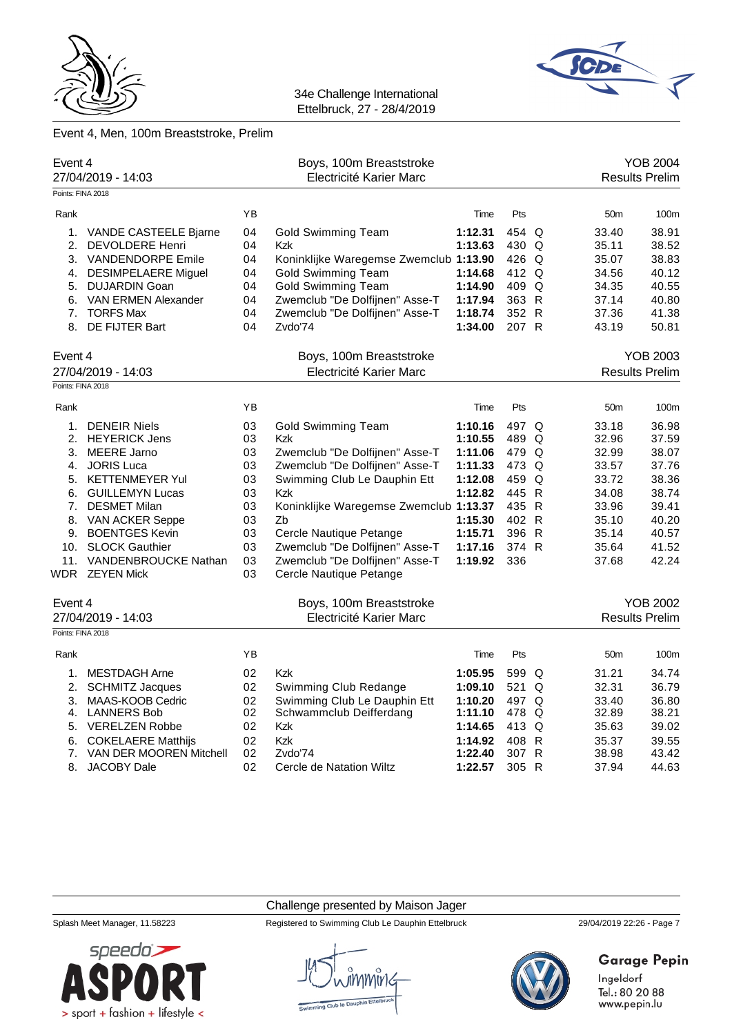34e Challenge International
Ettelbruck, 27 - 28/4/2019

Event 4, Men, 100m Breaststroke, Prelim

## Event 4 — Boys, 100m Breaststroke — YOB 2004

27/04/2019 - 14:03 — Electricité Karier Marc — Results Prelim

Points: FINA 2018

| Rank | | YB | | Time | Pts | | 50m | 100m |
|---|---|---|---|---|---|---|---|---|
| 1. | VANDE CASTEELE Bjarne | 04 | Gold Swimming Team | **1:12.31** | 454 | Q | 33.40 | 38.91 |
| 2. | DEVOLDERE Henri | 04 | Kzk | **1:13.63** | 430 | Q | 35.11 | 38.52 |
| 3. | VANDENDORPE Emile | 04 | Koninklijke Waregemse Zwemclub | **1:13.90** | 426 | Q | 35.07 | 38.83 |
| 4. | DESIMPELAERE Miguel | 04 | Gold Swimming Team | **1:14.68** | 412 | Q | 34.56 | 40.12 |
| 5. | DUJARDIN Goan | 04 | Gold Swimming Team | **1:14.90** | 409 | Q | 34.35 | 40.55 |
| 6. | VAN ERMEN Alexander | 04 | Zwemclub "De Dolfijnen" Asse-T | **1:17.94** | 363 | R | 37.14 | 40.80 |
| 7. | TORFS Max | 04 | Zwemclub "De Dolfijnen" Asse-T | **1:18.74** | 352 | R | 37.36 | 41.38 |
| 8. | DE FIJTER Bart | 04 | Zvdo'74 | **1:34.00** | 207 | R | 43.19 | 50.81 |

## Event 4 — Boys, 100m Breaststroke — YOB 2003

27/04/2019 - 14:03 — Electricité Karier Marc — Results Prelim

Points: FINA 2018

| Rank | | YB | | Time | Pts | | 50m | 100m |
|---|---|---|---|---|---|---|---|---|
| 1. | DENEIR Niels | 03 | Gold Swimming Team | **1:10.16** | 497 | Q | 33.18 | 36.98 |
| 2. | HEYERICK Jens | 03 | Kzk | **1:10.55** | 489 | Q | 32.96 | 37.59 |
| 3. | MEERE Jarno | 03 | Zwemclub "De Dolfijnen" Asse-T | **1:11.06** | 479 | Q | 32.99 | 38.07 |
| 4. | JORIS Luca | 03 | Zwemclub "De Dolfijnen" Asse-T | **1:11.33** | 473 | Q | 33.57 | 37.76 |
| 5. | KETTENMEYER Yul | 03 | Swimming Club Le Dauphin Ett | **1:12.08** | 459 | Q | 33.72 | 38.36 |
| 6. | GUILLEMYN Lucas | 03 | Kzk | **1:12.82** | 445 | R | 34.08 | 38.74 |
| 7. | DESMET Milan | 03 | Koninklijke Waregemse Zwemclub | **1:13.37** | 435 | R | 33.96 | 39.41 |
| 8. | VAN ACKER Seppe | 03 | Zb | **1:15.30** | 402 | R | 35.10 | 40.20 |
| 9. | BOENTGES Kevin | 03 | Cercle Nautique Petange | **1:15.71** | 396 | R | 35.14 | 40.57 |
| 10. | SLOCK Gauthier | 03 | Zwemclub "De Dolfijnen" Asse-T | **1:17.16** | 374 | R | 35.64 | 41.52 |
| 11. | VANDENBROUCKE Nathan | 03 | Zwemclub "De Dolfijnen" Asse-T | **1:19.92** | 336 | | 37.68 | 42.24 |
| WDR | ZEYEN Mick | 03 | Cercle Nautique Petange | | | | | |

## Event 4 — Boys, 100m Breaststroke — YOB 2002

27/04/2019 - 14:03 — Electricité Karier Marc — Results Prelim

Points: FINA 2018

| Rank | | YB | | Time | Pts | | 50m | 100m |
|---|---|---|---|---|---|---|---|---|
| 1. | MESTDAGH Arne | 02 | Kzk | **1:05.95** | 599 | Q | 31.21 | 34.74 |
| 2. | SCHMITZ Jacques | 02 | Swimming Club Redange | **1:09.10** | 521 | Q | 32.31 | 36.79 |
| 3. | MAAS-KOOB Cedric | 02 | Swimming Club Le Dauphin Ett | **1:10.20** | 497 | Q | 33.40 | 36.80 |
| 4. | LANNERS Bob | 02 | Schwammclub Deifferdang | **1:11.10** | 478 | Q | 32.89 | 38.21 |
| 5. | VERELZEN Robbe | 02 | Kzk | **1:14.65** | 413 | Q | 35.63 | 39.02 |
| 6. | COKELAERE Matthijs | 02 | Kzk | **1:14.92** | 408 | R | 35.37 | 39.55 |
| 7. | VAN DER MOOREN Mitchell | 02 | Zvdo'74 | **1:22.40** | 307 | R | 38.98 | 43.42 |
| 8. | JACOBY Dale | 02 | Cercle de Natation Wiltz | **1:22.57** | 305 | R | 37.94 | 44.63 |

Challenge presented by Maison Jager

Splash Meet Manager, 11.58223 — Registered to Swimming Club Le Dauphin Ettelbruck — 29/04/2019 22:26 - Page 7

Garage Pepin
Ingeldorf
Tel.: 80 20 88
www.pepin.lu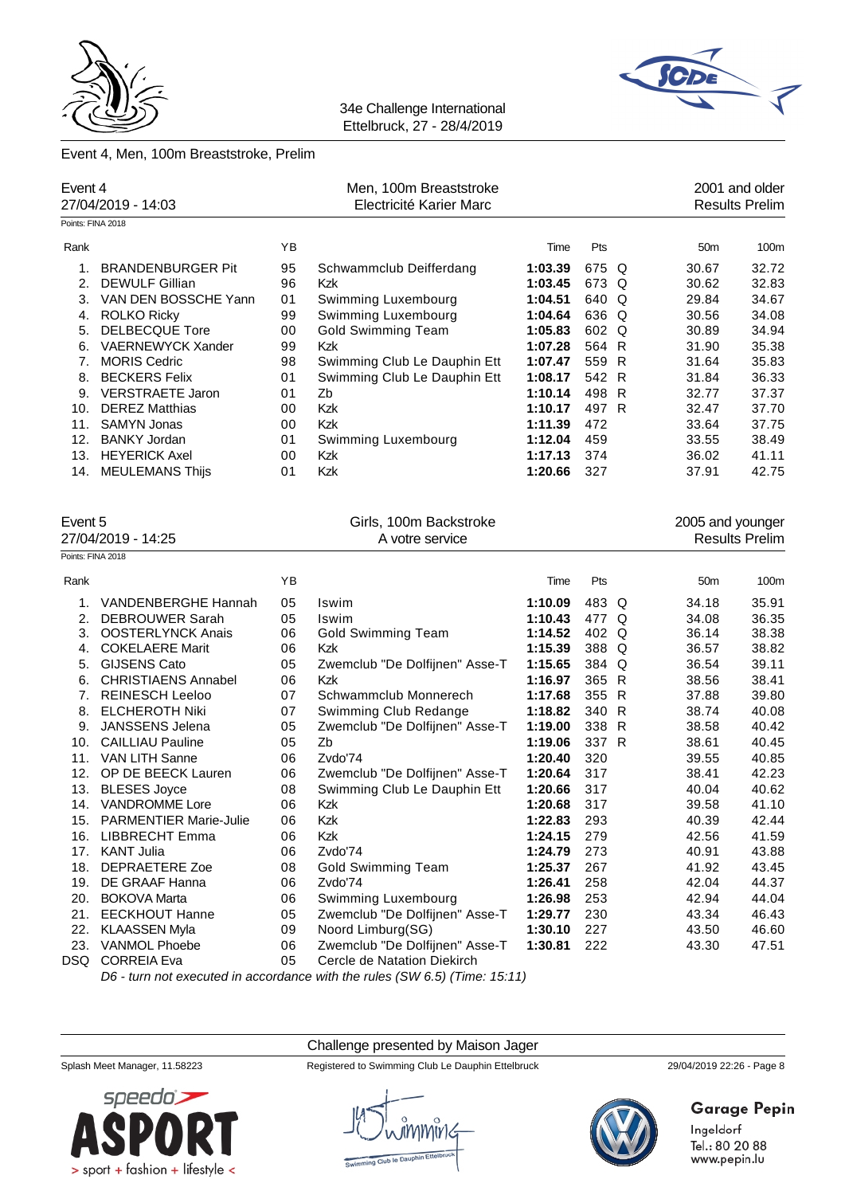34e Challenge International
Ettelbruck, 27 - 28/4/2019

## Event 4, Men, 100m Breaststroke, Prelim

Event 4 — Men, 100m Breaststroke — 2001 and older
27/04/2019 - 14:03 — Electricité Karier Marc — Results Prelim
Points: FINA 2018

| Rank | | YB | | Time | Pts | | 50m | 100m |
|---|---|---|---|---|---|---|---|---|
| 1. | BRANDENBURGER Pit | 95 | Schwammclub Deifferdang | **1:03.39** | 675 | Q | 30.67 | 32.72 |
| 2. | DEWULF Gillian | 96 | Kzk | **1:03.45** | 673 | Q | 30.62 | 32.83 |
| 3. | VAN DEN BOSSCHE Yann | 01 | Swimming Luxembourg | **1:04.51** | 640 | Q | 29.84 | 34.67 |
| 4. | ROLKO Ricky | 99 | Swimming Luxembourg | **1:04.64** | 636 | Q | 30.56 | 34.08 |
| 5. | DELBECQUE Tore | 00 | Gold Swimming Team | **1:05.83** | 602 | Q | 30.89 | 34.94 |
| 6. | VAERNEWYCK Xander | 99 | Kzk | **1:07.28** | 564 | R | 31.90 | 35.38 |
| 7. | MORIS Cedric | 98 | Swimming Club Le Dauphin Ett | **1:07.47** | 559 | R | 31.64 | 35.83 |
| 8. | BECKERS Felix | 01 | Swimming Club Le Dauphin Ett | **1:08.17** | 542 | R | 31.84 | 36.33 |
| 9. | VERSTRAETE Jaron | 01 | Zb | **1:10.14** | 498 | R | 32.77 | 37.37 |
| 10. | DEREZ Matthias | 00 | Kzk | **1:10.17** | 497 | R | 32.47 | 37.70 |
| 11. | SAMYN Jonas | 00 | Kzk | **1:11.39** | 472 | | 33.64 | 37.75 |
| 12. | BANKY Jordan | 01 | Swimming Luxembourg | **1:12.04** | 459 | | 33.55 | 38.49 |
| 13. | HEYERICK Axel | 00 | Kzk | **1:17.13** | 374 | | 36.02 | 41.11 |
| 14. | MEULEMANS Thijs | 01 | Kzk | **1:20.66** | 327 | | 37.91 | 42.75 |

Event 5 — Girls, 100m Backstroke — 2005 and younger
27/04/2019 - 14:25 — A votre service — Results Prelim
Points: FINA 2018

| Rank | | YB | | Time | Pts | | 50m | 100m |
|---|---|---|---|---|---|---|---|---|
| 1. | VANDENBERGHE Hannah | 05 | Iswim | **1:10.09** | 483 | Q | 34.18 | 35.91 |
| 2. | DEBROUWER Sarah | 05 | Iswim | **1:10.43** | 477 | Q | 34.08 | 36.35 |
| 3. | OOSTERLYNCK Anais | 06 | Gold Swimming Team | **1:14.52** | 402 | Q | 36.14 | 38.38 |
| 4. | COKELAERE Marit | 06 | Kzk | **1:15.39** | 388 | Q | 36.57 | 38.82 |
| 5. | GIJSENS Cato | 05 | Zwemclub "De Dolfijnen" Asse-T | **1:15.65** | 384 | Q | 36.54 | 39.11 |
| 6. | CHRISTIAENS Annabel | 06 | Kzk | **1:16.97** | 365 | R | 38.56 | 38.41 |
| 7. | REINESCH Leeloo | 07 | Schwammclub Monnerech | **1:17.68** | 355 | R | 37.88 | 39.80 |
| 8. | ELCHEROTH Niki | 07 | Swimming Club Redange | **1:18.82** | 340 | R | 38.74 | 40.08 |
| 9. | JANSSENS Jelena | 05 | Zwemclub "De Dolfijnen" Asse-T | **1:19.00** | 338 | R | 38.58 | 40.42 |
| 10. | CAILLIAU Pauline | 05 | Zb | **1:19.06** | 337 | R | 38.61 | 40.45 |
| 11. | VAN LITH Sanne | 06 | Zvdo'74 | **1:20.40** | 320 | | 39.55 | 40.85 |
| 12. | OP DE BEECK Lauren | 06 | Zwemclub "De Dolfijnen" Asse-T | **1:20.64** | 317 | | 38.41 | 42.23 |
| 13. | BLESES Joyce | 08 | Swimming Club Le Dauphin Ett | **1:20.66** | 317 | | 40.04 | 40.62 |
| 14. | VANDROMME Lore | 06 | Kzk | **1:20.68** | 317 | | 39.58 | 41.10 |
| 15. | PARMENTIER Marie-Julie | 06 | Kzk | **1:22.83** | 293 | | 40.39 | 42.44 |
| 16. | LIBBRECHT Emma | 06 | Kzk | **1:24.15** | 279 | | 42.56 | 41.59 |
| 17. | KANT Julia | 06 | Zvdo'74 | **1:24.79** | 273 | | 40.91 | 43.88 |
| 18. | DEPRAETERE Zoe | 08 | Gold Swimming Team | **1:25.37** | 267 | | 41.92 | 43.45 |
| 19. | DE GRAAF Hanna | 06 | Zvdo'74 | **1:26.41** | 258 | | 42.04 | 44.37 |
| 20. | BOKOVA Marta | 06 | Swimming Luxembourg | **1:26.98** | 253 | | 42.94 | 44.04 |
| 21. | EECKHOUT Hanne | 05 | Zwemclub "De Dolfijnen" Asse-T | **1:29.77** | 230 | | 43.34 | 46.43 |
| 22. | KLAASSEN Myla | 09 | Noord Limburg(SG) | **1:30.10** | 227 | | 43.50 | 46.60 |
| 23. | VANMOL Phoebe | 06 | Zwemclub "De Dolfijnen" Asse-T | **1:30.81** | 222 | | 43.30 | 47.51 |
| DSQ | CORREIA Eva | 05 | Cercle de Natation Diekirch | | | | | |

*D6 - turn not executed in accordance with the rules (SW 6.5) (Time: 15:11)*

Challenge presented by Maison Jager

Splash Meet Manager, 11.58223 — Registered to Swimming Club Le Dauphin Ettelbruck — 29/04/2019 22:26 - Page 8

Garage Pepin
Ingeldorf
Tel.: 80 20 88
www.pepin.lu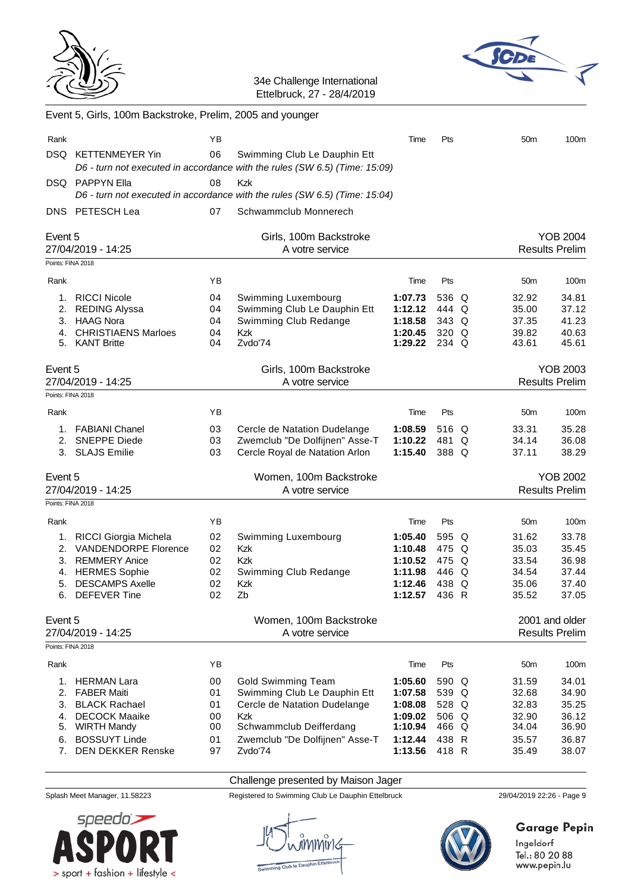Event 5, Girls, 100m Backstroke, Prelim, 2005 and younger

| Rank | | YB | | Time | Pts | | 50m | 100m |
|---|---|---|---|---|---|---|---|---|
| DSQ | KETTENMEYER Yin | 06 | Swimming Club Le Dauphin Ett | | | | | |
| | *D6 - turn not executed in accordance with the rules (SW 6.5) (Time: 15:09)* | | | | | | | |
| DSQ | PAPPYN Ella | 08 | Kzk | | | | | |
| | *D6 - turn not executed in accordance with the rules (SW 6.5) (Time: 15:04)* | | | | | | | |
| DNS | PETESCH Lea | 07 | Schwammclub Monnerech | | | | | |

## Event 5 — Girls, 100m Backstroke — YOB 2004

27/04/2019 - 14:25 — A votre service — Results Prelim

Points: FINA 2018

| Rank | | YB | | Time | Pts | | 50m | 100m |
|---|---|---|---|---|---|---|---|---|
| 1. | RICCI Nicole | 04 | Swimming Luxembourg | **1:07.73** | 536 | Q | 32.92 | 34.81 |
| 2. | REDING Alyssa | 04 | Swimming Club Le Dauphin Ett | **1:12.12** | 444 | Q | 35.00 | 37.12 |
| 3. | HAAG Nora | 04 | Swimming Club Redange | **1:18.58** | 343 | Q | 37.35 | 41.23 |
| 4. | CHRISTIAENS Marloes | 04 | Kzk | **1:20.45** | 320 | Q | 39.82 | 40.63 |
| 5. | KANT Britte | 04 | Zvdo'74 | **1:29.22** | 234 | Q | 43.61 | 45.61 |

## Event 5 — Girls, 100m Backstroke — YOB 2003

27/04/2019 - 14:25 — A votre service — Results Prelim

Points: FINA 2018

| Rank | | YB | | Time | Pts | | 50m | 100m |
|---|---|---|---|---|---|---|---|---|
| 1. | FABIANI Chanel | 03 | Cercle de Natation Dudelange | **1:08.59** | 516 | Q | 33.31 | 35.28 |
| 2. | SNEPPE Diede | 03 | Zwemclub "De Dolfijnen" Asse-T | **1:10.22** | 481 | Q | 34.14 | 36.08 |
| 3. | SLAJS Emilie | 03 | Cercle Royal de Natation Arlon | **1:15.40** | 388 | Q | 37.11 | 38.29 |

## Event 5 — Women, 100m Backstroke — YOB 2002

27/04/2019 - 14:25 — A votre service — Results Prelim

Points: FINA 2018

| Rank | | YB | | Time | Pts | | 50m | 100m |
|---|---|---|---|---|---|---|---|---|
| 1. | RICCI Giorgia Michela | 02 | Swimming Luxembourg | **1:05.40** | 595 | Q | 31.62 | 33.78 |
| 2. | VANDENDORPE Florence | 02 | Kzk | **1:10.48** | 475 | Q | 35.03 | 35.45 |
| 3. | REMMERY Anice | 02 | Kzk | **1:10.52** | 475 | Q | 33.54 | 36.98 |
| 4. | HERMES Sophie | 02 | Swimming Club Redange | **1:11.98** | 446 | Q | 34.54 | 37.44 |
| 5. | DESCAMPS Axelle | 02 | Kzk | **1:12.46** | 438 | Q | 35.06 | 37.40 |
| 6. | DEFEVER Tine | 02 | Zb | **1:12.57** | 436 | R | 35.52 | 37.05 |

## Event 5 — Women, 100m Backstroke — 2001 and older

27/04/2019 - 14:25 — A votre service — Results Prelim

Points: FINA 2018

| Rank | | YB | | Time | Pts | | 50m | 100m |
|---|---|---|---|---|---|---|---|---|
| 1. | HERMAN Lara | 00 | Gold Swimming Team | **1:05.60** | 590 | Q | 31.59 | 34.01 |
| 2. | FABER Maiti | 01 | Swimming Club Le Dauphin Ett | **1:07.58** | 539 | Q | 32.68 | 34.90 |
| 3. | BLACK Rachael | 01 | Cercle de Natation Dudelange | **1:08.08** | 528 | Q | 32.83 | 35.25 |
| 4. | DECOCK Maaike | 00 | Kzk | **1:09.02** | 506 | Q | 32.90 | 36.12 |
| 5. | WIRTH Mandy | 00 | Schwammclub Deifferdang | **1:10.94** | 466 | Q | 34.04 | 36.90 |
| 6. | BOSSUYT Linde | 01 | Zwemclub "De Dolfijnen" Asse-T | **1:12.44** | 438 | R | 35.57 | 36.87 |
| 7. | DEN DEKKER Renske | 97 | Zvdo'74 | **1:13.56** | 418 | R | 35.49 | 38.07 |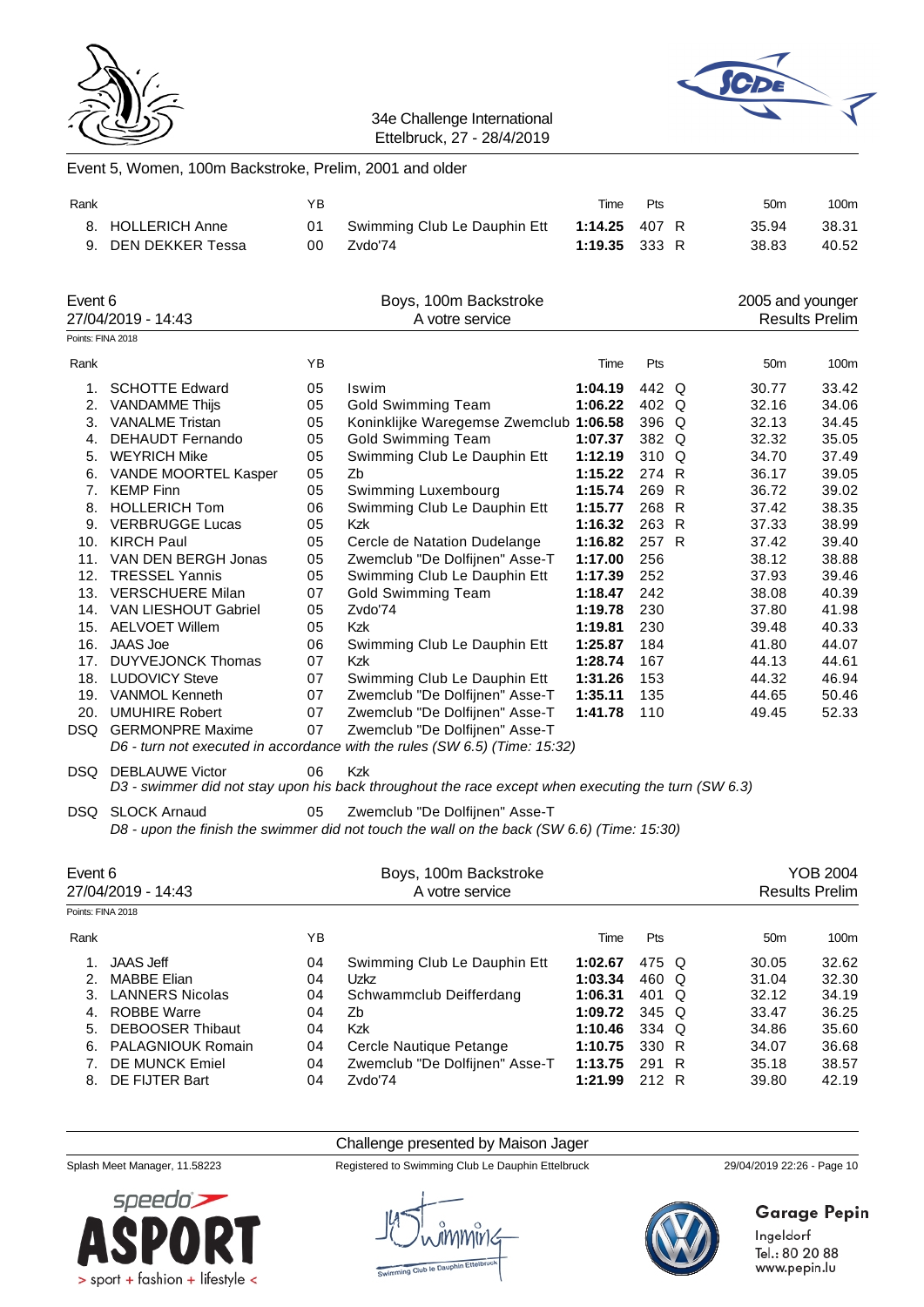Event 5, Women, 100m Backstroke, Prelim, 2001 and older

| Rank | | YB | | Time | Pts | | 50m | 100m |
|---|---|---|---|---|---|---|---|---|
| 8. | HOLLERICH Anne | 01 | Swimming Club Le Dauphin Ett | **1:14.25** | 407 | R | 35.94 | 38.31 |
| 9. | DEN DEKKER Tessa | 00 | Zvdo'74 | **1:19.35** | 333 | R | 38.83 | 40.52 |

## Event 6 — Boys, 100m Backstroke — 2005 and younger

27/04/2019 - 14:43 — A votre service — Results Prelim

Points: FINA 2018

| Rank | | YB | | Time | Pts | | 50m | 100m |
|---|---|---|---|---|---|---|---|---|
| 1. | SCHOTTE Edward | 05 | Iswim | **1:04.19** | 442 | Q | 30.77 | 33.42 |
| 2. | VANDAMME Thijs | 05 | Gold Swimming Team | **1:06.22** | 402 | Q | 32.16 | 34.06 |
| 3. | VANALME Tristan | 05 | Koninklijke Waregemse Zwemclub | **1:06.58** | 396 | Q | 32.13 | 34.45 |
| 4. | DEHAUDT Fernando | 05 | Gold Swimming Team | **1:07.37** | 382 | Q | 32.32 | 35.05 |
| 5. | WEYRICH Mike | 05 | Swimming Club Le Dauphin Ett | **1:12.19** | 310 | Q | 34.70 | 37.49 |
| 6. | VANDE MOORTEL Kasper | 05 | Zb | **1:15.22** | 274 | R | 36.17 | 39.05 |
| 7. | KEMP Finn | 05 | Swimming Luxembourg | **1:15.74** | 269 | R | 36.72 | 39.02 |
| 8. | HOLLERICH Tom | 06 | Swimming Club Le Dauphin Ett | **1:15.77** | 268 | R | 37.42 | 38.35 |
| 9. | VERBRUGGE Lucas | 05 | Kzk | **1:16.32** | 263 | R | 37.33 | 38.99 |
| 10. | KIRCH Paul | 05 | Cercle de Natation Dudelange | **1:16.82** | 257 | R | 37.42 | 39.40 |
| 11. | VAN DEN BERGH Jonas | 05 | Zwemclub "De Dolfijnen" Asse-T | **1:17.00** | 256 | | 38.12 | 38.88 |
| 12. | TRESSEL Yannis | 05 | Swimming Club Le Dauphin Ett | **1:17.39** | 252 | | 37.93 | 39.46 |
| 13. | VERSCHUERE Milan | 07 | Gold Swimming Team | **1:18.47** | 242 | | 38.08 | 40.39 |
| 14. | VAN LIESHOUT Gabriel | 05 | Zvdo'74 | **1:19.78** | 230 | | 37.80 | 41.98 |
| 15. | AELVOET Willem | 05 | Kzk | **1:19.81** | 230 | | 39.48 | 40.33 |
| 16. | JAAS Joe | 06 | Swimming Club Le Dauphin Ett | **1:25.87** | 184 | | 41.80 | 44.07 |
| 17. | DUYVEJONCK Thomas | 07 | Kzk | **1:28.74** | 167 | | 44.13 | 44.61 |
| 18. | LUDOVICY Steve | 07 | Swimming Club Le Dauphin Ett | **1:31.26** | 153 | | 44.32 | 46.94 |
| 19. | VANMOL Kenneth | 07 | Zwemclub "De Dolfijnen" Asse-T | **1:35.11** | 135 | | 44.65 | 50.46 |
| 20. | UMUHIRE Robert | 07 | Zwemclub "De Dolfijnen" Asse-T | **1:41.78** | 110 | | 49.45 | 52.33 |
| DSQ | GERMONPRE Maxime | 07 | Zwemclub "De Dolfijnen" Asse-T | | | | | |
| | *D6 - turn not executed in accordance with the rules (SW 6.5) (Time: 15:32)* | | | | | | | |
| DSQ | DEBLAUWE Victor | 06 | Kzk | | | | | |
| | *D3 - swimmer did not stay upon his back throughout the race except when executing the turn (SW 6.3)* | | | | | | | |
| DSQ | SLOCK Arnaud | 05 | Zwemclub "De Dolfijnen" Asse-T | | | | | |
| | *D8 - upon the finish the swimmer did not touch the wall on the back (SW 6.6) (Time: 15:30)* | | | | | | | |

## Event 6 — Boys, 100m Backstroke — YOB 2004

27/04/2019 - 14:43 — A votre service — Results Prelim

Points: FINA 2018

| Rank | | YB | | Time | Pts | | 50m | 100m |
|---|---|---|---|---|---|---|---|---|
| 1. | JAAS Jeff | 04 | Swimming Club Le Dauphin Ett | **1:02.67** | 475 | Q | 30.05 | 32.62 |
| 2. | MABBE Elian | 04 | Uzkz | **1:03.34** | 460 | Q | 31.04 | 32.30 |
| 3. | LANNERS Nicolas | 04 | Schwammclub Deifferdang | **1:06.31** | 401 | Q | 32.12 | 34.19 |
| 4. | ROBBE Warre | 04 | Zb | **1:09.72** | 345 | Q | 33.47 | 36.25 |
| 5. | DEBOOSER Thibaut | 04 | Kzk | **1:10.46** | 334 | Q | 34.86 | 35.60 |
| 6. | PALAGNIOUK Romain | 04 | Cercle Nautique Petange | **1:10.75** | 330 | R | 34.07 | 36.68 |
| 7. | DE MUNCK Emiel | 04 | Zwemclub "De Dolfijnen" Asse-T | **1:13.75** | 291 | R | 35.18 | 38.57 |
| 8. | DE FIJTER Bart | 04 | Zvdo'74 | **1:21.99** | 212 | R | 39.80 | 42.19 |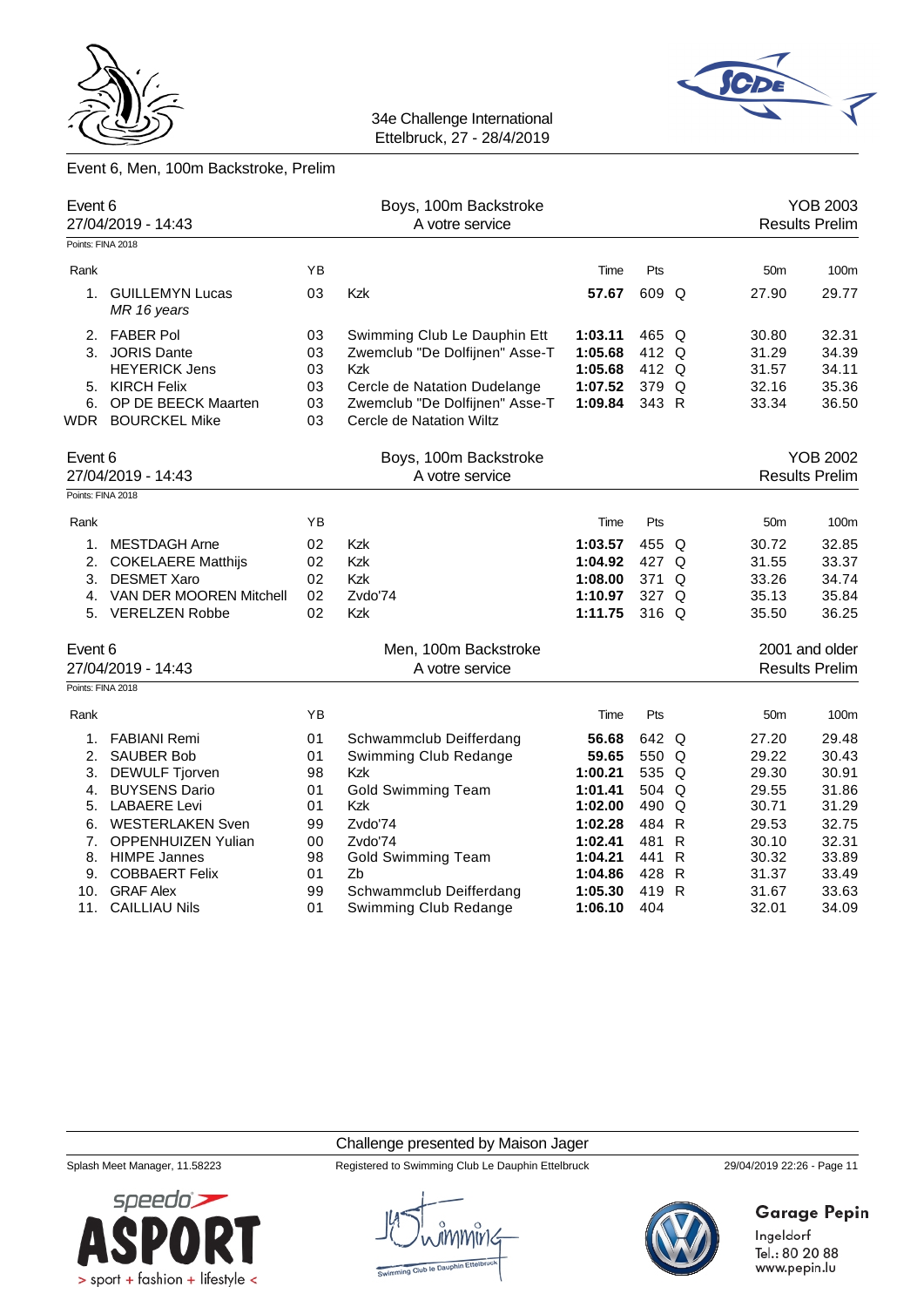34e Challenge International
Ettelbruck, 27 - 28/4/2019

## Event 6, Men, 100m Backstroke, Prelim

| Event 6 | Boys, 100m Backstroke | YOB 2003 |
|---|---|---|
| 27/04/2019 - 14:43 | A votre service | Results Prelim |

Points: FINA 2018

| Rank | | YB | | Time | Pts | | 50m | 100m |
|---|---|---|---|---|---|---|---|---|
| 1. | GUILLEMYN Lucas *MR 16 years* | 03 | Kzk | **57.67** | 609 | Q | 27.90 | 29.77 |
| 2. | FABER Pol | 03 | Swimming Club Le Dauphin Ett | **1:03.11** | 465 | Q | 30.80 | 32.31 |
| 3. | JORIS Dante | 03 | Zwemclub "De Dolfijnen" Asse-T | **1:05.68** | 412 | Q | 31.29 | 34.39 |
| | HEYERICK Jens | 03 | Kzk | **1:05.68** | 412 | Q | 31.57 | 34.11 |
| 5. | KIRCH Felix | 03 | Cercle de Natation Dudelange | **1:07.52** | 379 | Q | 32.16 | 35.36 |
| 6. | OP DE BEECK Maarten | 03 | Zwemclub "De Dolfijnen" Asse-T | **1:09.84** | 343 | R | 33.34 | 36.50 |
| WDR | BOURCKEL Mike | 03 | Cercle de Natation Wiltz | | | | | |

| Event 6 | Boys, 100m Backstroke | YOB 2002 |
|---|---|---|
| 27/04/2019 - 14:43 | A votre service | Results Prelim |

Points: FINA 2018

| Rank | | YB | | Time | Pts | | 50m | 100m |
|---|---|---|---|---|---|---|---|---|
| 1. | MESTDAGH Arne | 02 | Kzk | **1:03.57** | 455 | Q | 30.72 | 32.85 |
| 2. | COKELAERE Matthijs | 02 | Kzk | **1:04.92** | 427 | Q | 31.55 | 33.37 |
| 3. | DESMET Xaro | 02 | Kzk | **1:08.00** | 371 | Q | 33.26 | 34.74 |
| 4. | VAN DER MOOREN Mitchell | 02 | Zvdo'74 | **1:10.97** | 327 | Q | 35.13 | 35.84 |
| 5. | VERELZEN Robbe | 02 | Kzk | **1:11.75** | 316 | Q | 35.50 | 36.25 |

| Event 6 | Men, 100m Backstroke | 2001 and older |
|---|---|---|
| 27/04/2019 - 14:43 | A votre service | Results Prelim |

Points: FINA 2018

| Rank | | YB | | Time | Pts | | 50m | 100m |
|---|---|---|---|---|---|---|---|---|
| 1. | FABIANI Remi | 01 | Schwammclub Deifferdang | **56.68** | 642 | Q | 27.20 | 29.48 |
| 2. | SAUBER Bob | 01 | Swimming Club Redange | **59.65** | 550 | Q | 29.22 | 30.43 |
| 3. | DEWULF Tjorven | 98 | Kzk | **1:00.21** | 535 | Q | 29.30 | 30.91 |
| 4. | BUYSENS Dario | 01 | Gold Swimming Team | **1:01.41** | 504 | Q | 29.55 | 31.86 |
| 5. | LABAERE Levi | 01 | Kzk | **1:02.00** | 490 | Q | 30.71 | 31.29 |
| 6. | WESTERLAKEN Sven | 99 | Zvdo'74 | **1:02.28** | 484 | R | 29.53 | 32.75 |
| 7. | OPPENHUIZEN Yulian | 00 | Zvdo'74 | **1:02.41** | 481 | R | 30.10 | 32.31 |
| 8. | HIMPE Jannes | 98 | Gold Swimming Team | **1:04.21** | 441 | R | 30.32 | 33.89 |
| 9. | COBBAERT Felix | 01 | Zb | **1:04.86** | 428 | R | 31.37 | 33.49 |
| 10. | GRAF Alex | 99 | Schwammclub Deifferdang | **1:05.30** | 419 | R | 31.67 | 33.63 |
| 11. | CAILLIAU Nils | 01 | Swimming Club Redange | **1:06.10** | 404 | | 32.01 | 34.09 |

Challenge presented by Maison Jager

Splash Meet Manager, 11.58223 — Registered to Swimming Club Le Dauphin Ettelbruck — 29/04/2019 22:26

Garage Pepin
Ingeldorf
Tel.: 80 20 88
www.pepin.lu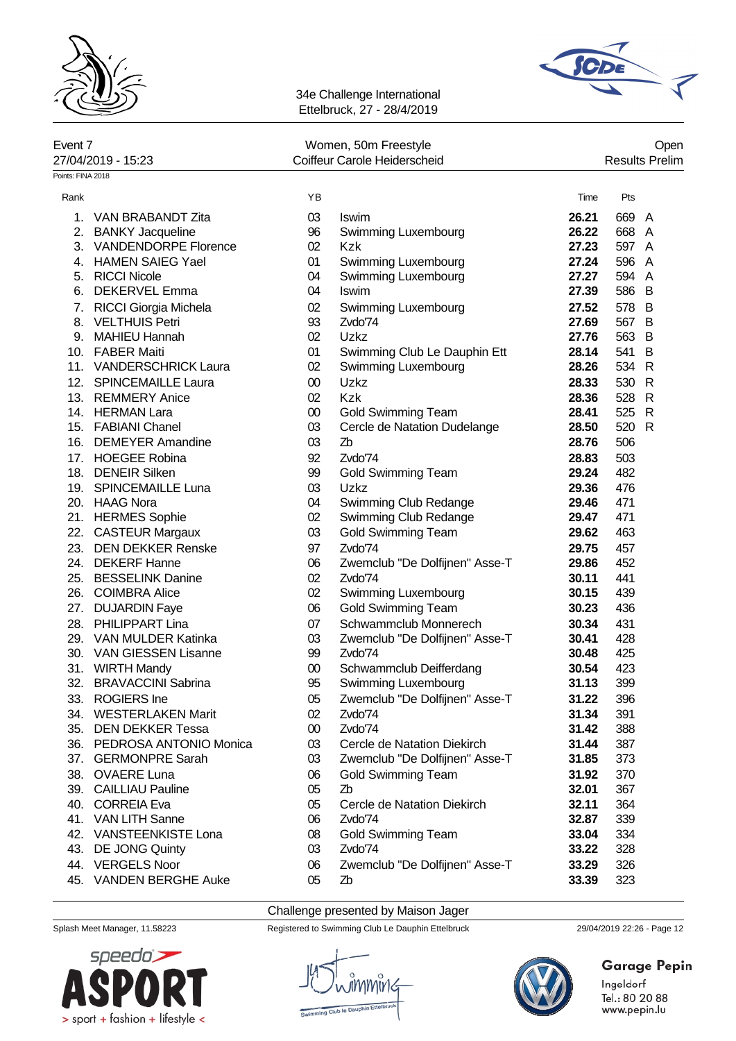34e Challenge International
Ettelbruck, 27 - 28/4/2019

| | | |
|---|---|---|
| Event 7 | Women, 50m Freestyle | Open |
| 27/04/2019 - 15:23 | Coiffeur Carole Heiderscheid | Results Prelim |

Points: FINA 2018

| Rank | | YB | | Time | Pts | |
|---|---|---|---|---|---|---|
| 1. | VAN BRABANDT Zita | 03 | Iswim | **26.21** | 669 | A |
| 2. | BANKY Jacqueline | 96 | Swimming Luxembourg | **26.22** | 668 | A |
| 3. | VANDENDORPE Florence | 02 | Kzk | **27.23** | 597 | A |
| 4. | HAMEN SAIEG Yael | 01 | Swimming Luxembourg | **27.24** | 596 | A |
| 5. | RICCI Nicole | 04 | Swimming Luxembourg | **27.27** | 594 | A |
| 6. | DEKERVEL Emma | 04 | Iswim | **27.39** | 586 | B |
| 7. | RICCI Giorgia Michela | 02 | Swimming Luxembourg | **27.52** | 578 | B |
| 8. | VELTHUIS Petri | 93 | Zvdo'74 | **27.69** | 567 | B |
| 9. | MAHIEU Hannah | 02 | Uzkz | **27.76** | 563 | B |
| 10. | FABER Maiti | 01 | Swimming Club Le Dauphin Ett | **28.14** | 541 | B |
| 11. | VANDERSCHRICK Laura | 02 | Swimming Luxembourg | **28.26** | 534 | R |
| 12. | SPINCEMAILLE Laura | 00 | Uzkz | **28.33** | 530 | R |
| 13. | REMMERY Anice | 02 | Kzk | **28.36** | 528 | R |
| 14. | HERMAN Lara | 00 | Gold Swimming Team | **28.41** | 525 | R |
| 15. | FABIANI Chanel | 03 | Cercle de Natation Dudelange | **28.50** | 520 | R |
| 16. | DEMEYER Amandine | 03 | Zb | **28.76** | 506 | |
| 17. | HOEGEE Robina | 92 | Zvdo'74 | **28.83** | 503 | |
| 18. | DENEIR Silken | 99 | Gold Swimming Team | **29.24** | 482 | |
| 19. | SPINCEMAILLE Luna | 03 | Uzkz | **29.36** | 476 | |
| 20. | HAAG Nora | 04 | Swimming Club Redange | **29.46** | 471 | |
| 21. | HERMES Sophie | 02 | Swimming Club Redange | **29.47** | 471 | |
| 22. | CASTEUR Margaux | 03 | Gold Swimming Team | **29.62** | 463 | |
| 23. | DEN DEKKER Renske | 97 | Zvdo'74 | **29.75** | 457 | |
| 24. | DEKERF Hanne | 06 | Zwemclub "De Dolfijnen" Asse-T | **29.86** | 452 | |
| 25. | BESSELINK Danine | 02 | Zvdo'74 | **30.11** | 441 | |
| 26. | COIMBRA Alice | 02 | Swimming Luxembourg | **30.15** | 439 | |
| 27. | DUJARDIN Faye | 06 | Gold Swimming Team | **30.23** | 436 | |
| 28. | PHILIPPART Lina | 07 | Schwammclub Monnerech | **30.34** | 431 | |
| 29. | VAN MULDER Katinka | 03 | Zwemclub "De Dolfijnen" Asse-T | **30.41** | 428 | |
| 30. | VAN GIESSEN Lisanne | 99 | Zvdo'74 | **30.48** | 425 | |
| 31. | WIRTH Mandy | 00 | Schwammclub Deifferdang | **30.54** | 423 | |
| 32. | BRAVACCINI Sabrina | 95 | Swimming Luxembourg | **31.13** | 399 | |
| 33. | ROGIERS Ine | 05 | Zwemclub "De Dolfijnen" Asse-T | **31.22** | 396 | |
| 34. | WESTERLAKEN Marit | 02 | Zvdo'74 | **31.34** | 391 | |
| 35. | DEN DEKKER Tessa | 00 | Zvdo'74 | **31.42** | 388 | |
| 36. | PEDROSA ANTONIO Monica | 03 | Cercle de Natation Diekirch | **31.44** | 387 | |
| 37. | GERMONPRE Sarah | 03 | Zwemclub "De Dolfijnen" Asse-T | **31.85** | 373 | |
| 38. | OVAERE Luna | 06 | Gold Swimming Team | **31.92** | 370 | |
| 39. | CAILLIAU Pauline | 05 | Zb | **32.01** | 367 | |
| 40. | CORREIA Eva | 05 | Cercle de Natation Diekirch | **32.11** | 364 | |
| 41. | VAN LITH Sanne | 06 | Zvdo'74 | **32.87** | 339 | |
| 42. | VANSTEENKISTE Lona | 08 | Gold Swimming Team | **33.04** | 334 | |
| 43. | DE JONG Quinty | 03 | Zvdo'74 | **33.22** | 328 | |
| 44. | VERGELS Noor | 06 | Zwemclub "De Dolfijnen" Asse-T | **33.29** | 326 | |
| 45. | VANDEN BERGHE Auke | 05 | Zb | **33.39** | 323 | |

Challenge presented by Maison Jager

Splash Meet Manager, 11.58223 | Registered to Swimming Club Le Dauphin Ettelbruck | 29/04/2019 22:26 - Page 12

Garage Pepin
Ingeldorf
Tel.: 80 20 88
www.pepin.lu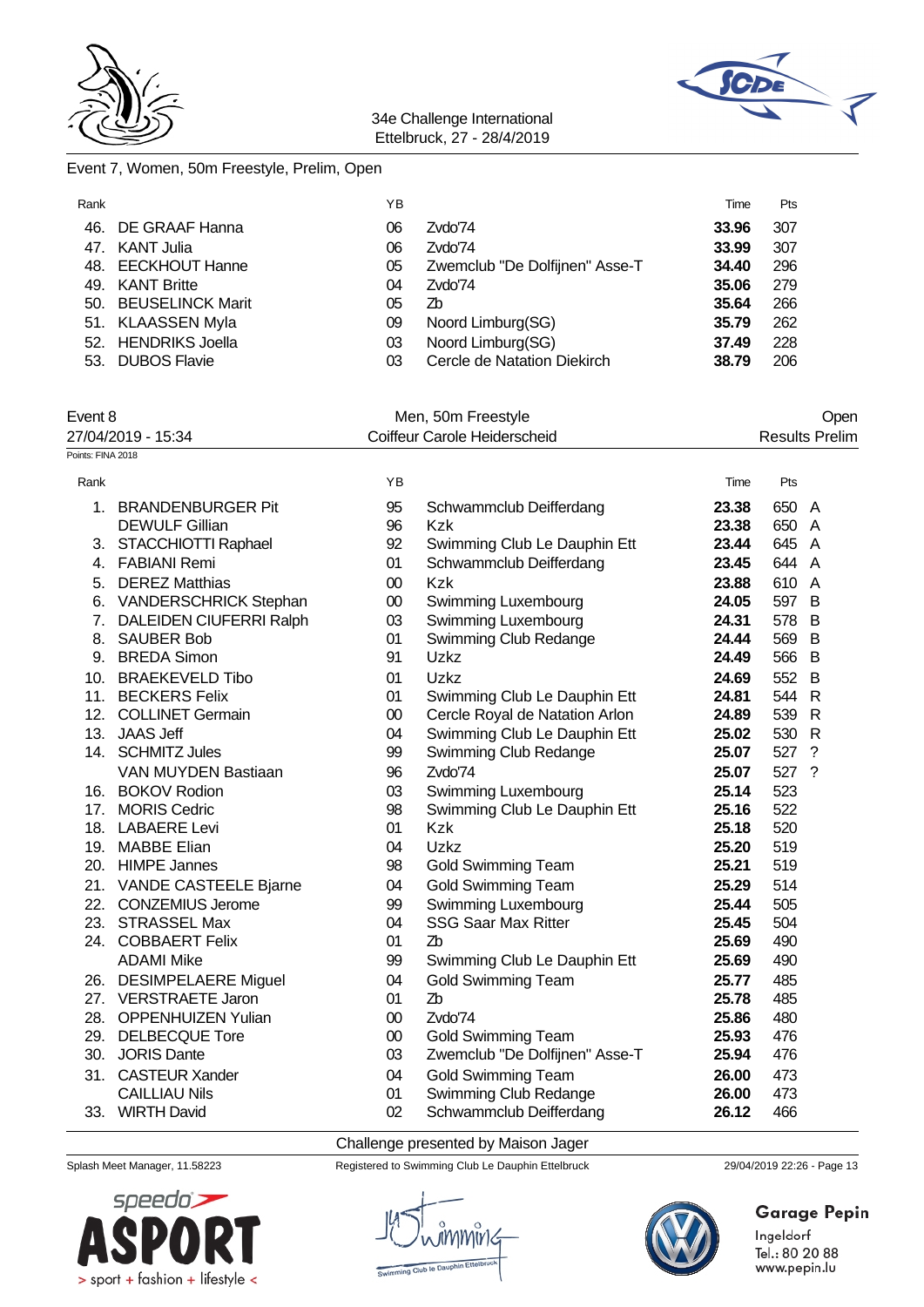34e Challenge International
Ettelbruck, 27 - 28/4/2019

Event 7, Women, 50m Freestyle, Prelim, Open

| Rank | | YB | | Time | Pts |
|---|---|---|---|---|---|
| 46. | DE GRAAF Hanna | 06 | Zvdo'74 | **33.96** | 307 |
| 47. | KANT Julia | 06 | Zvdo'74 | **33.99** | 307 |
| 48. | EECKHOUT Hanne | 05 | Zwemclub "De Dolfijnen" Asse-T | **34.40** | 296 |
| 49. | KANT Britte | 04 | Zvdo'74 | **35.06** | 279 |
| 50. | BEUSELINCK Marit | 05 | Zb | **35.64** | 266 |
| 51. | KLAASSEN Myla | 09 | Noord Limburg(SG) | **35.79** | 262 |
| 52. | HENDRIKS Joella | 03 | Noord Limburg(SG) | **37.49** | 228 |
| 53. | DUBOS Flavie | 03 | Cercle de Natation Diekirch | **38.79** | 206 |

Event 8 — Men, 50m Freestyle — Open

27/04/2019 - 15:34 — Coiffeur Carole Heiderscheid — Results Prelim

Points: FINA 2018

| Rank | | YB | | Time | Pts | |
|---|---|---|---|---|---|---|
| 1. | BRANDENBURGER Pit | 95 | Schwammclub Deifferdang | **23.38** | 650 | A |
| | DEWULF Gillian | 96 | Kzk | **23.38** | 650 | A |
| 3. | STACCHIOTTI Raphael | 92 | Swimming Club Le Dauphin Ett | **23.44** | 645 | A |
| 4. | FABIANI Remi | 01 | Schwammclub Deifferdang | **23.45** | 644 | A |
| 5. | DEREZ Matthias | 00 | Kzk | **23.88** | 610 | A |
| 6. | VANDERSCHRICK Stephan | 00 | Swimming Luxembourg | **24.05** | 597 | B |
| 7. | DALEIDEN CIUFERRI Ralph | 03 | Swimming Luxembourg | **24.31** | 578 | B |
| 8. | SAUBER Bob | 01 | Swimming Club Redange | **24.44** | 569 | B |
| 9. | BREDA Simon | 91 | Uzkz | **24.49** | 566 | B |
| 10. | BRAEKEVELD Tibo | 01 | Uzkz | **24.69** | 552 | B |
| 11. | BECKERS Felix | 01 | Swimming Club Le Dauphin Ett | **24.81** | 544 | R |
| 12. | COLLINET Germain | 00 | Cercle Royal de Natation Arlon | **24.89** | 539 | R |
| 13. | JAAS Jeff | 04 | Swimming Club Le Dauphin Ett | **25.02** | 530 | R |
| 14. | SCHMITZ Jules | 99 | Swimming Club Redange | **25.07** | 527 | ? |
| | VAN MUYDEN Bastiaan | 96 | Zvdo'74 | **25.07** | 527 | ? |
| 16. | BOKOV Rodion | 03 | Swimming Luxembourg | **25.14** | 523 | |
| 17. | MORIS Cedric | 98 | Swimming Club Le Dauphin Ett | **25.16** | 522 | |
| 18. | LABAERE Levi | 01 | Kzk | **25.18** | 520 | |
| 19. | MABBE Elian | 04 | Uzkz | **25.20** | 519 | |
| 20. | HIMPE Jannes | 98 | Gold Swimming Team | **25.21** | 519 | |
| 21. | VANDE CASTEELE Bjarne | 04 | Gold Swimming Team | **25.29** | 514 | |
| 22. | CONZEMIUS Jerome | 99 | Swimming Luxembourg | **25.44** | 505 | |
| 23. | STRASSEL Max | 04 | SSG Saar Max Ritter | **25.45** | 504 | |
| 24. | COBBAERT Felix | 01 | Zb | **25.69** | 490 | |
| | ADAMI Mike | 99 | Swimming Club Le Dauphin Ett | **25.69** | 490 | |
| 26. | DESIMPELAERE Miguel | 04 | Gold Swimming Team | **25.77** | 485 | |
| 27. | VERSTRAETE Jaron | 01 | Zb | **25.78** | 485 | |
| 28. | OPPENHUIZEN Yulian | 00 | Zvdo'74 | **25.86** | 480 | |
| 29. | DELBECQUE Tore | 00 | Gold Swimming Team | **25.93** | 476 | |
| 30. | JORIS Dante | 03 | Zwemclub "De Dolfijnen" Asse-T | **25.94** | 476 | |
| 31. | CASTEUR Xander | 04 | Gold Swimming Team | **26.00** | 473 | |
| | CAILLIAU Nils | 01 | Swimming Club Redange | **26.00** | 473 | |
| 33. | WIRTH David | 02 | Schwammclub Deifferdang | **26.12** | 466 | |

Challenge presented by Maison Jager

Splash Meet Manager, 11.58223 — Registered to Swimming Club Le Dauphin Ettelbruck — 29/04/2019 22:26

Garage Pepin
Ingeldorf
Tel.: 80 20 88
www.pepin.lu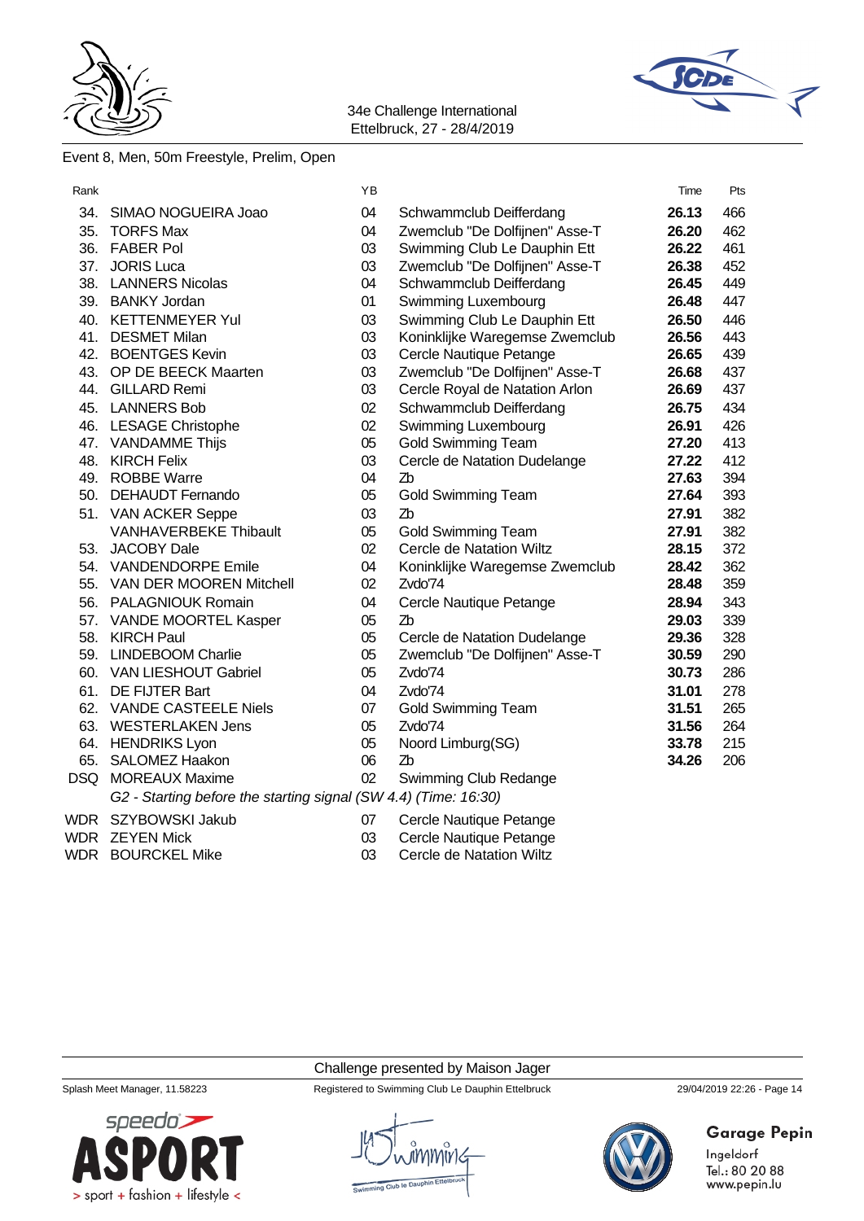34e Challenge International
Ettelbruck, 27 - 28/4/2019

Event 8, Men, 50m Freestyle, Prelim, Open

| Rank | | YB | | Time | Pts |
|---|---|---|---|---|---|
| 34. | SIMAO NOGUEIRA Joao | 04 | Schwammclub Deifferdang | **26.13** | 466 |
| 35. | TORFS Max | 04 | Zwemclub "De Dolfijnen" Asse-T | **26.20** | 462 |
| 36. | FABER Pol | 03 | Swimming Club Le Dauphin Ett | **26.22** | 461 |
| 37. | JORIS Luca | 03 | Zwemclub "De Dolfijnen" Asse-T | **26.38** | 452 |
| 38. | LANNERS Nicolas | 04 | Schwammclub Deifferdang | **26.45** | 449 |
| 39. | BANKY Jordan | 01 | Swimming Luxembourg | **26.48** | 447 |
| 40. | KETTENMEYER Yul | 03 | Swimming Club Le Dauphin Ett | **26.50** | 446 |
| 41. | DESMET Milan | 03 | Koninklijke Waregemse Zwemclub | **26.56** | 443 |
| 42. | BOENTGES Kevin | 03 | Cercle Nautique Petange | **26.65** | 439 |
| 43. | OP DE BEECK Maarten | 03 | Zwemclub "De Dolfijnen" Asse-T | **26.68** | 437 |
| 44. | GILLARD Remi | 03 | Cercle Royal de Natation Arlon | **26.69** | 437 |
| 45. | LANNERS Bob | 02 | Schwammclub Deifferdang | **26.75** | 434 |
| 46. | LESAGE Christophe | 02 | Swimming Luxembourg | **26.91** | 426 |
| 47. | VANDAMME Thijs | 05 | Gold Swimming Team | **27.20** | 413 |
| 48. | KIRCH Felix | 03 | Cercle de Natation Dudelange | **27.22** | 412 |
| 49. | ROBBE Warre | 04 | Zb | **27.63** | 394 |
| 50. | DEHAUDT Fernando | 05 | Gold Swimming Team | **27.64** | 393 |
| 51. | VAN ACKER Seppe | 03 | Zb | **27.91** | 382 |
| | VANHAVERBEKE Thibault | 05 | Gold Swimming Team | **27.91** | 382 |
| 53. | JACOBY Dale | 02 | Cercle de Natation Wiltz | **28.15** | 372 |
| 54. | VANDENDORPE Emile | 04 | Koninklijke Waregemse Zwemclub | **28.42** | 362 |
| 55. | VAN DER MOOREN Mitchell | 02 | Zvdo'74 | **28.48** | 359 |
| 56. | PALAGNIOUK Romain | 04 | Cercle Nautique Petange | **28.94** | 343 |
| 57. | VANDE MOORTEL Kasper | 05 | Zb | **29.03** | 339 |
| 58. | KIRCH Paul | 05 | Cercle de Natation Dudelange | **29.36** | 328 |
| 59. | LINDEBOOM Charlie | 05 | Zwemclub "De Dolfijnen" Asse-T | **30.59** | 290 |
| 60. | VAN LIESHOUT Gabriel | 05 | Zvdo'74 | **30.73** | 286 |
| 61. | DE FIJTER Bart | 04 | Zvdo'74 | **31.01** | 278 |
| 62. | VANDE CASTEELE Niels | 07 | Gold Swimming Team | **31.51** | 265 |
| 63. | WESTERLAKEN Jens | 05 | Zvdo'74 | **31.56** | 264 |
| 64. | HENDRIKS Lyon | 05 | Noord Limburg(SG) | **33.78** | 215 |
| 65. | SALOMEZ Haakon | 06 | Zb | **34.26** | 206 |
| DSQ | MOREAUX Maxime | 02 | Swimming Club Redange | | |
| | *G2 - Starting before the starting signal (SW 4.4) (Time: 16:30)* | | | | |
| WDR | SZYBOWSKI Jakub | 07 | Cercle Nautique Petange | | |
| WDR | ZEYEN Mick | 03 | Cercle Nautique Petange | | |
| WDR | BOURCKEL Mike | 03 | Cercle de Natation Wiltz | | |

Challenge presented by Maison Jager

Splash Meet Manager, 11.58223 — Registered to Swimming Club Le Dauphin Ettelbruck — 29/04/2019 22:26 - Page 14

Garage Pepin
Ingeldorf
Tel.: 80 20 88
www.pepin.lu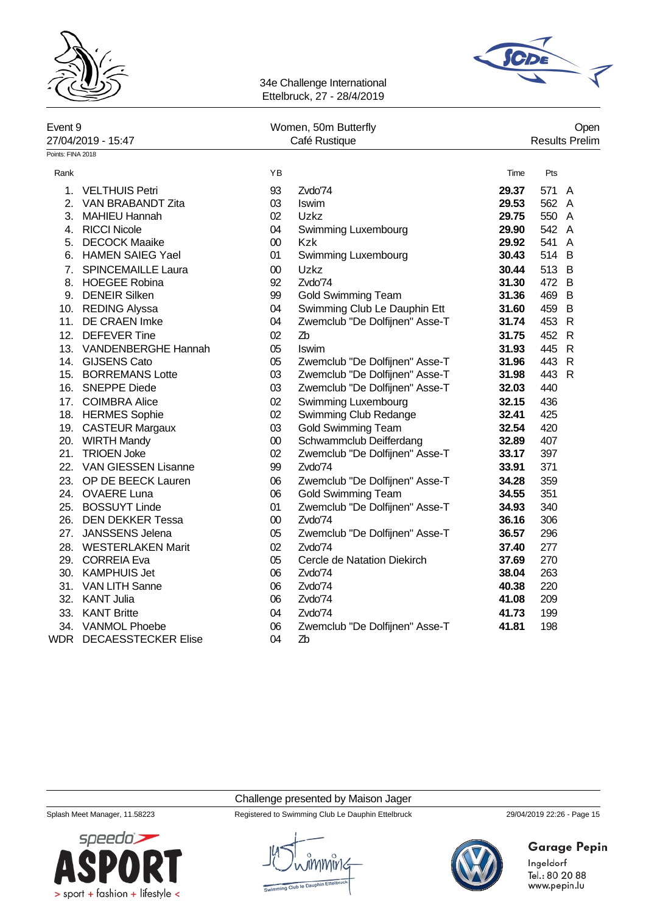34e Challenge International
Ettelbruck, 27 - 28/4/2019

Event 9 — Women, 50m Butterfly — Open

27/04/2019 - 15:47 — Café Rustique — Results Prelim

Points: FINA 2018

| Rank | | YB | | Time | Pts | |
|---|---|---|---|---|---|---|
| 1. | VELTHUIS Petri | 93 | Zvdo'74 | **29.37** | 571 | A |
| 2. | VAN BRABANDT Zita | 03 | Iswim | **29.53** | 562 | A |
| 3. | MAHIEU Hannah | 02 | Uzkz | **29.75** | 550 | A |
| 4. | RICCI Nicole | 04 | Swimming Luxembourg | **29.90** | 542 | A |
| 5. | DECOCK Maaike | 00 | Kzk | **29.92** | 541 | A |
| 6. | HAMEN SAIEG Yael | 01 | Swimming Luxembourg | **30.43** | 514 | B |
| 7. | SPINCEMAILLE Laura | 00 | Uzkz | **30.44** | 513 | B |
| 8. | HOEGEE Robina | 92 | Zvdo'74 | **31.30** | 472 | B |
| 9. | DENEIR Silken | 99 | Gold Swimming Team | **31.36** | 469 | B |
| 10. | REDING Alyssa | 04 | Swimming Club Le Dauphin Ett | **31.60** | 459 | B |
| 11. | DE CRAEN Imke | 04 | Zwemclub "De Dolfijnen" Asse-T | **31.74** | 453 | R |
| 12. | DEFEVER Tine | 02 | Zb | **31.75** | 452 | R |
| 13. | VANDENBERGHE Hannah | 05 | Iswim | **31.93** | 445 | R |
| 14. | GIJSENS Cato | 05 | Zwemclub "De Dolfijnen" Asse-T | **31.96** | 443 | R |
| 15. | BORREMANS Lotte | 03 | Zwemclub "De Dolfijnen" Asse-T | **31.98** | 443 | R |
| 16. | SNEPPE Diede | 03 | Zwemclub "De Dolfijnen" Asse-T | **32.03** | 440 | |
| 17. | COIMBRA Alice | 02 | Swimming Luxembourg | **32.15** | 436 | |
| 18. | HERMES Sophie | 02 | Swimming Club Redange | **32.41** | 425 | |
| 19. | CASTEUR Margaux | 03 | Gold Swimming Team | **32.54** | 420 | |
| 20. | WIRTH Mandy | 00 | Schwammclub Deifferdang | **32.89** | 407 | |
| 21. | TRIOEN Joke | 02 | Zwemclub "De Dolfijnen" Asse-T | **33.17** | 397 | |
| 22. | VAN GIESSEN Lisanne | 99 | Zvdo'74 | **33.91** | 371 | |
| 23. | OP DE BEECK Lauren | 06 | Zwemclub "De Dolfijnen" Asse-T | **34.28** | 359 | |
| 24. | OVAERE Luna | 06 | Gold Swimming Team | **34.55** | 351 | |
| 25. | BOSSUYT Linde | 01 | Zwemclub "De Dolfijnen" Asse-T | **34.93** | 340 | |
| 26. | DEN DEKKER Tessa | 00 | Zvdo'74 | **36.16** | 306 | |
| 27. | JANSSENS Jelena | 05 | Zwemclub "De Dolfijnen" Asse-T | **36.57** | 296 | |
| 28. | WESTERLAKEN Marit | 02 | Zvdo'74 | **37.40** | 277 | |
| 29. | CORREIA Eva | 05 | Cercle de Natation Diekirch | **37.69** | 270 | |
| 30. | KAMPHUIS Jet | 06 | Zvdo'74 | **38.04** | 263 | |
| 31. | VAN LITH Sanne | 06 | Zvdo'74 | **40.38** | 220 | |
| 32. | KANT Julia | 06 | Zvdo'74 | **41.08** | 209 | |
| 33. | KANT Britte | 04 | Zvdo'74 | **41.73** | 199 | |
| 34. | VANMOL Phoebe | 06 | Zwemclub "De Dolfijnen" Asse-T | **41.81** | 198 | |
| WDR | DECAESSTECKER Elise | 04 | Zb | | | |

Challenge presented by Maison Jager

Splash Meet Manager, 11.58223 — Registered to Swimming Club Le Dauphin Ettelbruck — 29/04/2019 22:26

Garage Pepin
Ingeldorf
Tel.: 80 20 88
www.pepin.lu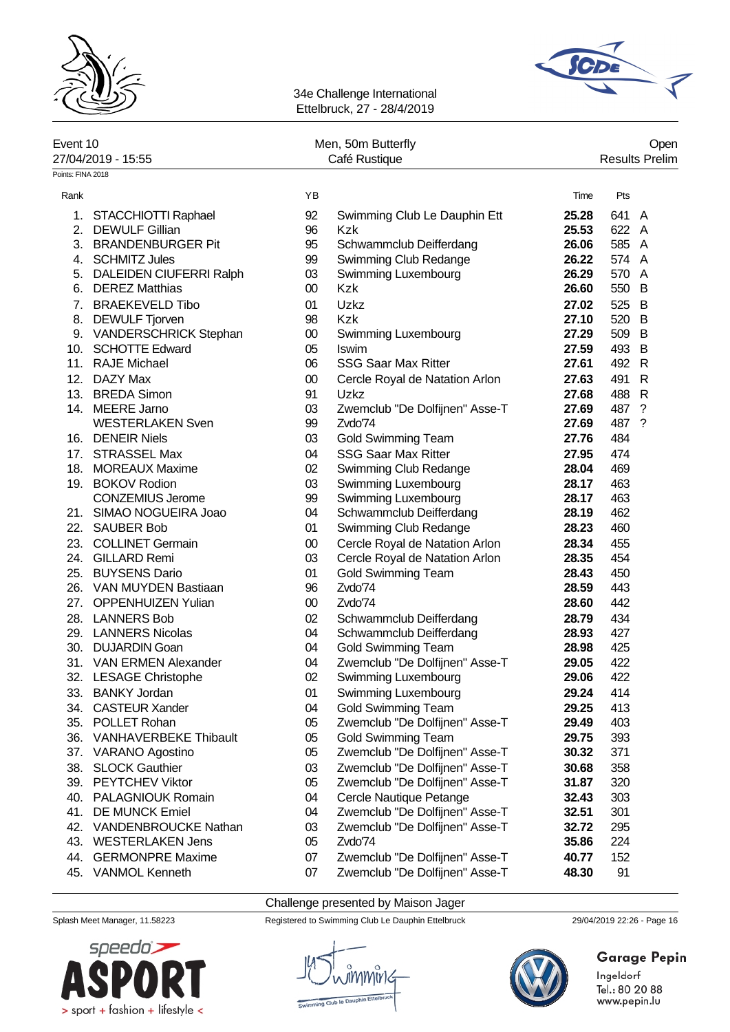34e Challenge International
Ettelbruck, 27 - 28/4/2019

Event 10 — Men, 50m Butterfly — Open
27/04/2019 - 15:55 — Café Rustique — Results Prelim

Points: FINA 2018

| Rank | | YB | | Time | Pts | |
|---|---|---|---|---|---|---|
| 1. | STACCHIOTTI Raphael | 92 | Swimming Club Le Dauphin Ett | **25.28** | 641 | A |
| 2. | DEWULF Gillian | 96 | Kzk | **25.53** | 622 | A |
| 3. | BRANDENBURGER Pit | 95 | Schwammclub Deifferdang | **26.06** | 585 | A |
| 4. | SCHMITZ Jules | 99 | Swimming Club Redange | **26.22** | 574 | A |
| 5. | DALEIDEN CIUFERRI Ralph | 03 | Swimming Luxembourg | **26.29** | 570 | A |
| 6. | DEREZ Matthias | 00 | Kzk | **26.60** | 550 | B |
| 7. | BRAEKEVELD Tibo | 01 | Uzkz | **27.02** | 525 | B |
| 8. | DEWULF Tjorven | 98 | Kzk | **27.10** | 520 | B |
| 9. | VANDERSCHRICK Stephan | 00 | Swimming Luxembourg | **27.29** | 509 | B |
| 10. | SCHOTTE Edward | 05 | Iswim | **27.59** | 493 | B |
| 11. | RAJE Michael | 06 | SSG Saar Max Ritter | **27.61** | 492 | R |
| 12. | DAZY Max | 00 | Cercle Royal de Natation Arlon | **27.63** | 491 | R |
| 13. | BREDA Simon | 91 | Uzkz | **27.68** | 488 | R |
| 14. | MEERE Jarno | 03 | Zwemclub "De Dolfijnen" Asse-T | **27.69** | 487 | ? |
| | WESTERLAKEN Sven | 99 | Zvdo'74 | **27.69** | 487 | ? |
| 16. | DENEIR Niels | 03 | Gold Swimming Team | **27.76** | 484 | |
| 17. | STRASSEL Max | 04 | SSG Saar Max Ritter | **27.95** | 474 | |
| 18. | MOREAUX Maxime | 02 | Swimming Club Redange | **28.04** | 469 | |
| 19. | BOKOV Rodion | 03 | Swimming Luxembourg | **28.17** | 463 | |
| | CONZEMIUS Jerome | 99 | Swimming Luxembourg | **28.17** | 463 | |
| 21. | SIMAO NOGUEIRA Joao | 04 | Schwammclub Deifferdang | **28.19** | 462 | |
| 22. | SAUBER Bob | 01 | Swimming Club Redange | **28.23** | 460 | |
| 23. | COLLINET Germain | 00 | Cercle Royal de Natation Arlon | **28.34** | 455 | |
| 24. | GILLARD Remi | 03 | Cercle Royal de Natation Arlon | **28.35** | 454 | |
| 25. | BUYSENS Dario | 01 | Gold Swimming Team | **28.43** | 450 | |
| 26. | VAN MUYDEN Bastiaan | 96 | Zvdo'74 | **28.59** | 443 | |
| 27. | OPPENHUIZEN Yulian | 00 | Zvdo'74 | **28.60** | 442 | |
| 28. | LANNERS Bob | 02 | Schwammclub Deifferdang | **28.79** | 434 | |
| 29. | LANNERS Nicolas | 04 | Schwammclub Deifferdang | **28.93** | 427 | |
| 30. | DUJARDIN Goan | 04 | Gold Swimming Team | **28.98** | 425 | |
| 31. | VAN ERMEN Alexander | 04 | Zwemclub "De Dolfijnen" Asse-T | **29.05** | 422 | |
| 32. | LESAGE Christophe | 02 | Swimming Luxembourg | **29.06** | 422 | |
| 33. | BANKY Jordan | 01 | Swimming Luxembourg | **29.24** | 414 | |
| 34. | CASTEUR Xander | 04 | Gold Swimming Team | **29.25** | 413 | |
| 35. | POLLET Rohan | 05 | Zwemclub "De Dolfijnen" Asse-T | **29.49** | 403 | |
| 36. | VANHAVERBEKE Thibault | 05 | Gold Swimming Team | **29.75** | 393 | |
| 37. | VARANO Agostino | 05 | Zwemclub "De Dolfijnen" Asse-T | **30.32** | 371 | |
| 38. | SLOCK Gauthier | 03 | Zwemclub "De Dolfijnen" Asse-T | **30.68** | 358 | |
| 39. | PEYTCHEV Viktor | 05 | Zwemclub "De Dolfijnen" Asse-T | **31.87** | 320 | |
| 40. | PALAGNIOUK Romain | 04 | Cercle Nautique Petange | **32.43** | 303 | |
| 41. | DE MUNCK Emiel | 04 | Zwemclub "De Dolfijnen" Asse-T | **32.51** | 301 | |
| 42. | VANDENBROUCKE Nathan | 03 | Zwemclub "De Dolfijnen" Asse-T | **32.72** | 295 | |
| 43. | WESTERLAKEN Jens | 05 | Zvdo'74 | **35.86** | 224 | |
| 44. | GERMONPRE Maxime | 07 | Zwemclub "De Dolfijnen" Asse-T | **40.77** | 152 | |
| 45. | VANMOL Kenneth | 07 | Zwemclub "De Dolfijnen" Asse-T | **48.30** | 91 | |

Challenge presented by Maison Jager

Splash Meet Manager, 11.58223 — Registered to Swimming Club Le Dauphin Ettelbruck — 29/04/2019 22:26

speedo ASPORT > sport + fashion + lifestyle <

Garage Pepin
Ingeldorf
Tel.: 80 20 88
www.pepin.lu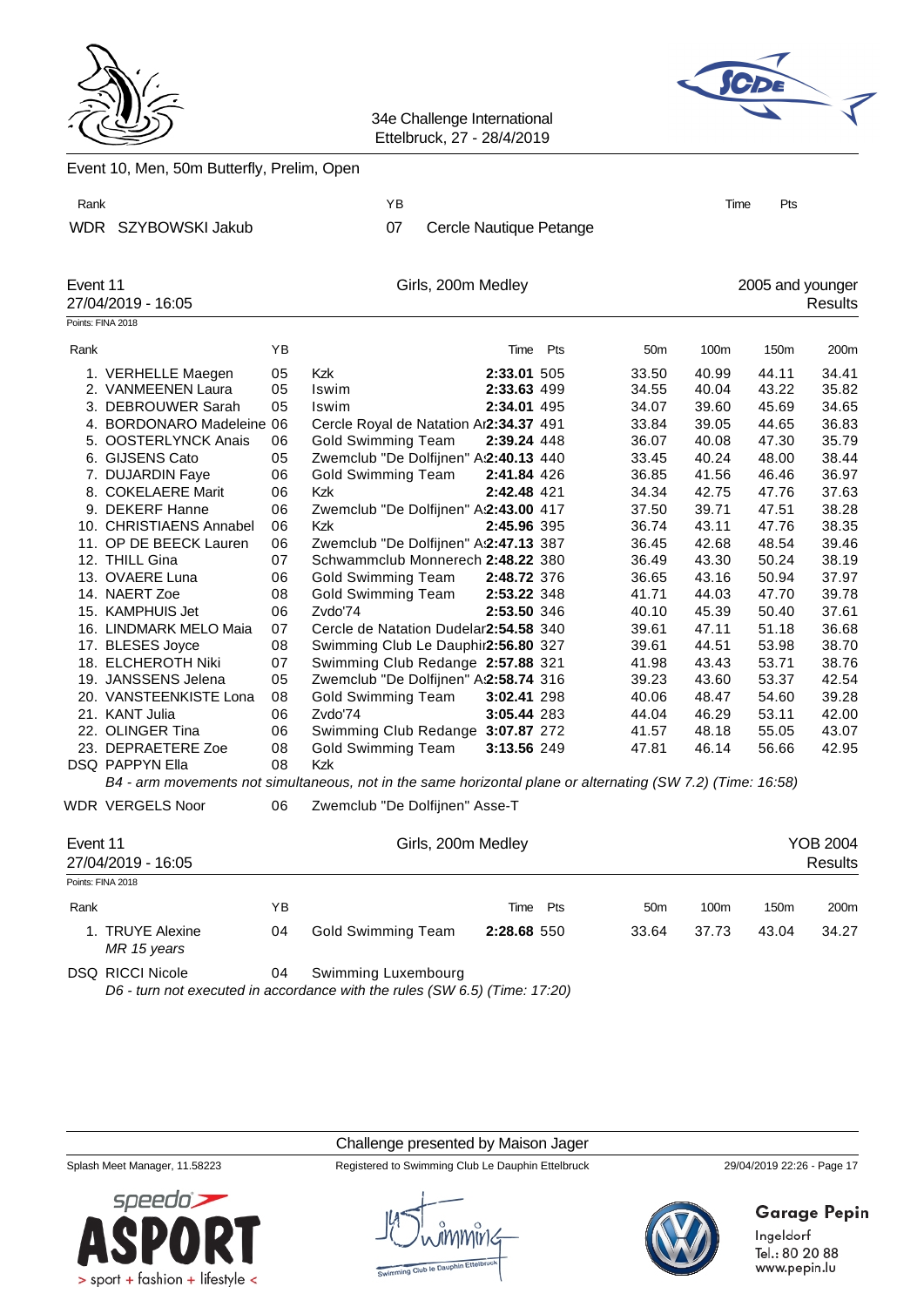Event 10, Men, 50m Butterfly, Prelim, Open

| Rank | | YB | | Time | Pts |
|---|---|---|---|---|---|
| WDR | SZYBOWSKI Jakub | 07 | Cercle Nautique Petange | | |

## Event 11 — Girls, 200m Medley — 2005 and younger

27/04/2019 - 16:05 — Results

Points: FINA 2018

| Rank | | YB | | Time | Pts | 50m | 100m | 150m | 200m |
|---|---|---|---|---|---|---|---|---|---|
| 1. | VERHELLE Maegen | 05 | Kzk | **2:33.01** | 505 | 33.50 | 40.99 | 44.11 | 34.41 |
| 2. | VANMEENEN Laura | 05 | Iswim | **2:33.63** | 499 | 34.55 | 40.04 | 43.22 | 35.82 |
| 3. | DEBROUWER Sarah | 05 | Iswim | **2:34.01** | 495 | 34.07 | 39.60 | 45.69 | 34.65 |
| 4. | BORDONARO Madeleine | 06 | Cercle Royal de Natation Ar | **2:34.37** | 491 | 33.84 | 39.05 | 44.65 | 36.83 |
| 5. | OOSTERLYNCK Anais | 06 | Gold Swimming Team | **2:39.24** | 448 | 36.07 | 40.08 | 47.30 | 35.79 |
| 6. | GIJSENS Cato | 05 | Zwemclub "De Dolfijnen" A | **2:40.13** | 440 | 33.45 | 40.24 | 48.00 | 38.44 |
| 7. | DUJARDIN Faye | 06 | Gold Swimming Team | **2:41.84** | 426 | 36.85 | 41.56 | 46.46 | 36.97 |
| 8. | COKELAERE Marit | 06 | Kzk | **2:42.48** | 421 | 34.34 | 42.75 | 47.76 | 37.63 |
| 9. | DEKERF Hanne | 06 | Zwemclub "De Dolfijnen" A | **2:43.00** | 417 | 37.50 | 39.71 | 47.51 | 38.28 |
| 10. | CHRISTIAENS Annabel | 06 | Kzk | **2:45.96** | 395 | 36.74 | 43.11 | 47.76 | 38.35 |
| 11. | OP DE BEECK Lauren | 06 | Zwemclub "De Dolfijnen" A | **2:47.13** | 387 | 36.45 | 42.68 | 48.54 | 39.46 |
| 12. | THILL Gina | 07 | Schwammclub Monnerech | **2:48.22** | 380 | 36.49 | 43.30 | 50.24 | 38.19 |
| 13. | OVAERE Luna | 06 | Gold Swimming Team | **2:48.72** | 376 | 36.65 | 43.16 | 50.94 | 37.97 |
| 14. | NAERT Zoe | 08 | Gold Swimming Team | **2:53.22** | 348 | 41.71 | 44.03 | 47.70 | 39.78 |
| 15. | KAMPHUIS Jet | 06 | Zvdo'74 | **2:53.50** | 346 | 40.10 | 45.39 | 50.40 | 37.61 |
| 16. | LINDMARK MELO Maia | 07 | Cercle de Natation Dudelar | **2:54.58** | 340 | 39.61 | 47.11 | 51.18 | 36.68 |
| 17. | BLESES Joyce | 08 | Swimming Club Le Dauphir | **2:56.80** | 327 | 39.61 | 44.51 | 53.98 | 38.70 |
| 18. | ELCHEROTH Niki | 07 | Swimming Club Redange | **2:57.88** | 321 | 41.98 | 43.43 | 53.71 | 38.76 |
| 19. | JANSSENS Jelena | 05 | Zwemclub "De Dolfijnen" A | **2:58.74** | 316 | 39.23 | 43.60 | 53.37 | 42.54 |
| 20. | VANSTEENKISTE Lona | 08 | Gold Swimming Team | **3:02.41** | 298 | 40.06 | 48.47 | 54.60 | 39.28 |
| 21. | KANT Julia | 06 | Zvdo'74 | **3:05.44** | 283 | 44.04 | 46.29 | 53.11 | 42.00 |
| 22. | OLINGER Tina | 06 | Swimming Club Redange | **3:07.87** | 272 | 41.57 | 48.18 | 55.05 | 43.07 |
| 23. | DEPRAETERE Zoe | 08 | Gold Swimming Team | **3:13.56** | 249 | 47.81 | 46.14 | 56.66 | 42.95 |
| DSQ | PAPPYN Ella | 08 | Kzk | | | | | | |
| WDR | VERGELS Noor | 06 | Zwemclub "De Dolfijnen" Asse-T | | | | | | |

PAPPYN Ella: *B4 - arm movements not simultaneous, not in the same horizontal plane or alternating (SW 7.2) (Time: 16:58)*

## Event 11 — Girls, 200m Medley — YOB 2004

27/04/2019 - 16:05 — Results

Points: FINA 2018

| Rank | | YB | | Time | Pts | 50m | 100m | 150m | 200m |
|---|---|---|---|---|---|---|---|---|---|
| 1. | TRUYE Alexine *MR 15 years* | 04 | Gold Swimming Team | **2:28.68** | 550 | 33.64 | 37.73 | 43.04 | 34.27 |
| DSQ | RICCI Nicole | 04 | Swimming Luxembourg | | | | | | |

RICCI Nicole: *D6 - turn not executed in accordance with the rules (SW 6.5) (Time: 17:20)*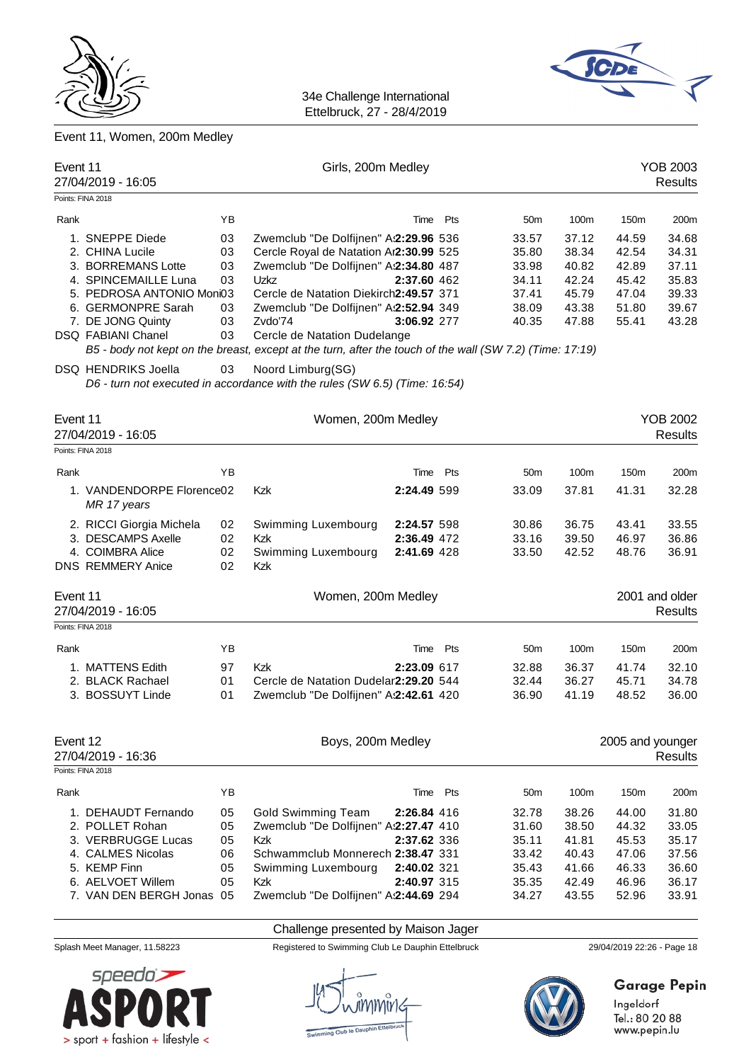34e Challenge International
Ettelbruck, 27 - 28/4/2019

## Event 11, Women, 200m Medley

### Event 11 — Girls, 200m Medley — YOB 2003 — Results

27/04/2019 - 16:05

Points: FINA 2018

| Rank | | YB | | Time | Pts | 50m | 100m | 150m | 200m |
|---|---|---|---|---|---|---|---|---|---|
| 1. | SNEPPE Diede | 03 | Zwemclub "De Dolfijnen" A | **2:29.96** | 536 | 33.57 | 37.12 | 44.59 | 34.68 |
| 2. | CHINA Lucile | 03 | Cercle Royal de Natation A | **2:30.99** | 525 | 35.80 | 38.34 | 42.54 | 34.31 |
| 3. | BORREMANS Lotte | 03 | Zwemclub "De Dolfijnen" A | **2:34.80** | 487 | 33.98 | 40.82 | 42.89 | 37.11 |
| 4. | SPINCEMAILLE Luna | 03 | Uzkz | **2:37.60** | 462 | 34.11 | 42.24 | 45.42 | 35.83 |
| 5. | PEDROSA ANTONIO Moni | 03 | Cercle de Natation Diekirch | **2:49.57** | 371 | 37.41 | 45.79 | 47.04 | 39.33 |
| 6. | GERMONPRE Sarah | 03 | Zwemclub "De Dolfijnen" A | **2:52.94** | 349 | 38.09 | 43.38 | 51.80 | 39.67 |
| 7. | DE JONG Quinty | 03 | Zvdo'74 | **3:06.92** | 277 | 40.35 | 47.88 | 55.41 | 43.28 |
| DSQ | FABIANI Chanel | 03 | Cercle de Natation Dudelange | | | | | | |

*B5 - body not kept on the breast, except at the turn, after the touch of the wall (SW 7.2) (Time: 17:19)*

| Rank | | YB | | Time | Pts | 50m | 100m | 150m | 200m |
|---|---|---|---|---|---|---|---|---|---|
| DSQ | HENDRIKS Joella | 03 | Noord Limburg(SG) | | | | | | |

*D6 - turn not executed in accordance with the rules (SW 6.5) (Time: 16:54)*

### Event 11 — Women, 200m Medley — YOB 2002 — Results

27/04/2019 - 16:05

Points: FINA 2018

| Rank | | YB | | Time | Pts | 50m | 100m | 150m | 200m |
|---|---|---|---|---|---|---|---|---|---|
| 1. | VANDENDORPE Florence *MR 17 years* | 02 | Kzk | **2:24.49** | 599 | 33.09 | 37.81 | 41.31 | 32.28 |
| 2. | RICCI Giorgia Michela | 02 | Swimming Luxembourg | **2:24.57** | 598 | 30.86 | 36.75 | 43.41 | 33.55 |
| 3. | DESCAMPS Axelle | 02 | Kzk | **2:36.49** | 472 | 33.16 | 39.50 | 46.97 | 36.86 |
| 4. | COIMBRA Alice | 02 | Swimming Luxembourg | **2:41.69** | 428 | 33.50 | 42.52 | 48.76 | 36.91 |
| DNS | REMMERY Anice | 02 | Kzk | | | | | | |

### Event 11 — Women, 200m Medley — 2001 and older — Results

27/04/2019 - 16:05

Points: FINA 2018

| Rank | | YB | | Time | Pts | 50m | 100m | 150m | 200m |
|---|---|---|---|---|---|---|---|---|---|
| 1. | MATTENS Edith | 97 | Kzk | **2:23.09** | 617 | 32.88 | 36.37 | 41.74 | 32.10 |
| 2. | BLACK Rachael | 01 | Cercle de Natation Dudelar | **2:29.20** | 544 | 32.44 | 36.27 | 45.71 | 34.78 |
| 3. | BOSSUYT Linde | 01 | Zwemclub "De Dolfijnen" A | **2:42.61** | 420 | 36.90 | 41.19 | 48.52 | 36.00 |

### Event 12 — Boys, 200m Medley — 2005 and younger — Results

27/04/2019 - 16:36

Points: FINA 2018

| Rank | | YB | | Time | Pts | 50m | 100m | 150m | 200m |
|---|---|---|---|---|---|---|---|---|---|
| 1. | DEHAUDT Fernando | 05 | Gold Swimming Team | **2:26.84** | 416 | 32.78 | 38.26 | 44.00 | 31.80 |
| 2. | POLLET Rohan | 05 | Zwemclub "De Dolfijnen" A | **2:27.47** | 410 | 31.60 | 38.50 | 44.32 | 33.05 |
| 3. | VERBRUGGE Lucas | 05 | Kzk | **2:37.62** | 336 | 35.11 | 41.81 | 45.53 | 35.17 |
| 4. | CALMES Nicolas | 06 | Schwammclub Monnerech | **2:38.47** | 331 | 33.42 | 40.43 | 47.06 | 37.56 |
| 5. | KEMP Finn | 05 | Swimming Luxembourg | **2:40.02** | 321 | 35.43 | 41.66 | 46.33 | 36.60 |
| 6. | AELVOET Willem | 05 | Kzk | **2:40.97** | 315 | 35.35 | 42.49 | 46.96 | 36.17 |
| 7. | VAN DEN BERGH Jonas | 05 | Zwemclub "De Dolfijnen" A | **2:44.69** | 294 | 34.27 | 43.55 | 52.96 | 33.91 |

Challenge presented by Maison Jager

Splash Meet Manager, 11.58223 — Registered to Swimming Club Le Dauphin Ettelbruck — 29/04/2019 22:26

Garage Pepin
Ingeldorf
Tel.: 80 20 88
www.pepin.lu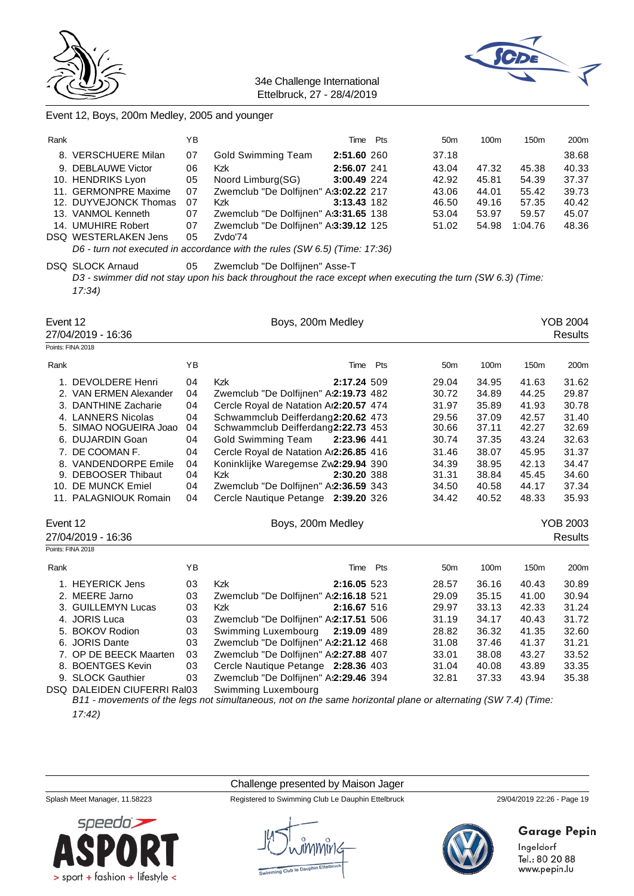Event 12, Boys, 200m Medley, 2005 and younger

| Rank | | YB | | Time | Pts | 50m | 100m | 150m | 200m |
|---|---|---|---|---|---|---|---|---|---|
| 8. | VERSCHUERE Milan | 07 | Gold Swimming Team | **2:51.60** | 260 | 37.18 | | | 38.68 |
| 9. | DEBLAUWE Victor | 06 | Kzk | **2:56.07** | 241 | 43.04 | 47.32 | 45.38 | 40.33 |
| 10. | HENDRIKS Lyon | 05 | Noord Limburg(SG) | **3:00.49** | 224 | 42.92 | 45.81 | 54.39 | 37.37 |
| 11. | GERMONPRE Maxime | 07 | Zwemclub "De Dolfijnen" A | **3:02.22** | 217 | 43.06 | 44.01 | 55.42 | 39.73 |
| 12. | DUYVEJONCK Thomas | 07 | Kzk | **3:13.43** | 182 | 46.50 | 49.16 | 57.35 | 40.42 |
| 13. | VANMOL Kenneth | 07 | Zwemclub "De Dolfijnen" A | **3:31.65** | 138 | 53.04 | 53.97 | 59.57 | 45.07 |
| 14. | UMUHIRE Robert | 07 | Zwemclub "De Dolfijnen" A | **3:39.12** | 125 | 51.02 | 54.98 | 1:04.76 | 48.36 |
| DSQ | WESTERLAKEN Jens | 05 | Zvdo'74 | | | | | | |

*D6 - turn not executed in accordance with the rules (SW 6.5) (Time: 17:36)*

| | | | | | | | | | |
|---|---|---|---|---|---|---|---|---|---|
| DSQ | SLOCK Arnaud | 05 | Zwemclub "De Dolfijnen" Asse-T | | | | | | |

*D3 - swimmer did not stay upon his back throughout the race except when executing the turn (SW 6.3) (Time: 17:34)*

## Event 12 — Boys, 200m Medley — YOB 2004

27/04/2019 - 16:36 — Results

Points: FINA 2018

| Rank | | YB | | Time | Pts | 50m | 100m | 150m | 200m |
|---|---|---|---|---|---|---|---|---|---|
| 1. | DEVOLDERE Henri | 04 | Kzk | **2:17.24** | 509 | 29.04 | 34.95 | 41.63 | 31.62 |
| 2. | VAN ERMEN Alexander | 04 | Zwemclub "De Dolfijnen" A | **2:19.73** | 482 | 30.72 | 34.89 | 44.25 | 29.87 |
| 3. | DANTHINE Zacharie | 04 | Cercle Royal de Natation Ar | **2:20.57** | 474 | 31.97 | 35.89 | 41.93 | 30.78 |
| 4. | LANNERS Nicolas | 04 | Schwammclub Deifferdang | **2:20.62** | 473 | 29.56 | 37.09 | 42.57 | 31.40 |
| 5. | SIMAO NOGUEIRA Joao | 04 | Schwammclub Deifferdang | **2:22.73** | 453 | 30.66 | 37.11 | 42.27 | 32.69 |
| 6. | DUJARDIN Goan | 04 | Gold Swimming Team | **2:23.96** | 441 | 30.74 | 37.35 | 43.24 | 32.63 |
| 7. | DE COOMAN F. | 04 | Cercle Royal de Natation Ar | **2:26.85** | 416 | 31.46 | 38.07 | 45.95 | 31.37 |
| 8. | VANDENDORPE Emile | 04 | Koninklijke Waregemse Zw | **2:29.94** | 390 | 34.39 | 38.95 | 42.13 | 34.47 |
| 9. | DEBOOSER Thibaut | 04 | Kzk | **2:30.20** | 388 | 31.31 | 38.84 | 45.45 | 34.60 |
| 10. | DE MUNCK Emiel | 04 | Zwemclub "De Dolfijnen" A | **2:36.59** | 343 | 34.50 | 40.58 | 44.17 | 37.34 |
| 11. | PALAGNIOUK Romain | 04 | Cercle Nautique Petange | **2:39.20** | 326 | 34.42 | 40.52 | 48.33 | 35.93 |

## Event 12 — Boys, 200m Medley — YOB 2003

27/04/2019 - 16:36 — Results

Points: FINA 2018

| Rank | | YB | | Time | Pts | 50m | 100m | 150m | 200m |
|---|---|---|---|---|---|---|---|---|---|
| 1. | HEYERICK Jens | 03 | Kzk | **2:16.05** | 523 | 28.57 | 36.16 | 40.43 | 30.89 |
| 2. | MEERE Jarno | 03 | Zwemclub "De Dolfijnen" A | **2:16.18** | 521 | 29.09 | 35.15 | 41.00 | 30.94 |
| 3. | GUILLEMYN Lucas | 03 | Kzk | **2:16.67** | 516 | 29.97 | 33.13 | 42.33 | 31.24 |
| 4. | JORIS Luca | 03 | Zwemclub "De Dolfijnen" A | **2:17.51** | 506 | 31.19 | 34.17 | 40.43 | 31.72 |
| 5. | BOKOV Rodion | 03 | Swimming Luxembourg | **2:19.09** | 489 | 28.82 | 36.32 | 41.35 | 32.60 |
| 6. | JORIS Dante | 03 | Zwemclub "De Dolfijnen" A | **2:21.12** | 468 | 31.08 | 37.46 | 41.37 | 31.21 |
| 7. | OP DE BEECK Maarten | 03 | Zwemclub "De Dolfijnen" A | **2:27.88** | 407 | 33.01 | 38.08 | 43.27 | 33.52 |
| 8. | BOENTGES Kevin | 03 | Cercle Nautique Petange | **2:28.36** | 403 | 31.04 | 40.08 | 43.89 | 33.35 |
| 9. | SLOCK Gauthier | 03 | Zwemclub "De Dolfijnen" A | **2:29.46** | 394 | 32.81 | 37.33 | 43.94 | 35.38 |
| DSQ | DALEIDEN CIUFERRI Ral | 03 | Swimming Luxembourg | | | | | | |

*B11 - movements of the legs not simultaneous, not on the same horizontal plane or alternating (SW 7.4) (Time: 17:42)*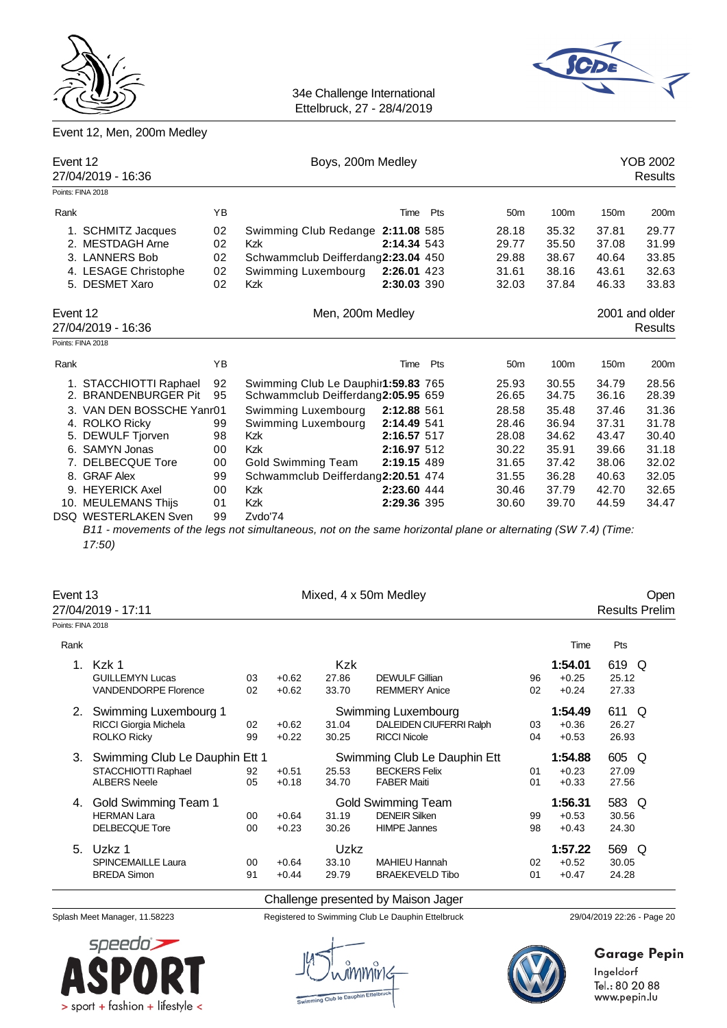34e Challenge International
Ettelbruck, 27 - 28/4/2019

## Event 12, Men, 200m Medley

Event 12 — Boys, 200m Medley — YOB 2002
27/04/2019 - 16:36 — Results
Points: FINA 2018

| Rank | | YB | | Time | Pts | 50m | 100m | 150m | 200m |
|---|---|---|---|---|---|---|---|---|---|
| 1. | SCHMITZ Jacques | 02 | Swimming Club Redange | **2:11.08** | 585 | 28.18 | 35.32 | 37.81 | 29.77 |
| 2. | MESTDAGH Arne | 02 | Kzk | **2:14.34** | 543 | 29.77 | 35.50 | 37.08 | 31.99 |
| 3. | LANNERS Bob | 02 | Schwammclub Deifferdang | **2:23.04** | 450 | 29.88 | 38.67 | 40.64 | 33.85 |
| 4. | LESAGE Christophe | 02 | Swimming Luxembourg | **2:26.01** | 423 | 31.61 | 38.16 | 43.61 | 32.63 |
| 5. | DESMET Xaro | 02 | Kzk | **2:30.03** | 390 | 32.03 | 37.84 | 46.33 | 33.83 |

Event 12 — Men, 200m Medley — 2001 and older
27/04/2019 - 16:36 — Results
Points: FINA 2018

| Rank | | YB | | Time | Pts | 50m | 100m | 150m | 200m |
|---|---|---|---|---|---|---|---|---|---|
| 1. | STACCHIOTTI Raphael | 92 | Swimming Club Le Dauphin | **1:59.83** | 765 | 25.93 | 30.55 | 34.79 | 28.56 |
| 2. | BRANDENBURGER Pit | 95 | Schwammclub Deifferdang | **2:05.95** | 659 | 26.65 | 34.75 | 36.16 | 28.39 |
| 3. | VAN DEN BOSSCHE Yann | 01 | Swimming Luxembourg | **2:12.88** | 561 | 28.58 | 35.48 | 37.46 | 31.36 |
| 4. | ROLKO Ricky | 99 | Swimming Luxembourg | **2:14.49** | 541 | 28.46 | 36.94 | 37.31 | 31.78 |
| 5. | DEWULF Tjorven | 98 | Kzk | **2:16.57** | 517 | 28.08 | 34.62 | 43.47 | 30.40 |
| 6. | SAMYN Jonas | 00 | Kzk | **2:16.97** | 512 | 30.22 | 35.91 | 39.66 | 31.18 |
| 7. | DELBECQUE Tore | 00 | Gold Swimming Team | **2:19.15** | 489 | 31.65 | 37.42 | 38.06 | 32.02 |
| 8. | GRAF Alex | 99 | Schwammclub Deifferdang | **2:20.51** | 474 | 31.55 | 36.28 | 40.63 | 32.05 |
| 9. | HEYERICK Axel | 00 | Kzk | **2:23.60** | 444 | 30.46 | 37.79 | 42.70 | 32.65 |
| 10. | MEULEMANS Thijs | 01 | Kzk | **2:29.36** | 395 | 30.60 | 39.70 | 44.59 | 34.47 |
| DSQ | WESTERLAKEN Sven | 99 | Zvdo'74 | | | | | | |

*B11 - movements of the legs not simultaneous, not on the same horizontal plane or alternating (SW 7.4) (Time: 17:50)*

Event 13 — Mixed, 4 x 50m Medley — Open
27/04/2019 - 17:11 — Results Prelim
Points: FINA 2018

| Rank | | | | | | | | Time | Pts |
|---|---|---|---|---|---|---|---|---|---|
| 1. | Kzk 1 | | | Kzk | | | | **1:54.01** | 619 Q |
| | GUILLEMYN Lucas | 03 | +0.62 | 27.86 | DEWULF Gillian | 96 | | +0.25 | 25.12 |
| | VANDENDORPE Florence | 02 | +0.62 | 33.70 | REMMERY Anice | 02 | | +0.24 | 27.33 |
| 2. | Swimming Luxembourg 1 | | | Swimming Luxembourg | | | | **1:54.49** | 611 Q |
| | RICCI Giorgia Michela | 02 | +0.62 | 31.04 | DALEIDEN CIUFERRI Ralph | 03 | | +0.36 | 26.27 |
| | ROLKO Ricky | 99 | +0.22 | 30.25 | RICCI Nicole | 04 | | +0.53 | 26.93 |
| 3. | Swimming Club Le Dauphin Ett 1 | | | Swimming Club Le Dauphin Ett | | | | **1:54.88** | 605 Q |
| | STACCHIOTTI Raphael | 92 | +0.51 | 25.53 | BECKERS Felix | 01 | | +0.23 | 27.09 |
| | ALBERS Neele | 05 | +0.18 | 34.70 | FABER Maiti | 01 | | +0.33 | 27.56 |
| 4. | Gold Swimming Team 1 | | | Gold Swimming Team | | | | **1:56.31** | 583 Q |
| | HERMAN Lara | 00 | +0.64 | 31.19 | DENEIR Silken | 99 | | +0.53 | 30.56 |
| | DELBECQUE Tore | 00 | +0.23 | 30.26 | HIMPE Jannes | 98 | | +0.43 | 24.30 |
| 5. | Uzkz 1 | | | Uzkz | | | | **1:57.22** | 569 Q |
| | SPINCEMAILLE Laura | 00 | +0.64 | 33.10 | MAHIEU Hannah | 02 | | +0.52 | 30.05 |
| | BREDA Simon | 91 | +0.44 | 29.79 | BRAEKEVELD Tibo | 01 | | +0.47 | 24.28 |

Challenge presented by Maison Jager

Splash Meet Manager, 11.58223 — Registered to Swimming Club Le Dauphin Ettelbruck — 29/04/2019 22:26

Garage Pepin
Ingeldorf
Tel.: 80 20 88
www.pepin.lu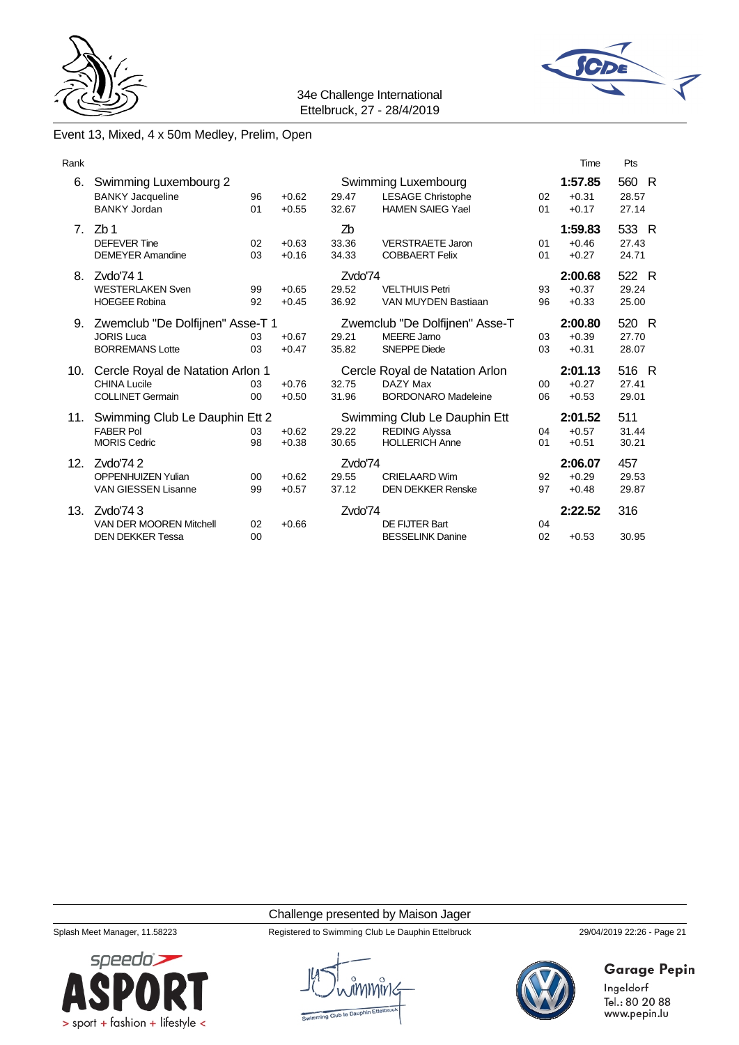34e Challenge International
Ettelbruck, 27 - 28/4/2019

## Event 13, Mixed, 4 x 50m Medley, Prelim, Open

| Rank | | | | | | | | Time | Pts |
|---|---|---|---|---|---|---|---|---|---|
| 6. | Swimming Luxembourg 2 | | | | Swimming Luxembourg | | | **1:57.85** | 560 R |
| | BANKY Jacqueline | 96 | +0.62 | 29.47 | LESAGE Christophe | 02 | +0.31 | | 28.57 |
| | BANKY Jordan | 01 | +0.55 | 32.67 | HAMEN SAIEG Yael | 01 | +0.17 | | 27.14 |
| 7. | Zb 1 | | | | Zb | | | **1:59.83** | 533 R |
| | DEFEVER Tine | 02 | +0.63 | 33.36 | VERSTRAETE Jaron | 01 | +0.46 | | 27.43 |
| | DEMEYER Amandine | 03 | +0.16 | 34.33 | COBBAERT Felix | 01 | +0.27 | | 24.71 |
| 8. | Zvdo'74 1 | | | | Zvdo'74 | | | **2:00.68** | 522 R |
| | WESTERLAKEN Sven | 99 | +0.65 | 29.52 | VELTHUIS Petri | 93 | +0.37 | | 29.24 |
| | HOEGEE Robina | 92 | +0.45 | 36.92 | VAN MUYDEN Bastiaan | 96 | +0.33 | | 25.00 |
| 9. | Zwemclub "De Dolfijnen" Asse-T 1 | | | | Zwemclub "De Dolfijnen" Asse-T | | | **2:00.80** | 520 R |
| | JORIS Luca | 03 | +0.67 | 29.21 | MEERE Jarno | 03 | +0.39 | | 27.70 |
| | BORREMANS Lotte | 03 | +0.47 | 35.82 | SNEPPE Diede | 03 | +0.31 | | 28.07 |
| 10. | Cercle Royal de Natation Arlon 1 | | | | Cercle Royal de Natation Arlon | | | **2:01.13** | 516 R |
| | CHINA Lucile | 03 | +0.76 | 32.75 | DAZY Max | 00 | +0.27 | | 27.41 |
| | COLLINET Germain | 00 | +0.50 | 31.96 | BORDONARO Madeleine | 06 | +0.53 | | 29.01 |
| 11. | Swimming Club Le Dauphin Ett 2 | | | | Swimming Club Le Dauphin Ett | | | **2:01.52** | 511 |
| | FABER Pol | 03 | +0.62 | 29.22 | REDING Alyssa | 04 | +0.57 | | 31.44 |
| | MORIS Cedric | 98 | +0.38 | 30.65 | HOLLERICH Anne | 01 | +0.51 | | 30.21 |
| 12. | Zvdo'74 2 | | | | Zvdo'74 | | | **2:06.07** | 457 |
| | OPPENHUIZEN Yulian | 00 | +0.62 | 29.55 | CRIELAARD Wim | 92 | +0.29 | | 29.53 |
| | VAN GIESSEN Lisanne | 99 | +0.57 | 37.12 | DEN DEKKER Renske | 97 | +0.48 | | 29.87 |
| 13. | Zvdo'74 3 | | | | Zvdo'74 | | | **2:22.52** | 316 |
| | VAN DER MOOREN Mitchell | 02 | +0.66 | | DE FIJTER Bart | 04 | | | |
| | DEN DEKKER Tessa | 00 | | | BESSELINK Danine | 02 | +0.53 | | 30.95 |

Challenge presented by Maison Jager

Splash Meet Manager, 11.58223 — Registered to Swimming Club Le Dauphin Ettelbruck — 29/04/2019 22:26

Garage Pepin
Ingeldorf
Tel.: 80 20 88
www.pepin.lu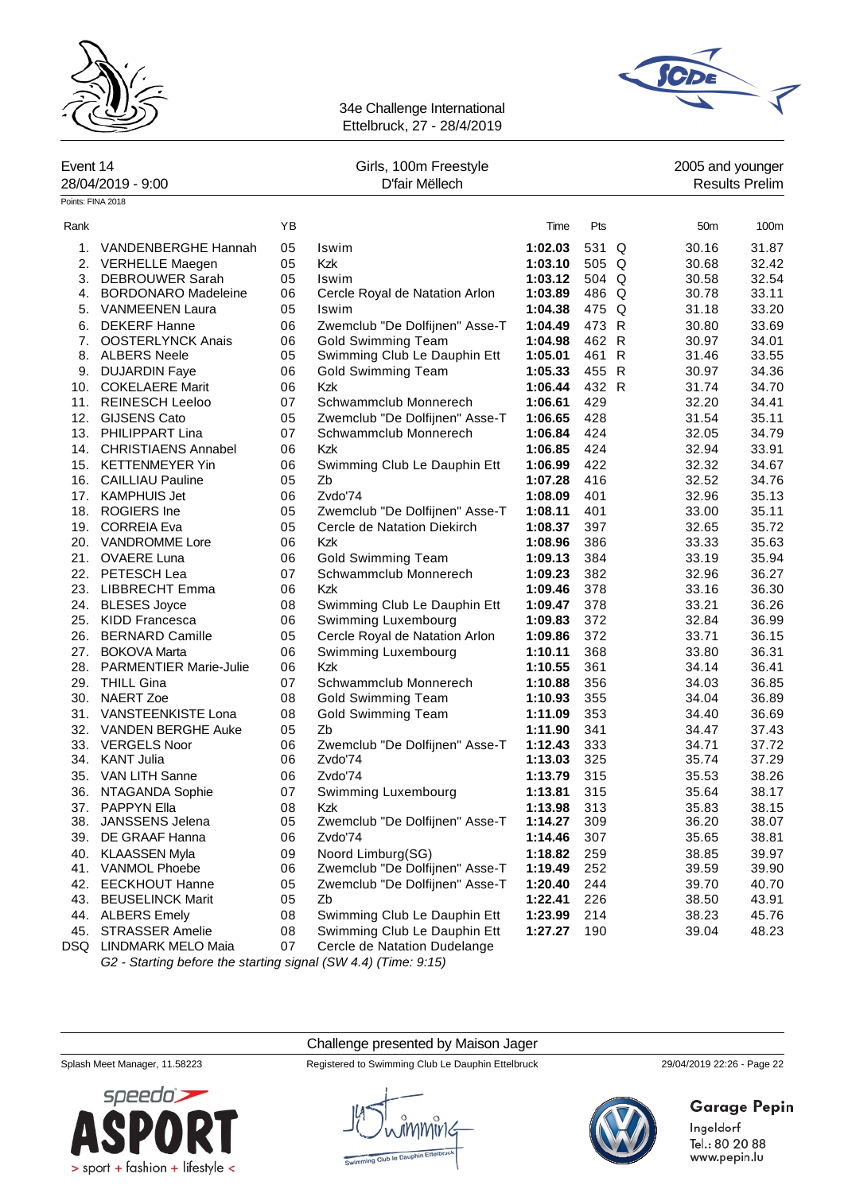34e Challenge International
Ettelbruck, 27 - 28/4/2019

Event 14 — Girls, 100m Freestyle — 2005 and younger

28/04/2019 - 9:00 — D'fair Mëllech — Results Prelim

Points: FINA 2018

| Rank | | YB | | Time | Pts | | 50m | 100m |
|---|---|---|---|---|---|---|---|---|
| 1. | VANDENBERGHE Hannah | 05 | Iswim | **1:02.03** | 531 | Q | 30.16 | 31.87 |
| 2. | VERHELLE Maegen | 05 | Kzk | **1:03.10** | 505 | Q | 30.68 | 32.42 |
| 3. | DEBROUWER Sarah | 05 | Iswim | **1:03.12** | 504 | Q | 30.58 | 32.54 |
| 4. | BORDONARO Madeleine | 06 | Cercle Royal de Natation Arlon | **1:03.89** | 486 | Q | 30.78 | 33.11 |
| 5. | VANMEENEN Laura | 05 | Iswim | **1:04.38** | 475 | Q | 31.18 | 33.20 |
| 6. | DEKERF Hanne | 06 | Zwemclub "De Dolfijnen" Asse-T | **1:04.49** | 473 | R | 30.80 | 33.69 |
| 7. | OOSTERLYNCK Anais | 06 | Gold Swimming Team | **1:04.98** | 462 | R | 30.97 | 34.01 |
| 8. | ALBERS Neele | 05 | Swimming Club Le Dauphin Ett | **1:05.01** | 461 | R | 31.46 | 33.55 |
| 9. | DUJARDIN Faye | 06 | Gold Swimming Team | **1:05.33** | 455 | R | 30.97 | 34.36 |
| 10. | COKELAERE Marit | 06 | Kzk | **1:06.44** | 432 | R | 31.74 | 34.70 |
| 11. | REINESCH Leeloo | 07 | Schwammclub Monnerech | **1:06.61** | 429 | | 32.20 | 34.41 |
| 12. | GIJSENS Cato | 05 | Zwemclub "De Dolfijnen" Asse-T | **1:06.65** | 428 | | 31.54 | 35.11 |
| 13. | PHILIPPART Lina | 07 | Schwammclub Monnerech | **1:06.84** | 424 | | 32.05 | 34.79 |
| 14. | CHRISTIAENS Annabel | 06 | Kzk | **1:06.85** | 424 | | 32.94 | 33.91 |
| 15. | KETTENMEYER Yin | 06 | Swimming Club Le Dauphin Ett | **1:06.99** | 422 | | 32.32 | 34.67 |
| 16. | CAILLIAU Pauline | 05 | Zb | **1:07.28** | 416 | | 32.52 | 34.76 |
| 17. | KAMPHUIS Jet | 06 | Zvdo'74 | **1:08.09** | 401 | | 32.96 | 35.13 |
| 18. | ROGIERS Ine | 05 | Zwemclub "De Dolfijnen" Asse-T | **1:08.11** | 401 | | 33.00 | 35.11 |
| 19. | CORREIA Eva | 05 | Cercle de Natation Diekirch | **1:08.37** | 397 | | 32.65 | 35.72 |
| 20. | VANDROMME Lore | 06 | Kzk | **1:08.96** | 386 | | 33.33 | 35.63 |
| 21. | OVAERE Luna | 06 | Gold Swimming Team | **1:09.13** | 384 | | 33.19 | 35.94 |
| 22. | PETESCH Lea | 07 | Schwammclub Monnerech | **1:09.23** | 382 | | 32.96 | 36.27 |
| 23. | LIBBRECHT Emma | 06 | Kzk | **1:09.46** | 378 | | 33.16 | 36.30 |
| 24. | BLESES Joyce | 08 | Swimming Club Le Dauphin Ett | **1:09.47** | 378 | | 33.21 | 36.26 |
| 25. | KIDD Francesca | 06 | Swimming Luxembourg | **1:09.83** | 372 | | 32.84 | 36.99 |
| 26. | BERNARD Camille | 05 | Cercle Royal de Natation Arlon | **1:09.86** | 372 | | 33.71 | 36.15 |
| 27. | BOKOVA Marta | 06 | Swimming Luxembourg | **1:10.11** | 368 | | 33.80 | 36.31 |
| 28. | PARMENTIER Marie-Julie | 06 | Kzk | **1:10.55** | 361 | | 34.14 | 36.41 |
| 29. | THILL Gina | 07 | Schwammclub Monnerech | **1:10.88** | 356 | | 34.03 | 36.85 |
| 30. | NAERT Zoe | 08 | Gold Swimming Team | **1:10.93** | 355 | | 34.04 | 36.89 |
| 31. | VANSTEENKISTE Lona | 08 | Gold Swimming Team | **1:11.09** | 353 | | 34.40 | 36.69 |
| 32. | VANDEN BERGHE Auke | 05 | Zb | **1:11.90** | 341 | | 34.47 | 37.43 |
| 33. | VERGELS Noor | 06 | Zwemclub "De Dolfijnen" Asse-T | **1:12.43** | 333 | | 34.71 | 37.72 |
| 34. | KANT Julia | 06 | Zvdo'74 | **1:13.03** | 325 | | 35.74 | 37.29 |
| 35. | VAN LITH Sanne | 06 | Zvdo'74 | **1:13.79** | 315 | | 35.53 | 38.26 |
| 36. | NTAGANDA Sophie | 07 | Swimming Luxembourg | **1:13.81** | 315 | | 35.64 | 38.17 |
| 37. | PAPPYN Ella | 08 | Kzk | **1:13.98** | 313 | | 35.83 | 38.15 |
| 38. | JANSSENS Jelena | 05 | Zwemclub "De Dolfijnen" Asse-T | **1:14.27** | 309 | | 36.20 | 38.07 |
| 39. | DE GRAAF Hanna | 06 | Zvdo'74 | **1:14.46** | 307 | | 35.65 | 38.81 |
| 40. | KLAASSEN Myla | 09 | Noord Limburg(SG) | **1:18.82** | 259 | | 38.85 | 39.97 |
| 41. | VANMOL Phoebe | 06 | Zwemclub "De Dolfijnen" Asse-T | **1:19.49** | 252 | | 39.59 | 39.90 |
| 42. | EECKHOUT Hanne | 05 | Zwemclub "De Dolfijnen" Asse-T | **1:20.40** | 244 | | 39.70 | 40.70 |
| 43. | BEUSELINCK Marit | 05 | Zb | **1:22.41** | 226 | | 38.50 | 43.91 |
| 44. | ALBERS Emely | 08 | Swimming Club Le Dauphin Ett | **1:23.99** | 214 | | 38.23 | 45.76 |
| 45. | STRASSER Amelie | 08 | Swimming Club Le Dauphin Ett | **1:27.27** | 190 | | 39.04 | 48.23 |
| DSQ | LINDMARK MELO Maia | 07 | Cercle de Natation Dudelange | | | | | |

*G2 - Starting before the starting signal (SW 4.4) (Time: 9:15)*

Challenge presented by Maison Jager

Splash Meet Manager, 11.58223 — Registered to Swimming Club Le Dauphin Ettelbruck — 29/04/2019 22:26

Garage Pepin
Ingeldorf
Tel.: 80 20 88
www.pepin.lu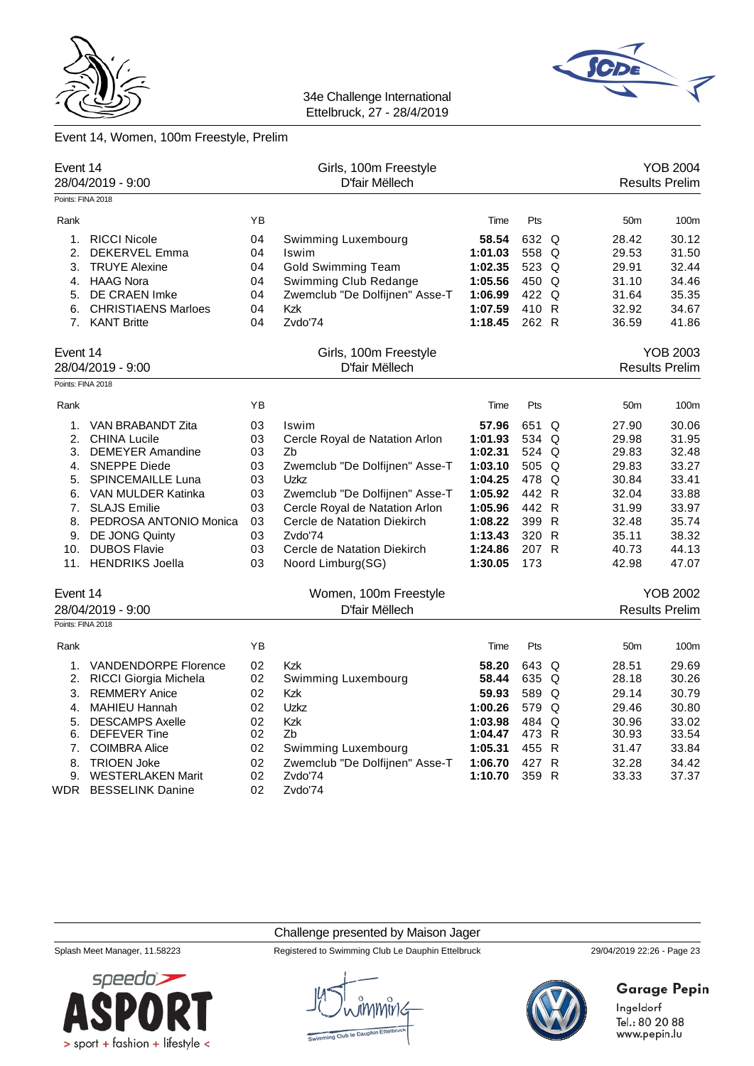34e Challenge International
Ettelbruck, 27 - 28/4/2019

## Event 14, Women, 100m Freestyle, Prelim

| Event 14 | Girls, 100m Freestyle | YOB 2004 |
|---|---|---|
| 28/04/2019 - 9:00 | D'fair Mëllech | Results Prelim |

Points: FINA 2018

| Rank | | YB | | Time | Pts | | 50m | 100m |
|---|---|---|---|---|---|---|---|---|
| 1. | RICCI Nicole | 04 | Swimming Luxembourg | **58.54** | 632 | Q | 28.42 | 30.12 |
| 2. | DEKERVEL Emma | 04 | Iswim | **1:01.03** | 558 | Q | 29.53 | 31.50 |
| 3. | TRUYE Alexine | 04 | Gold Swimming Team | **1:02.35** | 523 | Q | 29.91 | 32.44 |
| 4. | HAAG Nora | 04 | Swimming Club Redange | **1:05.56** | 450 | Q | 31.10 | 34.46 |
| 5. | DE CRAEN Imke | 04 | Zwemclub "De Dolfijnen" Asse-T | **1:06.99** | 422 | Q | 31.64 | 35.35 |
| 6. | CHRISTIAENS Marloes | 04 | Kzk | **1:07.59** | 410 | R | 32.92 | 34.67 |
| 7. | KANT Britte | 04 | Zvdo'74 | **1:18.45** | 262 | R | 36.59 | 41.86 |

| Event 14 | Girls, 100m Freestyle | YOB 2003 |
|---|---|---|
| 28/04/2019 - 9:00 | D'fair Mëllech | Results Prelim |

Points: FINA 2018

| Rank | | YB | | Time | Pts | | 50m | 100m |
|---|---|---|---|---|---|---|---|---|
| 1. | VAN BRABANDT Zita | 03 | Iswim | **57.96** | 651 | Q | 27.90 | 30.06 |
| 2. | CHINA Lucile | 03 | Cercle Royal de Natation Arlon | **1:01.93** | 534 | Q | 29.98 | 31.95 |
| 3. | DEMEYER Amandine | 03 | Zb | **1:02.31** | 524 | Q | 29.83 | 32.48 |
| 4. | SNEPPE Diede | 03 | Zwemclub "De Dolfijnen" Asse-T | **1:03.10** | 505 | Q | 29.83 | 33.27 |
| 5. | SPINCEMAILLE Luna | 03 | Uzkz | **1:04.25** | 478 | Q | 30.84 | 33.41 |
| 6. | VAN MULDER Katinka | 03 | Zwemclub "De Dolfijnen" Asse-T | **1:05.92** | 442 | R | 32.04 | 33.88 |
| 7. | SLAJS Emilie | 03 | Cercle Royal de Natation Arlon | **1:05.96** | 442 | R | 31.99 | 33.97 |
| 8. | PEDROSA ANTONIO Monica | 03 | Cercle de Natation Diekirch | **1:08.22** | 399 | R | 32.48 | 35.74 |
| 9. | DE JONG Quinty | 03 | Zvdo'74 | **1:13.43** | 320 | R | 35.11 | 38.32 |
| 10. | DUBOS Flavie | 03 | Cercle de Natation Diekirch | **1:24.86** | 207 | R | 40.73 | 44.13 |
| 11. | HENDRIKS Joella | 03 | Noord Limburg(SG) | **1:30.05** | 173 | | 42.98 | 47.07 |

| Event 14 | Women, 100m Freestyle | YOB 2002 |
|---|---|---|
| 28/04/2019 - 9:00 | D'fair Mëllech | Results Prelim |

Points: FINA 2018

| Rank | | YB | | Time | Pts | | 50m | 100m |
|---|---|---|---|---|---|---|---|---|
| 1. | VANDENDORPE Florence | 02 | Kzk | **58.20** | 643 | Q | 28.51 | 29.69 |
| 2. | RICCI Giorgia Michela | 02 | Swimming Luxembourg | **58.44** | 635 | Q | 28.18 | 30.26 |
| 3. | REMMERY Anice | 02 | Kzk | **59.93** | 589 | Q | 29.14 | 30.79 |
| 4. | MAHIEU Hannah | 02 | Uzkz | **1:00.26** | 579 | Q | 29.46 | 30.80 |
| 5. | DESCAMPS Axelle | 02 | Kzk | **1:03.98** | 484 | Q | 30.96 | 33.02 |
| 6. | DEFEVER Tine | 02 | Zb | **1:04.47** | 473 | R | 30.93 | 33.54 |
| 7. | COIMBRA Alice | 02 | Swimming Luxembourg | **1:05.31** | 455 | R | 31.47 | 33.84 |
| 8. | TRIOEN Joke | 02 | Zwemclub "De Dolfijnen" Asse-T | **1:06.70** | 427 | R | 32.28 | 34.42 |
| 9. | WESTERLAKEN Marit | 02 | Zvdo'74 | **1:10.70** | 359 | R | 33.33 | 37.37 |
| WDR | BESSELINK Danine | 02 | Zvdo'74 | | | | | |

Challenge presented by Maison Jager

Splash Meet Manager, 11.58223 — Registered to Swimming Club Le Dauphin Ettelbruck — 29/04/2019 22:26

Garage Pepin
Ingeldorf
Tel.: 80 20 88
www.pepin.lu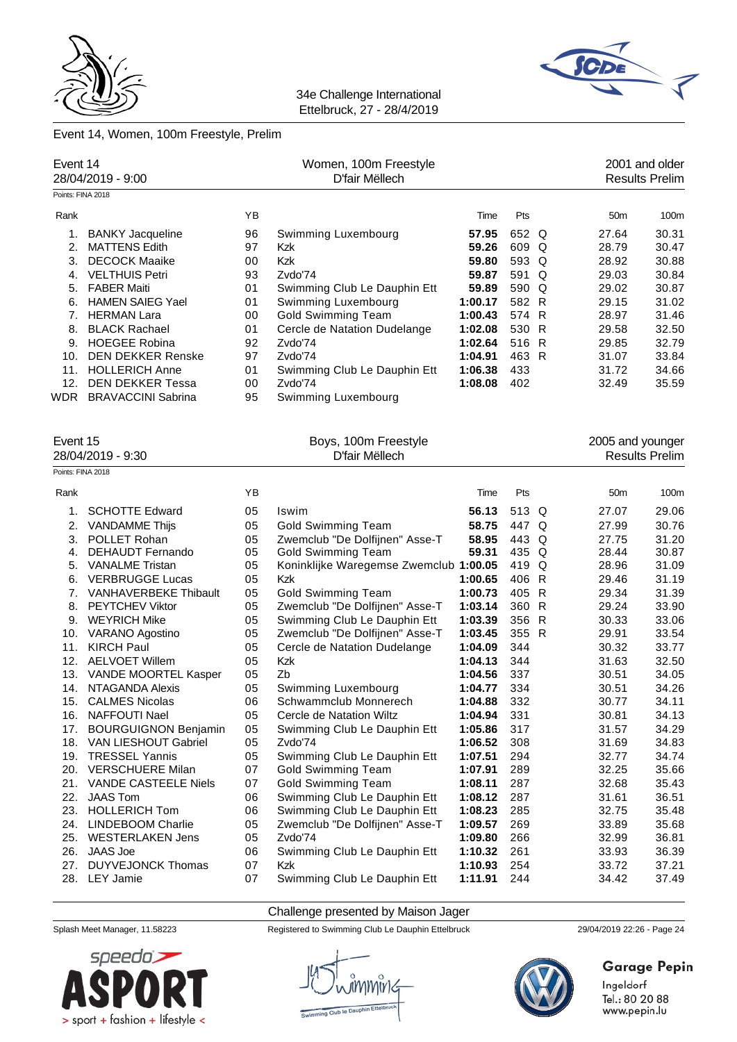34e Challenge International
Ettelbruck, 27 - 28/4/2019

## Event 14, Women, 100m Freestyle, Prelim

Event 14 — Women, 100m Freestyle — 2001 and older
28/04/2019 - 9:00 — D'fair Mëllech — Results Prelim

Points: FINA 2018

| Rank | | YB | | Time | Pts | | 50m | 100m |
|---|---|---|---|---|---|---|---|---|
| 1. | BANKY Jacqueline | 96 | Swimming Luxembourg | **57.95** | 652 | Q | 27.64 | 30.31 |
| 2. | MATTENS Edith | 97 | Kzk | **59.26** | 609 | Q | 28.79 | 30.47 |
| 3. | DECOCK Maaike | 00 | Kzk | **59.80** | 593 | Q | 28.92 | 30.88 |
| 4. | VELTHUIS Petri | 93 | Zvdo'74 | **59.87** | 591 | Q | 29.03 | 30.84 |
| 5. | FABER Maiti | 01 | Swimming Club Le Dauphin Ett | **59.89** | 590 | Q | 29.02 | 30.87 |
| 6. | HAMEN SAIEG Yael | 01 | Swimming Luxembourg | **1:00.17** | 582 | R | 29.15 | 31.02 |
| 7. | HERMAN Lara | 00 | Gold Swimming Team | **1:00.43** | 574 | R | 28.97 | 31.46 |
| 8. | BLACK Rachael | 01 | Cercle de Natation Dudelange | **1:02.08** | 530 | R | 29.58 | 32.50 |
| 9. | HOEGEE Robina | 92 | Zvdo'74 | **1:02.64** | 516 | R | 29.85 | 32.79 |
| 10. | DEN DEKKER Renske | 97 | Zvdo'74 | **1:04.91** | 463 | R | 31.07 | 33.84 |
| 11. | HOLLERICH Anne | 01 | Swimming Club Le Dauphin Ett | **1:06.38** | 433 | | 31.72 | 34.66 |
| 12. | DEN DEKKER Tessa | 00 | Zvdo'74 | **1:08.08** | 402 | | 32.49 | 35.59 |
| WDR | BRAVACCINI Sabrina | 95 | Swimming Luxembourg | | | | | |

Event 15 — Boys, 100m Freestyle — 2005 and younger
28/04/2019 - 9:30 — D'fair Mëllech — Results Prelim

Points: FINA 2018

| Rank | | YB | | Time | Pts | | 50m | 100m |
|---|---|---|---|---|---|---|---|---|
| 1. | SCHOTTE Edward | 05 | Iswim | **56.13** | 513 | Q | 27.07 | 29.06 |
| 2. | VANDAMME Thijs | 05 | Gold Swimming Team | **58.75** | 447 | Q | 27.99 | 30.76 |
| 3. | POLLET Rohan | 05 | Zwemclub "De Dolfijnen" Asse-T | **58.95** | 443 | Q | 27.75 | 31.20 |
| 4. | DEHAUDT Fernando | 05 | Gold Swimming Team | **59.31** | 435 | Q | 28.44 | 30.87 |
| 5. | VANALME Tristan | 05 | Koninklijke Waregemse Zwemclub | **1:00.05** | 419 | Q | 28.96 | 31.09 |
| 6. | VERBRUGGE Lucas | 05 | Kzk | **1:00.65** | 406 | R | 29.46 | 31.19 |
| 7. | VANHAVERBEKE Thibault | 05 | Gold Swimming Team | **1:00.73** | 405 | R | 29.34 | 31.39 |
| 8. | PEYTCHEV Viktor | 05 | Zwemclub "De Dolfijnen" Asse-T | **1:03.14** | 360 | R | 29.24 | 33.90 |
| 9. | WEYRICH Mike | 05 | Swimming Club Le Dauphin Ett | **1:03.39** | 356 | R | 30.33 | 33.06 |
| 10. | VARANO Agostino | 05 | Zwemclub "De Dolfijnen" Asse-T | **1:03.45** | 355 | R | 29.91 | 33.54 |
| 11. | KIRCH Paul | 05 | Cercle de Natation Dudelange | **1:04.09** | 344 | | 30.32 | 33.77 |
| 12. | AELVOET Willem | 05 | Kzk | **1:04.13** | 344 | | 31.63 | 32.50 |
| 13. | VANDE MOORTEL Kasper | 05 | Zb | **1:04.56** | 337 | | 30.51 | 34.05 |
| 14. | NTAGANDA Alexis | 05 | Swimming Luxembourg | **1:04.77** | 334 | | 30.51 | 34.26 |
| 15. | CALMES Nicolas | 06 | Schwammclub Monnerech | **1:04.88** | 332 | | 30.77 | 34.11 |
| 16. | NAFFOUTI Nael | 05 | Cercle de Natation Wiltz | **1:04.94** | 331 | | 30.81 | 34.13 |
| 17. | BOURGUIGNON Benjamin | 05 | Swimming Club Le Dauphin Ett | **1:05.86** | 317 | | 31.57 | 34.29 |
| 18. | VAN LIESHOUT Gabriel | 05 | Zvdo'74 | **1:06.52** | 308 | | 31.69 | 34.83 |
| 19. | TRESSEL Yannis | 05 | Swimming Club Le Dauphin Ett | **1:07.51** | 294 | | 32.77 | 34.74 |
| 20. | VERSCHUERE Milan | 07 | Gold Swimming Team | **1:07.91** | 289 | | 32.25 | 35.66 |
| 21. | VANDE CASTEELE Niels | 07 | Gold Swimming Team | **1:08.11** | 287 | | 32.68 | 35.43 |
| 22. | JAAS Tom | 06 | Swimming Club Le Dauphin Ett | **1:08.12** | 287 | | 31.61 | 36.51 |
| 23. | HOLLERICH Tom | 06 | Swimming Club Le Dauphin Ett | **1:08.23** | 285 | | 32.75 | 35.48 |
| 24. | LINDEBOOM Charlie | 05 | Zwemclub "De Dolfijnen" Asse-T | **1:09.57** | 269 | | 33.89 | 35.68 |
| 25. | WESTERLAKEN Jens | 05 | Zvdo'74 | **1:09.80** | 266 | | 32.99 | 36.81 |
| 26. | JAAS Joe | 06 | Swimming Club Le Dauphin Ett | **1:10.32** | 261 | | 33.93 | 36.39 |
| 27. | DUYVEJONCK Thomas | 07 | Kzk | **1:10.93** | 254 | | 33.72 | 37.21 |
| 28. | LEY Jamie | 07 | Swimming Club Le Dauphin Ett | **1:11.91** | 244 | | 34.42 | 37.49 |

Challenge presented by Maison Jager

Splash Meet Manager, 11.58223 — Registered to Swimming Club Le Dauphin Ettelbruck — 29/04/2019 22:26

speedo ASPORT > sport + fashion + lifestyle <

Garage Pepin
Ingeldorf
Tel.: 80 20 88
www.pepin.lu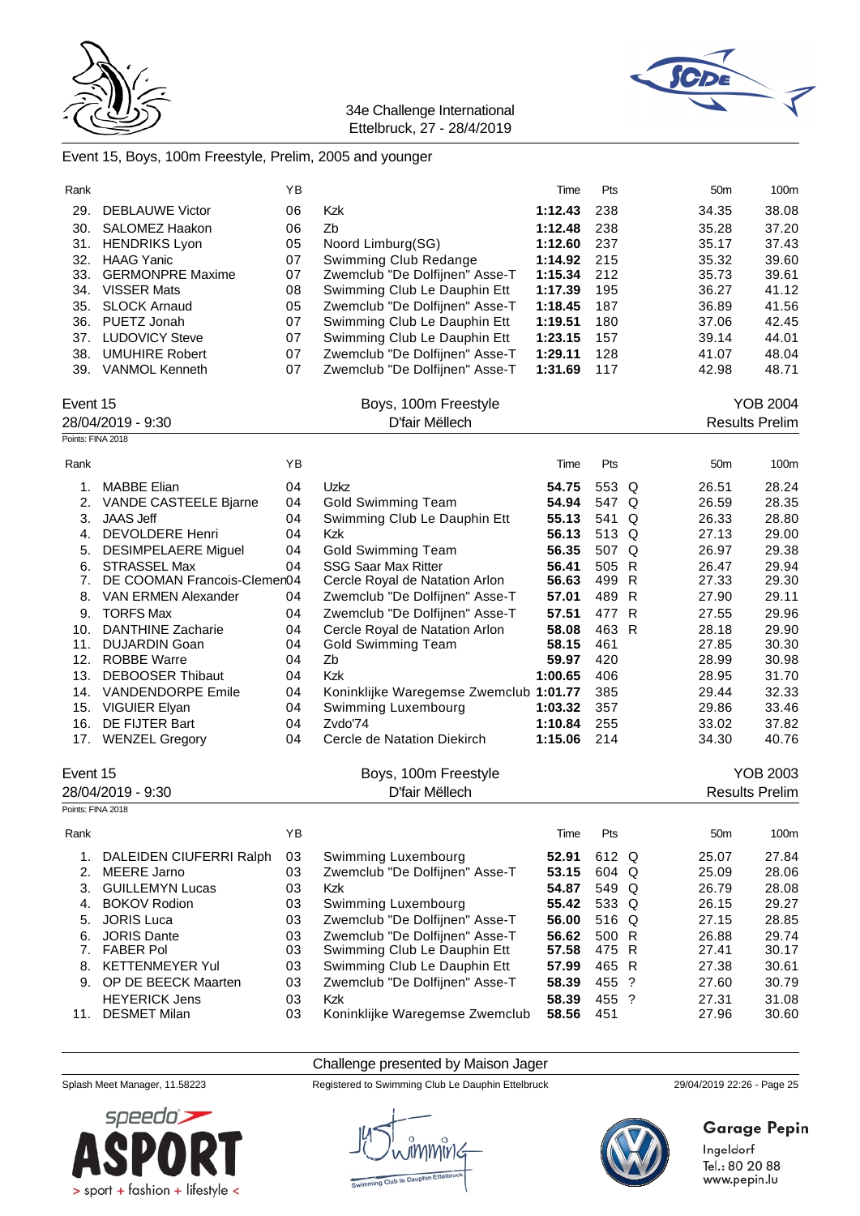34e Challenge International
Ettelbruck, 27 - 28/4/2019

Event 15, Boys, 100m Freestyle, Prelim, 2005 and younger

| Rank | | YB | | Time | Pts | | 50m | 100m |
|---|---|---|---|---|---|---|---|---|
| 29. | DEBLAUWE Victor | 06 | Kzk | **1:12.43** | 238 | | 34.35 | 38.08 |
| 30. | SALOMEZ Haakon | 06 | Zb | **1:12.48** | 238 | | 35.28 | 37.20 |
| 31. | HENDRIKS Lyon | 05 | Noord Limburg(SG) | **1:12.60** | 237 | | 35.17 | 37.43 |
| 32. | HAAG Yanic | 07 | Swimming Club Redange | **1:14.92** | 215 | | 35.32 | 39.60 |
| 33. | GERMONPRE Maxime | 07 | Zwemclub "De Dolfijnen" Asse-T | **1:15.34** | 212 | | 35.73 | 39.61 |
| 34. | VISSER Mats | 08 | Swimming Club Le Dauphin Ett | **1:17.39** | 195 | | 36.27 | 41.12 |
| 35. | SLOCK Arnaud | 05 | Zwemclub "De Dolfijnen" Asse-T | **1:18.45** | 187 | | 36.89 | 41.56 |
| 36. | PUETZ Jonah | 07 | Swimming Club Le Dauphin Ett | **1:19.51** | 180 | | 37.06 | 42.45 |
| 37. | LUDOVICY Steve | 07 | Swimming Club Le Dauphin Ett | **1:23.15** | 157 | | 39.14 | 44.01 |
| 38. | UMUHIRE Robert | 07 | Zwemclub "De Dolfijnen" Asse-T | **1:29.11** | 128 | | 41.07 | 48.04 |
| 39. | VANMOL Kenneth | 07 | Zwemclub "De Dolfijnen" Asse-T | **1:31.69** | 117 | | 42.98 | 48.71 |

Event 15 — Boys, 100m Freestyle — YOB 2004
28/04/2019 - 9:30 — D'fair Mëllech — Results Prelim
Points: FINA 2018

| Rank | | YB | | Time | Pts | | 50m | 100m |
|---|---|---|---|---|---|---|---|---|
| 1. | MABBE Elian | 04 | Uzkz | **54.75** | 553 | Q | 26.51 | 28.24 |
| 2. | VANDE CASTEELE Bjarne | 04 | Gold Swimming Team | **54.94** | 547 | Q | 26.59 | 28.35 |
| 3. | JAAS Jeff | 04 | Swimming Club Le Dauphin Ett | **55.13** | 541 | Q | 26.33 | 28.80 |
| 4. | DEVOLDERE Henri | 04 | Kzk | **56.13** | 513 | Q | 27.13 | 29.00 |
| 5. | DESIMPELAERE Miguel | 04 | Gold Swimming Team | **56.35** | 507 | Q | 26.97 | 29.38 |
| 6. | STRASSEL Max | 04 | SSG Saar Max Ritter | **56.41** | 505 | R | 26.47 | 29.94 |
| 7. | DE COOMAN Francois-Clemen | 04 | Cercle Royal de Natation Arlon | **56.63** | 499 | R | 27.33 | 29.30 |
| 8. | VAN ERMEN Alexander | 04 | Zwemclub "De Dolfijnen" Asse-T | **57.01** | 489 | R | 27.90 | 29.11 |
| 9. | TORFS Max | 04 | Zwemclub "De Dolfijnen" Asse-T | **57.51** | 477 | R | 27.55 | 29.96 |
| 10. | DANTHINE Zacharie | 04 | Cercle Royal de Natation Arlon | **58.08** | 463 | R | 28.18 | 29.90 |
| 11. | DUJARDIN Goan | 04 | Gold Swimming Team | **58.15** | 461 | | 27.85 | 30.30 |
| 12. | ROBBE Warre | 04 | Zb | **59.97** | 420 | | 28.99 | 30.98 |
| 13. | DEBOOSER Thibaut | 04 | Kzk | **1:00.65** | 406 | | 28.95 | 31.70 |
| 14. | VANDENDORPE Emile | 04 | Koninklijke Waregemse Zwemclub | **1:01.77** | 385 | | 29.44 | 32.33 |
| 15. | VIGUIER Elyan | 04 | Swimming Luxembourg | **1:03.32** | 357 | | 29.86 | 33.46 |
| 16. | DE FIJTER Bart | 04 | Zvdo'74 | **1:10.84** | 255 | | 33.02 | 37.82 |
| 17. | WENZEL Gregory | 04 | Cercle de Natation Diekirch | **1:15.06** | 214 | | 34.30 | 40.76 |

Event 15 — Boys, 100m Freestyle — YOB 2003
28/04/2019 - 9:30 — D'fair Mëllech — Results Prelim
Points: FINA 2018

| Rank | | YB | | Time | Pts | | 50m | 100m |
|---|---|---|---|---|---|---|---|---|
| 1. | DALEIDEN CIUFERRI Ralph | 03 | Swimming Luxembourg | **52.91** | 612 | Q | 25.07 | 27.84 |
| 2. | MEERE Jarno | 03 | Zwemclub "De Dolfijnen" Asse-T | **53.15** | 604 | Q | 25.09 | 28.06 |
| 3. | GUILLEMYN Lucas | 03 | Kzk | **54.87** | 549 | Q | 26.79 | 28.08 |
| 4. | BOKOV Rodion | 03 | Swimming Luxembourg | **55.42** | 533 | Q | 26.15 | 29.27 |
| 5. | JORIS Luca | 03 | Zwemclub "De Dolfijnen" Asse-T | **56.00** | 516 | Q | 27.15 | 28.85 |
| 6. | JORIS Dante | 03 | Zwemclub "De Dolfijnen" Asse-T | **56.62** | 500 | R | 26.88 | 29.74 |
| 7. | FABER Pol | 03 | Swimming Club Le Dauphin Ett | **57.58** | 475 | R | 27.41 | 30.17 |
| 8. | KETTENMEYER Yul | 03 | Swimming Club Le Dauphin Ett | **57.99** | 465 | R | 27.38 | 30.61 |
| 9. | OP DE BEECK Maarten | 03 | Zwemclub "De Dolfijnen" Asse-T | **58.39** | 455 | ? | 27.60 | 30.79 |
| | HEYERICK Jens | 03 | Kzk | **58.39** | 455 | ? | 27.31 | 31.08 |
| 11. | DESMET Milan | 03 | Koninklijke Waregemse Zwemclub | **58.56** | 451 | | 27.96 | 30.60 |

Challenge presented by Maison Jager

Splash Meet Manager, 11.58223 — Registered to Swimming Club Le Dauphin Ettelbruck — 29/04/2019 22:26

Garage Pepin
Ingeldorf
Tel.: 80 20 88
www.pepin.lu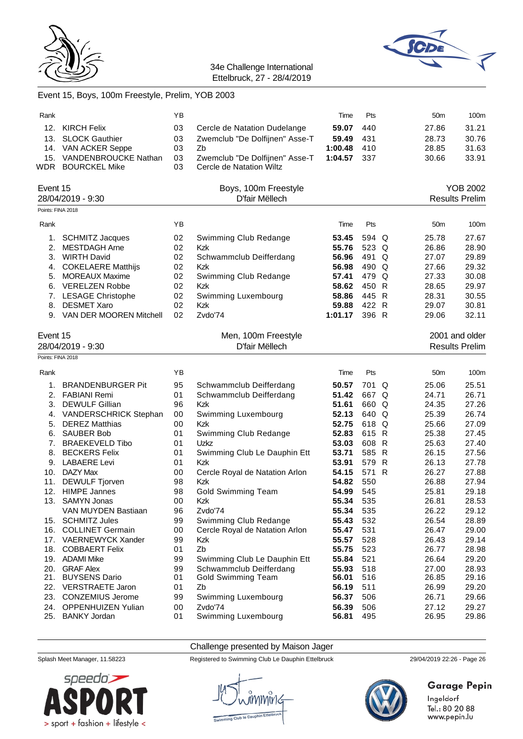Event 15, Boys, 100m Freestyle, Prelim, YOB 2003

| Rank | | YB | | Time | Pts | | 50m | 100m |
|---|---|---|---|---|---|---|---|---|
| 12. | KIRCH Felix | 03 | Cercle de Natation Dudelange | **59.07** | 440 | | 27.86 | 31.21 |
| 13. | SLOCK Gauthier | 03 | Zwemclub "De Dolfijnen" Asse-T | **59.49** | 431 | | 28.73 | 30.76 |
| 14. | VAN ACKER Seppe | 03 | Zb | **1:00.48** | 410 | | 28.85 | 31.63 |
| 15. | VANDENBROUCKE Nathan | 03 | Zwemclub "De Dolfijnen" Asse-T | **1:04.57** | 337 | | 30.66 | 33.91 |
| WDR | BOURCKEL Mike | 03 | Cercle de Natation Wiltz | | | | | |

## Event 15 — Boys, 100m Freestyle — YOB 2002

28/04/2019 - 9:30 — D'fair Mëllech — Results Prelim

Points: FINA 2018

| Rank | | YB | | Time | Pts | | 50m | 100m |
|---|---|---|---|---|---|---|---|---|
| 1. | SCHMITZ Jacques | 02 | Swimming Club Redange | **53.45** | 594 | Q | 25.78 | 27.67 |
| 2. | MESTDAGH Arne | 02 | Kzk | **55.76** | 523 | Q | 26.86 | 28.90 |
| 3. | WIRTH David | 02 | Schwammclub Deifferdang | **56.96** | 491 | Q | 27.07 | 29.89 |
| 4. | COKELAERE Matthijs | 02 | Kzk | **56.98** | 490 | Q | 27.66 | 29.32 |
| 5. | MOREAUX Maxime | 02 | Swimming Club Redange | **57.41** | 479 | Q | 27.33 | 30.08 |
| 6. | VERELZEN Robbe | 02 | Kzk | **58.62** | 450 | R | 28.65 | 29.97 |
| 7. | LESAGE Christophe | 02 | Swimming Luxembourg | **58.86** | 445 | R | 28.31 | 30.55 |
| 8. | DESMET Xaro | 02 | Kzk | **59.88** | 422 | R | 29.07 | 30.81 |
| 9. | VAN DER MOOREN Mitchell | 02 | Zvdo'74 | **1:01.17** | 396 | R | 29.06 | 32.11 |

## Event 15 — Men, 100m Freestyle — 2001 and older

28/04/2019 - 9:30 — D'fair Mëllech — Results Prelim

Points: FINA 2018

| Rank | | YB | | Time | Pts | | 50m | 100m |
|---|---|---|---|---|---|---|---|---|
| 1. | BRANDENBURGER Pit | 95 | Schwammclub Deifferdang | **50.57** | 701 | Q | 25.06 | 25.51 |
| 2. | FABIANI Remi | 01 | Schwammclub Deifferdang | **51.42** | 667 | Q | 24.71 | 26.71 |
| 3. | DEWULF Gillian | 96 | Kzk | **51.61** | 660 | Q | 24.35 | 27.26 |
| 4. | VANDERSCHRICK Stephan | 00 | Swimming Luxembourg | **52.13** | 640 | Q | 25.39 | 26.74 |
| 5. | DEREZ Matthias | 00 | Kzk | **52.75** | 618 | Q | 25.66 | 27.09 |
| 6. | SAUBER Bob | 01 | Swimming Club Redange | **52.83** | 615 | R | 25.38 | 27.45 |
| 7. | BRAEKEVELD Tibo | 01 | Uzkz | **53.03** | 608 | R | 25.63 | 27.40 |
| 8. | BECKERS Felix | 01 | Swimming Club Le Dauphin Ett | **53.71** | 585 | R | 26.15 | 27.56 |
| 9. | LABAERE Levi | 01 | Kzk | **53.91** | 579 | R | 26.13 | 27.78 |
| 10. | DAZY Max | 00 | Cercle Royal de Natation Arlon | **54.15** | 571 | R | 26.27 | 27.88 |
| 11. | DEWULF Tjorven | 98 | Kzk | **54.82** | 550 | | 26.88 | 27.94 |
| 12. | HIMPE Jannes | 98 | Gold Swimming Team | **54.99** | 545 | | 25.81 | 29.18 |
| 13. | SAMYN Jonas | 00 | Kzk | **55.34** | 535 | | 26.81 | 28.53 |
| | VAN MUYDEN Bastiaan | 96 | Zvdo'74 | **55.34** | 535 | | 26.22 | 29.12 |
| 15. | SCHMITZ Jules | 99 | Swimming Club Redange | **55.43** | 532 | | 26.54 | 28.89 |
| 16. | COLLINET Germain | 00 | Cercle Royal de Natation Arlon | **55.47** | 531 | | 26.47 | 29.00 |
| 17. | VAERNEWYCK Xander | 99 | Kzk | **55.57** | 528 | | 26.43 | 29.14 |
| 18. | COBBAERT Felix | 01 | Zb | **55.75** | 523 | | 26.77 | 28.98 |
| 19. | ADAMI Mike | 99 | Swimming Club Le Dauphin Ett | **55.84** | 521 | | 26.64 | 29.20 |
| 20. | GRAF Alex | 99 | Schwammclub Deifferdang | **55.93** | 518 | | 27.00 | 28.93 |
| 21. | BUYSENS Dario | 01 | Gold Swimming Team | **56.01** | 516 | | 26.85 | 29.16 |
| 22. | VERSTRAETE Jaron | 01 | Zb | **56.19** | 511 | | 26.99 | 29.20 |
| 23. | CONZEMIUS Jerome | 99 | Swimming Luxembourg | **56.37** | 506 | | 26.71 | 29.66 |
| 24. | OPPENHUIZEN Yulian | 00 | Zvdo'74 | **56.39** | 506 | | 27.12 | 29.27 |
| 25. | BANKY Jordan | 01 | Swimming Luxembourg | **56.81** | 495 | | 26.95 | 29.86 |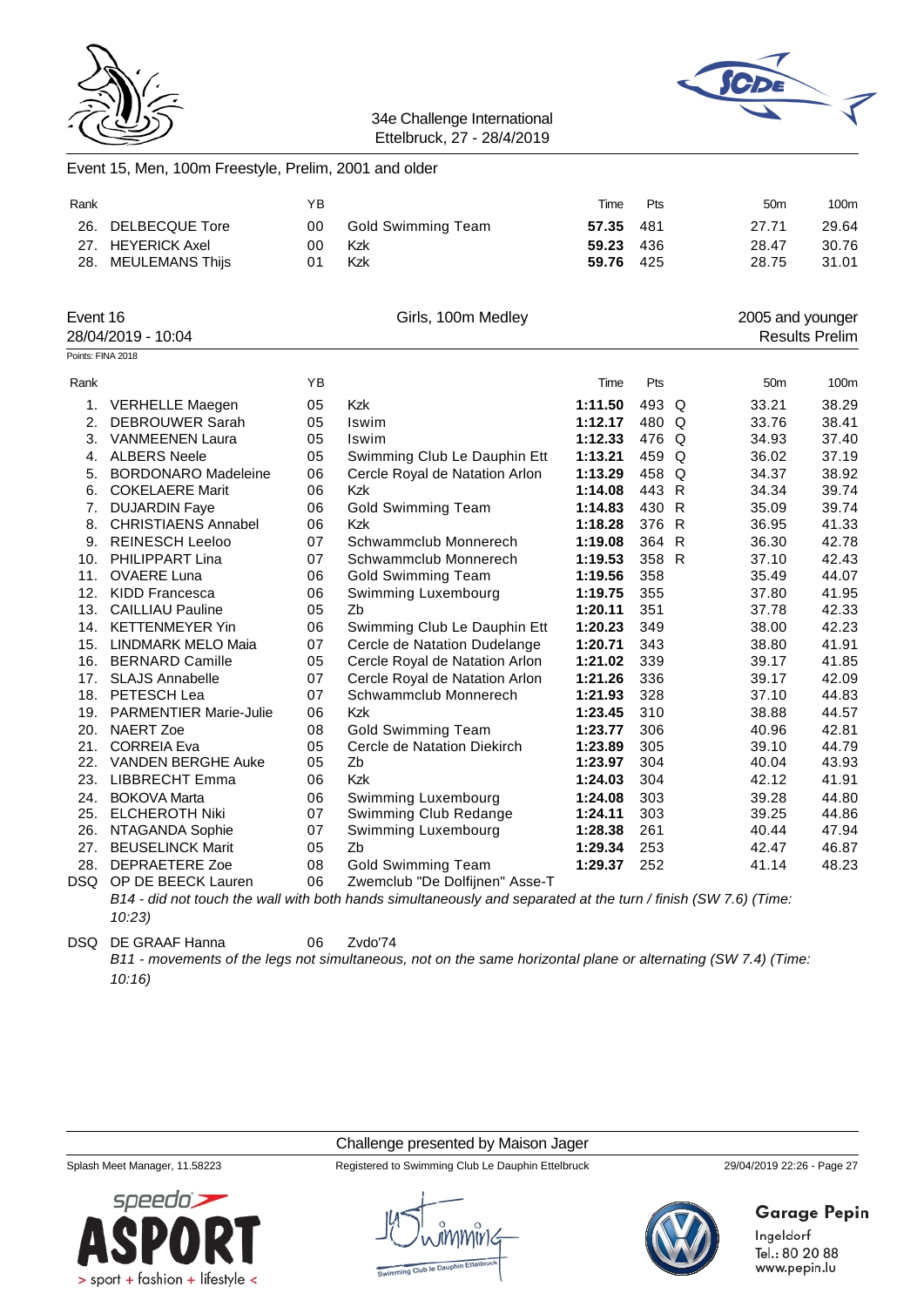Event 15, Men, 100m Freestyle, Prelim, 2001 and older

| Rank | | YB | | Time | Pts | 50m | 100m |
|---|---|---|---|---|---|---|---|
| 26. | DELBECQUE Tore | 00 | Gold Swimming Team | **57.35** | 481 | 27.71 | 29.64 |
| 27. | HEYERICK Axel | 00 | Kzk | **59.23** | 436 | 28.47 | 30.76 |
| 28. | MEULEMANS Thijs | 01 | Kzk | **59.76** | 425 | 28.75 | 31.01 |

Event 16 — Girls, 100m Medley — 2005 and younger

28/04/2019 - 10:04 — Results Prelim

Points: FINA 2018

| Rank | | YB | | Time | Pts | | 50m | 100m |
|---|---|---|---|---|---|---|---|---|
| 1. | VERHELLE Maegen | 05 | Kzk | **1:11.50** | 493 | Q | 33.21 | 38.29 |
| 2. | DEBROUWER Sarah | 05 | Iswim | **1:12.17** | 480 | Q | 33.76 | 38.41 |
| 3. | VANMEENEN Laura | 05 | Iswim | **1:12.33** | 476 | Q | 34.93 | 37.40 |
| 4. | ALBERS Neele | 05 | Swimming Club Le Dauphin Ett | **1:13.21** | 459 | Q | 36.02 | 37.19 |
| 5. | BORDONARO Madeleine | 06 | Cercle Royal de Natation Arlon | **1:13.29** | 458 | Q | 34.37 | 38.92 |
| 6. | COKELAERE Marit | 06 | Kzk | **1:14.08** | 443 | R | 34.34 | 39.74 |
| 7. | DUJARDIN Faye | 06 | Gold Swimming Team | **1:14.83** | 430 | R | 35.09 | 39.74 |
| 8. | CHRISTIAENS Annabel | 06 | Kzk | **1:18.28** | 376 | R | 36.95 | 41.33 |
| 9. | REINESCH Leeloo | 07 | Schwammclub Monnerech | **1:19.08** | 364 | R | 36.30 | 42.78 |
| 10. | PHILIPPART Lina | 07 | Schwammclub Monnerech | **1:19.53** | 358 | R | 37.10 | 42.43 |
| 11. | OVAERE Luna | 06 | Gold Swimming Team | **1:19.56** | 358 | | 35.49 | 44.07 |
| 12. | KIDD Francesca | 06 | Swimming Luxembourg | **1:19.75** | 355 | | 37.80 | 41.95 |
| 13. | CAILLIAU Pauline | 05 | Zb | **1:20.11** | 351 | | 37.78 | 42.33 |
| 14. | KETTENMEYER Yin | 06 | Swimming Club Le Dauphin Ett | **1:20.23** | 349 | | 38.00 | 42.23 |
| 15. | LINDMARK MELO Maia | 07 | Cercle de Natation Dudelange | **1:20.71** | 343 | | 38.80 | 41.91 |
| 16. | BERNARD Camille | 05 | Cercle Royal de Natation Arlon | **1:21.02** | 339 | | 39.17 | 41.85 |
| 17. | SLAJS Annabelle | 07 | Cercle Royal de Natation Arlon | **1:21.26** | 336 | | 39.17 | 42.09 |
| 18. | PETESCH Lea | 07 | Schwammclub Monnerech | **1:21.93** | 328 | | 37.10 | 44.83 |
| 19. | PARMENTIER Marie-Julie | 06 | Kzk | **1:23.45** | 310 | | 38.88 | 44.57 |
| 20. | NAERT Zoe | 08 | Gold Swimming Team | **1:23.77** | 306 | | 40.96 | 42.81 |
| 21. | CORREIA Eva | 05 | Cercle de Natation Diekirch | **1:23.89** | 305 | | 39.10 | 44.79 |
| 22. | VANDEN BERGHE Auke | 05 | Zb | **1:23.97** | 304 | | 40.04 | 43.93 |
| 23. | LIBBRECHT Emma | 06 | Kzk | **1:24.03** | 304 | | 42.12 | 41.91 |
| 24. | BOKOVA Marta | 06 | Swimming Luxembourg | **1:24.08** | 303 | | 39.28 | 44.80 |
| 25. | ELCHEROTH Niki | 07 | Swimming Club Redange | **1:24.11** | 303 | | 39.25 | 44.86 |
| 26. | NTAGANDA Sophie | 07 | Swimming Luxembourg | **1:28.38** | 261 | | 40.44 | 47.94 |
| 27. | BEUSELINCK Marit | 05 | Zb | **1:29.34** | 253 | | 42.47 | 46.87 |
| 28. | DEPRAETERE Zoe | 08 | Gold Swimming Team | **1:29.37** | 252 | | 41.14 | 48.23 |
| DSQ | OP DE BEECK Lauren | 06 | Zwemclub "De Dolfijnen" Asse-T | | | | | |

*B14 - did not touch the wall with both hands simultaneously and separated at the turn / finish (SW 7.6) (Time: 10:23)*

| | | | |
|---|---|---|---|
| DSQ | DE GRAAF Hanna | 06 | Zvdo'74 |

*B11 - movements of the legs not simultaneous, not on the same horizontal plane or alternating (SW 7.4) (Time: 10:16)*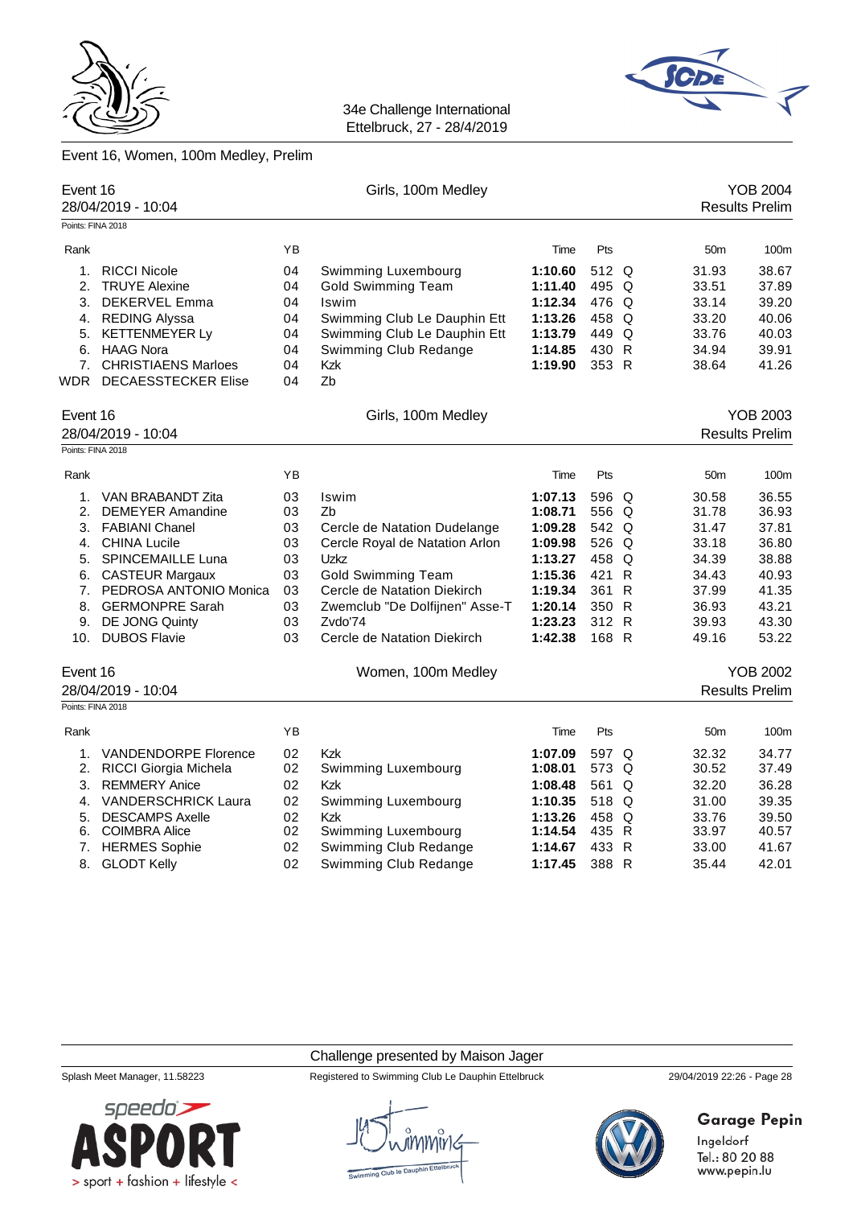34e Challenge International
Ettelbruck, 27 - 28/4/2019

## Event 16, Women, 100m Medley, Prelim

### Event 16 — Girls, 100m Medley — YOB 2004

28/04/2019 - 10:04 — Results Prelim

Points: FINA 2018

| Rank | | YB | | Time | Pts | | 50m | 100m |
|---|---|---|---|---|---|---|---|---|
| 1. | RICCI Nicole | 04 | Swimming Luxembourg | **1:10.60** | 512 | Q | 31.93 | 38.67 |
| 2. | TRUYE Alexine | 04 | Gold Swimming Team | **1:11.40** | 495 | Q | 33.51 | 37.89 |
| 3. | DEKERVEL Emma | 04 | Iswim | **1:12.34** | 476 | Q | 33.14 | 39.20 |
| 4. | REDING Alyssa | 04 | Swimming Club Le Dauphin Ett | **1:13.26** | 458 | Q | 33.20 | 40.06 |
| 5. | KETTENMEYER Ly | 04 | Swimming Club Le Dauphin Ett | **1:13.79** | 449 | Q | 33.76 | 40.03 |
| 6. | HAAG Nora | 04 | Swimming Club Redange | **1:14.85** | 430 | R | 34.94 | 39.91 |
| 7. | CHRISTIAENS Marloes | 04 | Kzk | **1:19.90** | 353 | R | 38.64 | 41.26 |
| WDR | DECAESSTECKER Elise | 04 | Zb | | | | | |

### Event 16 — Girls, 100m Medley — YOB 2003

28/04/2019 - 10:04 — Results Prelim

Points: FINA 2018

| Rank | | YB | | Time | Pts | | 50m | 100m |
|---|---|---|---|---|---|---|---|---|
| 1. | VAN BRABANDT Zita | 03 | Iswim | **1:07.13** | 596 | Q | 30.58 | 36.55 |
| 2. | DEMEYER Amandine | 03 | Zb | **1:08.71** | 556 | Q | 31.78 | 36.93 |
| 3. | FABIANI Chanel | 03 | Cercle de Natation Dudelange | **1:09.28** | 542 | Q | 31.47 | 37.81 |
| 4. | CHINA Lucile | 03 | Cercle Royal de Natation Arlon | **1:09.98** | 526 | Q | 33.18 | 36.80 |
| 5. | SPINCEMAILLE Luna | 03 | Uzkz | **1:13.27** | 458 | Q | 34.39 | 38.88 |
| 6. | CASTEUR Margaux | 03 | Gold Swimming Team | **1:15.36** | 421 | R | 34.43 | 40.93 |
| 7. | PEDROSA ANTONIO Monica | 03 | Cercle de Natation Diekirch | **1:19.34** | 361 | R | 37.99 | 41.35 |
| 8. | GERMONPRE Sarah | 03 | Zwemclub "De Dolfijnen" Asse-T | **1:20.14** | 350 | R | 36.93 | 43.21 |
| 9. | DE JONG Quinty | 03 | Zvdo'74 | **1:23.23** | 312 | R | 39.93 | 43.30 |
| 10. | DUBOS Flavie | 03 | Cercle de Natation Diekirch | **1:42.38** | 168 | R | 49.16 | 53.22 |

### Event 16 — Women, 100m Medley — YOB 2002

28/04/2019 - 10:04 — Results Prelim

Points: FINA 2018

| Rank | | YB | | Time | Pts | | 50m | 100m |
|---|---|---|---|---|---|---|---|---|
| 1. | VANDENDORPE Florence | 02 | Kzk | **1:07.09** | 597 | Q | 32.32 | 34.77 |
| 2. | RICCI Giorgia Michela | 02 | Swimming Luxembourg | **1:08.01** | 573 | Q | 30.52 | 37.49 |
| 3. | REMMERY Anice | 02 | Kzk | **1:08.48** | 561 | Q | 32.20 | 36.28 |
| 4. | VANDERSCHRICK Laura | 02 | Swimming Luxembourg | **1:10.35** | 518 | Q | 31.00 | 39.35 |
| 5. | DESCAMPS Axelle | 02 | Kzk | **1:13.26** | 458 | Q | 33.76 | 39.50 |
| 6. | COIMBRA Alice | 02 | Swimming Luxembourg | **1:14.54** | 435 | R | 33.97 | 40.57 |
| 7. | HERMES Sophie | 02 | Swimming Club Redange | **1:14.67** | 433 | R | 33.00 | 41.67 |
| 8. | GLODT Kelly | 02 | Swimming Club Redange | **1:17.45** | 388 | R | 35.44 | 42.01 |

Challenge presented by Maison Jager

Splash Meet Manager, 11.58223 — Registered to Swimming Club Le Dauphin Ettelbruck — 29/04/2019 22:26

Garage Pepin
Ingeldorf
Tel.: 80 20 88
www.pepin.lu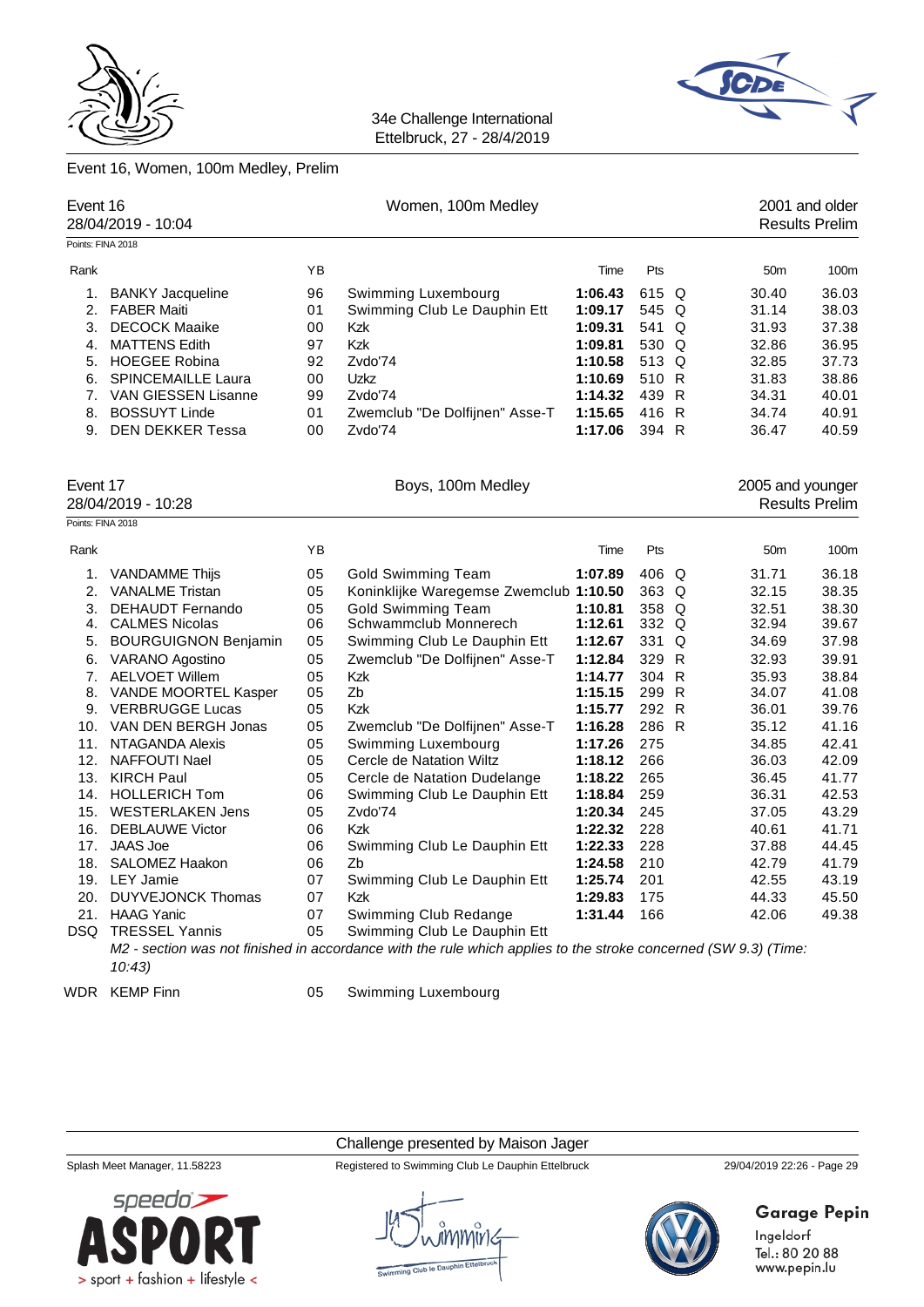34e Challenge International
Ettelbruck, 27 - 28/4/2019

Event 16, Women, 100m Medley, Prelim

## Event 16 — Women, 100m Medley — 2001 and older

28/04/2019 - 10:04 — Results Prelim

Points: FINA 2018

| Rank | | YB | | Time | Pts | | 50m | 100m |
|---|---|---|---|---|---|---|---|---|
| 1. | BANKY Jacqueline | 96 | Swimming Luxembourg | **1:06.43** | 615 | Q | 30.40 | 36.03 |
| 2. | FABER Maiti | 01 | Swimming Club Le Dauphin Ett | **1:09.17** | 545 | Q | 31.14 | 38.03 |
| 3. | DECOCK Maaike | 00 | Kzk | **1:09.31** | 541 | Q | 31.93 | 37.38 |
| 4. | MATTENS Edith | 97 | Kzk | **1:09.81** | 530 | Q | 32.86 | 36.95 |
| 5. | HOEGEE Robina | 92 | Zvdo'74 | **1:10.58** | 513 | Q | 32.85 | 37.73 |
| 6. | SPINCEMAILLE Laura | 00 | Uzkz | **1:10.69** | 510 | R | 31.83 | 38.86 |
| 7. | VAN GIESSEN Lisanne | 99 | Zvdo'74 | **1:14.32** | 439 | R | 34.31 | 40.01 |
| 8. | BOSSUYT Linde | 01 | Zwemclub "De Dolfijnen" Asse-T | **1:15.65** | 416 | R | 34.74 | 40.91 |
| 9. | DEN DEKKER Tessa | 00 | Zvdo'74 | **1:17.06** | 394 | R | 36.47 | 40.59 |

## Event 17 — Boys, 100m Medley — 2005 and younger

28/04/2019 - 10:28 — Results Prelim

Points: FINA 2018

| Rank | | YB | | Time | Pts | | 50m | 100m |
|---|---|---|---|---|---|---|---|---|
| 1. | VANDAMME Thijs | 05 | Gold Swimming Team | **1:07.89** | 406 | Q | 31.71 | 36.18 |
| 2. | VANALME Tristan | 05 | Koninklijke Waregemse Zwemclub | **1:10.50** | 363 | Q | 32.15 | 38.35 |
| 3. | DEHAUDT Fernando | 05 | Gold Swimming Team | **1:10.81** | 358 | Q | 32.51 | 38.30 |
| 4. | CALMES Nicolas | 06 | Schwammclub Monnerech | **1:12.61** | 332 | Q | 32.94 | 39.67 |
| 5. | BOURGUIGNON Benjamin | 05 | Swimming Club Le Dauphin Ett | **1:12.67** | 331 | Q | 34.69 | 37.98 |
| 6. | VARANO Agostino | 05 | Zwemclub "De Dolfijnen" Asse-T | **1:12.84** | 329 | R | 32.93 | 39.91 |
| 7. | AELVOET Willem | 05 | Kzk | **1:14.77** | 304 | R | 35.93 | 38.84 |
| 8. | VANDE MOORTEL Kasper | 05 | Zb | **1:15.15** | 299 | R | 34.07 | 41.08 |
| 9. | VERBRUGGE Lucas | 05 | Kzk | **1:15.77** | 292 | R | 36.01 | 39.76 |
| 10. | VAN DEN BERGH Jonas | 05 | Zwemclub "De Dolfijnen" Asse-T | **1:16.28** | 286 | R | 35.12 | 41.16 |
| 11. | NTAGANDA Alexis | 05 | Swimming Luxembourg | **1:17.26** | 275 | | 34.85 | 42.41 |
| 12. | NAFFOUTI Nael | 05 | Cercle de Natation Wiltz | **1:18.12** | 266 | | 36.03 | 42.09 |
| 13. | KIRCH Paul | 05 | Cercle de Natation Dudelange | **1:18.22** | 265 | | 36.45 | 41.77 |
| 14. | HOLLERICH Tom | 06 | Swimming Club Le Dauphin Ett | **1:18.84** | 259 | | 36.31 | 42.53 |
| 15. | WESTERLAKEN Jens | 05 | Zvdo'74 | **1:20.34** | 245 | | 37.05 | 43.29 |
| 16. | DEBLAUWE Victor | 06 | Kzk | **1:22.32** | 228 | | 40.61 | 41.71 |
| 17. | JAAS Joe | 06 | Swimming Club Le Dauphin Ett | **1:22.33** | 228 | | 37.88 | 44.45 |
| 18. | SALOMEZ Haakon | 06 | Zb | **1:24.58** | 210 | | 42.79 | 41.79 |
| 19. | LEY Jamie | 07 | Swimming Club Le Dauphin Ett | **1:25.74** | 201 | | 42.55 | 43.19 |
| 20. | DUYVEJONCK Thomas | 07 | Kzk | **1:29.83** | 175 | | 44.33 | 45.50 |
| 21. | HAAG Yanic | 07 | Swimming Club Redange | **1:31.44** | 166 | | 42.06 | 49.38 |
| DSQ | TRESSEL Yannis | 05 | Swimming Club Le Dauphin Ett | | | | | |
| | *M2 - section was not finished in accordance with the rule which applies to the stroke concerned (SW 9.3) (Time: 10:43)* | | | | | | | |
| WDR | KEMP Finn | 05 | Swimming Luxembourg | | | | | |

Challenge presented by Maison Jager

Splash Meet Manager, 11.58223 — Registered to Swimming Club Le Dauphin Ettelbruck — 29/04/2019 22:26 - Page 29

Garage Pepin
Ingeldorf
Tel.: 80 20 88
www.pepin.lu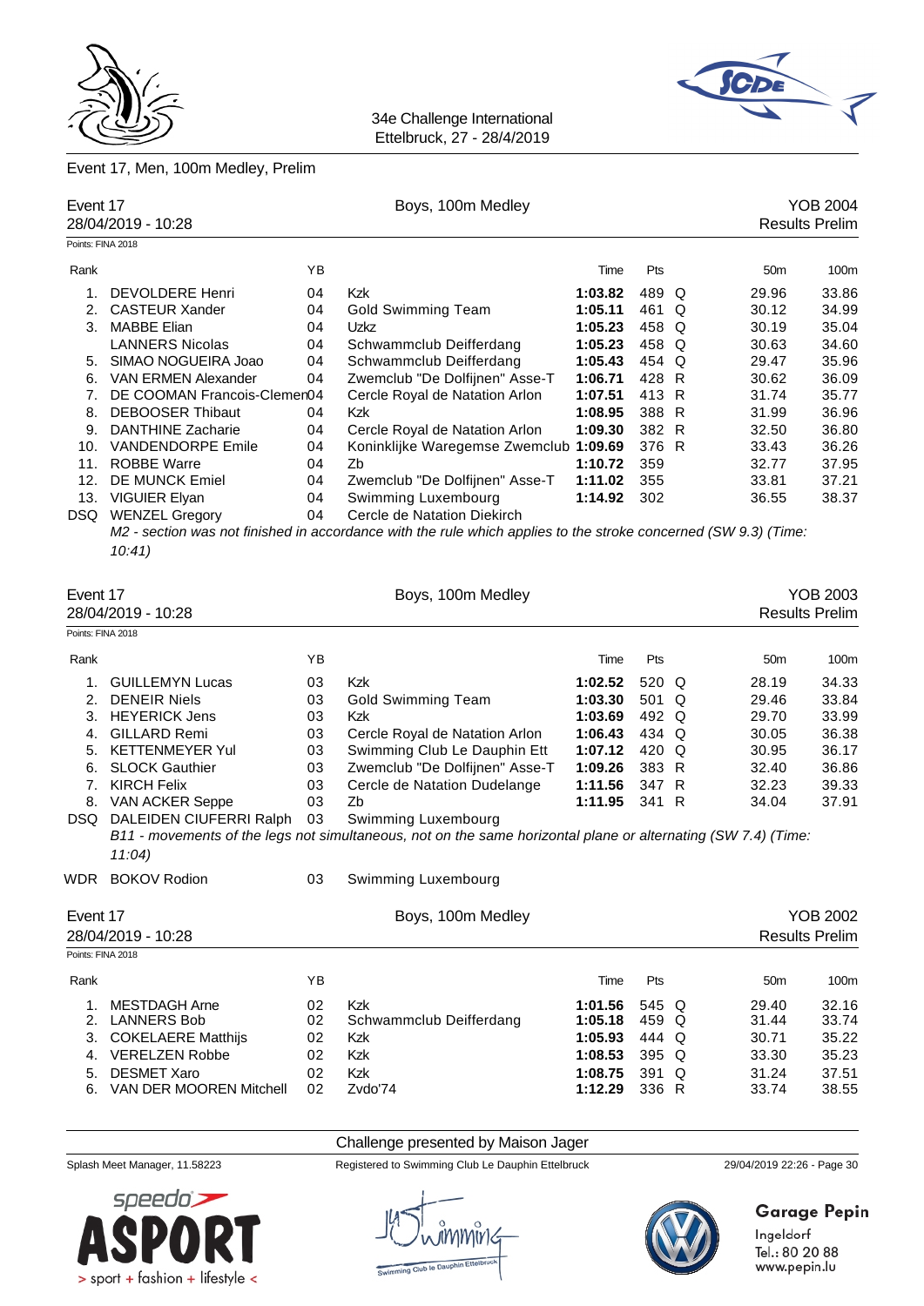34e Challenge International
Ettelbruck, 27 - 28/4/2019

Event 17, Men, 100m Medley, Prelim

## Event 17 — Boys, 100m Medley — YOB 2004

28/04/2019 - 10:28 — Results Prelim

Points: FINA 2018

| Rank | | YB | | Time | Pts | | 50m | 100m |
|---|---|---|---|---|---|---|---|---|
| 1. | DEVOLDERE Henri | 04 | Kzk | **1:03.82** | 489 | Q | 29.96 | 33.86 |
| 2. | CASTEUR Xander | 04 | Gold Swimming Team | **1:05.11** | 461 | Q | 30.12 | 34.99 |
| 3. | MABBE Elian | 04 | Uzkz | **1:05.23** | 458 | Q | 30.19 | 35.04 |
| | LANNERS Nicolas | 04 | Schwammclub Deifferdang | **1:05.23** | 458 | Q | 30.63 | 34.60 |
| 5. | SIMAO NOGUEIRA Joao | 04 | Schwammclub Deifferdang | **1:05.43** | 454 | Q | 29.47 | 35.96 |
| 6. | VAN ERMEN Alexander | 04 | Zwemclub "De Dolfijnen" Asse-T | **1:06.71** | 428 | R | 30.62 | 36.09 |
| 7. | DE COOMAN Francois-Clemen | 04 | Cercle Royal de Natation Arlon | **1:07.51** | 413 | R | 31.74 | 35.77 |
| 8. | DEBOOSER Thibaut | 04 | Kzk | **1:08.95** | 388 | R | 31.99 | 36.96 |
| 9. | DANTHINE Zacharie | 04 | Cercle Royal de Natation Arlon | **1:09.30** | 382 | R | 32.50 | 36.80 |
| 10. | VANDENDORPE Emile | 04 | Koninklijke Waregemse Zwemclub | **1:09.69** | 376 | R | 33.43 | 36.26 |
| 11. | ROBBE Warre | 04 | Zb | **1:10.72** | 359 | | 32.77 | 37.95 |
| 12. | DE MUNCK Emiel | 04 | Zwemclub "De Dolfijnen" Asse-T | **1:11.02** | 355 | | 33.81 | 37.21 |
| 13. | VIGUIER Elyan | 04 | Swimming Luxembourg | **1:14.92** | 302 | | 36.55 | 38.37 |
| DSQ | WENZEL Gregory | 04 | Cercle de Natation Diekirch | | | | | |

*M2 - section was not finished in accordance with the rule which applies to the stroke concerned (SW 9.3) (Time: 10:41)*

## Event 17 — Boys, 100m Medley — YOB 2003

28/04/2019 - 10:28 — Results Prelim

Points: FINA 2018

| Rank | | YB | | Time | Pts | | 50m | 100m |
|---|---|---|---|---|---|---|---|---|
| 1. | GUILLEMYN Lucas | 03 | Kzk | **1:02.52** | 520 | Q | 28.19 | 34.33 |
| 2. | DENEIR Niels | 03 | Gold Swimming Team | **1:03.30** | 501 | Q | 29.46 | 33.84 |
| 3. | HEYERICK Jens | 03 | Kzk | **1:03.69** | 492 | Q | 29.70 | 33.99 |
| 4. | GILLARD Remi | 03 | Cercle Royal de Natation Arlon | **1:06.43** | 434 | Q | 30.05 | 36.38 |
| 5. | KETTENMEYER Yul | 03 | Swimming Club Le Dauphin Ett | **1:07.12** | 420 | Q | 30.95 | 36.17 |
| 6. | SLOCK Gauthier | 03 | Zwemclub "De Dolfijnen" Asse-T | **1:09.26** | 383 | R | 32.40 | 36.86 |
| 7. | KIRCH Felix | 03 | Cercle de Natation Dudelange | **1:11.56** | 347 | R | 32.23 | 39.33 |
| 8. | VAN ACKER Seppe | 03 | Zb | **1:11.95** | 341 | R | 34.04 | 37.91 |
| DSQ | DALEIDEN CIUFERRI Ralph | 03 | Swimming Luxembourg | | | | | |

*B11 - movements of the legs not simultaneous, not on the same horizontal plane or alternating (SW 7.4) (Time: 11:04)*

| | | | | | | | | |
|---|---|---|---|---|---|---|---|---|
| WDR | BOKOV Rodion | 03 | Swimming Luxembourg | | | | | |

## Event 17 — Boys, 100m Medley — YOB 2002

28/04/2019 - 10:28 — Results Prelim

Points: FINA 2018

| Rank | | YB | | Time | Pts | | 50m | 100m |
|---|---|---|---|---|---|---|---|---|
| 1. | MESTDAGH Arne | 02 | Kzk | **1:01.56** | 545 | Q | 29.40 | 32.16 |
| 2. | LANNERS Bob | 02 | Schwammclub Deifferdang | **1:05.18** | 459 | Q | 31.44 | 33.74 |
| 3. | COKELAERE Matthijs | 02 | Kzk | **1:05.93** | 444 | Q | 30.71 | 35.22 |
| 4. | VERELZEN Robbe | 02 | Kzk | **1:08.53** | 395 | Q | 33.30 | 35.23 |
| 5. | DESMET Xaro | 02 | Kzk | **1:08.75** | 391 | Q | 31.24 | 37.51 |
| 6. | VAN DER MOOREN Mitchell | 02 | Zvdo'74 | **1:12.29** | 336 | R | 33.74 | 38.55 |

Challenge presented by Maison Jager

Splash Meet Manager, 11.58223 — Registered to Swimming Club Le Dauphin Ettelbruck — 29/04/2019 22:26

Garage Pepin
Ingeldorf
Tel.: 80 20 88
www.pepin.lu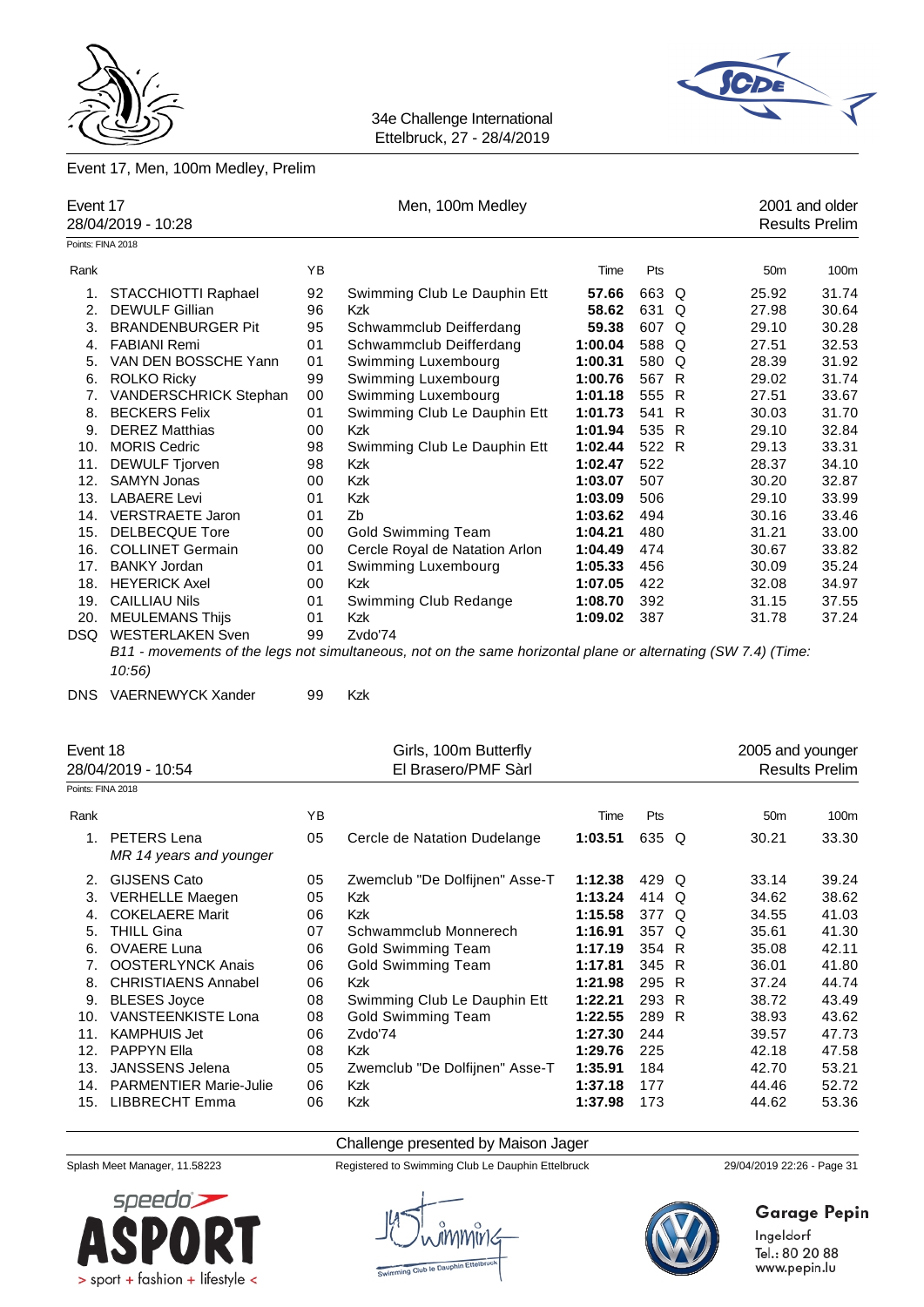34e Challenge International
Ettelbruck, 27 - 28/4/2019

Event 17, Men, 100m Medley, Prelim

## Event 17 — Men, 100m Medley — 2001 and older

28/04/2019 - 10:28 — Results Prelim

Points: FINA 2018

| Rank | | YB | | Time | Pts | | 50m | 100m |
|---|---|---|---|---|---|---|---|---|
| 1. | STACCHIOTTI Raphael | 92 | Swimming Club Le Dauphin Ett | **57.66** | 663 | Q | 25.92 | 31.74 |
| 2. | DEWULF Gillian | 96 | Kzk | **58.62** | 631 | Q | 27.98 | 30.64 |
| 3. | BRANDENBURGER Pit | 95 | Schwammclub Deifferdang | **59.38** | 607 | Q | 29.10 | 30.28 |
| 4. | FABIANI Remi | 01 | Schwammclub Deifferdang | **1:00.04** | 588 | Q | 27.51 | 32.53 |
| 5. | VAN DEN BOSSCHE Yann | 01 | Swimming Luxembourg | **1:00.31** | 580 | Q | 28.39 | 31.92 |
| 6. | ROLKO Ricky | 99 | Swimming Luxembourg | **1:00.76** | 567 | R | 29.02 | 31.74 |
| 7. | VANDERSCHRICK Stephan | 00 | Swimming Luxembourg | **1:01.18** | 555 | R | 27.51 | 33.67 |
| 8. | BECKERS Felix | 01 | Swimming Club Le Dauphin Ett | **1:01.73** | 541 | R | 30.03 | 31.70 |
| 9. | DEREZ Matthias | 00 | Kzk | **1:01.94** | 535 | R | 29.10 | 32.84 |
| 10. | MORIS Cedric | 98 | Swimming Club Le Dauphin Ett | **1:02.44** | 522 | R | 29.13 | 33.31 |
| 11. | DEWULF Tjorven | 98 | Kzk | **1:02.47** | 522 | | 28.37 | 34.10 |
| 12. | SAMYN Jonas | 00 | Kzk | **1:03.07** | 507 | | 30.20 | 32.87 |
| 13. | LABAERE Levi | 01 | Kzk | **1:03.09** | 506 | | 29.10 | 33.99 |
| 14. | VERSTRAETE Jaron | 01 | Zb | **1:03.62** | 494 | | 30.16 | 33.46 |
| 15. | DELBECQUE Tore | 00 | Gold Swimming Team | **1:04.21** | 480 | | 31.21 | 33.00 |
| 16. | COLLINET Germain | 00 | Cercle Royal de Natation Arlon | **1:04.49** | 474 | | 30.67 | 33.82 |
| 17. | BANKY Jordan | 01 | Swimming Luxembourg | **1:05.33** | 456 | | 30.09 | 35.24 |
| 18. | HEYERICK Axel | 00 | Kzk | **1:07.05** | 422 | | 32.08 | 34.97 |
| 19. | CAILLIAU Nils | 01 | Swimming Club Redange | **1:08.70** | 392 | | 31.15 | 37.55 |
| 20. | MEULEMANS Thijs | 01 | Kzk | **1:09.02** | 387 | | 31.78 | 37.24 |
| DSQ | WESTERLAKEN Sven | 99 | Zvdo'74 | | | | | |
| DNS | VAERNEWYCK Xander | 99 | Kzk | | | | | |

DSQ WESTERLAKEN Sven: *B11 - movements of the legs not simultaneous, not on the same horizontal plane or alternating (SW 7.4) (Time: 10:56)*

## Event 18 — Girls, 100m Butterfly — 2005 and younger

28/04/2019 - 10:54 — El Brasero/PMF Sàrl — Results Prelim

Points: FINA 2018

| Rank | | YB | | Time | Pts | | 50m | 100m |
|---|---|---|---|---|---|---|---|---|
| 1. | PETERS Lena *MR 14 years and younger* | 05 | Cercle de Natation Dudelange | **1:03.51** | 635 | Q | 30.21 | 33.30 |
| 2. | GIJSENS Cato | 05 | Zwemclub "De Dolfijnen" Asse-T | **1:12.38** | 429 | Q | 33.14 | 39.24 |
| 3. | VERHELLE Maegen | 05 | Kzk | **1:13.24** | 414 | Q | 34.62 | 38.62 |
| 4. | COKELAERE Marit | 06 | Kzk | **1:15.58** | 377 | Q | 34.55 | 41.03 |
| 5. | THILL Gina | 07 | Schwammclub Monnerech | **1:16.91** | 357 | Q | 35.61 | 41.30 |
| 6. | OVAERE Luna | 06 | Gold Swimming Team | **1:17.19** | 354 | R | 35.08 | 42.11 |
| 7. | OOSTERLYNCK Anais | 06 | Gold Swimming Team | **1:17.81** | 345 | R | 36.01 | 41.80 |
| 8. | CHRISTIAENS Annabel | 06 | Kzk | **1:21.98** | 295 | R | 37.24 | 44.74 |
| 9. | BLESES Joyce | 08 | Swimming Club Le Dauphin Ett | **1:22.21** | 293 | R | 38.72 | 43.49 |
| 10. | VANSTEENKISTE Lona | 08 | Gold Swimming Team | **1:22.55** | 289 | R | 38.93 | 43.62 |
| 11. | KAMPHUIS Jet | 06 | Zvdo'74 | **1:27.30** | 244 | | 39.57 | 47.73 |
| 12. | PAPPYN Ella | 08 | Kzk | **1:29.76** | 225 | | 42.18 | 47.58 |
| 13. | JANSSENS Jelena | 05 | Zwemclub "De Dolfijnen" Asse-T | **1:35.91** | 184 | | 42.70 | 53.21 |
| 14. | PARMENTIER Marie-Julie | 06 | Kzk | **1:37.18** | 177 | | 44.46 | 52.72 |
| 15. | LIBBRECHT Emma | 06 | Kzk | **1:37.98** | 173 | | 44.62 | 53.36 |

Challenge presented by Maison Jager

Splash Meet Manager, 11.58223 — Registered to Swimming Club Le Dauphin Ettelbruck — 29/04/2019 22:26

Garage Pepin
Ingeldorf
Tel.: 80 20 88
www.pepin.lu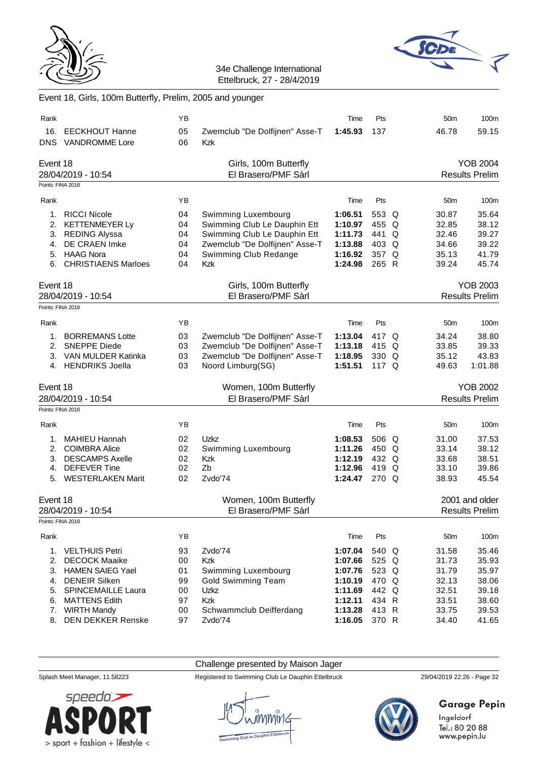Event 18, Girls, 100m Butterfly, Prelim, 2005 and younger

| Rank | | YB | | Time | Pts | | 50m | 100m |
|---|---|---|---|---|---|---|---|---|
| 16. | EECKHOUT Hanne | 05 | Zwemclub "De Dolfijnen" Asse-T | **1:45.93** | 137 | | 46.78 | 59.15 |
| DNS | VANDROMME Lore | 06 | Kzk | | | | | |

## Event 18 — Girls, 100m Butterfly — YOB 2004

28/04/2019 - 10:54 — El Brasero/PMF Sàrl — Results Prelim

Points: FINA 2018

| Rank | | YB | | Time | Pts | | 50m | 100m |
|---|---|---|---|---|---|---|---|---|
| 1. | RICCI Nicole | 04 | Swimming Luxembourg | **1:06.51** | 553 | Q | 30.87 | 35.64 |
| 2. | KETTENMEYER Ly | 04 | Swimming Club Le Dauphin Ett | **1:10.97** | 455 | Q | 32.85 | 38.12 |
| 3. | REDING Alyssa | 04 | Swimming Club Le Dauphin Ett | **1:11.73** | 441 | Q | 32.46 | 39.27 |
| 4. | DE CRAEN Imke | 04 | Zwemclub "De Dolfijnen" Asse-T | **1:13.88** | 403 | Q | 34.66 | 39.22 |
| 5. | HAAG Nora | 04 | Swimming Club Redange | **1:16.92** | 357 | Q | 35.13 | 41.79 |
| 6. | CHRISTIAENS Marloes | 04 | Kzk | **1:24.98** | 265 | R | 39.24 | 45.74 |

## Event 18 — Girls, 100m Butterfly — YOB 2003

28/04/2019 - 10:54 — El Brasero/PMF Sàrl — Results Prelim

Points: FINA 2018

| Rank | | YB | | Time | Pts | | 50m | 100m |
|---|---|---|---|---|---|---|---|---|
| 1. | BORREMANS Lotte | 03 | Zwemclub "De Dolfijnen" Asse-T | **1:13.04** | 417 | Q | 34.24 | 38.80 |
| 2. | SNEPPE Diede | 03 | Zwemclub "De Dolfijnen" Asse-T | **1:13.18** | 415 | Q | 33.85 | 39.33 |
| 3. | VAN MULDER Katinka | 03 | Zwemclub "De Dolfijnen" Asse-T | **1:18.95** | 330 | Q | 35.12 | 43.83 |
| 4. | HENDRIKS Joella | 03 | Noord Limburg(SG) | **1:51.51** | 117 | Q | 49.63 | 1:01.88 |

## Event 18 — Women, 100m Butterfly — YOB 2002

28/04/2019 - 10:54 — El Brasero/PMF Sàrl — Results Prelim

Points: FINA 2018

| Rank | | YB | | Time | Pts | | 50m | 100m |
|---|---|---|---|---|---|---|---|---|
| 1. | MAHIEU Hannah | 02 | Uzkz | **1:08.53** | 506 | Q | 31.00 | 37.53 |
| 2. | COIMBRA Alice | 02 | Swimming Luxembourg | **1:11.26** | 450 | Q | 33.14 | 38.12 |
| 3. | DESCAMPS Axelle | 02 | Kzk | **1:12.19** | 432 | Q | 33.68 | 38.51 |
| 4. | DEFEVER Tine | 02 | Zb | **1:12.96** | 419 | Q | 33.10 | 39.86 |
| 5. | WESTERLAKEN Marit | 02 | Zvdo'74 | **1:24.47** | 270 | Q | 38.93 | 45.54 |

## Event 18 — Women, 100m Butterfly — 2001 and older

28/04/2019 - 10:54 — El Brasero/PMF Sàrl — Results Prelim

Points: FINA 2018

| Rank | | YB | | Time | Pts | | 50m | 100m |
|---|---|---|---|---|---|---|---|---|
| 1. | VELTHUIS Petri | 93 | Zvdo'74 | **1:07.04** | 540 | Q | 31.58 | 35.46 |
| 2. | DECOCK Maaike | 00 | Kzk | **1:07.66** | 525 | Q | 31.73 | 35.93 |
| 3. | HAMEN SAIEG Yael | 01 | Swimming Luxembourg | **1:07.76** | 523 | Q | 31.79 | 35.97 |
| 4. | DENEIR Silken | 99 | Gold Swimming Team | **1:10.19** | 470 | Q | 32.13 | 38.06 |
| 5. | SPINCEMAILLE Laura | 00 | Uzkz | **1:11.69** | 442 | Q | 32.51 | 39.18 |
| 6. | MATTENS Edith | 97 | Kzk | **1:12.11** | 434 | R | 33.51 | 38.60 |
| 7. | WIRTH Mandy | 00 | Schwammclub Deifferdang | **1:13.28** | 413 | R | 33.75 | 39.53 |
| 8. | DEN DEKKER Renske | 97 | Zvdo'74 | **1:16.05** | 370 | R | 34.40 | 41.65 |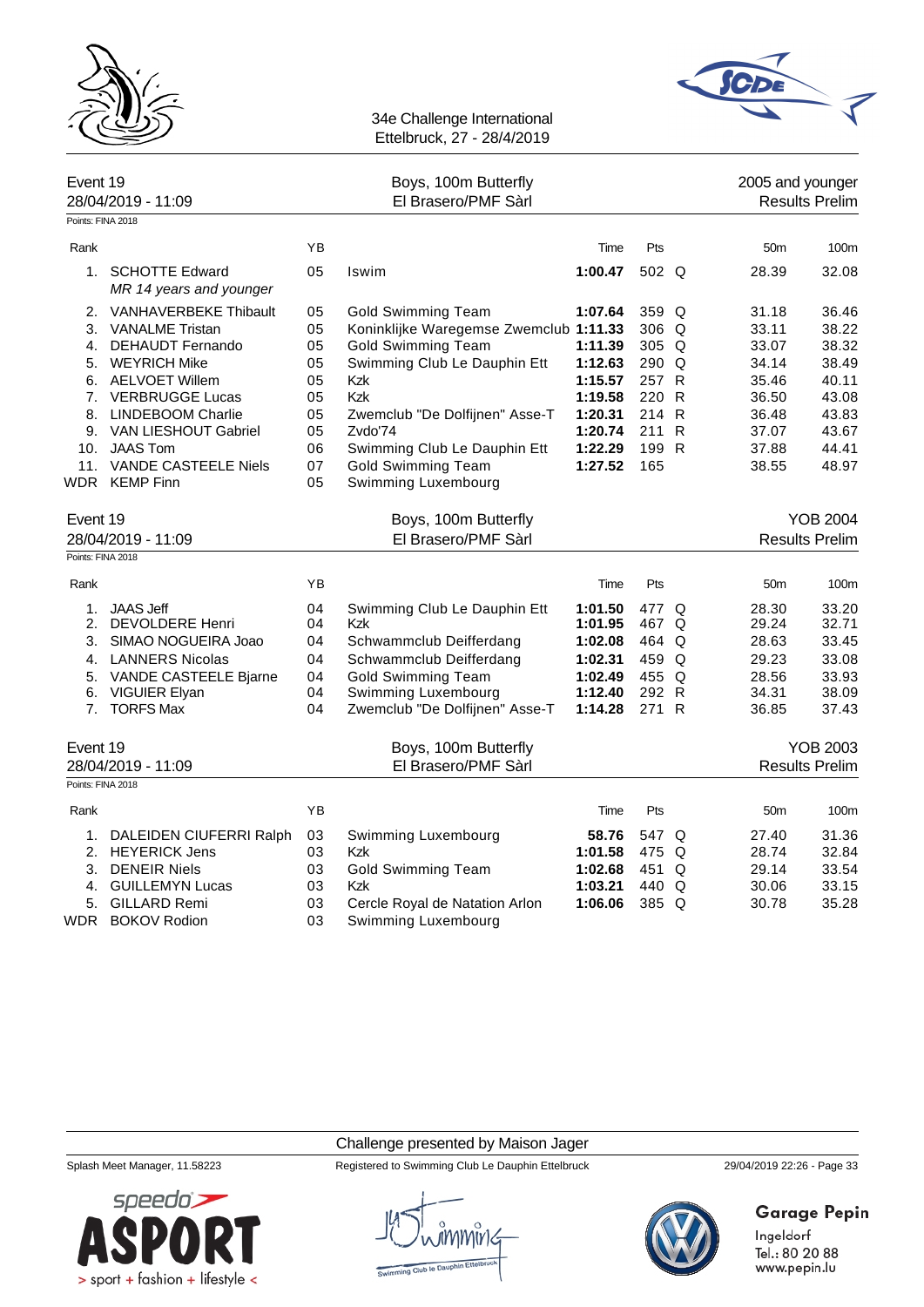34e Challenge International
Ettelbruck, 27 - 28/4/2019

## Event 19 — Boys, 100m Butterfly — 2005 and younger

28/04/2019 - 11:09 — El Brasero/PMF Sàrl — Results Prelim

Points: FINA 2018

| Rank | | YB | | Time | Pts | | 50m | 100m |
|---|---|---|---|---|---|---|---|---|
| 1. | SCHOTTE Edward *MR 14 years and younger* | 05 | Iswim | **1:00.47** | 502 | Q | 28.39 | 32.08 |
| 2. | VANHAVERBEKE Thibault | 05 | Gold Swimming Team | **1:07.64** | 359 | Q | 31.18 | 36.46 |
| 3. | VANALME Tristan | 05 | Koninklijke Waregemse Zwemclub | **1:11.33** | 306 | Q | 33.11 | 38.22 |
| 4. | DEHAUDT Fernando | 05 | Gold Swimming Team | **1:11.39** | 305 | Q | 33.07 | 38.32 |
| 5. | WEYRICH Mike | 05 | Swimming Club Le Dauphin Ett | **1:12.63** | 290 | Q | 34.14 | 38.49 |
| 6. | AELVOET Willem | 05 | Kzk | **1:15.57** | 257 | R | 35.46 | 40.11 |
| 7. | VERBRUGGE Lucas | 05 | Kzk | **1:19.58** | 220 | R | 36.50 | 43.08 |
| 8. | LINDEBOOM Charlie | 05 | Zwemclub "De Dolfijnen" Asse-T | **1:20.31** | 214 | R | 36.48 | 43.83 |
| 9. | VAN LIESHOUT Gabriel | 05 | Zvdo'74 | **1:20.74** | 211 | R | 37.07 | 43.67 |
| 10. | JAAS Tom | 06 | Swimming Club Le Dauphin Ett | **1:22.29** | 199 | R | 37.88 | 44.41 |
| 11. | VANDE CASTEELE Niels | 07 | Gold Swimming Team | **1:27.52** | 165 | | 38.55 | 48.97 |
| WDR | KEMP Finn | 05 | Swimming Luxembourg | | | | | |

## Event 19 — Boys, 100m Butterfly — YOB 2004

28/04/2019 - 11:09 — El Brasero/PMF Sàrl — Results Prelim

Points: FINA 2018

| Rank | | YB | | Time | Pts | | 50m | 100m |
|---|---|---|---|---|---|---|---|---|
| 1. | JAAS Jeff | 04 | Swimming Club Le Dauphin Ett | **1:01.50** | 477 | Q | 28.30 | 33.20 |
| 2. | DEVOLDERE Henri | 04 | Kzk | **1:01.95** | 467 | Q | 29.24 | 32.71 |
| 3. | SIMAO NOGUEIRA Joao | 04 | Schwammclub Deifferdang | **1:02.08** | 464 | Q | 28.63 | 33.45 |
| 4. | LANNERS Nicolas | 04 | Schwammclub Deifferdang | **1:02.31** | 459 | Q | 29.23 | 33.08 |
| 5. | VANDE CASTEELE Bjarne | 04 | Gold Swimming Team | **1:02.49** | 455 | Q | 28.56 | 33.93 |
| 6. | VIGUIER Elyan | 04 | Swimming Luxembourg | **1:12.40** | 292 | R | 34.31 | 38.09 |
| 7. | TORFS Max | 04 | Zwemclub "De Dolfijnen" Asse-T | **1:14.28** | 271 | R | 36.85 | 37.43 |

## Event 19 — Boys, 100m Butterfly — YOB 2003

28/04/2019 - 11:09 — El Brasero/PMF Sàrl — Results Prelim

Points: FINA 2018

| Rank | | YB | | Time | Pts | | 50m | 100m |
|---|---|---|---|---|---|---|---|---|
| 1. | DALEIDEN CIUFERRI Ralph | 03 | Swimming Luxembourg | **58.76** | 547 | Q | 27.40 | 31.36 |
| 2. | HEYERICK Jens | 03 | Kzk | **1:01.58** | 475 | Q | 28.74 | 32.84 |
| 3. | DENEIR Niels | 03 | Gold Swimming Team | **1:02.68** | 451 | Q | 29.14 | 33.54 |
| 4. | GUILLEMYN Lucas | 03 | Kzk | **1:03.21** | 440 | Q | 30.06 | 33.15 |
| 5. | GILLARD Remi | 03 | Cercle Royal de Natation Arlon | **1:06.06** | 385 | Q | 30.78 | 35.28 |
| WDR | BOKOV Rodion | 03 | Swimming Luxembourg | | | | | |

Challenge presented by Maison Jager

Splash Meet Manager, 11.58223 — Registered to Swimming Club Le Dauphin Ettelbruck — 29/04/2019 22:26

Garage Pepin
Ingeldorf
Tel.: 80 20 88
www.pepin.lu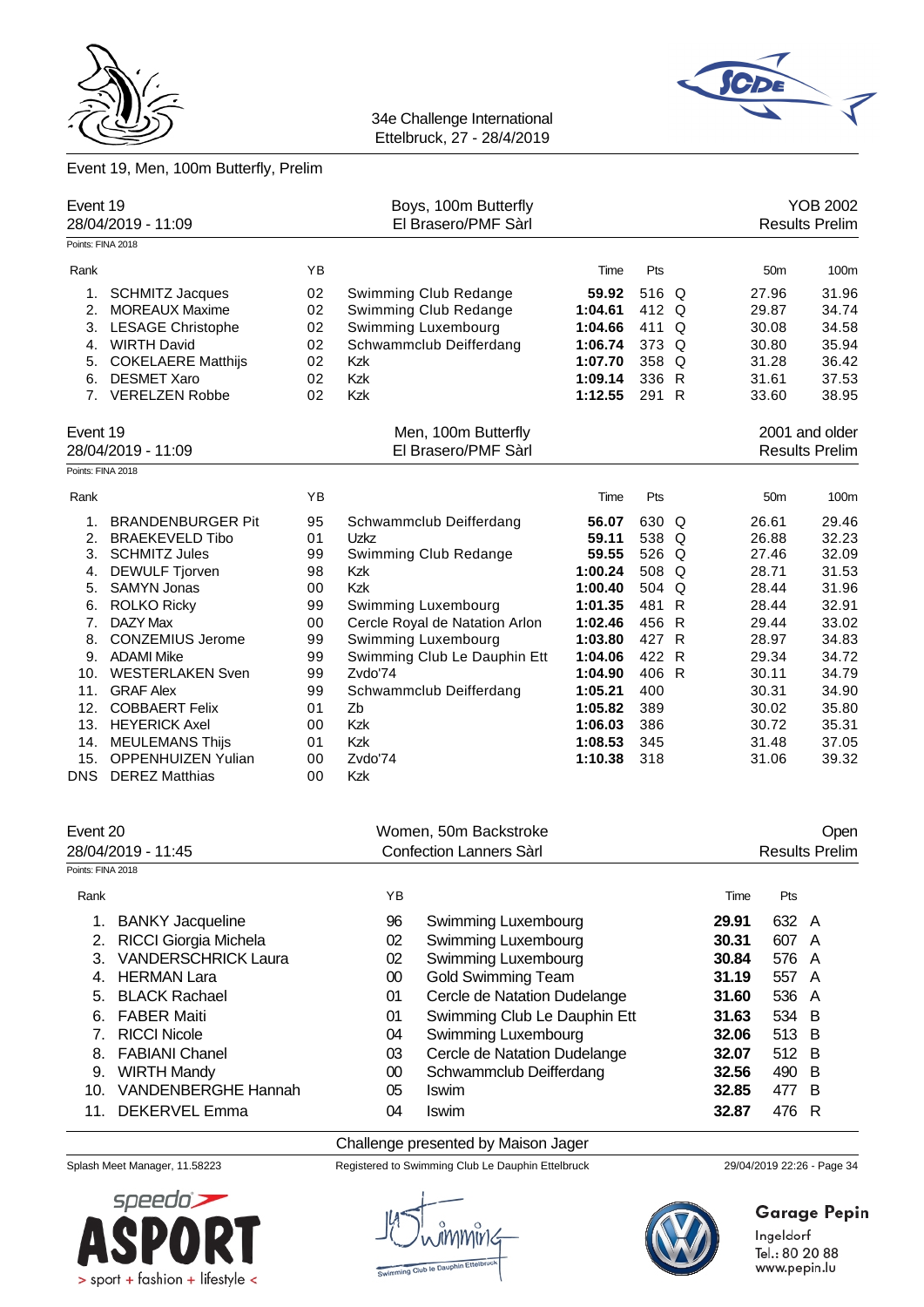34e Challenge International
Ettelbruck, 27 - 28/4/2019

## Event 19, Men, 100m Butterfly, Prelim

Event 19 — Boys, 100m Butterfly — YOB 2002
28/04/2019 - 11:09 — El Brasero/PMF Sàrl — Results Prelim

Points: FINA 2018

| Rank | | YB | | Time | Pts | | 50m | 100m |
|---|---|---|---|---|---|---|---|---|
| 1. | SCHMITZ Jacques | 02 | Swimming Club Redange | **59.92** | 516 | Q | 27.96 | 31.96 |
| 2. | MOREAUX Maxime | 02 | Swimming Club Redange | **1:04.61** | 412 | Q | 29.87 | 34.74 |
| 3. | LESAGE Christophe | 02 | Swimming Luxembourg | **1:04.66** | 411 | Q | 30.08 | 34.58 |
| 4. | WIRTH David | 02 | Schwammclub Deifferdang | **1:06.74** | 373 | Q | 30.80 | 35.94 |
| 5. | COKELAERE Matthijs | 02 | Kzk | **1:07.70** | 358 | Q | 31.28 | 36.42 |
| 6. | DESMET Xaro | 02 | Kzk | **1:09.14** | 336 | R | 31.61 | 37.53 |
| 7. | VERELZEN Robbe | 02 | Kzk | **1:12.55** | 291 | R | 33.60 | 38.95 |

Event 19 — Men, 100m Butterfly — 2001 and older
28/04/2019 - 11:09 — El Brasero/PMF Sàrl — Results Prelim

Points: FINA 2018

| Rank | | YB | | Time | Pts | | 50m | 100m |
|---|---|---|---|---|---|---|---|---|
| 1. | BRANDENBURGER Pit | 95 | Schwammclub Deifferdang | **56.07** | 630 | Q | 26.61 | 29.46 |
| 2. | BRAEKEVELD Tibo | 01 | Uzkz | **59.11** | 538 | Q | 26.88 | 32.23 |
| 3. | SCHMITZ Jules | 99 | Swimming Club Redange | **59.55** | 526 | Q | 27.46 | 32.09 |
| 4. | DEWULF Tjorven | 98 | Kzk | **1:00.24** | 508 | Q | 28.71 | 31.53 |
| 5. | SAMYN Jonas | 00 | Kzk | **1:00.40** | 504 | Q | 28.44 | 31.96 |
| 6. | ROLKO Ricky | 99 | Swimming Luxembourg | **1:01.35** | 481 | R | 28.44 | 32.91 |
| 7. | DAZY Max | 00 | Cercle Royal de Natation Arlon | **1:02.46** | 456 | R | 29.44 | 33.02 |
| 8. | CONZEMIUS Jerome | 99 | Swimming Luxembourg | **1:03.80** | 427 | R | 28.97 | 34.83 |
| 9. | ADAMI Mike | 99 | Swimming Club Le Dauphin Ett | **1:04.06** | 422 | R | 29.34 | 34.72 |
| 10. | WESTERLAKEN Sven | 99 | Zvdo'74 | **1:04.90** | 406 | R | 30.11 | 34.79 |
| 11. | GRAF Alex | 99 | Schwammclub Deifferdang | **1:05.21** | 400 | | 30.31 | 34.90 |
| 12. | COBBAERT Felix | 01 | Zb | **1:05.82** | 389 | | 30.02 | 35.80 |
| 13. | HEYERICK Axel | 00 | Kzk | **1:06.03** | 386 | | 30.72 | 35.31 |
| 14. | MEULEMANS Thijs | 01 | Kzk | **1:08.53** | 345 | | 31.48 | 37.05 |
| 15. | OPPENHUIZEN Yulian | 00 | Zvdo'74 | **1:10.38** | 318 | | 31.06 | 39.32 |
| DNS | DEREZ Matthias | 00 | Kzk | | | | | |

Event 20 — Women, 50m Backstroke — Open
28/04/2019 - 11:45 — Confection Lanners Sàrl — Results Prelim

Points: FINA 2018

| Rank | | YB | | Time | Pts | |
|---|---|---|---|---|---|---|
| 1. | BANKY Jacqueline | 96 | Swimming Luxembourg | **29.91** | 632 | A |
| 2. | RICCI Giorgia Michela | 02 | Swimming Luxembourg | **30.31** | 607 | A |
| 3. | VANDERSCHRICK Laura | 02 | Swimming Luxembourg | **30.84** | 576 | A |
| 4. | HERMAN Lara | 00 | Gold Swimming Team | **31.19** | 557 | A |
| 5. | BLACK Rachael | 01 | Cercle de Natation Dudelange | **31.60** | 536 | A |
| 6. | FABER Maiti | 01 | Swimming Club Le Dauphin Ett | **31.63** | 534 | B |
| 7. | RICCI Nicole | 04 | Swimming Luxembourg | **32.06** | 513 | B |
| 8. | FABIANI Chanel | 03 | Cercle de Natation Dudelange | **32.07** | 512 | B |
| 9. | WIRTH Mandy | 00 | Schwammclub Deifferdang | **32.56** | 490 | B |
| 10. | VANDENBERGHE Hannah | 05 | Iswim | **32.85** | 477 | B |
| 11. | DEKERVEL Emma | 04 | Iswim | **32.87** | 476 | R |

Challenge presented by Maison Jager

Splash Meet Manager, 11.58223 — Registered to Swimming Club Le Dauphin Ettelbruck — 29/04/2019 22:26

Garage Pepin
Ingeldorf
Tel.: 80 20 88
www.pepin.lu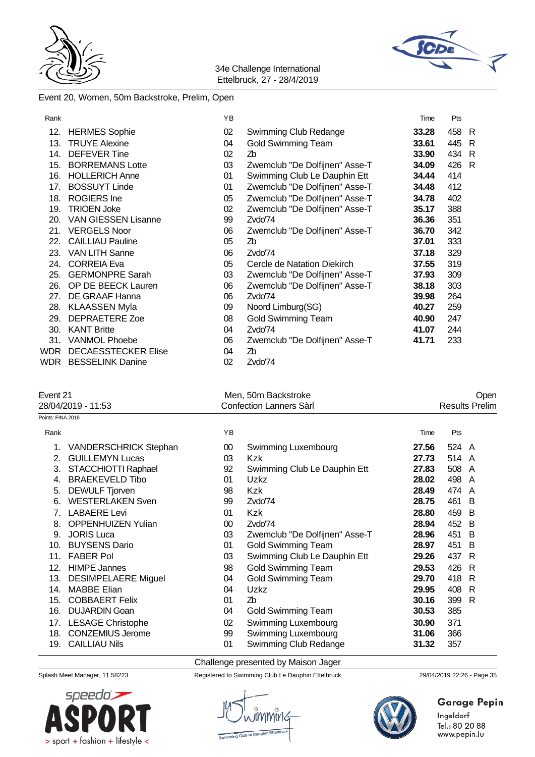Event 20, Women, 50m Backstroke, Prelim, Open

| Rank | | YB | | Time | Pts | |
|---|---|---|---|---|---|---|
| 12. | HERMES Sophie | 02 | Swimming Club Redange | **33.28** | 458 | R |
| 13. | TRUYE Alexine | 04 | Gold Swimming Team | **33.61** | 445 | R |
| 14. | DEFEVER Tine | 02 | Zb | **33.90** | 434 | R |
| 15. | BORREMANS Lotte | 03 | Zwemclub "De Dolfijnen" Asse-T | **34.09** | 426 | R |
| 16. | HOLLERICH Anne | 01 | Swimming Club Le Dauphin Ett | **34.44** | 414 | |
| 17. | BOSSUYT Linde | 01 | Zwemclub "De Dolfijnen" Asse-T | **34.48** | 412 | |
| 18. | ROGIERS Ine | 05 | Zwemclub "De Dolfijnen" Asse-T | **34.78** | 402 | |
| 19. | TRIOEN Joke | 02 | Zwemclub "De Dolfijnen" Asse-T | **35.17** | 388 | |
| 20. | VAN GIESSEN Lisanne | 99 | Zvdo'74 | **36.36** | 351 | |
| 21. | VERGELS Noor | 06 | Zwemclub "De Dolfijnen" Asse-T | **36.70** | 342 | |
| 22. | CAILLIAU Pauline | 05 | Zb | **37.01** | 333 | |
| 23. | VAN LITH Sanne | 06 | Zvdo'74 | **37.18** | 329 | |
| 24. | CORREIA Eva | 05 | Cercle de Natation Diekirch | **37.55** | 319 | |
| 25. | GERMONPRE Sarah | 03 | Zwemclub "De Dolfijnen" Asse-T | **37.93** | 309 | |
| 26. | OP DE BEECK Lauren | 06 | Zwemclub "De Dolfijnen" Asse-T | **38.18** | 303 | |
| 27. | DE GRAAF Hanna | 06 | Zvdo'74 | **39.98** | 264 | |
| 28. | KLAASSEN Myla | 09 | Noord Limburg(SG) | **40.27** | 259 | |
| 29. | DEPRAETERE Zoe | 08 | Gold Swimming Team | **40.90** | 247 | |
| 30. | KANT Britte | 04 | Zvdo'74 | **41.07** | 244 | |
| 31. | VANMOL Phoebe | 06 | Zwemclub "De Dolfijnen" Asse-T | **41.71** | 233 | |
| WDR | DECAESSTECKER Elise | 04 | Zb | | | |
| WDR | BESSELINK Danine | 02 | Zvdo'74 | | | |

Event 21 — Men, 50m Backstroke — Open

28/04/2019 - 11:53 — Confection Lanners Sàrl — Results Prelim

Points: FINA 2018

| Rank | | YB | | Time | Pts | |
|---|---|---|---|---|---|---|
| 1. | VANDERSCHRICK Stephan | 00 | Swimming Luxembourg | **27.56** | 524 | A |
| 2. | GUILLEMYN Lucas | 03 | Kzk | **27.73** | 514 | A |
| 3. | STACCHIOTTI Raphael | 92 | Swimming Club Le Dauphin Ett | **27.83** | 508 | A |
| 4. | BRAEKEVELD Tibo | 01 | Uzkz | **28.02** | 498 | A |
| 5. | DEWULF Tjorven | 98 | Kzk | **28.49** | 474 | A |
| 6. | WESTERLAKEN Sven | 99 | Zvdo'74 | **28.75** | 461 | B |
| 7. | LABAERE Levi | 01 | Kzk | **28.80** | 459 | B |
| 8. | OPPENHUIZEN Yulian | 00 | Zvdo'74 | **28.94** | 452 | B |
| 9. | JORIS Luca | 03 | Zwemclub "De Dolfijnen" Asse-T | **28.96** | 451 | B |
| 10. | BUYSENS Dario | 01 | Gold Swimming Team | **28.97** | 451 | B |
| 11. | FABER Pol | 03 | Swimming Club Le Dauphin Ett | **29.26** | 437 | R |
| 12. | HIMPE Jannes | 98 | Gold Swimming Team | **29.53** | 426 | R |
| 13. | DESIMPELAERE Miguel | 04 | Gold Swimming Team | **29.70** | 418 | R |
| 14. | MABBE Elian | 04 | Uzkz | **29.95** | 408 | R |
| 15. | COBBAERT Felix | 01 | Zb | **30.16** | 399 | R |
| 16. | DUJARDIN Goan | 04 | Gold Swimming Team | **30.53** | 385 | |
| 17. | LESAGE Christophe | 02 | Swimming Luxembourg | **30.90** | 371 | |
| 18. | CONZEMIUS Jerome | 99 | Swimming Luxembourg | **31.06** | 366 | |
| 19. | CAILLIAU Nils | 01 | Swimming Club Redange | **31.32** | 357 | |

Challenge presented by Maison Jager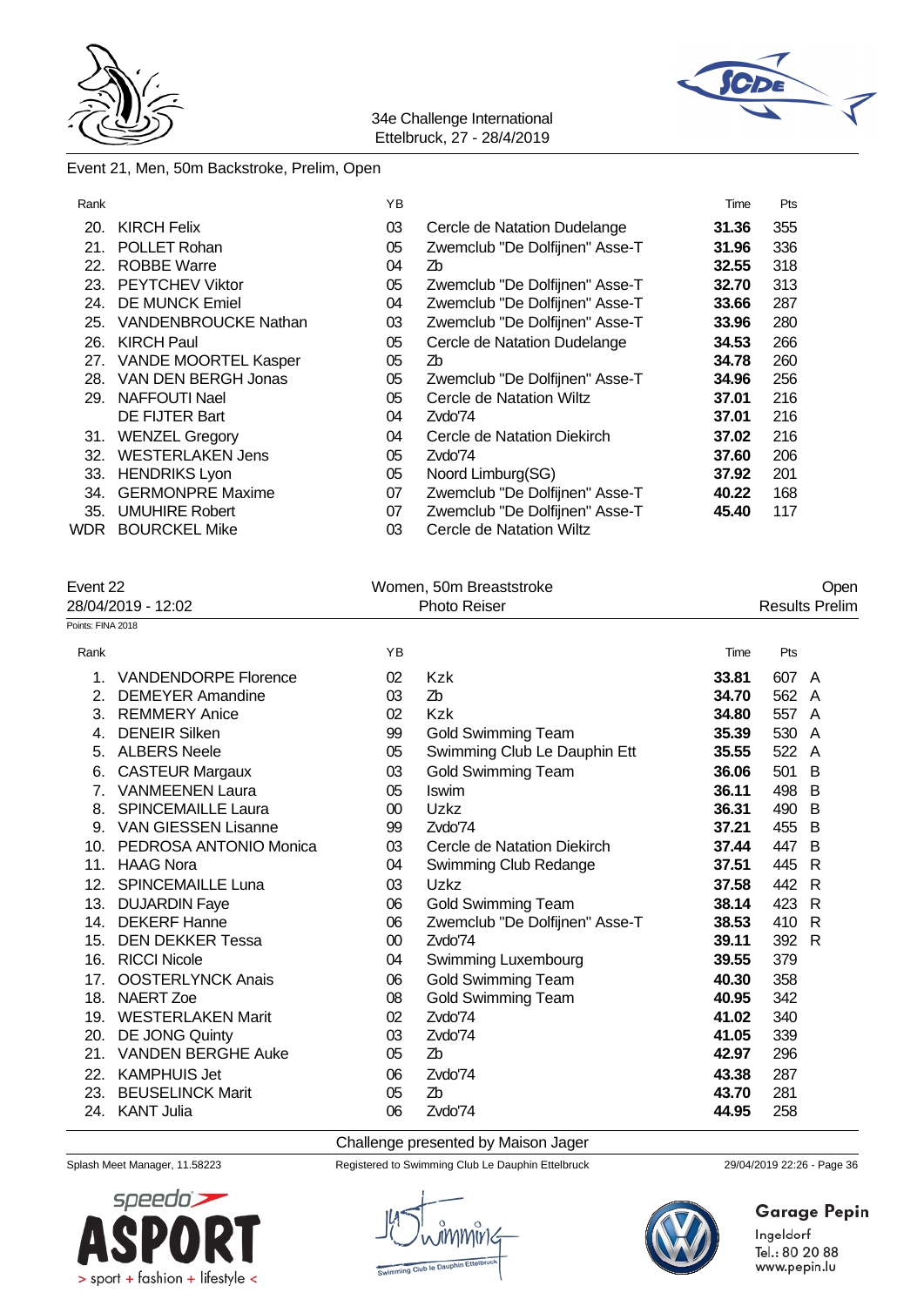34e Challenge International
Ettelbruck, 27 - 28/4/2019

Event 21, Men, 50m Backstroke, Prelim, Open

| Rank | | YB | | Time | Pts |
|---|---|---|---|---|---|
| 20. | KIRCH Felix | 03 | Cercle de Natation Dudelange | **31.36** | 355 |
| 21. | POLLET Rohan | 05 | Zwemclub "De Dolfijnen" Asse-T | **31.96** | 336 |
| 22. | ROBBE Warre | 04 | Zb | **32.55** | 318 |
| 23. | PEYTCHEV Viktor | 05 | Zwemclub "De Dolfijnen" Asse-T | **32.70** | 313 |
| 24. | DE MUNCK Emiel | 04 | Zwemclub "De Dolfijnen" Asse-T | **33.66** | 287 |
| 25. | VANDENBROUCKE Nathan | 03 | Zwemclub "De Dolfijnen" Asse-T | **33.96** | 280 |
| 26. | KIRCH Paul | 05 | Cercle de Natation Dudelange | **34.53** | 266 |
| 27. | VANDE MOORTEL Kasper | 05 | Zb | **34.78** | 260 |
| 28. | VAN DEN BERGH Jonas | 05 | Zwemclub "De Dolfijnen" Asse-T | **34.96** | 256 |
| 29. | NAFFOUTI Nael | 05 | Cercle de Natation Wiltz | **37.01** | 216 |
| | DE FIJTER Bart | 04 | Zvdo'74 | **37.01** | 216 |
| 31. | WENZEL Gregory | 04 | Cercle de Natation Diekirch | **37.02** | 216 |
| 32. | WESTERLAKEN Jens | 05 | Zvdo'74 | **37.60** | 206 |
| 33. | HENDRIKS Lyon | 05 | Noord Limburg(SG) | **37.92** | 201 |
| 34. | GERMONPRE Maxime | 07 | Zwemclub "De Dolfijnen" Asse-T | **40.22** | 168 |
| 35. | UMUHIRE Robert | 07 | Zwemclub "De Dolfijnen" Asse-T | **45.40** | 117 |
| WDR | BOURCKEL Mike | 03 | Cercle de Natation Wiltz | | |

Event 22 — Women, 50m Breaststroke — Open
28/04/2019 - 12:02 — Photo Reiser — Results Prelim

Points: FINA 2018

| Rank | | YB | | Time | Pts | |
|---|---|---|---|---|---|---|
| 1. | VANDENDORPE Florence | 02 | Kzk | **33.81** | 607 | A |
| 2. | DEMEYER Amandine | 03 | Zb | **34.70** | 562 | A |
| 3. | REMMERY Anice | 02 | Kzk | **34.80** | 557 | A |
| 4. | DENEIR Silken | 99 | Gold Swimming Team | **35.39** | 530 | A |
| 5. | ALBERS Neele | 05 | Swimming Club Le Dauphin Ett | **35.55** | 522 | A |
| 6. | CASTEUR Margaux | 03 | Gold Swimming Team | **36.06** | 501 | B |
| 7. | VANMEENEN Laura | 05 | Iswim | **36.11** | 498 | B |
| 8. | SPINCEMAILLE Laura | 00 | Uzkz | **36.31** | 490 | B |
| 9. | VAN GIESSEN Lisanne | 99 | Zvdo'74 | **37.21** | 455 | B |
| 10. | PEDROSA ANTONIO Monica | 03 | Cercle de Natation Diekirch | **37.44** | 447 | B |
| 11. | HAAG Nora | 04 | Swimming Club Redange | **37.51** | 445 | R |
| 12. | SPINCEMAILLE Luna | 03 | Uzkz | **37.58** | 442 | R |
| 13. | DUJARDIN Faye | 06 | Gold Swimming Team | **38.14** | 423 | R |
| 14. | DEKERF Hanne | 06 | Zwemclub "De Dolfijnen" Asse-T | **38.53** | 410 | R |
| 15. | DEN DEKKER Tessa | 00 | Zvdo'74 | **39.11** | 392 | R |
| 16. | RICCI Nicole | 04 | Swimming Luxembourg | **39.55** | 379 | |
| 17. | OOSTERLYNCK Anais | 06 | Gold Swimming Team | **40.30** | 358 | |
| 18. | NAERT Zoe | 08 | Gold Swimming Team | **40.95** | 342 | |
| 19. | WESTERLAKEN Marit | 02 | Zvdo'74 | **41.02** | 340 | |
| 20. | DE JONG Quinty | 03 | Zvdo'74 | **41.05** | 339 | |
| 21. | VANDEN BERGHE Auke | 05 | Zb | **42.97** | 296 | |
| 22. | KAMPHUIS Jet | 06 | Zvdo'74 | **43.38** | 287 | |
| 23. | BEUSELINCK Marit | 05 | Zb | **43.70** | 281 | |
| 24. | KANT Julia | 06 | Zvdo'74 | **44.95** | 258 | |

Challenge presented by Maison Jager

Splash Meet Manager, 11.58223 — Registered to Swimming Club Le Dauphin Ettelbruck — 29/04/2019 22:26

Garage Pepin
Ingeldorf
Tel.: 80 20 88
www.pepin.lu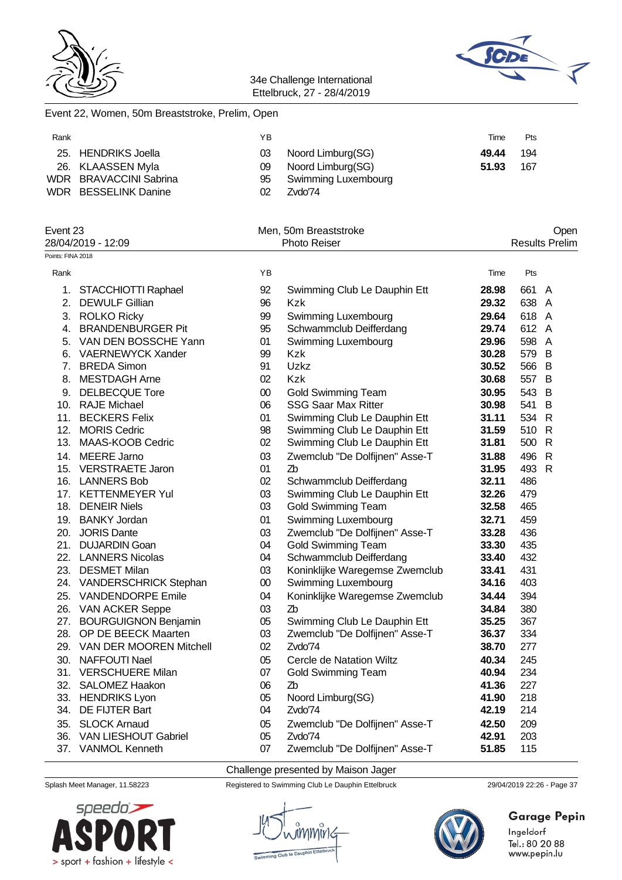34e Challenge International
Ettelbruck, 27 - 28/4/2019

Event 22, Women, 50m Breaststroke, Prelim, Open

| Rank | | YB | | Time | Pts |
|---|---|---|---|---|---|
| 25. | HENDRIKS Joella | 03 | Noord Limburg(SG) | **49.44** | 194 |
| 26. | KLAASSEN Myla | 09 | Noord Limburg(SG) | **51.93** | 167 |
| WDR | BRAVACCINI Sabrina | 95 | Swimming Luxembourg | | |
| WDR | BESSELINK Danine | 02 | Zvdo'74 | | |

Event 23 — Men, 50m Breaststroke — Open
28/04/2019 - 12:09 — Photo Reiser — Results Prelim

Points: FINA 2018

| Rank | | YB | | Time | Pts | |
|---|---|---|---|---|---|---|
| 1. | STACCHIOTTI Raphael | 92 | Swimming Club Le Dauphin Ett | **28.98** | 661 | A |
| 2. | DEWULF Gillian | 96 | Kzk | **29.32** | 638 | A |
| 3. | ROLKO Ricky | 99 | Swimming Luxembourg | **29.64** | 618 | A |
| 4. | BRANDENBURGER Pit | 95 | Schwammclub Deifferdang | **29.74** | 612 | A |
| 5. | VAN DEN BOSSCHE Yann | 01 | Swimming Luxembourg | **29.96** | 598 | A |
| 6. | VAERNEWYCK Xander | 99 | Kzk | **30.28** | 579 | B |
| 7. | BREDA Simon | 91 | Uzkz | **30.52** | 566 | B |
| 8. | MESTDAGH Arne | 02 | Kzk | **30.68** | 557 | B |
| 9. | DELBECQUE Tore | 00 | Gold Swimming Team | **30.95** | 543 | B |
| 10. | RAJE Michael | 06 | SSG Saar Max Ritter | **30.98** | 541 | B |
| 11. | BECKERS Felix | 01 | Swimming Club Le Dauphin Ett | **31.11** | 534 | R |
| 12. | MORIS Cedric | 98 | Swimming Club Le Dauphin Ett | **31.59** | 510 | R |
| 13. | MAAS-KOOB Cedric | 02 | Swimming Club Le Dauphin Ett | **31.81** | 500 | R |
| 14. | MEERE Jarno | 03 | Zwemclub "De Dolfijnen" Asse-T | **31.88** | 496 | R |
| 15. | VERSTRAETE Jaron | 01 | Zb | **31.95** | 493 | R |
| 16. | LANNERS Bob | 02 | Schwammclub Deifferdang | **32.11** | 486 | |
| 17. | KETTENMEYER Yul | 03 | Swimming Club Le Dauphin Ett | **32.26** | 479 | |
| 18. | DENEIR Niels | 03 | Gold Swimming Team | **32.58** | 465 | |
| 19. | BANKY Jordan | 01 | Swimming Luxembourg | **32.71** | 459 | |
| 20. | JORIS Dante | 03 | Zwemclub "De Dolfijnen" Asse-T | **33.28** | 436 | |
| 21. | DUJARDIN Goan | 04 | Gold Swimming Team | **33.30** | 435 | |
| 22. | LANNERS Nicolas | 04 | Schwammclub Deifferdang | **33.40** | 432 | |
| 23. | DESMET Milan | 03 | Koninklijke Waregemse Zwemclub | **33.41** | 431 | |
| 24. | VANDERSCHRICK Stephan | 00 | Swimming Luxembourg | **34.16** | 403 | |
| 25. | VANDENDORPE Emile | 04 | Koninklijke Waregemse Zwemclub | **34.44** | 394 | |
| 26. | VAN ACKER Seppe | 03 | Zb | **34.84** | 380 | |
| 27. | BOURGUIGNON Benjamin | 05 | Swimming Club Le Dauphin Ett | **35.25** | 367 | |
| 28. | OP DE BEECK Maarten | 03 | Zwemclub "De Dolfijnen" Asse-T | **36.37** | 334 | |
| 29. | VAN DER MOOREN Mitchell | 02 | Zvdo'74 | **38.70** | 277 | |
| 30. | NAFFOUTI Nael | 05 | Cercle de Natation Wiltz | **40.34** | 245 | |
| 31. | VERSCHUERE Milan | 07 | Gold Swimming Team | **40.94** | 234 | |
| 32. | SALOMEZ Haakon | 06 | Zb | **41.36** | 227 | |
| 33. | HENDRIKS Lyon | 05 | Noord Limburg(SG) | **41.90** | 218 | |
| 34. | DE FIJTER Bart | 04 | Zvdo'74 | **42.19** | 214 | |
| 35. | SLOCK Arnaud | 05 | Zwemclub "De Dolfijnen" Asse-T | **42.50** | 209 | |
| 36. | VAN LIESHOUT Gabriel | 05 | Zvdo'74 | **42.91** | 203 | |
| 37. | VANMOL Kenneth | 07 | Zwemclub "De Dolfijnen" Asse-T | **51.85** | 115 | |

Challenge presented by Maison Jager

Splash Meet Manager, 11.58223 — Registered to Swimming Club Le Dauphin Ettelbruck — 29/04/2019 22:26 - Page 37

speedo ASPORT > sport + fashion + lifestyle <

Garage Pepin
Ingeldorf
Tel.: 80 20 88
www.pepin.lu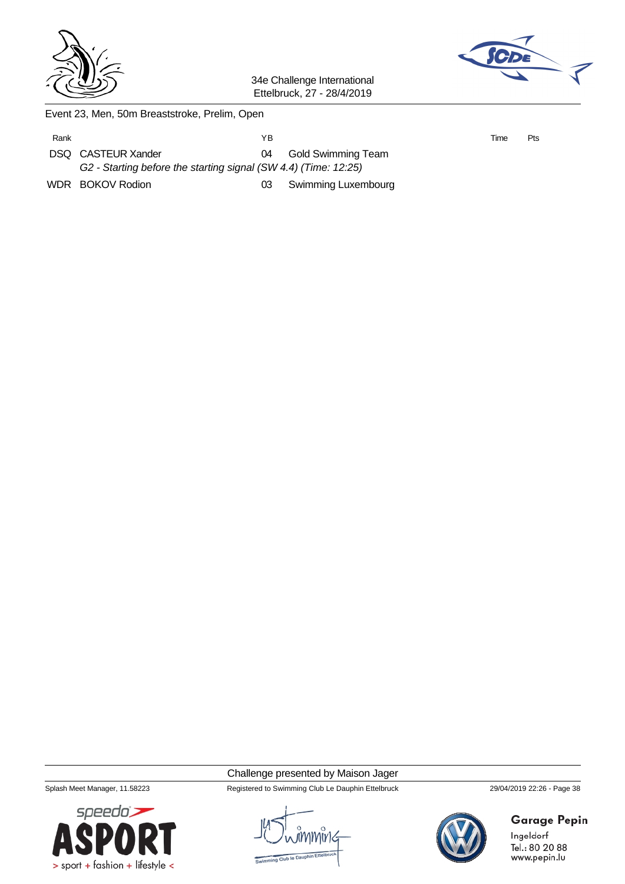Event 23, Men, 50m Breaststroke, Prelim, Open

| Rank | | YB | | Time | Pts |
|---|---|---|---|---|---|
| DSQ | CASTEUR Xander | 04 | Gold Swimming Team | | |
| | *G2 - Starting before the starting signal (SW 4.4) (Time: 12:25)* | | | | |
| WDR | BOKOV Rodion | 03 | Swimming Luxembourg | | |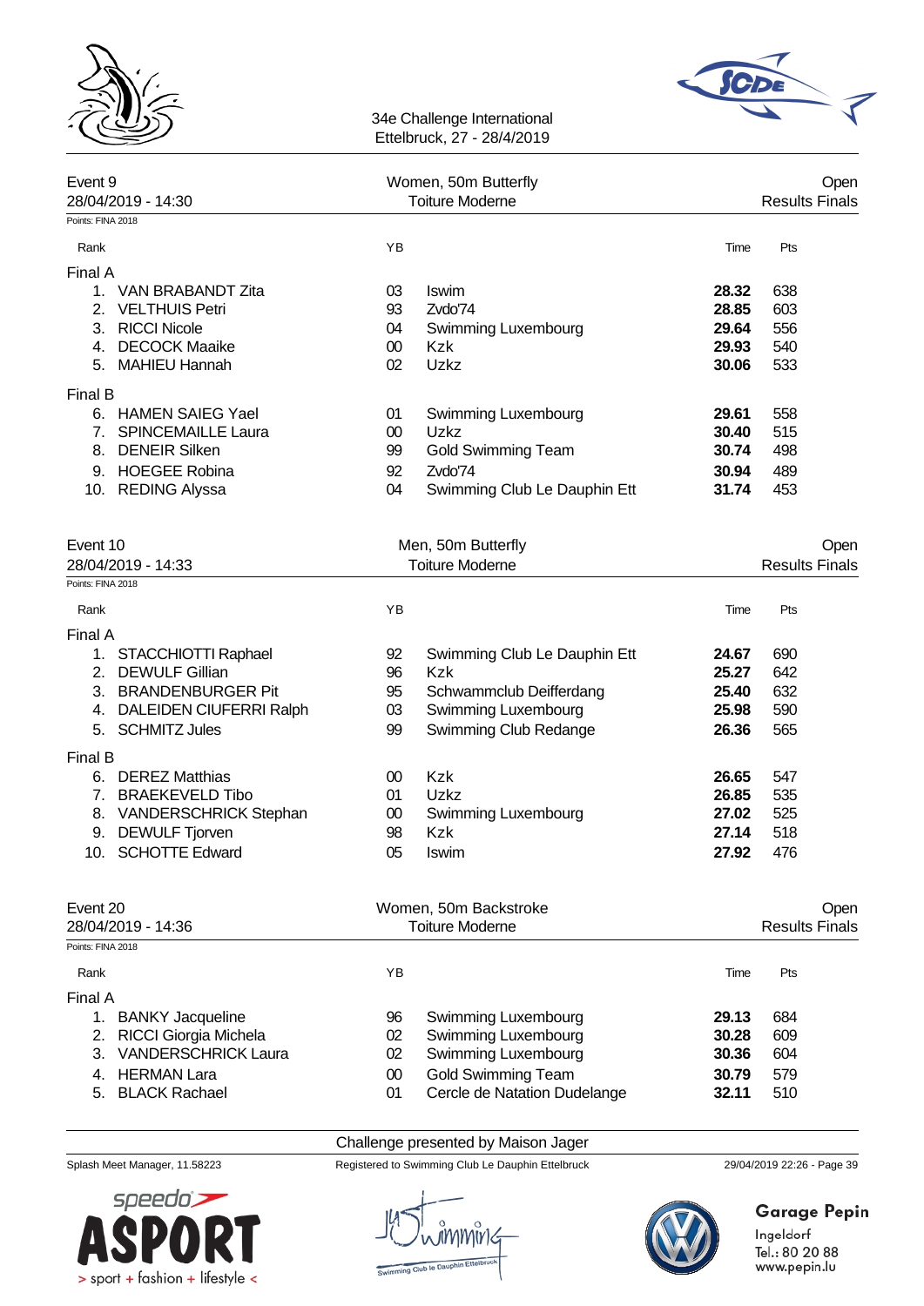34e Challenge International
Ettelbruck, 27 - 28/4/2019

## Event 9 — Women, 50m Butterfly — Open

28/04/2019 - 14:30 — Toiture Moderne — Results Finals

Points: FINA 2018

| Rank | | YB | | Time | Pts |
|---|---|---|---|---|---|
| **Final A** | | | | | |
| 1. | VAN BRABANDT Zita | 03 | Iswim | **28.32** | 638 |
| 2. | VELTHUIS Petri | 93 | Zvdo'74 | **28.85** | 603 |
| 3. | RICCI Nicole | 04 | Swimming Luxembourg | **29.64** | 556 |
| 4. | DECOCK Maaike | 00 | Kzk | **29.93** | 540 |
| 5. | MAHIEU Hannah | 02 | Uzkz | **30.06** | 533 |
| **Final B** | | | | | |
| 6. | HAMEN SAIEG Yael | 01 | Swimming Luxembourg | **29.61** | 558 |
| 7. | SPINCEMAILLE Laura | 00 | Uzkz | **30.40** | 515 |
| 8. | DENEIR Silken | 99 | Gold Swimming Team | **30.74** | 498 |
| 9. | HOEGEE Robina | 92 | Zvdo'74 | **30.94** | 489 |
| 10. | REDING Alyssa | 04 | Swimming Club Le Dauphin Ett | **31.74** | 453 |

## Event 10 — Men, 50m Butterfly — Open

28/04/2019 - 14:33 — Toiture Moderne — Results Finals

Points: FINA 2018

| Rank | | YB | | Time | Pts |
|---|---|---|---|---|---|
| **Final A** | | | | | |
| 1. | STACCHIOTTI Raphael | 92 | Swimming Club Le Dauphin Ett | **24.67** | 690 |
| 2. | DEWULF Gillian | 96 | Kzk | **25.27** | 642 |
| 3. | BRANDENBURGER Pit | 95 | Schwammclub Deifferdang | **25.40** | 632 |
| 4. | DALEIDEN CIUFERRI Ralph | 03 | Swimming Luxembourg | **25.98** | 590 |
| 5. | SCHMITZ Jules | 99 | Swimming Club Redange | **26.36** | 565 |
| **Final B** | | | | | |
| 6. | DEREZ Matthias | 00 | Kzk | **26.65** | 547 |
| 7. | BRAEKEVELD Tibo | 01 | Uzkz | **26.85** | 535 |
| 8. | VANDERSCHRICK Stephan | 00 | Swimming Luxembourg | **27.02** | 525 |
| 9. | DEWULF Tjorven | 98 | Kzk | **27.14** | 518 |
| 10. | SCHOTTE Edward | 05 | Iswim | **27.92** | 476 |

## Event 20 — Women, 50m Backstroke — Open

28/04/2019 - 14:36 — Toiture Moderne — Results Finals

Points: FINA 2018

| Rank | | YB | | Time | Pts |
|---|---|---|---|---|---|
| **Final A** | | | | | |
| 1. | BANKY Jacqueline | 96 | Swimming Luxembourg | **29.13** | 684 |
| 2. | RICCI Giorgia Michela | 02 | Swimming Luxembourg | **30.28** | 609 |
| 3. | VANDERSCHRICK Laura | 02 | Swimming Luxembourg | **30.36** | 604 |
| 4. | HERMAN Lara | 00 | Gold Swimming Team | **30.79** | 579 |
| 5. | BLACK Rachael | 01 | Cercle de Natation Dudelange | **32.11** | 510 |

Challenge presented by Maison Jager

Splash Meet Manager, 11.58223 — Registered to Swimming Club Le Dauphin Ettelbruck — 29/04/2019 22:26

Garage Pepin
Ingeldorf
Tel.: 80 20 88
www.pepin.lu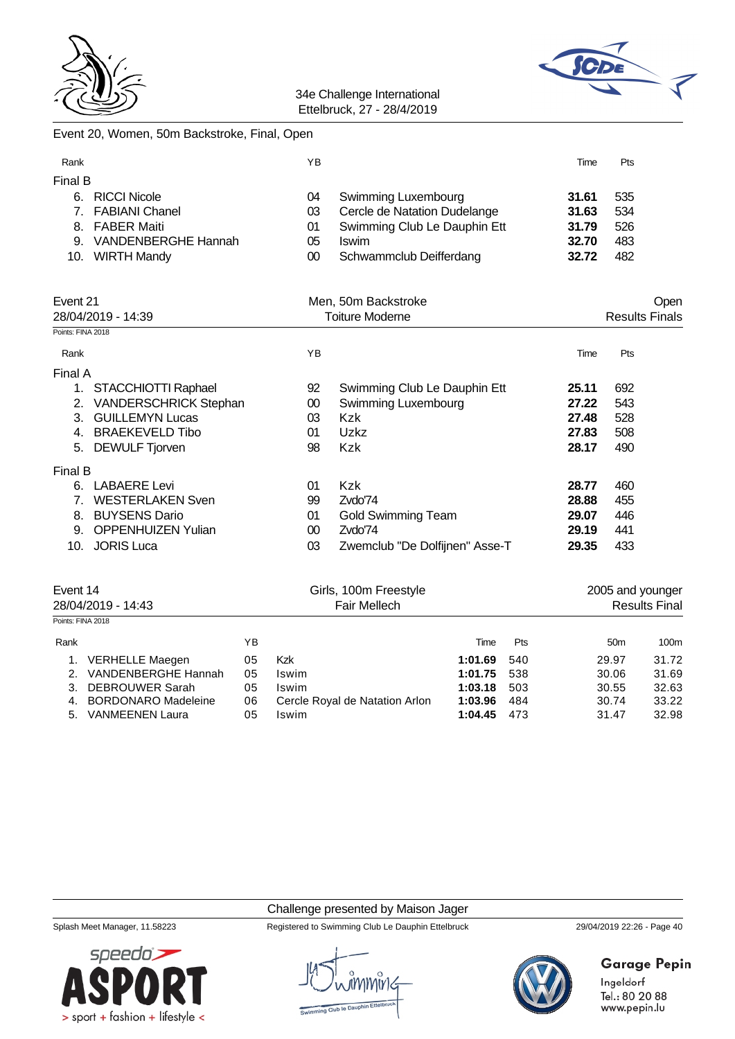Event 20, Women, 50m Backstroke, Final, Open

| Rank | | YB | | Time | Pts |
|---|---|---|---|---|---|
| **Final B** | | | | | |
| 6. | RICCI Nicole | 04 | Swimming Luxembourg | **31.61** | 535 |
| 7. | FABIANI Chanel | 03 | Cercle de Natation Dudelange | **31.63** | 534 |
| 8. | FABER Maiti | 01 | Swimming Club Le Dauphin Ett | **31.79** | 526 |
| 9. | VANDENBERGHE Hannah | 05 | Iswim | **32.70** | 483 |
| 10. | WIRTH Mandy | 00 | Schwammclub Deifferdang | **32.72** | 482 |

## Event 21 — Men, 50m Backstroke — Open

28/04/2019 - 14:39 — Toiture Moderne — Results Finals

Points: FINA 2018

| Rank | | YB | | Time | Pts |
|---|---|---|---|---|---|
| **Final A** | | | | | |
| 1. | STACCHIOTTI Raphael | 92 | Swimming Club Le Dauphin Ett | **25.11** | 692 |
| 2. | VANDERSCHRICK Stephan | 00 | Swimming Luxembourg | **27.22** | 543 |
| 3. | GUILLEMYN Lucas | 03 | Kzk | **27.48** | 528 |
| 4. | BRAEKEVELD Tibo | 01 | Uzkz | **27.83** | 508 |
| 5. | DEWULF Tjorven | 98 | Kzk | **28.17** | 490 |
| **Final B** | | | | | |
| 6. | LABAERE Levi | 01 | Kzk | **28.77** | 460 |
| 7. | WESTERLAKEN Sven | 99 | Zvdo'74 | **28.88** | 455 |
| 8. | BUYSENS Dario | 01 | Gold Swimming Team | **29.07** | 446 |
| 9. | OPPENHUIZEN Yulian | 00 | Zvdo'74 | **29.19** | 441 |
| 10. | JORIS Luca | 03 | Zwemclub "De Dolfijnen" Asse-T | **29.35** | 433 |

## Event 14 — Girls, 100m Freestyle — 2005 and younger

28/04/2019 - 14:43 — Fair Mellech — Results Final

Points: FINA 2018

| Rank | | YB | | Time | Pts | 50m | 100m |
|---|---|---|---|---|---|---|---|
| 1. | VERHELLE Maegen | 05 | Kzk | **1:01.69** | 540 | 29.97 | 31.72 |
| 2. | VANDENBERGHE Hannah | 05 | Iswim | **1:01.75** | 538 | 30.06 | 31.69 |
| 3. | DEBROUWER Sarah | 05 | Iswim | **1:03.18** | 503 | 30.55 | 32.63 |
| 4. | BORDONARO Madeleine | 06 | Cercle Royal de Natation Arlon | **1:03.96** | 484 | 30.74 | 33.22 |
| 5. | VANMEENEN Laura | 05 | Iswim | **1:04.45** | 473 | 31.47 | 32.98 |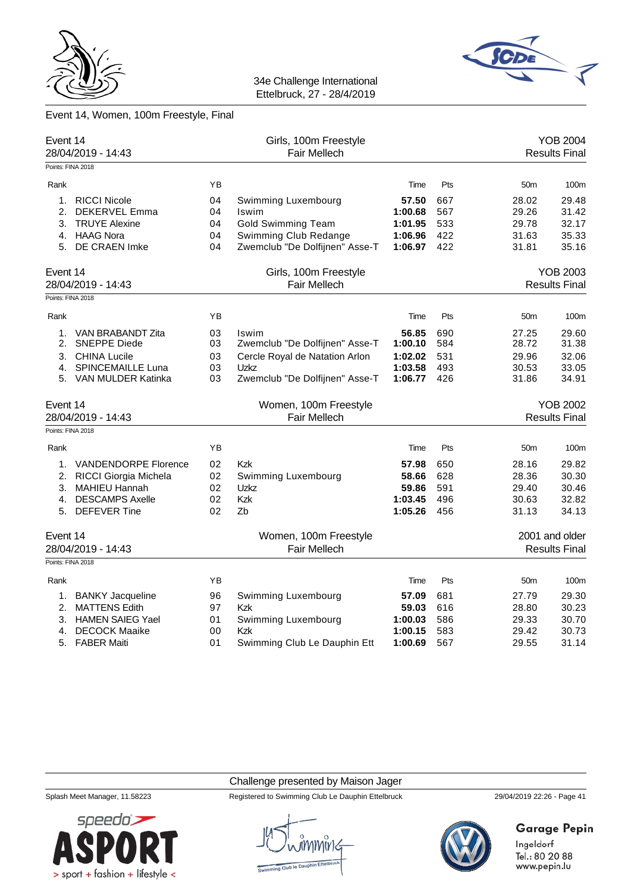34e Challenge International
Ettelbruck, 27 - 28/4/2019

## Event 14, Women, 100m Freestyle, Final

### Event 14 — Girls, 100m Freestyle — YOB 2004
28/04/2019 - 14:43 — Fair Mellech — Results Final

Points: FINA 2018

| Rank | | YB | | Time | Pts | 50m | 100m |
|---|---|---|---|---|---|---|---|
| 1. | RICCI Nicole | 04 | Swimming Luxembourg | **57.50** | 667 | 28.02 | 29.48 |
| 2. | DEKERVEL Emma | 04 | Iswim | **1:00.68** | 567 | 29.26 | 31.42 |
| 3. | TRUYE Alexine | 04 | Gold Swimming Team | **1:01.95** | 533 | 29.78 | 32.17 |
| 4. | HAAG Nora | 04 | Swimming Club Redange | **1:06.96** | 422 | 31.63 | 35.33 |
| 5. | DE CRAEN Imke | 04 | Zwemclub "De Dolfijnen" Asse-T | **1:06.97** | 422 | 31.81 | 35.16 |

### Event 14 — Girls, 100m Freestyle — YOB 2003
28/04/2019 - 14:43 — Fair Mellech — Results Final

Points: FINA 2018

| Rank | | YB | | Time | Pts | 50m | 100m |
|---|---|---|---|---|---|---|---|
| 1. | VAN BRABANDT Zita | 03 | Iswim | **56.85** | 690 | 27.25 | 29.60 |
| 2. | SNEPPE Diede | 03 | Zwemclub "De Dolfijnen" Asse-T | **1:00.10** | 584 | 28.72 | 31.38 |
| 3. | CHINA Lucile | 03 | Cercle Royal de Natation Arlon | **1:02.02** | 531 | 29.96 | 32.06 |
| 4. | SPINCEMAILLE Luna | 03 | Uzkz | **1:03.58** | 493 | 30.53 | 33.05 |
| 5. | VAN MULDER Katinka | 03 | Zwemclub "De Dolfijnen" Asse-T | **1:06.77** | 426 | 31.86 | 34.91 |

### Event 14 — Women, 100m Freestyle — YOB 2002
28/04/2019 - 14:43 — Fair Mellech — Results Final

Points: FINA 2018

| Rank | | YB | | Time | Pts | 50m | 100m |
|---|---|---|---|---|---|---|---|
| 1. | VANDENDORPE Florence | 02 | Kzk | **57.98** | 650 | 28.16 | 29.82 |
| 2. | RICCI Giorgia Michela | 02 | Swimming Luxembourg | **58.66** | 628 | 28.36 | 30.30 |
| 3. | MAHIEU Hannah | 02 | Uzkz | **59.86** | 591 | 29.40 | 30.46 |
| 4. | DESCAMPS Axelle | 02 | Kzk | **1:03.45** | 496 | 30.63 | 32.82 |
| 5. | DEFEVER Tine | 02 | Zb | **1:05.26** | 456 | 31.13 | 34.13 |

### Event 14 — Women, 100m Freestyle — 2001 and older
28/04/2019 - 14:43 — Fair Mellech — Results Final

Points: FINA 2018

| Rank | | YB | | Time | Pts | 50m | 100m |
|---|---|---|---|---|---|---|---|
| 1. | BANKY Jacqueline | 96 | Swimming Luxembourg | **57.09** | 681 | 27.79 | 29.30 |
| 2. | MATTENS Edith | 97 | Kzk | **59.03** | 616 | 28.80 | 30.23 |
| 3. | HAMEN SAIEG Yael | 01 | Swimming Luxembourg | **1:00.03** | 586 | 29.33 | 30.70 |
| 4. | DECOCK Maaike | 00 | Kzk | **1:00.15** | 583 | 29.42 | 30.73 |
| 5. | FABER Maiti | 01 | Swimming Club Le Dauphin Ett | **1:00.69** | 567 | 29.55 | 31.14 |

Challenge presented by Maison Jager

Splash Meet Manager, 11.58223 — Registered to Swimming Club Le Dauphin Ettelbruck — 29/04/2019 22:26 - Page 41

speedo ASPORT > sport + fashion + lifestyle <

Garage Pepin
Ingeldorf
Tel.: 80 20 88
www.pepin.lu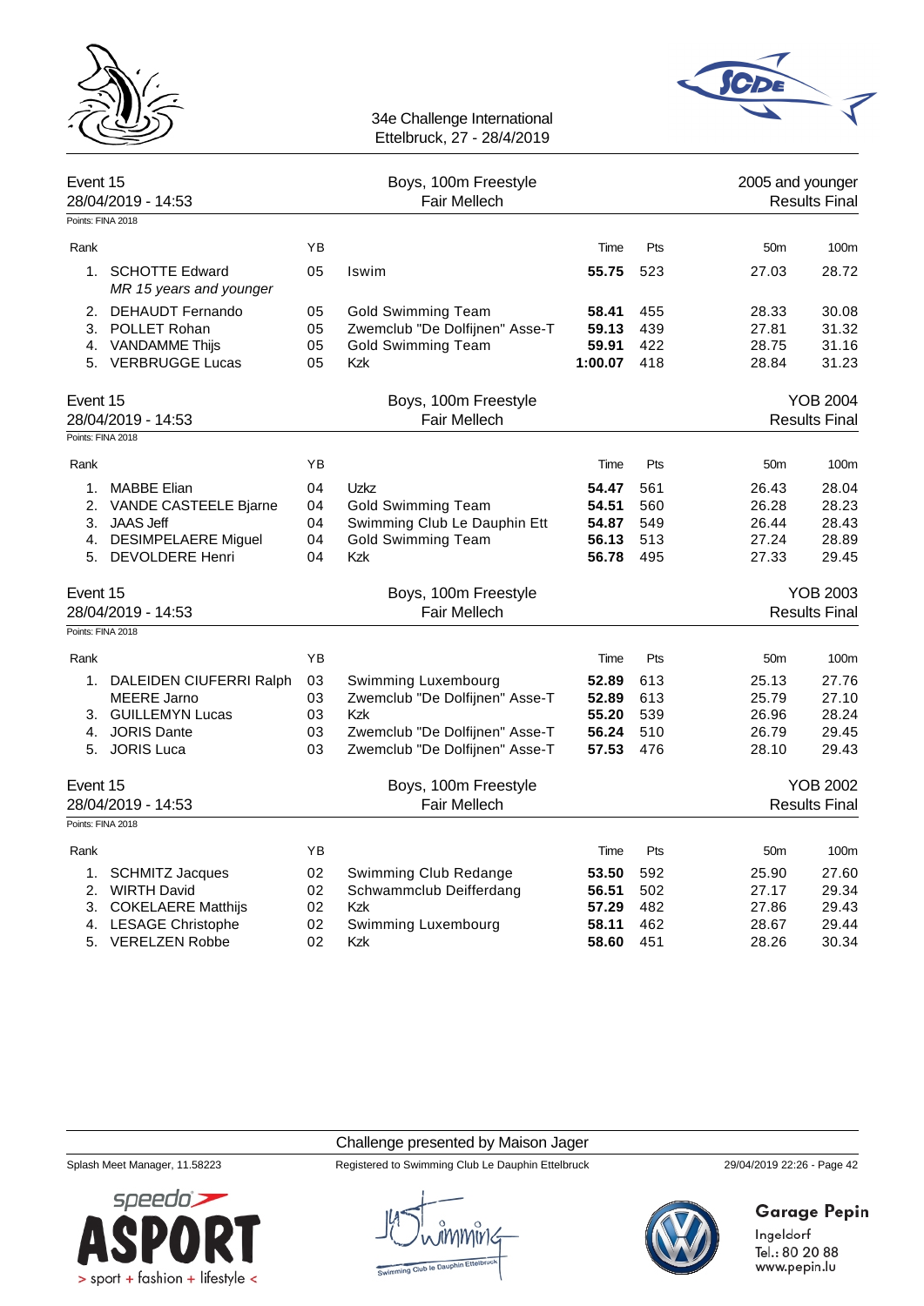34e Challenge International
Ettelbruck, 27 - 28/4/2019

## Event 15 — Boys, 100m Freestyle — 2005 and younger

28/04/2019 - 14:53 — Fair Mellech — Results Final

Points: FINA 2018

| Rank | | YB | | Time | Pts | 50m | 100m |
|---|---|---|---|---|---|---|---|
| 1. | SCHOTTE Edward<br>*MR 15 years and younger* | 05 | Iswim | **55.75** | 523 | 27.03 | 28.72 |
| 2. | DEHAUDT Fernando | 05 | Gold Swimming Team | **58.41** | 455 | 28.33 | 30.08 |
| 3. | POLLET Rohan | 05 | Zwemclub "De Dolfijnen" Asse-T | **59.13** | 439 | 27.81 | 31.32 |
| 4. | VANDAMME Thijs | 05 | Gold Swimming Team | **59.91** | 422 | 28.75 | 31.16 |
| 5. | VERBRUGGE Lucas | 05 | Kzk | **1:00.07** | 418 | 28.84 | 31.23 |

## Event 15 — Boys, 100m Freestyle — YOB 2004

28/04/2019 - 14:53 — Fair Mellech — Results Final

Points: FINA 2018

| Rank | | YB | | Time | Pts | 50m | 100m |
|---|---|---|---|---|---|---|---|
| 1. | MABBE Elian | 04 | Uzkz | **54.47** | 561 | 26.43 | 28.04 |
| 2. | VANDE CASTEELE Bjarne | 04 | Gold Swimming Team | **54.51** | 560 | 26.28 | 28.23 |
| 3. | JAAS Jeff | 04 | Swimming Club Le Dauphin Ett | **54.87** | 549 | 26.44 | 28.43 |
| 4. | DESIMPELAERE Miguel | 04 | Gold Swimming Team | **56.13** | 513 | 27.24 | 28.89 |
| 5. | DEVOLDERE Henri | 04 | Kzk | **56.78** | 495 | 27.33 | 29.45 |

## Event 15 — Boys, 100m Freestyle — YOB 2003

28/04/2019 - 14:53 — Fair Mellech — Results Final

Points: FINA 2018

| Rank | | YB | | Time | Pts | 50m | 100m |
|---|---|---|---|---|---|---|---|
| 1. | DALEIDEN CIUFERRI Ralph | 03 | Swimming Luxembourg | **52.89** | 613 | 25.13 | 27.76 |
| | MEERE Jarno | 03 | Zwemclub "De Dolfijnen" Asse-T | **52.89** | 613 | 25.79 | 27.10 |
| 3. | GUILLEMYN Lucas | 03 | Kzk | **55.20** | 539 | 26.96 | 28.24 |
| 4. | JORIS Dante | 03 | Zwemclub "De Dolfijnen" Asse-T | **56.24** | 510 | 26.79 | 29.45 |
| 5. | JORIS Luca | 03 | Zwemclub "De Dolfijnen" Asse-T | **57.53** | 476 | 28.10 | 29.43 |

## Event 15 — Boys, 100m Freestyle — YOB 2002

28/04/2019 - 14:53 — Fair Mellech — Results Final

Points: FINA 2018

| Rank | | YB | | Time | Pts | 50m | 100m |
|---|---|---|---|---|---|---|---|
| 1. | SCHMITZ Jacques | 02 | Swimming Club Redange | **53.50** | 592 | 25.90 | 27.60 |
| 2. | WIRTH David | 02 | Schwammclub Deifferdang | **56.51** | 502 | 27.17 | 29.34 |
| 3. | COKELAERE Matthijs | 02 | Kzk | **57.29** | 482 | 27.86 | 29.43 |
| 4. | LESAGE Christophe | 02 | Swimming Luxembourg | **58.11** | 462 | 28.67 | 29.44 |
| 5. | VERELZEN Robbe | 02 | Kzk | **58.60** | 451 | 28.26 | 30.34 |

Challenge presented by Maison Jager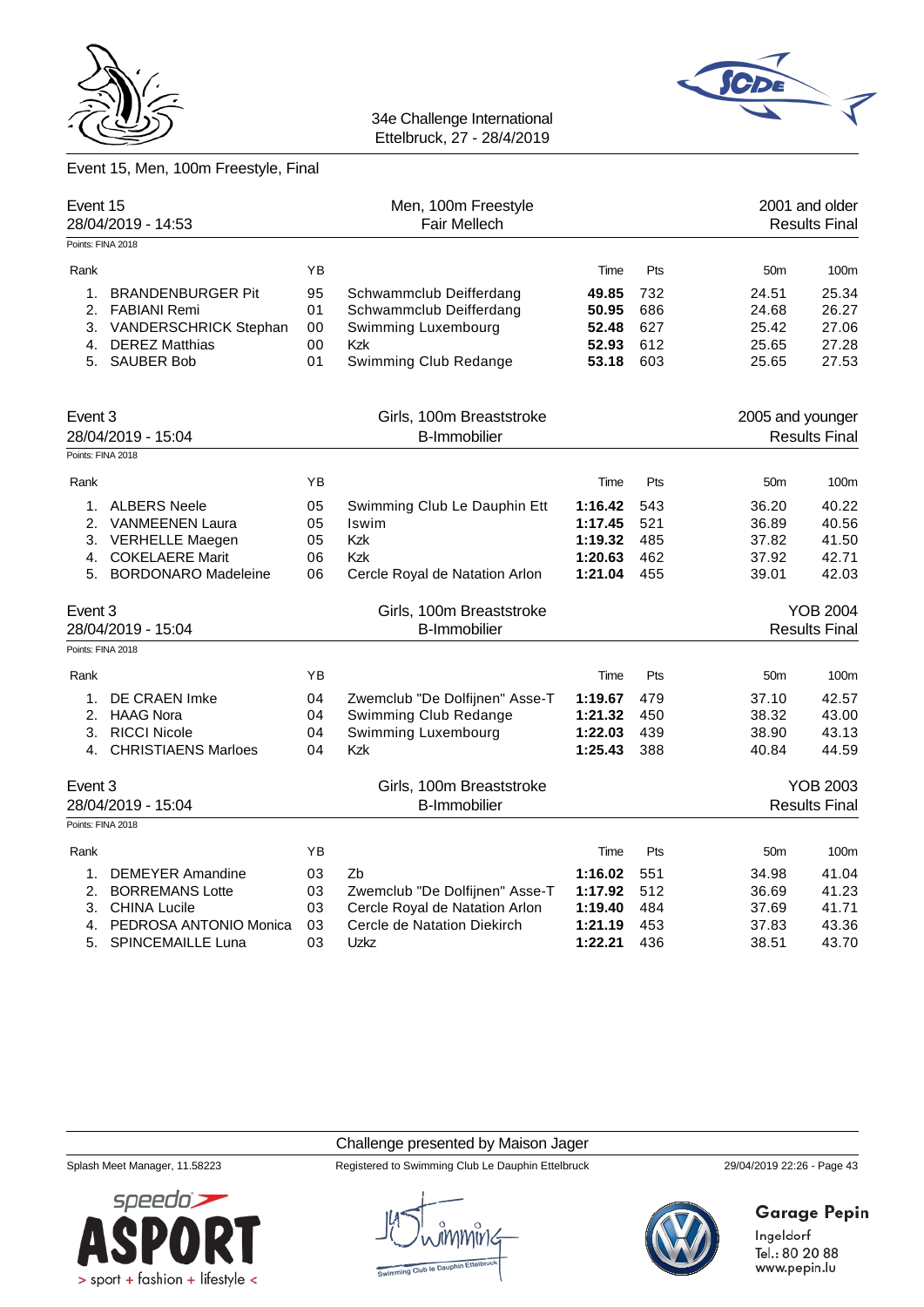34e Challenge International
Ettelbruck, 27 - 28/4/2019

Event 15, Men, 100m Freestyle, Final

Event 15 — Men, 100m Freestyle — 2001 and older
28/04/2019 - 14:53 — Fair Mellech — Results Final
Points: FINA 2018

| Rank | | YB | | Time | Pts | 50m | 100m |
|---|---|---|---|---|---|---|---|
| 1. | BRANDENBURGER Pit | 95 | Schwammclub Deifferdang | **49.85** | 732 | 24.51 | 25.34 |
| 2. | FABIANI Remi | 01 | Schwammclub Deifferdang | **50.95** | 686 | 24.68 | 26.27 |
| 3. | VANDERSCHRICK Stephan | 00 | Swimming Luxembourg | **52.48** | 627 | 25.42 | 27.06 |
| 4. | DEREZ Matthias | 00 | Kzk | **52.93** | 612 | 25.65 | 27.28 |
| 5. | SAUBER Bob | 01 | Swimming Club Redange | **53.18** | 603 | 25.65 | 27.53 |

Event 3 — Girls, 100m Breaststroke — 2005 and younger
28/04/2019 - 15:04 — B-Immobilier — Results Final
Points: FINA 2018

| Rank | | YB | | Time | Pts | 50m | 100m |
|---|---|---|---|---|---|---|---|
| 1. | ALBERS Neele | 05 | Swimming Club Le Dauphin Ett | **1:16.42** | 543 | 36.20 | 40.22 |
| 2. | VANMEENEN Laura | 05 | Iswim | **1:17.45** | 521 | 36.89 | 40.56 |
| 3. | VERHELLE Maegen | 05 | Kzk | **1:19.32** | 485 | 37.82 | 41.50 |
| 4. | COKELAERE Marit | 06 | Kzk | **1:20.63** | 462 | 37.92 | 42.71 |
| 5. | BORDONARO Madeleine | 06 | Cercle Royal de Natation Arlon | **1:21.04** | 455 | 39.01 | 42.03 |

Event 3 — Girls, 100m Breaststroke — YOB 2004
28/04/2019 - 15:04 — B-Immobilier — Results Final
Points: FINA 2018

| Rank | | YB | | Time | Pts | 50m | 100m |
|---|---|---|---|---|---|---|---|
| 1. | DE CRAEN Imke | 04 | Zwemclub "De Dolfijnen" Asse-T | **1:19.67** | 479 | 37.10 | 42.57 |
| 2. | HAAG Nora | 04 | Swimming Club Redange | **1:21.32** | 450 | 38.32 | 43.00 |
| 3. | RICCI Nicole | 04 | Swimming Luxembourg | **1:22.03** | 439 | 38.90 | 43.13 |
| 4. | CHRISTIAENS Marloes | 04 | Kzk | **1:25.43** | 388 | 40.84 | 44.59 |

Event 3 — Girls, 100m Breaststroke — YOB 2003
28/04/2019 - 15:04 — B-Immobilier — Results Final
Points: FINA 2018

| Rank | | YB | | Time | Pts | 50m | 100m |
|---|---|---|---|---|---|---|---|
| 1. | DEMEYER Amandine | 03 | Zb | **1:16.02** | 551 | 34.98 | 41.04 |
| 2. | BORREMANS Lotte | 03 | Zwemclub "De Dolfijnen" Asse-T | **1:17.92** | 512 | 36.69 | 41.23 |
| 3. | CHINA Lucile | 03 | Cercle Royal de Natation Arlon | **1:19.40** | 484 | 37.69 | 41.71 |
| 4. | PEDROSA ANTONIO Monica | 03 | Cercle de Natation Diekirch | **1:21.19** | 453 | 37.83 | 43.36 |
| 5. | SPINCEMAILLE Luna | 03 | Uzkz | **1:22.21** | 436 | 38.51 | 43.70 |

Challenge presented by Maison Jager

Splash Meet Manager, 11.58223 — Registered to Swimming Club Le Dauphin Ettelbruck — 29/04/2019 22:26 - Page 43

Garage Pepin
Ingeldorf
Tel.: 80 20 88
www.pepin.lu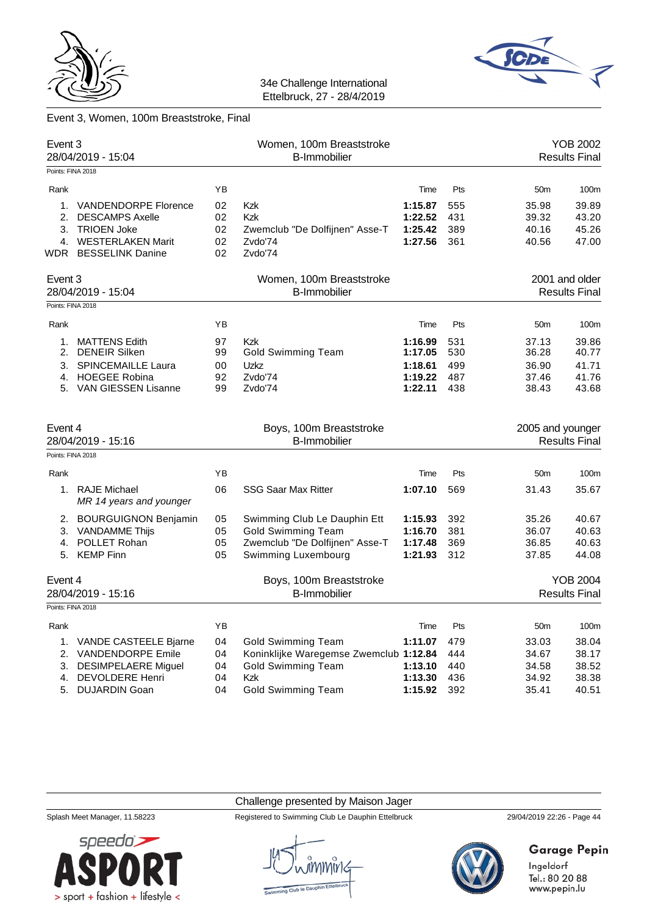34e Challenge International
Ettelbruck, 27 - 28/4/2019

## Event 3, Women, 100m Breaststroke, Final

### Event 3 — Women, 100m Breaststroke — YOB 2002
28/04/2019 - 15:04 — B-Immobilier — Results Final

Points: FINA 2018

| Rank | | YB | | Time | Pts | 50m | 100m |
|---|---|---|---|---|---|---|---|
| 1. | VANDENDORPE Florence | 02 | Kzk | **1:15.87** | 555 | 35.98 | 39.89 |
| 2. | DESCAMPS Axelle | 02 | Kzk | **1:22.52** | 431 | 39.32 | 43.20 |
| 3. | TRIOEN Joke | 02 | Zwemclub "De Dolfijnen" Asse-T | **1:25.42** | 389 | 40.16 | 45.26 |
| 4. | WESTERLAKEN Marit | 02 | Zvdo'74 | **1:27.56** | 361 | 40.56 | 47.00 |
| WDR | BESSELINK Danine | 02 | Zvdo'74 | | | | |

### Event 3 — Women, 100m Breaststroke — 2001 and older
28/04/2019 - 15:04 — B-Immobilier — Results Final

Points: FINA 2018

| Rank | | YB | | Time | Pts | 50m | 100m |
|---|---|---|---|---|---|---|---|
| 1. | MATTENS Edith | 97 | Kzk | **1:16.99** | 531 | 37.13 | 39.86 |
| 2. | DENEIR Silken | 99 | Gold Swimming Team | **1:17.05** | 530 | 36.28 | 40.77 |
| 3. | SPINCEMAILLE Laura | 00 | Uzkz | **1:18.61** | 499 | 36.90 | 41.71 |
| 4. | HOEGEE Robina | 92 | Zvdo'74 | **1:19.22** | 487 | 37.46 | 41.76 |
| 5. | VAN GIESSEN Lisanne | 99 | Zvdo'74 | **1:22.11** | 438 | 38.43 | 43.68 |

### Event 4 — Boys, 100m Breaststroke — 2005 and younger
28/04/2019 - 15:16 — B-Immobilier — Results Final

Points: FINA 2018

| Rank | | YB | | Time | Pts | 50m | 100m |
|---|---|---|---|---|---|---|---|
| 1. | RAJE Michael<br>*MR 14 years and younger* | 06 | SSG Saar Max Ritter | **1:07.10** | 569 | 31.43 | 35.67 |
| 2. | BOURGUIGNON Benjamin | 05 | Swimming Club Le Dauphin Ett | **1:15.93** | 392 | 35.26 | 40.67 |
| 3. | VANDAMME Thijs | 05 | Gold Swimming Team | **1:16.70** | 381 | 36.07 | 40.63 |
| 4. | POLLET Rohan | 05 | Zwemclub "De Dolfijnen" Asse-T | **1:17.48** | 369 | 36.85 | 40.63 |
| 5. | KEMP Finn | 05 | Swimming Luxembourg | **1:21.93** | 312 | 37.85 | 44.08 |

### Event 4 — Boys, 100m Breaststroke — YOB 2004
28/04/2019 - 15:16 — B-Immobilier — Results Final

Points: FINA 2018

| Rank | | YB | | Time | Pts | 50m | 100m |
|---|---|---|---|---|---|---|---|
| 1. | VANDE CASTEELE Bjarne | 04 | Gold Swimming Team | **1:11.07** | 479 | 33.03 | 38.04 |
| 2. | VANDENDORPE Emile | 04 | Koninklijke Waregemse Zwemclub | **1:12.84** | 444 | 34.67 | 38.17 |
| 3. | DESIMPELAERE Miguel | 04 | Gold Swimming Team | **1:13.10** | 440 | 34.58 | 38.52 |
| 4. | DEVOLDERE Henri | 04 | Kzk | **1:13.30** | 436 | 34.92 | 38.38 |
| 5. | DUJARDIN Goan | 04 | Gold Swimming Team | **1:15.92** | 392 | 35.41 | 40.51 |

Challenge presented by Maison Jager

Splash Meet Manager, 11.58223 — Registered to Swimming Club Le Dauphin Ettelbruck — 29/04/2019 22:26

**Garage Pepin**
Ingeldorf
Tel.: 80 20 88
www.pepin.lu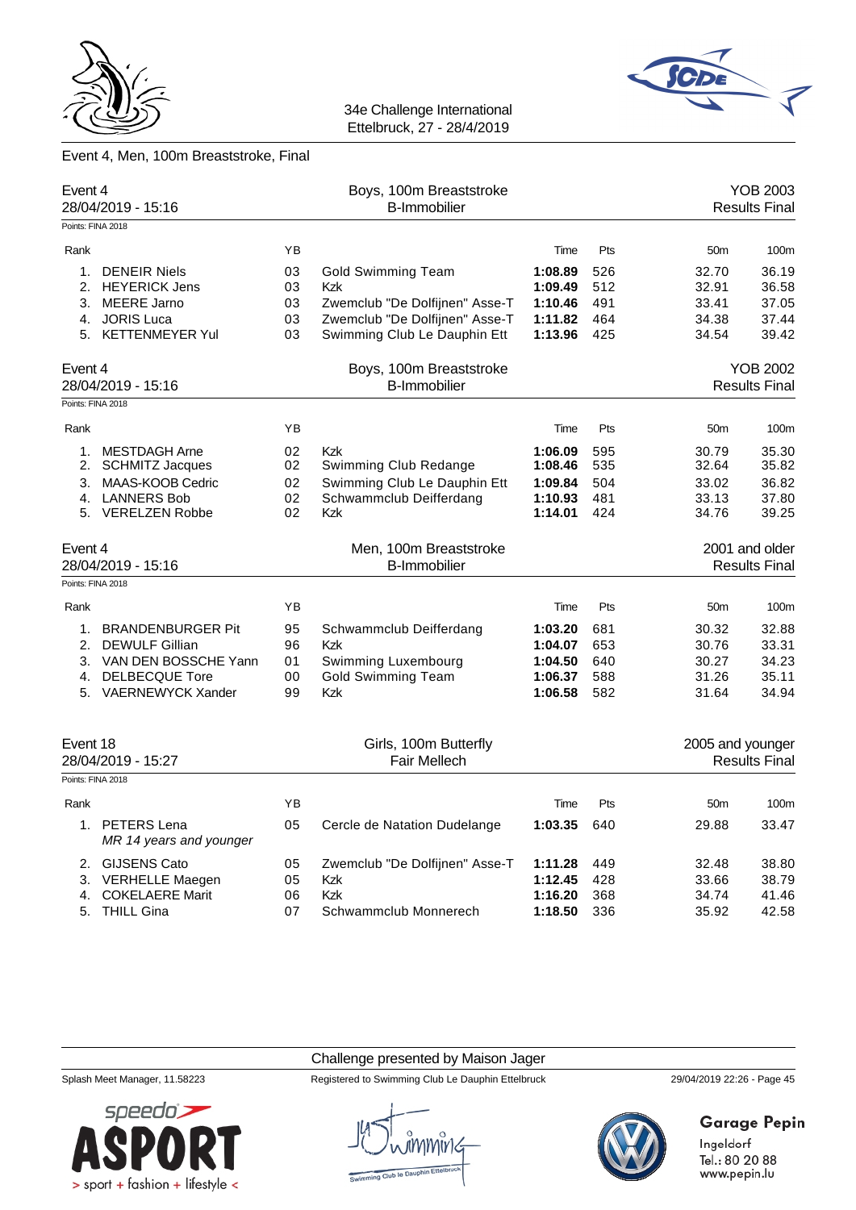34e Challenge International
Ettelbruck, 27 - 28/4/2019

## Event 4, Men, 100m Breaststroke, Final

**Event 4** — Boys, 100m Breaststroke — YOB 2003
28/04/2019 - 15:16 — B-Immobilier — Results Final
Points: FINA 2018

| Rank | | YB | | Time | Pts | 50m | 100m |
|---|---|---|---|---|---|---|---|
| 1. | DENEIR Niels | 03 | Gold Swimming Team | **1:08.89** | 526 | 32.70 | 36.19 |
| 2. | HEYERICK Jens | 03 | Kzk | **1:09.49** | 512 | 32.91 | 36.58 |
| 3. | MEERE Jarno | 03 | Zwemclub "De Dolfijnen" Asse-T | **1:10.46** | 491 | 33.41 | 37.05 |
| 4. | JORIS Luca | 03 | Zwemclub "De Dolfijnen" Asse-T | **1:11.82** | 464 | 34.38 | 37.44 |
| 5. | KETTENMEYER Yul | 03 | Swimming Club Le Dauphin Ett | **1:13.96** | 425 | 34.54 | 39.42 |

**Event 4** — Boys, 100m Breaststroke — YOB 2002
28/04/2019 - 15:16 — B-Immobilier — Results Final
Points: FINA 2018

| Rank | | YB | | Time | Pts | 50m | 100m |
|---|---|---|---|---|---|---|---|
| 1. | MESTDAGH Arne | 02 | Kzk | **1:06.09** | 595 | 30.79 | 35.30 |
| 2. | SCHMITZ Jacques | 02 | Swimming Club Redange | **1:08.46** | 535 | 32.64 | 35.82 |
| 3. | MAAS-KOOB Cedric | 02 | Swimming Club Le Dauphin Ett | **1:09.84** | 504 | 33.02 | 36.82 |
| 4. | LANNERS Bob | 02 | Schwammclub Deifferdang | **1:10.93** | 481 | 33.13 | 37.80 |
| 5. | VERELZEN Robbe | 02 | Kzk | **1:14.01** | 424 | 34.76 | 39.25 |

**Event 4** — Men, 100m Breaststroke — 2001 and older
28/04/2019 - 15:16 — B-Immobilier — Results Final
Points: FINA 2018

| Rank | | YB | | Time | Pts | 50m | 100m |
|---|---|---|---|---|---|---|---|
| 1. | BRANDENBURGER Pit | 95 | Schwammclub Deifferdang | **1:03.20** | 681 | 30.32 | 32.88 |
| 2. | DEWULF Gillian | 96 | Kzk | **1:04.07** | 653 | 30.76 | 33.31 |
| 3. | VAN DEN BOSSCHE Yann | 01 | Swimming Luxembourg | **1:04.50** | 640 | 30.27 | 34.23 |
| 4. | DELBECQUE Tore | 00 | Gold Swimming Team | **1:06.37** | 588 | 31.26 | 35.11 |
| 5. | VAERNEWYCK Xander | 99 | Kzk | **1:06.58** | 582 | 31.64 | 34.94 |

**Event 18** — Girls, 100m Butterfly — 2005 and younger
28/04/2019 - 15:27 — Fair Mellech — Results Final
Points: FINA 2018

| Rank | | YB | | Time | Pts | 50m | 100m |
|---|---|---|---|---|---|---|---|
| 1. | PETERS Lena<br>*MR 14 years and younger* | 05 | Cercle de Natation Dudelange | **1:03.35** | 640 | 29.88 | 33.47 |
| 2. | GIJSENS Cato | 05 | Zwemclub "De Dolfijnen" Asse-T | **1:11.28** | 449 | 32.48 | 38.80 |
| 3. | VERHELLE Maegen | 05 | Kzk | **1:12.45** | 428 | 33.66 | 38.79 |
| 4. | COKELAERE Marit | 06 | Kzk | **1:16.20** | 368 | 34.74 | 41.46 |
| 5. | THILL Gina | 07 | Schwammclub Monnerech | **1:18.50** | 336 | 35.92 | 42.58 |

Challenge presented by Maison Jager

Splash Meet Manager, 11.58223 — Registered to Swimming Club Le Dauphin Ettelbruck — 29/04/2019 22:26

**Garage Pepin**
Ingeldorf
Tel.: 80 20 88
www.pepin.lu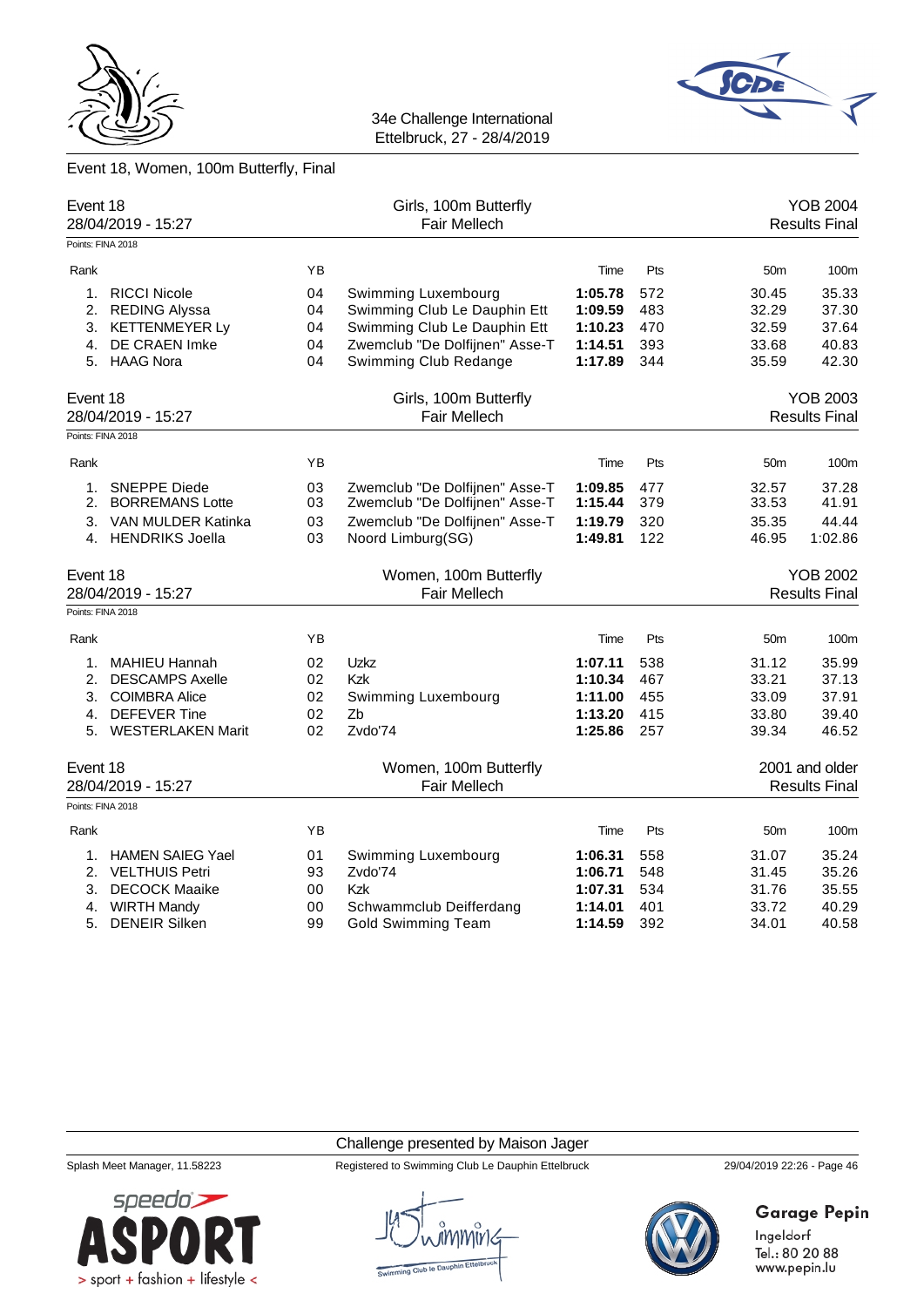34e Challenge International
Ettelbruck, 27 - 28/4/2019

Event 18, Women, 100m Butterfly, Final

Event 18 — Girls, 100m Butterfly — YOB 2004
28/04/2019 - 15:27 — Fair Mellech — Results Final
Points: FINA 2018

| Rank | | YB | | Time | Pts | 50m | 100m |
|---|---|---|---|---|---|---|---|
| 1. | RICCI Nicole | 04 | Swimming Luxembourg | **1:05.78** | 572 | 30.45 | 35.33 |
| 2. | REDING Alyssa | 04 | Swimming Club Le Dauphin Ett | **1:09.59** | 483 | 32.29 | 37.30 |
| 3. | KETTENMEYER Ly | 04 | Swimming Club Le Dauphin Ett | **1:10.23** | 470 | 32.59 | 37.64 |
| 4. | DE CRAEN Imke | 04 | Zwemclub "De Dolfijnen" Asse-T | **1:14.51** | 393 | 33.68 | 40.83 |
| 5. | HAAG Nora | 04 | Swimming Club Redange | **1:17.89** | 344 | 35.59 | 42.30 |

Event 18 — Girls, 100m Butterfly — YOB 2003
28/04/2019 - 15:27 — Fair Mellech — Results Final
Points: FINA 2018

| Rank | | YB | | Time | Pts | 50m | 100m |
|---|---|---|---|---|---|---|---|
| 1. | SNEPPE Diede | 03 | Zwemclub "De Dolfijnen" Asse-T | **1:09.85** | 477 | 32.57 | 37.28 |
| 2. | BORREMANS Lotte | 03 | Zwemclub "De Dolfijnen" Asse-T | **1:15.44** | 379 | 33.53 | 41.91 |
| 3. | VAN MULDER Katinka | 03 | Zwemclub "De Dolfijnen" Asse-T | **1:19.79** | 320 | 35.35 | 44.44 |
| 4. | HENDRIKS Joella | 03 | Noord Limburg(SG) | **1:49.81** | 122 | 46.95 | 1:02.86 |

Event 18 — Women, 100m Butterfly — YOB 2002
28/04/2019 - 15:27 — Fair Mellech — Results Final
Points: FINA 2018

| Rank | | YB | | Time | Pts | 50m | 100m |
|---|---|---|---|---|---|---|---|
| 1. | MAHIEU Hannah | 02 | Uzkz | **1:07.11** | 538 | 31.12 | 35.99 |
| 2. | DESCAMPS Axelle | 02 | Kzk | **1:10.34** | 467 | 33.21 | 37.13 |
| 3. | COIMBRA Alice | 02 | Swimming Luxembourg | **1:11.00** | 455 | 33.09 | 37.91 |
| 4. | DEFEVER Tine | 02 | Zb | **1:13.20** | 415 | 33.80 | 39.40 |
| 5. | WESTERLAKEN Marit | 02 | Zvdo'74 | **1:25.86** | 257 | 39.34 | 46.52 |

Event 18 — Women, 100m Butterfly — 2001 and older
28/04/2019 - 15:27 — Fair Mellech — Results Final
Points: FINA 2018

| Rank | | YB | | Time | Pts | 50m | 100m |
|---|---|---|---|---|---|---|---|
| 1. | HAMEN SAIEG Yael | 01 | Swimming Luxembourg | **1:06.31** | 558 | 31.07 | 35.24 |
| 2. | VELTHUIS Petri | 93 | Zvdo'74 | **1:06.71** | 548 | 31.45 | 35.26 |
| 3. | DECOCK Maaike | 00 | Kzk | **1:07.31** | 534 | 31.76 | 35.55 |
| 4. | WIRTH Mandy | 00 | Schwammclub Deifferdang | **1:14.01** | 401 | 33.72 | 40.29 |
| 5. | DENEIR Silken | 99 | Gold Swimming Team | **1:14.59** | 392 | 34.01 | 40.58 |

Challenge presented by Maison Jager

Splash Meet Manager, 11.58223 — Registered to Swimming Club Le Dauphin Ettelbruck — 29/04/2019 22:26

Garage Pepin
Ingeldorf
Tel.: 80 20 88
www.pepin.lu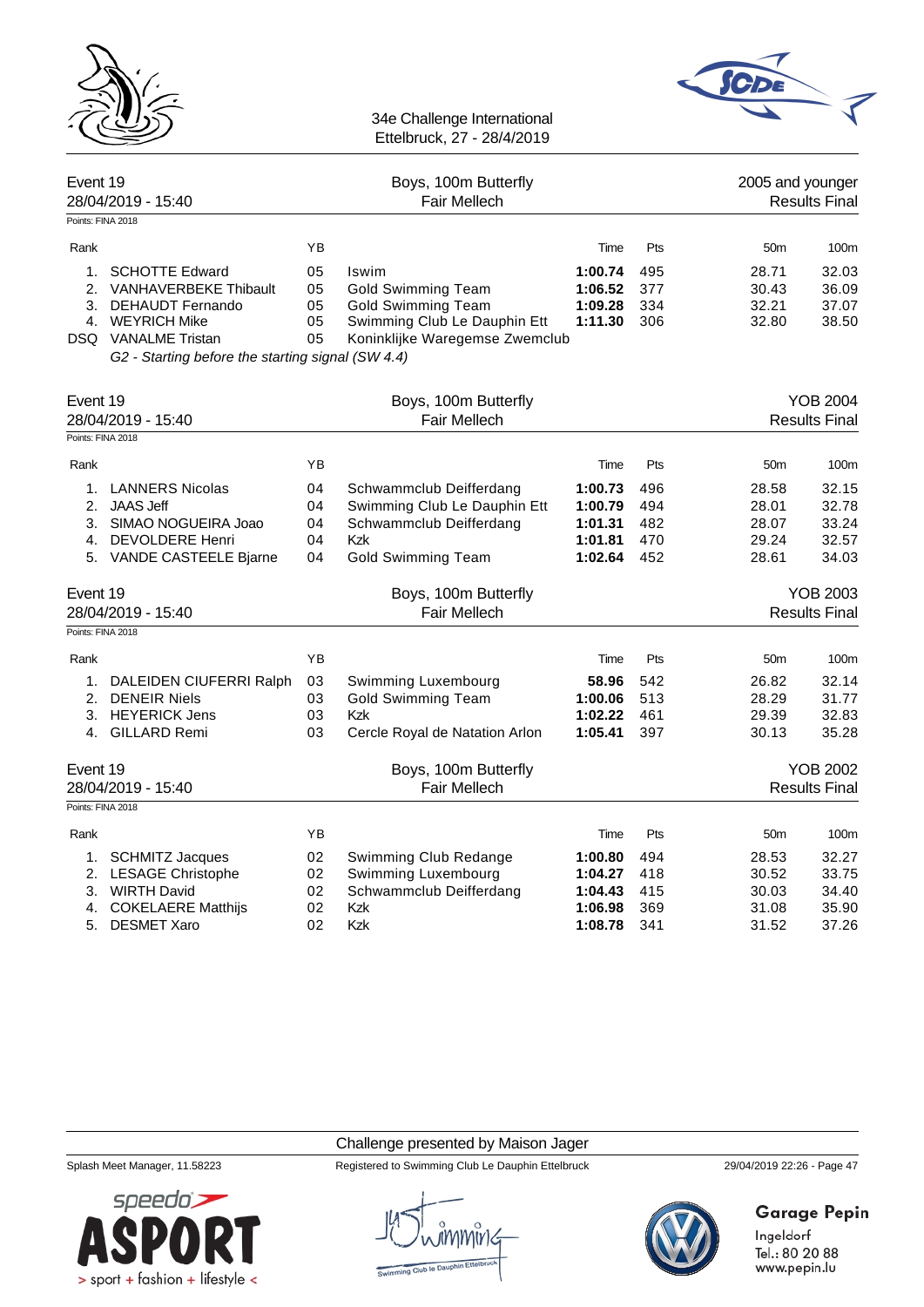34e Challenge International
Ettelbruck, 27 - 28/4/2019

## Event 19 — Boys, 100m Butterfly — 2005 and younger

28/04/2019 - 15:40 — Fair Mellech — Results Final

Points: FINA 2018

| Rank | | YB | | Time | Pts | 50m | 100m |
|---|---|---|---|---|---|---|---|
| 1. | SCHOTTE Edward | 05 | Iswim | **1:00.74** | 495 | 28.71 | 32.03 |
| 2. | VANHAVERBEKE Thibault | 05 | Gold Swimming Team | **1:06.52** | 377 | 30.43 | 36.09 |
| 3. | DEHAUDT Fernando | 05 | Gold Swimming Team | **1:09.28** | 334 | 32.21 | 37.07 |
| 4. | WEYRICH Mike | 05 | Swimming Club Le Dauphin Ett | **1:11.30** | 306 | 32.80 | 38.50 |
| DSQ | VANALME Tristan | 05 | Koninklijke Waregemse Zwemclub | | | | |

*G2 - Starting before the starting signal (SW 4.4)*

## Event 19 — Boys, 100m Butterfly — YOB 2004

28/04/2019 - 15:40 — Fair Mellech — Results Final

Points: FINA 2018

| Rank | | YB | | Time | Pts | 50m | 100m |
|---|---|---|---|---|---|---|---|
| 1. | LANNERS Nicolas | 04 | Schwammclub Deifferdang | **1:00.73** | 496 | 28.58 | 32.15 |
| 2. | JAAS Jeff | 04 | Swimming Club Le Dauphin Ett | **1:00.79** | 494 | 28.01 | 32.78 |
| 3. | SIMAO NOGUEIRA Joao | 04 | Schwammclub Deifferdang | **1:01.31** | 482 | 28.07 | 33.24 |
| 4. | DEVOLDERE Henri | 04 | Kzk | **1:01.81** | 470 | 29.24 | 32.57 |
| 5. | VANDE CASTEELE Bjarne | 04 | Gold Swimming Team | **1:02.64** | 452 | 28.61 | 34.03 |

## Event 19 — Boys, 100m Butterfly — YOB 2003

28/04/2019 - 15:40 — Fair Mellech — Results Final

Points: FINA 2018

| Rank | | YB | | Time | Pts | 50m | 100m |
|---|---|---|---|---|---|---|---|
| 1. | DALEIDEN CIUFERRI Ralph | 03 | Swimming Luxembourg | **58.96** | 542 | 26.82 | 32.14 |
| 2. | DENEIR Niels | 03 | Gold Swimming Team | **1:00.06** | 513 | 28.29 | 31.77 |
| 3. | HEYERICK Jens | 03 | Kzk | **1:02.22** | 461 | 29.39 | 32.83 |
| 4. | GILLARD Remi | 03 | Cercle Royal de Natation Arlon | **1:05.41** | 397 | 30.13 | 35.28 |

## Event 19 — Boys, 100m Butterfly — YOB 2002

28/04/2019 - 15:40 — Fair Mellech — Results Final

Points: FINA 2018

| Rank | | YB | | Time | Pts | 50m | 100m |
|---|---|---|---|---|---|---|---|
| 1. | SCHMITZ Jacques | 02 | Swimming Club Redange | **1:00.80** | 494 | 28.53 | 32.27 |
| 2. | LESAGE Christophe | 02 | Swimming Luxembourg | **1:04.27** | 418 | 30.52 | 33.75 |
| 3. | WIRTH David | 02 | Schwammclub Deifferdang | **1:04.43** | 415 | 30.03 | 34.40 |
| 4. | COKELAERE Matthijs | 02 | Kzk | **1:06.98** | 369 | 31.08 | 35.90 |
| 5. | DESMET Xaro | 02 | Kzk | **1:08.78** | 341 | 31.52 | 37.26 |

Challenge presented by Maison Jager

Splash Meet Manager, 11.58223 — Registered to Swimming Club Le Dauphin Ettelbruck — 29/04/2019 22:26

Garage Pepin
Ingeldorf
Tel.: 80 20 88
www.pepin.lu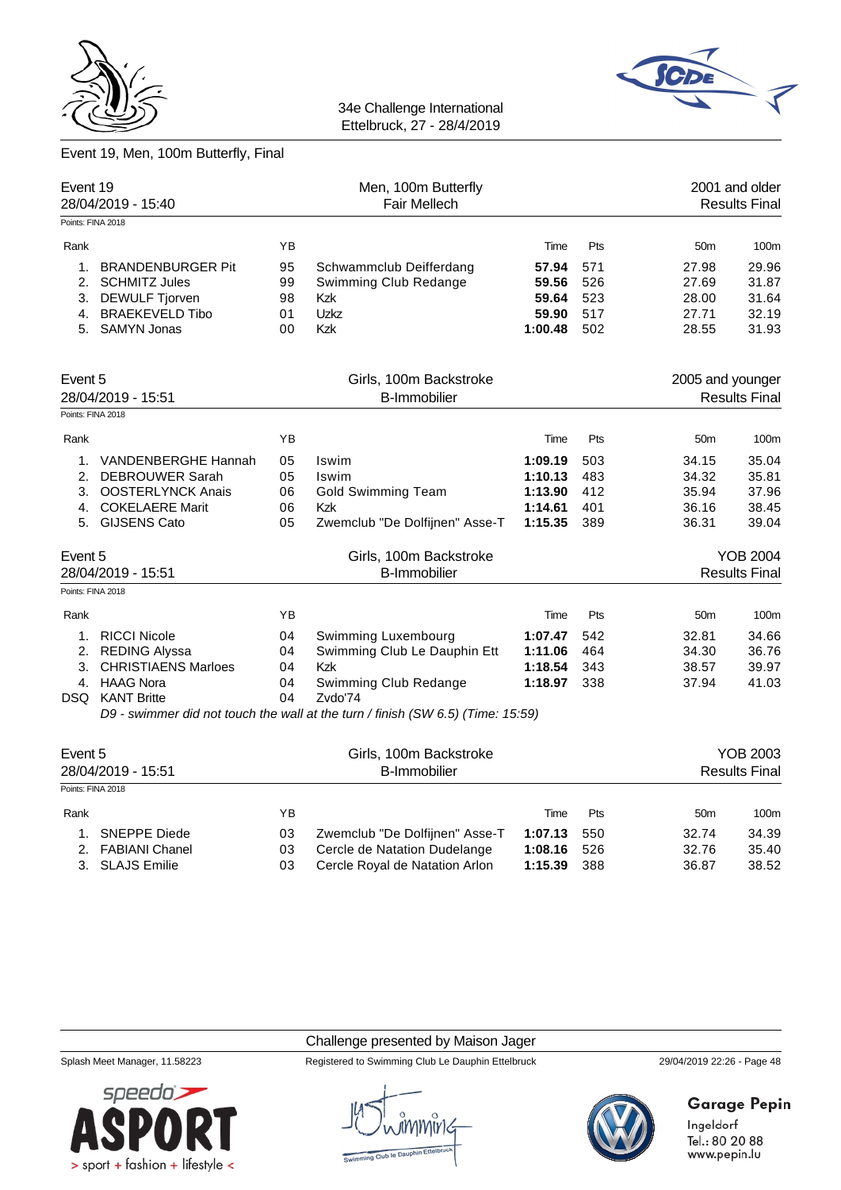34e Challenge International
Ettelbruck, 27 - 28/4/2019

Event 19, Men, 100m Butterfly, Final

| Event 19 | | | Men, 100m Butterfly | | | | 2001 and older |
|---|---|---|---|---|---|---|---|
| 28/04/2019 - 15:40 | | | Fair Mellech | | | | Results Final |

Points: FINA 2018

| Rank | | YB | | Time | Pts | 50m | 100m |
|---|---|---|---|---|---|---|---|
| 1. | BRANDENBURGER Pit | 95 | Schwammclub Deifferdang | **57.94** | 571 | 27.98 | 29.96 |
| 2. | SCHMITZ Jules | 99 | Swimming Club Redange | **59.56** | 526 | 27.69 | 31.87 |
| 3. | DEWULF Tjorven | 98 | Kzk | **59.64** | 523 | 28.00 | 31.64 |
| 4. | BRAEKEVELD Tibo | 01 | Uzkz | **59.90** | 517 | 27.71 | 32.19 |
| 5. | SAMYN Jonas | 00 | Kzk | **1:00.48** | 502 | 28.55 | 31.93 |

| Event 5 | | | Girls, 100m Backstroke | | | | 2005 and younger |
|---|---|---|---|---|---|---|---|
| 28/04/2019 - 15:51 | | | B-Immobilier | | | | Results Final |

Points: FINA 2018

| Rank | | YB | | Time | Pts | 50m | 100m |
|---|---|---|---|---|---|---|---|
| 1. | VANDENBERGHE Hannah | 05 | Iswim | **1:09.19** | 503 | 34.15 | 35.04 |
| 2. | DEBROUWER Sarah | 05 | Iswim | **1:10.13** | 483 | 34.32 | 35.81 |
| 3. | OOSTERLYNCK Anais | 06 | Gold Swimming Team | **1:13.90** | 412 | 35.94 | 37.96 |
| 4. | COKELAERE Marit | 06 | Kzk | **1:14.61** | 401 | 36.16 | 38.45 |
| 5. | GIJSENS Cato | 05 | Zwemclub "De Dolfijnen" Asse-T | **1:15.35** | 389 | 36.31 | 39.04 |

| Event 5 | | | Girls, 100m Backstroke | | | | YOB 2004 |
|---|---|---|---|---|---|---|---|
| 28/04/2019 - 15:51 | | | B-Immobilier | | | | Results Final |

Points: FINA 2018

| Rank | | YB | | Time | Pts | 50m | 100m |
|---|---|---|---|---|---|---|---|
| 1. | RICCI Nicole | 04 | Swimming Luxembourg | **1:07.47** | 542 | 32.81 | 34.66 |
| 2. | REDING Alyssa | 04 | Swimming Club Le Dauphin Ett | **1:11.06** | 464 | 34.30 | 36.76 |
| 3. | CHRISTIAENS Marloes | 04 | Kzk | **1:18.54** | 343 | 38.57 | 39.97 |
| 4. | HAAG Nora | 04 | Swimming Club Redange | **1:18.97** | 338 | 37.94 | 41.03 |
| DSQ | KANT Britte | 04 | Zvdo'74 | | | | |

*D9 - swimmer did not touch the wall at the turn / finish (SW 6.5) (Time: 15:59)*

| Event 5 | | | Girls, 100m Backstroke | | | | YOB 2003 |
|---|---|---|---|---|---|---|---|
| 28/04/2019 - 15:51 | | | B-Immobilier | | | | Results Final |

Points: FINA 2018

| Rank | | YB | | Time | Pts | 50m | 100m |
|---|---|---|---|---|---|---|---|
| 1. | SNEPPE Diede | 03 | Zwemclub "De Dolfijnen" Asse-T | **1:07.13** | 550 | 32.74 | 34.39 |
| 2. | FABIANI Chanel | 03 | Cercle de Natation Dudelange | **1:08.16** | 526 | 32.76 | 35.40 |
| 3. | SLAJS Emilie | 03 | Cercle Royal de Natation Arlon | **1:15.39** | 388 | 36.87 | 38.52 |

Challenge presented by Maison Jager

Splash Meet Manager, 11.58223 — Registered to Swimming Club Le Dauphin Ettelbruck — 29/04/2019 22:26

Garage Pepin
Ingeldorf
Tel.: 80 20 88
www.pepin.lu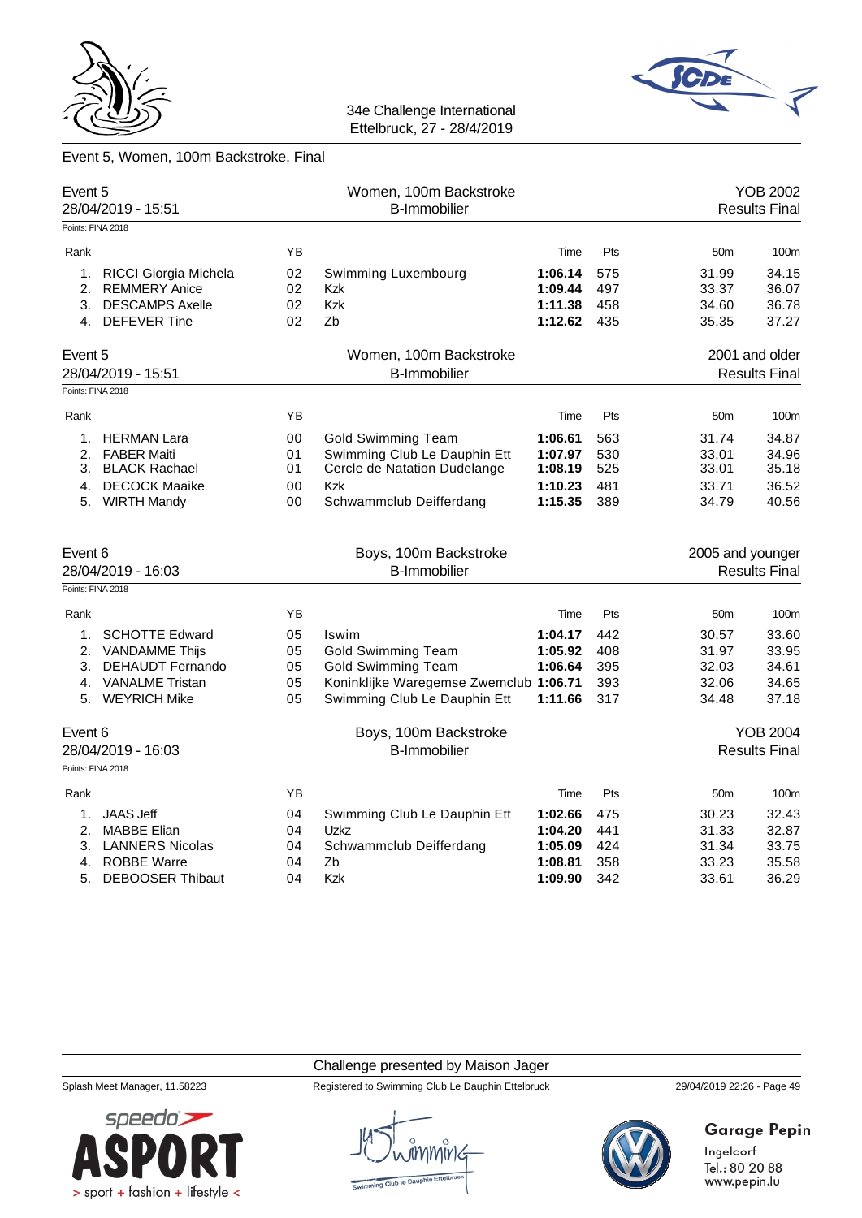34e Challenge International
Ettelbruck, 27 - 28/4/2019

Event 5, Women, 100m Backstroke, Final

| Event 5 | | Women, 100m Backstroke | | | | YOB 2002 |
|---|---|---|---|---|---|---|
| 28/04/2019 - 15:51 | | B-Immobilier | | | | Results Final |

Points: FINA 2018

| Rank | | YB | | Time | Pts | 50m | 100m |
|---|---|---|---|---|---|---|---|
| 1. | RICCI Giorgia Michela | 02 | Swimming Luxembourg | **1:06.14** | 575 | 31.99 | 34.15 |
| 2. | REMMERY Anice | 02 | Kzk | **1:09.44** | 497 | 33.37 | 36.07 |
| 3. | DESCAMPS Axelle | 02 | Kzk | **1:11.38** | 458 | 34.60 | 36.78 |
| 4. | DEFEVER Tine | 02 | Zb | **1:12.62** | 435 | 35.35 | 37.27 |

| Event 5 | | Women, 100m Backstroke | | | | 2001 and older |
|---|---|---|---|---|---|---|
| 28/04/2019 - 15:51 | | B-Immobilier | | | | Results Final |

Points: FINA 2018

| Rank | | YB | | Time | Pts | 50m | 100m |
|---|---|---|---|---|---|---|---|
| 1. | HERMAN Lara | 00 | Gold Swimming Team | **1:06.61** | 563 | 31.74 | 34.87 |
| 2. | FABER Maiti | 01 | Swimming Club Le Dauphin Ett | **1:07.97** | 530 | 33.01 | 34.96 |
| 3. | BLACK Rachael | 01 | Cercle de Natation Dudelange | **1:08.19** | 525 | 33.01 | 35.18 |
| 4. | DECOCK Maaike | 00 | Kzk | **1:10.23** | 481 | 33.71 | 36.52 |
| 5. | WIRTH Mandy | 00 | Schwammclub Deifferdang | **1:15.35** | 389 | 34.79 | 40.56 |

| Event 6 | | Boys, 100m Backstroke | | | | 2005 and younger |
|---|---|---|---|---|---|---|
| 28/04/2019 - 16:03 | | B-Immobilier | | | | Results Final |

Points: FINA 2018

| Rank | | YB | | Time | Pts | 50m | 100m |
|---|---|---|---|---|---|---|---|
| 1. | SCHOTTE Edward | 05 | Iswim | **1:04.17** | 442 | 30.57 | 33.60 |
| 2. | VANDAMME Thijs | 05 | Gold Swimming Team | **1:05.92** | 408 | 31.97 | 33.95 |
| 3. | DEHAUDT Fernando | 05 | Gold Swimming Team | **1:06.64** | 395 | 32.03 | 34.61 |
| 4. | VANALME Tristan | 05 | Koninklijke Waregemse Zwemclub | **1:06.71** | 393 | 32.06 | 34.65 |
| 5. | WEYRICH Mike | 05 | Swimming Club Le Dauphin Ett | **1:11.66** | 317 | 34.48 | 37.18 |

| Event 6 | | Boys, 100m Backstroke | | | | YOB 2004 |
|---|---|---|---|---|---|---|
| 28/04/2019 - 16:03 | | B-Immobilier | | | | Results Final |

Points: FINA 2018

| Rank | | YB | | Time | Pts | 50m | 100m |
|---|---|---|---|---|---|---|---|
| 1. | JAAS Jeff | 04 | Swimming Club Le Dauphin Ett | **1:02.66** | 475 | 30.23 | 32.43 |
| 2. | MABBE Elian | 04 | Uzkz | **1:04.20** | 441 | 31.33 | 32.87 |
| 3. | LANNERS Nicolas | 04 | Schwammclub Deifferdang | **1:05.09** | 424 | 31.34 | 33.75 |
| 4. | ROBBE Warre | 04 | Zb | **1:08.81** | 358 | 33.23 | 35.58 |
| 5. | DEBOOSER Thibaut | 04 | Kzk | **1:09.90** | 342 | 33.61 | 36.29 |

Challenge presented by Maison Jager

Splash Meet Manager, 11.58223 Registered to Swimming Club Le Dauphin Ettelbruck 29/04/2019 22:26

speedo ASPORT > sport + fashion + lifestyle <

Garage Pepin
Ingeldorf
Tel.: 80 20 88
www.pepin.lu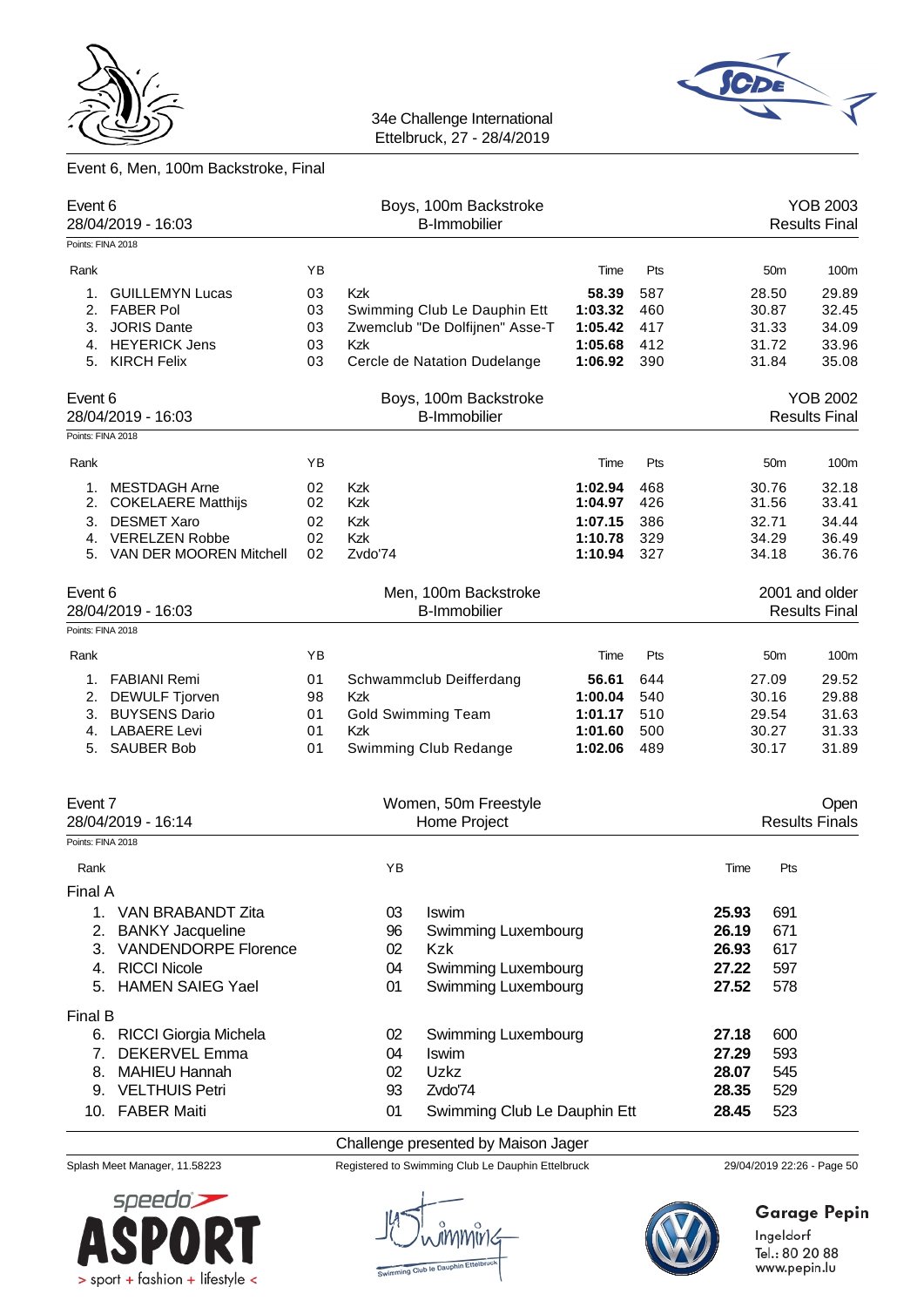34e Challenge International
Ettelbruck, 27 - 28/4/2019

Event 6, Men, 100m Backstroke, Final

## Event 6 — Boys, 100m Backstroke — YOB 2003

28/04/2019 - 16:03 — B-Immobilier — Results Final

Points: FINA 2018

| Rank | | YB | | Time | Pts | 50m | 100m |
|---|---|---|---|---|---|---|---|
| 1. | GUILLEMYN Lucas | 03 | Kzk | **58.39** | 587 | 28.50 | 29.89 |
| 2. | FABER Pol | 03 | Swimming Club Le Dauphin Ett | **1:03.32** | 460 | 30.87 | 32.45 |
| 3. | JORIS Dante | 03 | Zwemclub "De Dolfijnen" Asse-T | **1:05.42** | 417 | 31.33 | 34.09 |
| 4. | HEYERICK Jens | 03 | Kzk | **1:05.68** | 412 | 31.72 | 33.96 |
| 5. | KIRCH Felix | 03 | Cercle de Natation Dudelange | **1:06.92** | 390 | 31.84 | 35.08 |

## Event 6 — Boys, 100m Backstroke — YOB 2002

28/04/2019 - 16:03 — B-Immobilier — Results Final

Points: FINA 2018

| Rank | | YB | | Time | Pts | 50m | 100m |
|---|---|---|---|---|---|---|---|
| 1. | MESTDAGH Arne | 02 | Kzk | **1:02.94** | 468 | 30.76 | 32.18 |
| 2. | COKELAERE Matthijs | 02 | Kzk | **1:04.97** | 426 | 31.56 | 33.41 |
| 3. | DESMET Xaro | 02 | Kzk | **1:07.15** | 386 | 32.71 | 34.44 |
| 4. | VERELZEN Robbe | 02 | Kzk | **1:10.78** | 329 | 34.29 | 36.49 |
| 5. | VAN DER MOOREN Mitchell | 02 | Zvdo'74 | **1:10.94** | 327 | 34.18 | 36.76 |

## Event 6 — Men, 100m Backstroke — 2001 and older

28/04/2019 - 16:03 — B-Immobilier — Results Final

Points: FINA 2018

| Rank | | YB | | Time | Pts | 50m | 100m |
|---|---|---|---|---|---|---|---|
| 1. | FABIANI Remi | 01 | Schwammclub Deifferdang | **56.61** | 644 | 27.09 | 29.52 |
| 2. | DEWULF Tjorven | 98 | Kzk | **1:00.04** | 540 | 30.16 | 29.88 |
| 3. | BUYSENS Dario | 01 | Gold Swimming Team | **1:01.17** | 510 | 29.54 | 31.63 |
| 4. | LABAERE Levi | 01 | Kzk | **1:01.60** | 500 | 30.27 | 31.33 |
| 5. | SAUBER Bob | 01 | Swimming Club Redange | **1:02.06** | 489 | 30.17 | 31.89 |

## Event 7 — Women, 50m Freestyle — Open

28/04/2019 - 16:14 — Home Project — Results Finals

Points: FINA 2018

| Rank | | YB | | Time | Pts |
|---|---|---|---|---|---|
| **Final A** | | | | | |
| 1. | VAN BRABANDT Zita | 03 | Iswim | **25.93** | 691 |
| 2. | BANKY Jacqueline | 96 | Swimming Luxembourg | **26.19** | 671 |
| 3. | VANDENDORPE Florence | 02 | Kzk | **26.93** | 617 |
| 4. | RICCI Nicole | 04 | Swimming Luxembourg | **27.22** | 597 |
| 5. | HAMEN SAIEG Yael | 01 | Swimming Luxembourg | **27.52** | 578 |
| **Final B** | | | | | |
| 6. | RICCI Giorgia Michela | 02 | Swimming Luxembourg | **27.18** | 600 |
| 7. | DEKERVEL Emma | 04 | Iswim | **27.29** | 593 |
| 8. | MAHIEU Hannah | 02 | Uzkz | **28.07** | 545 |
| 9. | VELTHUIS Petri | 93 | Zvdo'74 | **28.35** | 529 |
| 10. | FABER Maiti | 01 | Swimming Club Le Dauphin Ett | **28.45** | 523 |

Challenge presented by Maison Jager

Splash Meet Manager, 11.58223 — Registered to Swimming Club Le Dauphin Ettelbruck — 29/04/2019 22:26

Garage Pepin
Ingeldorf
Tel.: 80 20 88
www.pepin.lu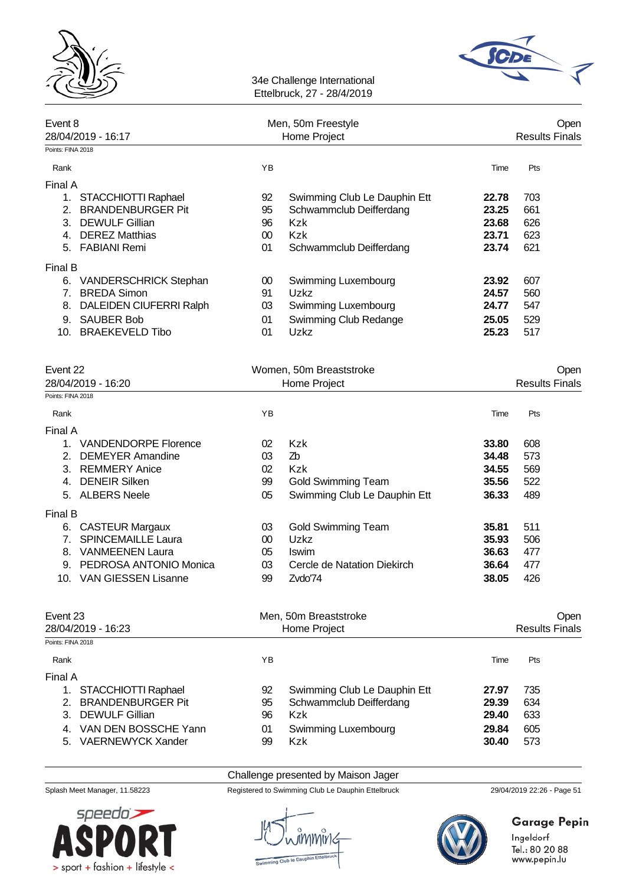34e Challenge International
Ettelbruck, 27 - 28/4/2019

## Event 8 — Men, 50m Freestyle — Open

28/04/2019 - 16:17 — Home Project — Results Finals

Points: FINA 2018

| Rank | | YB | | Time | Pts |
|---|---|---|---|---|---|
| **Final A** | | | | | |
| 1. | STACCHIOTTI Raphael | 92 | Swimming Club Le Dauphin Ett | **22.78** | 703 |
| 2. | BRANDENBURGER Pit | 95 | Schwammclub Deifferdang | **23.25** | 661 |
| 3. | DEWULF Gillian | 96 | Kzk | **23.68** | 626 |
| 4. | DEREZ Matthias | 00 | Kzk | **23.71** | 623 |
| 5. | FABIANI Remi | 01 | Schwammclub Deifferdang | **23.74** | 621 |
| **Final B** | | | | | |
| 6. | VANDERSCHRICK Stephan | 00 | Swimming Luxembourg | **23.92** | 607 |
| 7. | BREDA Simon | 91 | Uzkz | **24.57** | 560 |
| 8. | DALEIDEN CIUFERRI Ralph | 03 | Swimming Luxembourg | **24.77** | 547 |
| 9. | SAUBER Bob | 01 | Swimming Club Redange | **25.05** | 529 |
| 10. | BRAEKEVELD Tibo | 01 | Uzkz | **25.23** | 517 |

## Event 22 — Women, 50m Breaststroke — Open

28/04/2019 - 16:20 — Home Project — Results Finals

Points: FINA 2018

| Rank | | YB | | Time | Pts |
|---|---|---|---|---|---|
| **Final A** | | | | | |
| 1. | VANDENDORPE Florence | 02 | Kzk | **33.80** | 608 |
| 2. | DEMEYER Amandine | 03 | Zb | **34.48** | 573 |
| 3. | REMMERY Anice | 02 | Kzk | **34.55** | 569 |
| 4. | DENEIR Silken | 99 | Gold Swimming Team | **35.56** | 522 |
| 5. | ALBERS Neele | 05 | Swimming Club Le Dauphin Ett | **36.33** | 489 |
| **Final B** | | | | | |
| 6. | CASTEUR Margaux | 03 | Gold Swimming Team | **35.81** | 511 |
| 7. | SPINCEMAILLE Laura | 00 | Uzkz | **35.93** | 506 |
| 8. | VANMEENEN Laura | 05 | Iswim | **36.63** | 477 |
| 9. | PEDROSA ANTONIO Monica | 03 | Cercle de Natation Diekirch | **36.64** | 477 |
| 10. | VAN GIESSEN Lisanne | 99 | Zvdo'74 | **38.05** | 426 |

## Event 23 — Men, 50m Breaststroke — Open

28/04/2019 - 16:23 — Home Project — Results Finals

Points: FINA 2018

| Rank | | YB | | Time | Pts |
|---|---|---|---|---|---|
| **Final A** | | | | | |
| 1. | STACCHIOTTI Raphael | 92 | Swimming Club Le Dauphin Ett | **27.97** | 735 |
| 2. | BRANDENBURGER Pit | 95 | Schwammclub Deifferdang | **29.39** | 634 |
| 3. | DEWULF Gillian | 96 | Kzk | **29.40** | 633 |
| 4. | VAN DEN BOSSCHE Yann | 01 | Swimming Luxembourg | **29.84** | 605 |
| 5. | VAERNEWYCK Xander | 99 | Kzk | **30.40** | 573 |

Challenge presented by Maison Jager

Splash Meet Manager, 11.58223 — Registered to Swimming Club Le Dauphin Ettelbruck — 29/04/2019 22:26 - Page 51

speedo ASPORT > sport + fashion + lifestyle <

Swimming Club le Dauphin Ettelbruck

**Garage Pepin**
Ingeldorf
Tel.: 80 20 88
www.pepin.lu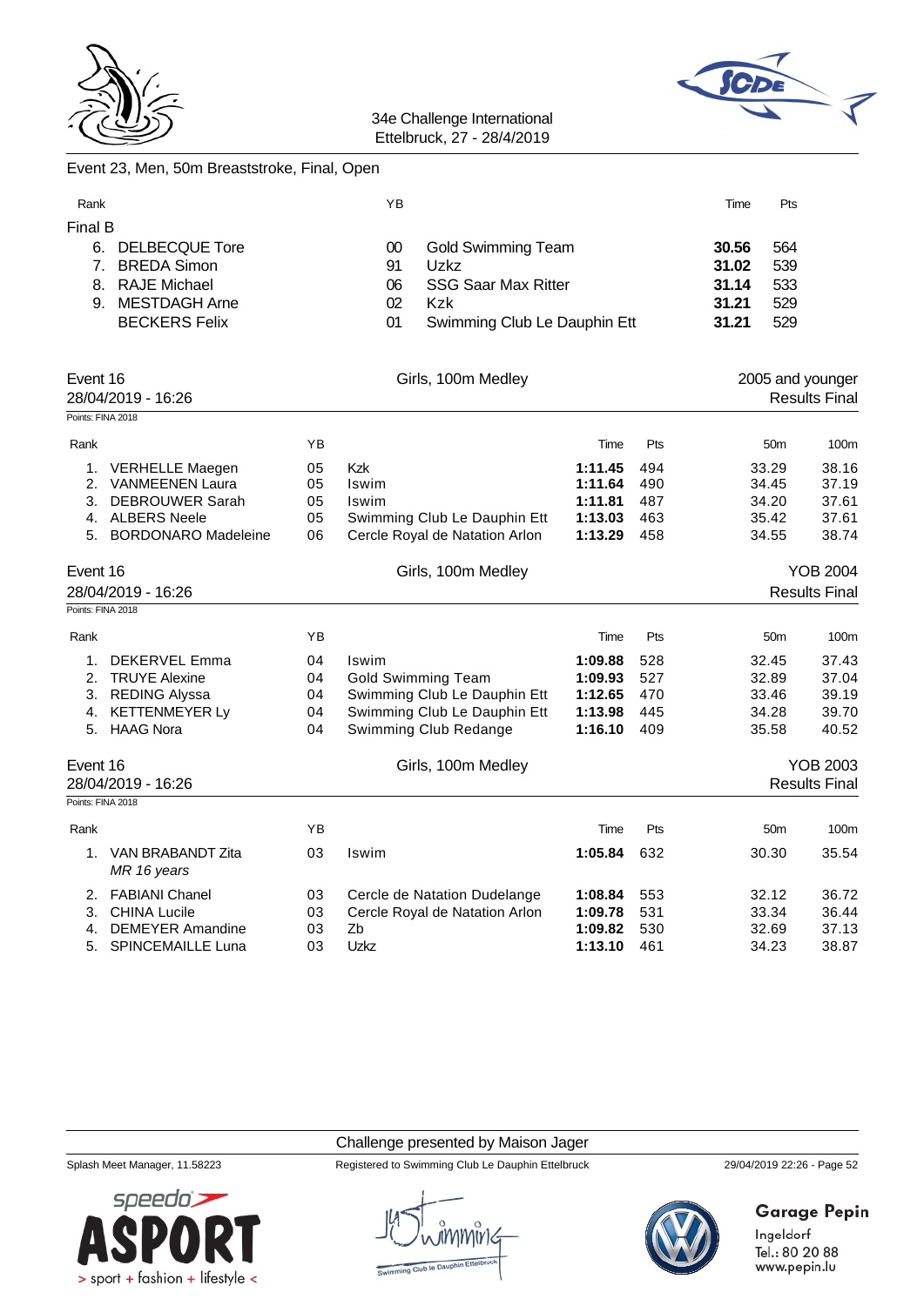34e Challenge International
Ettelbruck, 27 - 28/4/2019

## Event 23, Men, 50m Breaststroke, Final, Open

| Rank | | YB | | Time | Pts |
|---|---|---|---|---|---|
| **Final B** | | | | | |
| 6. | DELBECQUE Tore | 00 | Gold Swimming Team | **30.56** | 564 |
| 7. | BREDA Simon | 91 | Uzkz | **31.02** | 539 |
| 8. | RAJE Michael | 06 | SSG Saar Max Ritter | **31.14** | 533 |
| 9. | MESTDAGH Arne | 02 | Kzk | **31.21** | 529 |
| | BECKERS Felix | 01 | Swimming Club Le Dauphin Ett | **31.21** | 529 |

## Event 16 — Girls, 100m Medley — 2005 and younger

28/04/2019 - 16:26 — Results Final

Points: FINA 2018

| Rank | | YB | | Time | Pts | 50m | 100m |
|---|---|---|---|---|---|---|---|
| 1. | VERHELLE Maegen | 05 | Kzk | **1:11.45** | 494 | 33.29 | 38.16 |
| 2. | VANMEENEN Laura | 05 | Iswim | **1:11.64** | 490 | 34.45 | 37.19 |
| 3. | DEBROUWER Sarah | 05 | Iswim | **1:11.81** | 487 | 34.20 | 37.61 |
| 4. | ALBERS Neele | 05 | Swimming Club Le Dauphin Ett | **1:13.03** | 463 | 35.42 | 37.61 |
| 5. | BORDONARO Madeleine | 06 | Cercle Royal de Natation Arlon | **1:13.29** | 458 | 34.55 | 38.74 |

## Event 16 — Girls, 100m Medley — YOB 2004

28/04/2019 - 16:26 — Results Final

Points: FINA 2018

| Rank | | YB | | Time | Pts | 50m | 100m |
|---|---|---|---|---|---|---|---|
| 1. | DEKERVEL Emma | 04 | Iswim | **1:09.88** | 528 | 32.45 | 37.43 |
| 2. | TRUYE Alexine | 04 | Gold Swimming Team | **1:09.93** | 527 | 32.89 | 37.04 |
| 3. | REDING Alyssa | 04 | Swimming Club Le Dauphin Ett | **1:12.65** | 470 | 33.46 | 39.19 |
| 4. | KETTENMEYER Ly | 04 | Swimming Club Le Dauphin Ett | **1:13.98** | 445 | 34.28 | 39.70 |
| 5. | HAAG Nora | 04 | Swimming Club Redange | **1:16.10** | 409 | 35.58 | 40.52 |

## Event 16 — Girls, 100m Medley — YOB 2003

28/04/2019 - 16:26 — Results Final

Points: FINA 2018

| Rank | | YB | | Time | Pts | 50m | 100m |
|---|---|---|---|---|---|---|---|
| 1. | VAN BRABANDT Zita *MR 16 years* | 03 | Iswim | **1:05.84** | 632 | 30.30 | 35.54 |
| 2. | FABIANI Chanel | 03 | Cercle de Natation Dudelange | **1:08.84** | 553 | 32.12 | 36.72 |
| 3. | CHINA Lucile | 03 | Cercle Royal de Natation Arlon | **1:09.78** | 531 | 33.34 | 36.44 |
| 4. | DEMEYER Amandine | 03 | Zb | **1:09.82** | 530 | 32.69 | 37.13 |
| 5. | SPINCEMAILLE Luna | 03 | Uzkz | **1:13.10** | 461 | 34.23 | 38.87 |

Challenge presented by Maison Jager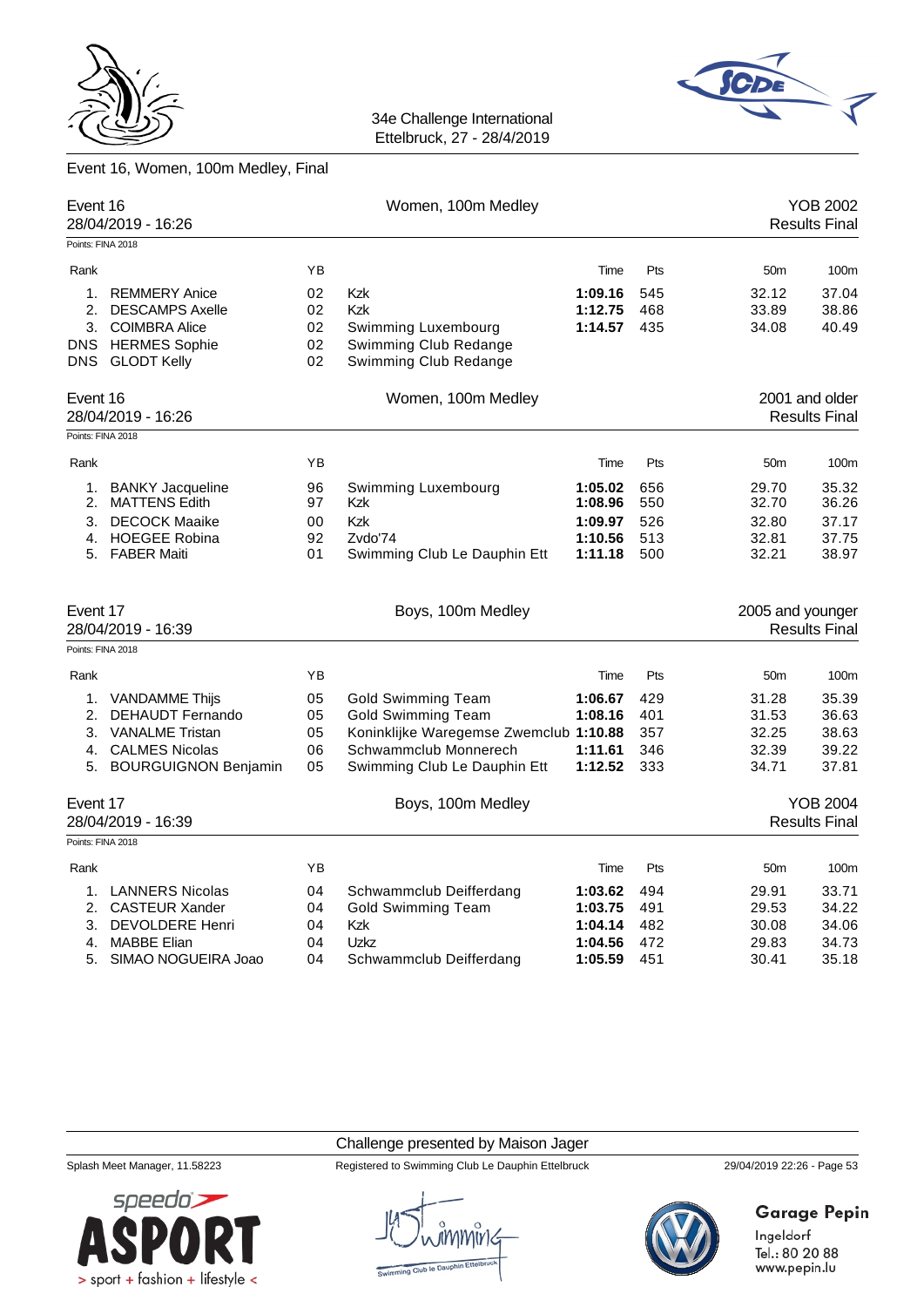34e Challenge International
Ettelbruck, 27 - 28/4/2019

## Event 16, Women, 100m Medley, Final

### Event 16 — Women, 100m Medley — YOB 2002
28/04/2019 - 16:26 — Results Final

Points: FINA 2018

| Rank | | YB | | Time | Pts | 50m | 100m |
|---|---|---|---|---|---|---|---|
| 1. | REMMERY Anice | 02 | Kzk | **1:09.16** | 545 | 32.12 | 37.04 |
| 2. | DESCAMPS Axelle | 02 | Kzk | **1:12.75** | 468 | 33.89 | 38.86 |
| 3. | COIMBRA Alice | 02 | Swimming Luxembourg | **1:14.57** | 435 | 34.08 | 40.49 |
| DNS | HERMES Sophie | 02 | Swimming Club Redange | | | | |
| DNS | GLODT Kelly | 02 | Swimming Club Redange | | | | |

### Event 16 — Women, 100m Medley — 2001 and older
28/04/2019 - 16:26 — Results Final

Points: FINA 2018

| Rank | | YB | | Time | Pts | 50m | 100m |
|---|---|---|---|---|---|---|---|
| 1. | BANKY Jacqueline | 96 | Swimming Luxembourg | **1:05.02** | 656 | 29.70 | 35.32 |
| 2. | MATTENS Edith | 97 | Kzk | **1:08.96** | 550 | 32.70 | 36.26 |
| 3. | DECOCK Maaike | 00 | Kzk | **1:09.97** | 526 | 32.80 | 37.17 |
| 4. | HOEGEE Robina | 92 | Zvdo'74 | **1:10.56** | 513 | 32.81 | 37.75 |
| 5. | FABER Maiti | 01 | Swimming Club Le Dauphin Ett | **1:11.18** | 500 | 32.21 | 38.97 |

### Event 17 — Boys, 100m Medley — 2005 and younger
28/04/2019 - 16:39 — Results Final

Points: FINA 2018

| Rank | | YB | | Time | Pts | 50m | 100m |
|---|---|---|---|---|---|---|---|
| 1. | VANDAMME Thijs | 05 | Gold Swimming Team | **1:06.67** | 429 | 31.28 | 35.39 |
| 2. | DEHAUDT Fernando | 05 | Gold Swimming Team | **1:08.16** | 401 | 31.53 | 36.63 |
| 3. | VANALME Tristan | 05 | Koninklijke Waregemse Zwemclub | **1:10.88** | 357 | 32.25 | 38.63 |
| 4. | CALMES Nicolas | 06 | Schwammclub Monnerech | **1:11.61** | 346 | 32.39 | 39.22 |
| 5. | BOURGUIGNON Benjamin | 05 | Swimming Club Le Dauphin Ett | **1:12.52** | 333 | 34.71 | 37.81 |

### Event 17 — Boys, 100m Medley — YOB 2004
28/04/2019 - 16:39 — Results Final

Points: FINA 2018

| Rank | | YB | | Time | Pts | 50m | 100m |
|---|---|---|---|---|---|---|---|
| 1. | LANNERS Nicolas | 04 | Schwammclub Deifferdang | **1:03.62** | 494 | 29.91 | 33.71 |
| 2. | CASTEUR Xander | 04 | Gold Swimming Team | **1:03.75** | 491 | 29.53 | 34.22 |
| 3. | DEVOLDERE Henri | 04 | Kzk | **1:04.14** | 482 | 30.08 | 34.06 |
| 4. | MABBE Elian | 04 | Uzkz | **1:04.56** | 472 | 29.83 | 34.73 |
| 5. | SIMAO NOGUEIRA Joao | 04 | Schwammclub Deifferdang | **1:05.59** | 451 | 30.41 | 35.18 |

Challenge presented by Maison Jager

Splash Meet Manager, 11.58223 — Registered to Swimming Club Le Dauphin Ettelbruck — 29/04/2019 22:26

Garage Pepin
Ingeldorf
Tel.: 80 20 88
www.pepin.lu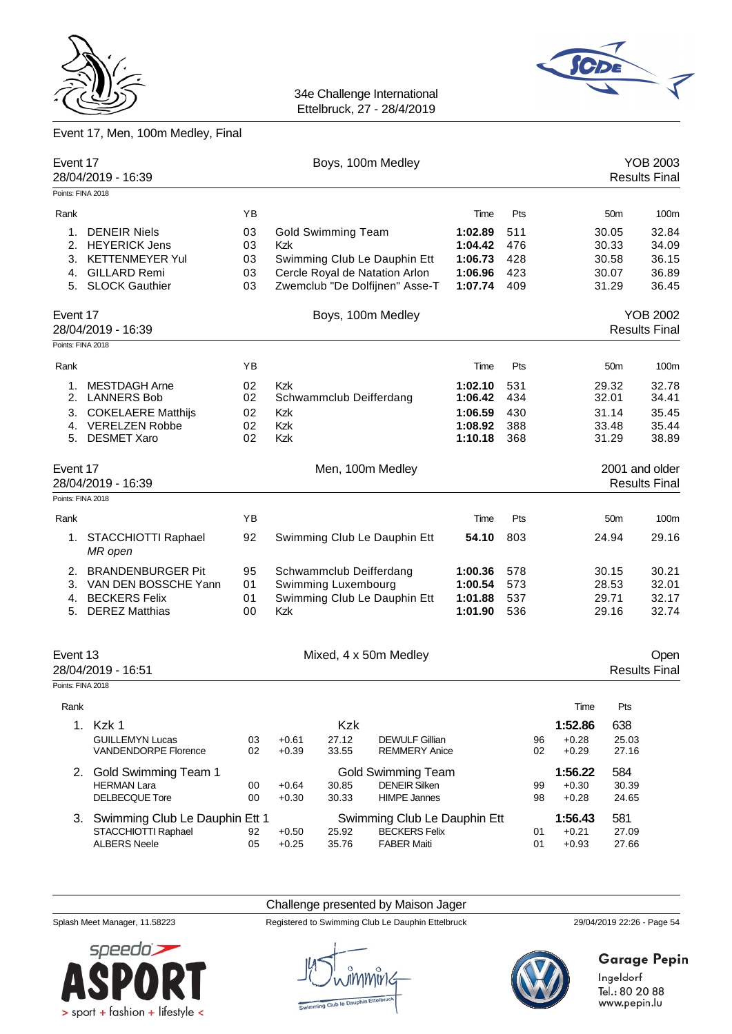34e Challenge International
Ettelbruck, 27 - 28/4/2019

Event 17, Men, 100m Medley, Final

## Event 17 — Boys, 100m Medley — YOB 2003

28/04/2019 - 16:39 — Results Final

Points: FINA 2018

| Rank | | YB | | Time | Pts | 50m | 100m |
|---|---|---|---|---|---|---|---|
| 1. | DENEIR Niels | 03 | Gold Swimming Team | **1:02.89** | 511 | 30.05 | 32.84 |
| 2. | HEYERICK Jens | 03 | Kzk | **1:04.42** | 476 | 30.33 | 34.09 |
| 3. | KETTENMEYER Yul | 03 | Swimming Club Le Dauphin Ett | **1:06.73** | 428 | 30.58 | 36.15 |
| 4. | GILLARD Remi | 03 | Cercle Royal de Natation Arlon | **1:06.96** | 423 | 30.07 | 36.89 |
| 5. | SLOCK Gauthier | 03 | Zwemclub "De Dolfijnen" Asse-T | **1:07.74** | 409 | 31.29 | 36.45 |

## Event 17 — Boys, 100m Medley — YOB 2002

28/04/2019 - 16:39 — Results Final

Points: FINA 2018

| Rank | | YB | | Time | Pts | 50m | 100m |
|---|---|---|---|---|---|---|---|
| 1. | MESTDAGH Arne | 02 | Kzk | **1:02.10** | 531 | 29.32 | 32.78 |
| 2. | LANNERS Bob | 02 | Schwammclub Deifferdang | **1:06.42** | 434 | 32.01 | 34.41 |
| 3. | COKELAERE Matthijs | 02 | Kzk | **1:06.59** | 430 | 31.14 | 35.45 |
| 4. | VERELZEN Robbe | 02 | Kzk | **1:08.92** | 388 | 33.48 | 35.44 |
| 5. | DESMET Xaro | 02 | Kzk | **1:10.18** | 368 | 31.29 | 38.89 |

## Event 17 — Men, 100m Medley — 2001 and older

28/04/2019 - 16:39 — Results Final

Points: FINA 2018

| Rank | | YB | | Time | Pts | 50m | 100m |
|---|---|---|---|---|---|---|---|
| 1. | STACCHIOTTI Raphael *MR open* | 92 | Swimming Club Le Dauphin Ett | **54.10** | 803 | 24.94 | 29.16 |
| 2. | BRANDENBURGER Pit | 95 | Schwammclub Deifferdang | **1:00.36** | 578 | 30.15 | 30.21 |
| 3. | VAN DEN BOSSCHE Yann | 01 | Swimming Luxembourg | **1:00.54** | 573 | 28.53 | 32.01 |
| 4. | BECKERS Felix | 01 | Swimming Club Le Dauphin Ett | **1:01.88** | 537 | 29.71 | 32.17 |
| 5. | DEREZ Matthias | 00 | Kzk | **1:01.90** | 536 | 29.16 | 32.74 |

## Event 13 — Mixed, 4 x 50m Medley — Open

28/04/2019 - 16:51 — Results Final

Points: FINA 2018

| Rank | | | | | | | | Time | Pts |
|---|---|---|---|---|---|---|---|---|---|
| 1. | Kzk 1 | | | | Kzk | | | **1:52.86** | 638 |
| | GUILLEMYN Lucas | 03 | +0.61 | 27.12 | DEWULF Gillian | 96 | +0.28 | | 25.03 |
| | VANDENDORPE Florence | 02 | +0.39 | 33.55 | REMMERY Anice | 02 | +0.29 | | 27.16 |
| 2. | Gold Swimming Team 1 | | | | Gold Swimming Team | | | **1:56.22** | 584 |
| | HERMAN Lara | 00 | +0.64 | 30.85 | DENEIR Silken | 99 | +0.30 | | 30.39 |
| | DELBECQUE Tore | 00 | +0.30 | 30.33 | HIMPE Jannes | 98 | +0.28 | | 24.65 |
| 3. | Swimming Club Le Dauphin Ett 1 | | | | Swimming Club Le Dauphin Ett | | | **1:56.43** | 581 |
| | STACCHIOTTI Raphael | 92 | +0.50 | 25.92 | BECKERS Felix | 01 | +0.21 | | 27.09 |
| | ALBERS Neele | 05 | +0.25 | 35.76 | FABER Maiti | 01 | +0.93 | | 27.66 |

Challenge presented by Maison Jager

Splash Meet Manager, 11.58223 — Registered to Swimming Club Le Dauphin Ettelbruck — 29/04/2019 22:26

speedo ASPORT > sport + fashion + lifestyle <

Garage Pepin
Ingeldorf
Tel.: 80 20 88
www.pepin.lu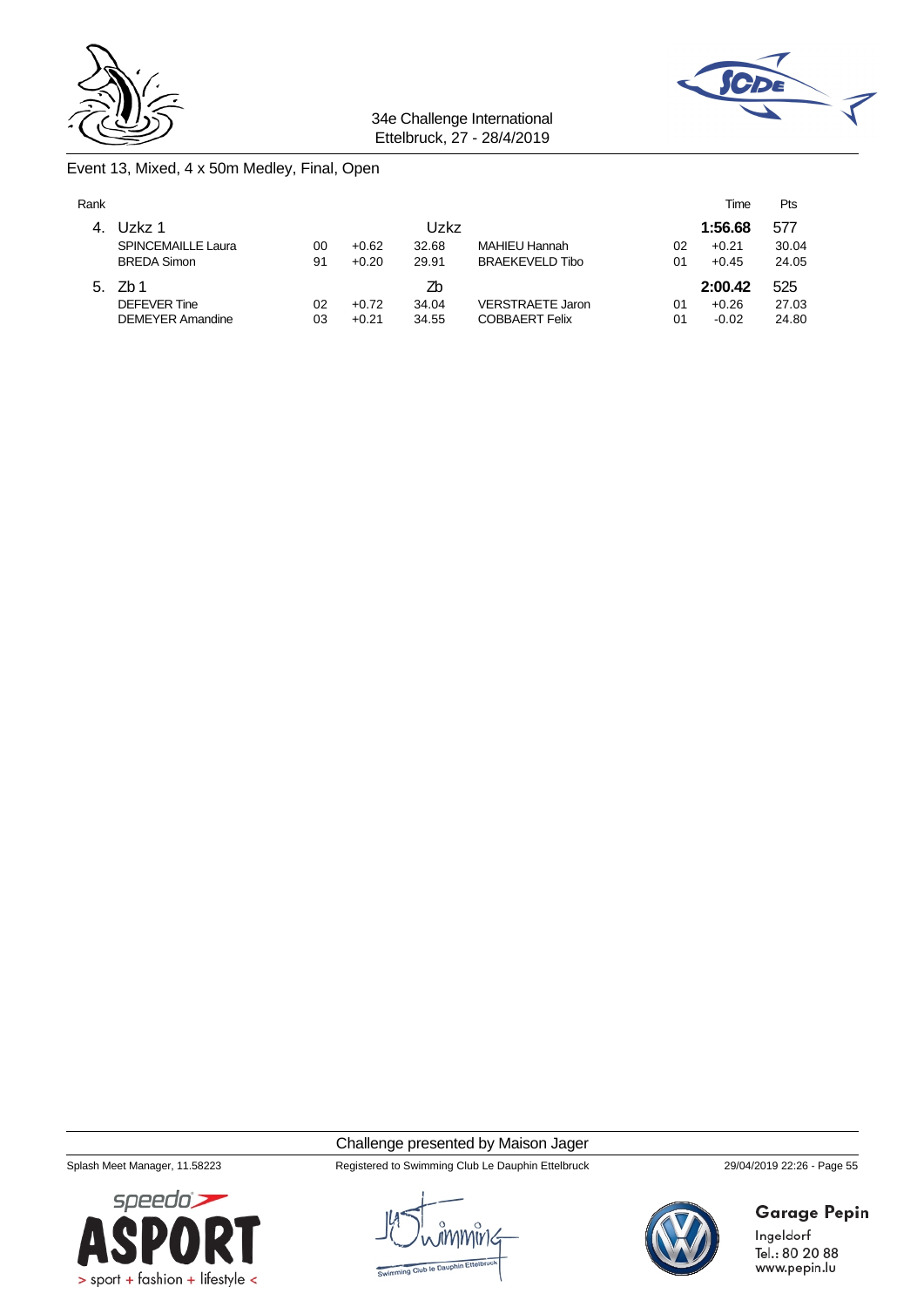34e Challenge International
Ettelbruck, 27 - 28/4/2019

Event 13, Mixed, 4 x 50m Medley, Final, Open

| Rank | | | | | | | | Time | Pts |
|---|---|---|---|---|---|---|---|---|---|
| 4. | Uzkz 1 | | | Uzkz | | | | **1:56.68** | 577 |
| | SPINCEMAILLE Laura | 00 | +0.62 | 32.68 | MAHIEU Hannah | 02 | +0.21 | | 30.04 |
| | BREDA Simon | 91 | +0.20 | 29.91 | BRAEKEVELD Tibo | 01 | +0.45 | | 24.05 |
| 5. | Zb 1 | | | Zb | | | | **2:00.42** | 525 |
| | DEFEVER Tine | 02 | +0.72 | 34.04 | VERSTRAETE Jaron | 01 | +0.26 | | 27.03 |
| | DEMEYER Amandine | 03 | +0.21 | 34.55 | COBBAERT Felix | 01 | -0.02 | | 24.80 |

Challenge presented by Maison Jager

Splash Meet Manager, 11.58223 — Registered to Swimming Club Le Dauphin Ettelbruck — 29/04/2019 22:26